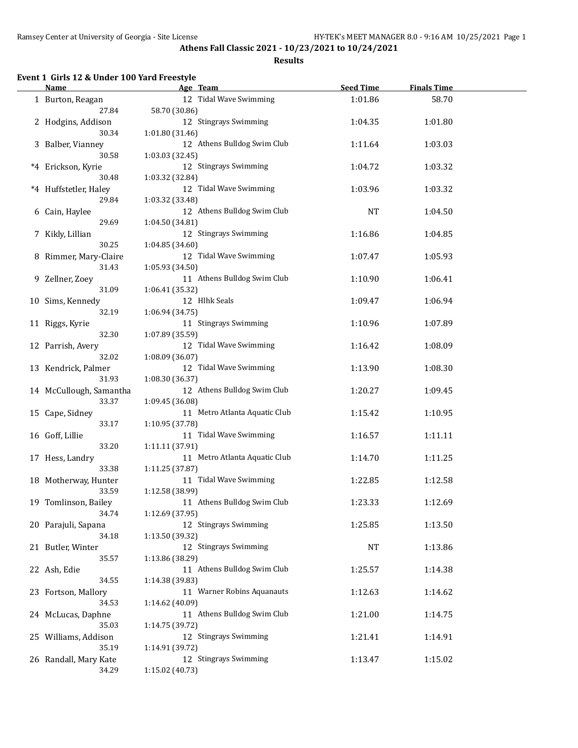# Athens Fall Classic 2021 - 10/23/2021 to 10/24/2021

## Results

### Event 1 Girls 12 & Under 100 Yard Freestyle

| | Name | Age | Team | Seed Time | Finals Time |
|---|---|---|---|---|---|
| 1 | Burton, Reagan | 12 | Tidal Wave Swimming | 1:01.86 | 58.70 |
| | 27.84 | 58.70 (30.86) | | | |
| 2 | Hodgins, Addison | 12 | Stingrays Swimming | 1:04.35 | 1:01.80 |
| | 30.34 | 1:01.80 (31.46) | | | |
| 3 | Balber, Vianney | 12 | Athens Bulldog Swim Club | 1:11.64 | 1:03.03 |
| | 30.58 | 1:03.03 (32.45) | | | |
| *4 | Erickson, Kyrie | 12 | Stingrays Swimming | 1:04.72 | 1:03.32 |
| | 30.48 | 1:03.32 (32.84) | | | |
| *4 | Huffstetler, Haley | 12 | Tidal Wave Swimming | 1:03.96 | 1:03.32 |
| | 29.84 | 1:03.32 (33.48) | | | |
| 6 | Cain, Haylee | 12 | Athens Bulldog Swim Club | NT | 1:04.50 |
| | 29.69 | 1:04.50 (34.81) | | | |
| 7 | Kikly, Lillian | 12 | Stingrays Swimming | 1:16.86 | 1:04.85 |
| | 30.25 | 1:04.85 (34.60) | | | |
| 8 | Rimmer, Mary-Claire | 12 | Tidal Wave Swimming | 1:07.47 | 1:05.93 |
| | 31.43 | 1:05.93 (34.50) | | | |
| 9 | Zellner, Zoey | 11 | Athens Bulldog Swim Club | 1:10.90 | 1:06.41 |
| | 31.09 | 1:06.41 (35.32) | | | |
| 10 | Sims, Kennedy | 12 | Hlhk Seals | 1:09.47 | 1:06.94 |
| | 32.19 | 1:06.94 (34.75) | | | |
| 11 | Riggs, Kyrie | 11 | Stingrays Swimming | 1:10.96 | 1:07.89 |
| | 32.30 | 1:07.89 (35.59) | | | |
| 12 | Parrish, Avery | 12 | Tidal Wave Swimming | 1:16.42 | 1:08.09 |
| | 32.02 | 1:08.09 (36.07) | | | |
| 13 | Kendrick, Palmer | 12 | Tidal Wave Swimming | 1:13.90 | 1:08.30 |
| | 31.93 | 1:08.30 (36.37) | | | |
| 14 | McCullough, Samantha | 12 | Athens Bulldog Swim Club | 1:20.27 | 1:09.45 |
| | 33.37 | 1:09.45 (36.08) | | | |
| 15 | Cape, Sidney | 11 | Metro Atlanta Aquatic Club | 1:15.42 | 1:10.95 |
| | 33.17 | 1:10.95 (37.78) | | | |
| 16 | Goff, Lillie | 11 | Tidal Wave Swimming | 1:16.57 | 1:11.11 |
| | 33.20 | 1:11.11 (37.91) | | | |
| 17 | Hess, Landry | 11 | Metro Atlanta Aquatic Club | 1:14.70 | 1:11.25 |
| | 33.38 | 1:11.25 (37.87) | | | |
| 18 | Motherway, Hunter | 11 | Tidal Wave Swimming | 1:22.85 | 1:12.58 |
| | 33.59 | 1:12.58 (38.99) | | | |
| 19 | Tomlinson, Bailey | 11 | Athens Bulldog Swim Club | 1:23.33 | 1:12.69 |
| | 34.74 | 1:12.69 (37.95) | | | |
| 20 | Parajuli, Sapana | 12 | Stingrays Swimming | 1:25.85 | 1:13.50 |
| | 34.18 | 1:13.50 (39.32) | | | |
| 21 | Butler, Winter | 12 | Stingrays Swimming | NT | 1:13.86 |
| | 35.57 | 1:13.86 (38.29) | | | |
| 22 | Ash, Edie | 11 | Athens Bulldog Swim Club | 1:25.57 | 1:14.38 |
| | 34.55 | 1:14.38 (39.83) | | | |
| 23 | Fortson, Mallory | 11 | Warner Robins Aquanauts | 1:12.63 | 1:14.62 |
| | 34.53 | 1:14.62 (40.09) | | | |
| 24 | McLucas, Daphne | 11 | Athens Bulldog Swim Club | 1:21.00 | 1:14.75 |
| | 35.03 | 1:14.75 (39.72) | | | |
| 25 | Williams, Addison | 12 | Stingrays Swimming | 1:21.41 | 1:14.91 |
| | 35.19 | 1:14.91 (39.72) | | | |
| 26 | Randall, Mary Kate | 12 | Stingrays Swimming | 1:13.47 | 1:15.02 |
| | 34.29 | 1:15.02 (40.73) | | | |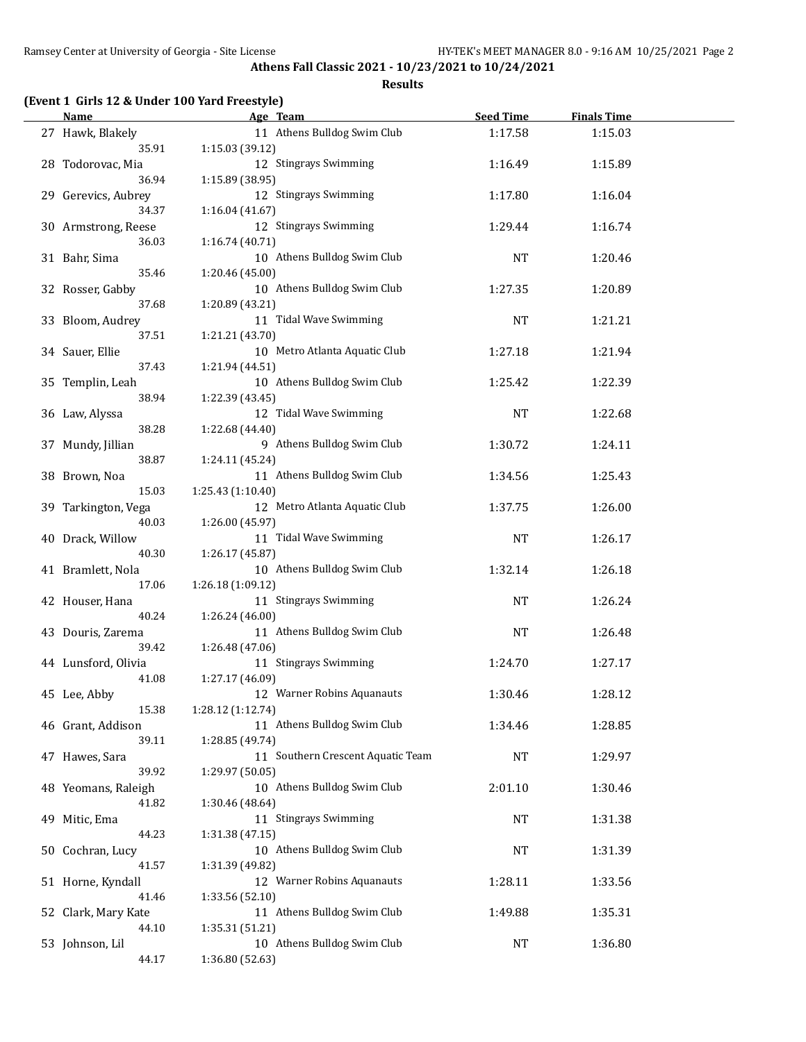**Athens Fall Classic 2021 - 10/23/2021 to 10/24/2021**

**Results**

### (Event 1 Girls 12 & Under 100 Yard Freestyle)

| | Name | Age | Team | Seed Time | Finals Time |
|---|---|---|---|---|---|
| 27 | Hawk, Blakely | 11 | Athens Bulldog Swim Club | 1:17.58 | 1:15.03 |
| | 35.91 | 1:15.03 (39.12) | | | |
| 28 | Todorovac, Mia | 12 | Stingrays Swimming | 1:16.49 | 1:15.89 |
| | 36.94 | 1:15.89 (38.95) | | | |
| 29 | Gerevics, Aubrey | 12 | Stingrays Swimming | 1:17.80 | 1:16.04 |
| | 34.37 | 1:16.04 (41.67) | | | |
| 30 | Armstrong, Reese | 12 | Stingrays Swimming | 1:29.44 | 1:16.74 |
| | 36.03 | 1:16.74 (40.71) | | | |
| 31 | Bahr, Sima | 10 | Athens Bulldog Swim Club | NT | 1:20.46 |
| | 35.46 | 1:20.46 (45.00) | | | |
| 32 | Rosser, Gabby | 10 | Athens Bulldog Swim Club | 1:27.35 | 1:20.89 |
| | 37.68 | 1:20.89 (43.21) | | | |
| 33 | Bloom, Audrey | 11 | Tidal Wave Swimming | NT | 1:21.21 |
| | 37.51 | 1:21.21 (43.70) | | | |
| 34 | Sauer, Ellie | 10 | Metro Atlanta Aquatic Club | 1:27.18 | 1:21.94 |
| | 37.43 | 1:21.94 (44.51) | | | |
| 35 | Templin, Leah | 10 | Athens Bulldog Swim Club | 1:25.42 | 1:22.39 |
| | 38.94 | 1:22.39 (43.45) | | | |
| 36 | Law, Alyssa | 12 | Tidal Wave Swimming | NT | 1:22.68 |
| | 38.28 | 1:22.68 (44.40) | | | |
| 37 | Mundy, Jillian | 9 | Athens Bulldog Swim Club | 1:30.72 | 1:24.11 |
| | 38.87 | 1:24.11 (45.24) | | | |
| 38 | Brown, Noa | 11 | Athens Bulldog Swim Club | 1:34.56 | 1:25.43 |
| | 15.03 | 1:25.43 (1:10.40) | | | |
| 39 | Tarkington, Vega | 12 | Metro Atlanta Aquatic Club | 1:37.75 | 1:26.00 |
| | 40.03 | 1:26.00 (45.97) | | | |
| 40 | Drack, Willow | 11 | Tidal Wave Swimming | NT | 1:26.17 |
| | 40.30 | 1:26.17 (45.87) | | | |
| 41 | Bramlett, Nola | 10 | Athens Bulldog Swim Club | 1:32.14 | 1:26.18 |
| | 17.06 | 1:26.18 (1:09.12) | | | |
| 42 | Houser, Hana | 11 | Stingrays Swimming | NT | 1:26.24 |
| | 40.24 | 1:26.24 (46.00) | | | |
| 43 | Douris, Zarema | 11 | Athens Bulldog Swim Club | NT | 1:26.48 |
| | 39.42 | 1:26.48 (47.06) | | | |
| 44 | Lunsford, Olivia | 11 | Stingrays Swimming | 1:24.70 | 1:27.17 |
| | 41.08 | 1:27.17 (46.09) | | | |
| 45 | Lee, Abby | 12 | Warner Robins Aquanauts | 1:30.46 | 1:28.12 |
| | 15.38 | 1:28.12 (1:12.74) | | | |
| 46 | Grant, Addison | 11 | Athens Bulldog Swim Club | 1:34.46 | 1:28.85 |
| | 39.11 | 1:28.85 (49.74) | | | |
| 47 | Hawes, Sara | 11 | Southern Crescent Aquatic Team | NT | 1:29.97 |
| | 39.92 | 1:29.97 (50.05) | | | |
| 48 | Yeomans, Raleigh | 10 | Athens Bulldog Swim Club | 2:01.10 | 1:30.46 |
| | 41.82 | 1:30.46 (48.64) | | | |
| 49 | Mitic, Ema | 11 | Stingrays Swimming | NT | 1:31.38 |
| | 44.23 | 1:31.38 (47.15) | | | |
| 50 | Cochran, Lucy | 10 | Athens Bulldog Swim Club | NT | 1:31.39 |
| | 41.57 | 1:31.39 (49.82) | | | |
| 51 | Horne, Kyndall | 12 | Warner Robins Aquanauts | 1:28.11 | 1:33.56 |
| | 41.46 | 1:33.56 (52.10) | | | |
| 52 | Clark, Mary Kate | 11 | Athens Bulldog Swim Club | 1:49.88 | 1:35.31 |
| | 44.10 | 1:35.31 (51.21) | | | |
| 53 | Johnson, Lil | 10 | Athens Bulldog Swim Club | NT | 1:36.80 |
| | 44.17 | 1:36.80 (52.63) | | | |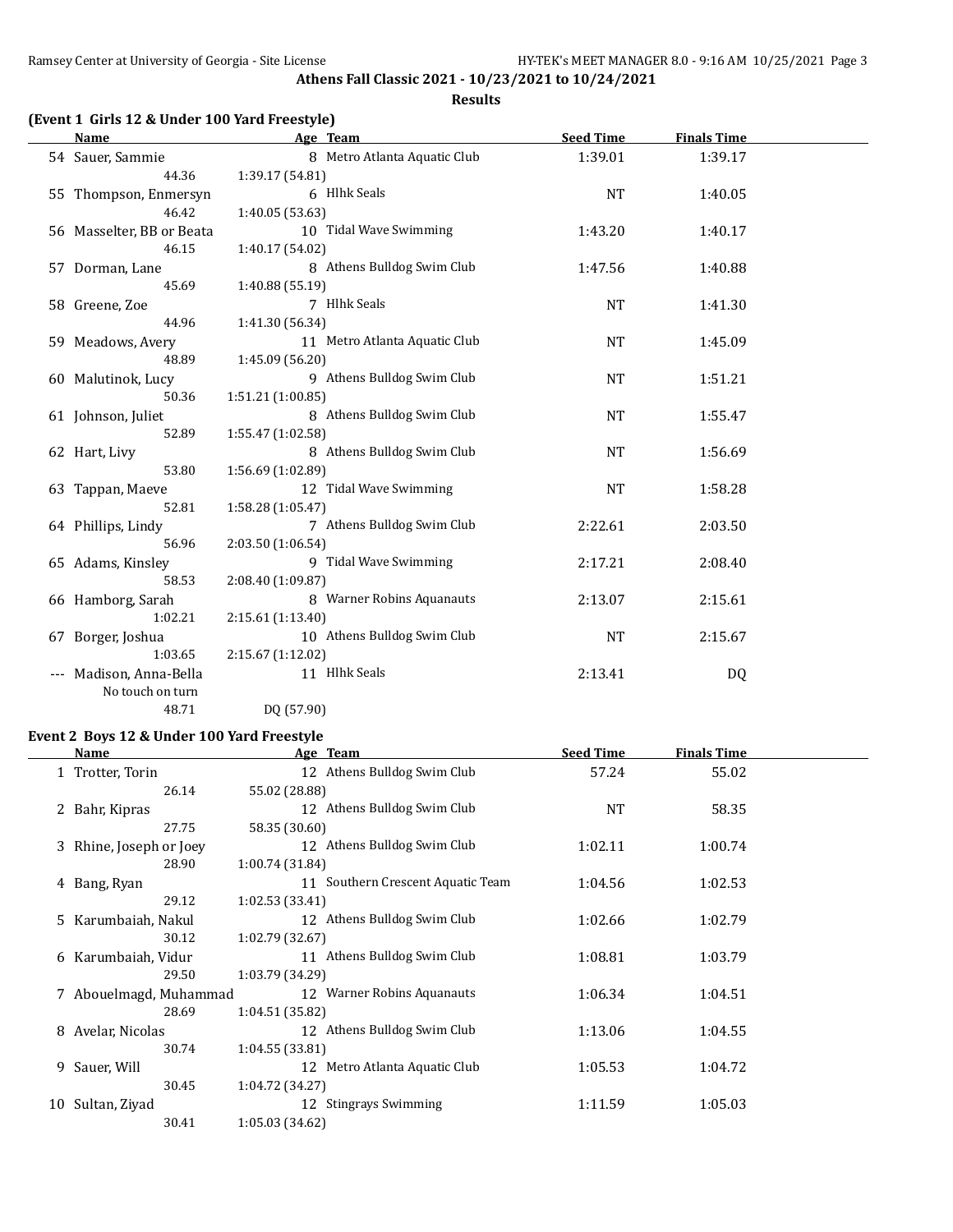**Athens Fall Classic 2021 - 10/23/2021 to 10/24/2021**

**Results**

## (Event 1 Girls 12 & Under 100 Yard Freestyle)

| | Name | Age | Team | Seed Time | Finals Time |
|---|---|---|---|---|---|
| 54 | Sauer, Sammie | 8 | Metro Atlanta Aquatic Club | 1:39.01 | 1:39.17 |
| | 44.36 | 1:39.17 (54.81) | | | |
| 55 | Thompson, Enmersyn | 6 | Hlhk Seals | NT | 1:40.05 |
| | 46.42 | 1:40.05 (53.63) | | | |
| 56 | Masselter, BB or Beata | 10 | Tidal Wave Swimming | 1:43.20 | 1:40.17 |
| | 46.15 | 1:40.17 (54.02) | | | |
| 57 | Dorman, Lane | 8 | Athens Bulldog Swim Club | 1:47.56 | 1:40.88 |
| | 45.69 | 1:40.88 (55.19) | | | |
| 58 | Greene, Zoe | 7 | Hlhk Seals | NT | 1:41.30 |
| | 44.96 | 1:41.30 (56.34) | | | |
| 59 | Meadows, Avery | 11 | Metro Atlanta Aquatic Club | NT | 1:45.09 |
| | 48.89 | 1:45.09 (56.20) | | | |
| 60 | Malutinok, Lucy | 9 | Athens Bulldog Swim Club | NT | 1:51.21 |
| | 50.36 | 1:51.21 (1:00.85) | | | |
| 61 | Johnson, Juliet | 8 | Athens Bulldog Swim Club | NT | 1:55.47 |
| | 52.89 | 1:55.47 (1:02.58) | | | |
| 62 | Hart, Livy | 8 | Athens Bulldog Swim Club | NT | 1:56.69 |
| | 53.80 | 1:56.69 (1:02.89) | | | |
| 63 | Tappan, Maeve | 12 | Tidal Wave Swimming | NT | 1:58.28 |
| | 52.81 | 1:58.28 (1:05.47) | | | |
| 64 | Phillips, Lindy | 7 | Athens Bulldog Swim Club | 2:22.61 | 2:03.50 |
| | 56.96 | 2:03.50 (1:06.54) | | | |
| 65 | Adams, Kinsley | 9 | Tidal Wave Swimming | 2:17.21 | 2:08.40 |
| | 58.53 | 2:08.40 (1:09.87) | | | |
| 66 | Hamborg, Sarah | 8 | Warner Robins Aquanauts | 2:13.07 | 2:15.61 |
| | 1:02.21 | 2:15.61 (1:13.40) | | | |
| 67 | Borger, Joshua | 10 | Athens Bulldog Swim Club | NT | 2:15.67 |
| | 1:03.65 | 2:15.67 (1:12.02) | | | |
| --- | Madison, Anna-Bella | 11 | Hlhk Seals | 2:13.41 | DQ |
| | No touch on turn | | | | |
| | 48.71 | DQ (57.90) | | | |

## Event 2 Boys 12 & Under 100 Yard Freestyle

| | Name | Age | Team | Seed Time | Finals Time |
|---|---|---|---|---|---|
| 1 | Trotter, Torin | 12 | Athens Bulldog Swim Club | 57.24 | 55.02 |
| | 26.14 | 55.02 (28.88) | | | |
| 2 | Bahr, Kipras | 12 | Athens Bulldog Swim Club | NT | 58.35 |
| | 27.75 | 58.35 (30.60) | | | |
| 3 | Rhine, Joseph or Joey | 12 | Athens Bulldog Swim Club | 1:02.11 | 1:00.74 |
| | 28.90 | 1:00.74 (31.84) | | | |
| 4 | Bang, Ryan | 11 | Southern Crescent Aquatic Team | 1:04.56 | 1:02.53 |
| | 29.12 | 1:02.53 (33.41) | | | |
| 5 | Karumbaiah, Nakul | 12 | Athens Bulldog Swim Club | 1:02.66 | 1:02.79 |
| | 30.12 | 1:02.79 (32.67) | | | |
| 6 | Karumbaiah, Vidur | 11 | Athens Bulldog Swim Club | 1:08.81 | 1:03.79 |
| | 29.50 | 1:03.79 (34.29) | | | |
| 7 | Abouelmagd, Muhammad | 12 | Warner Robins Aquanauts | 1:06.34 | 1:04.51 |
| | 28.69 | 1:04.51 (35.82) | | | |
| 8 | Avelar, Nicolas | 12 | Athens Bulldog Swim Club | 1:13.06 | 1:04.55 |
| | 30.74 | 1:04.55 (33.81) | | | |
| 9 | Sauer, Will | 12 | Metro Atlanta Aquatic Club | 1:05.53 | 1:04.72 |
| | 30.45 | 1:04.72 (34.27) | | | |
| 10 | Sultan, Ziyad | 12 | Stingrays Swimming | 1:11.59 | 1:05.03 |
| | 30.41 | 1:05.03 (34.62) | | | |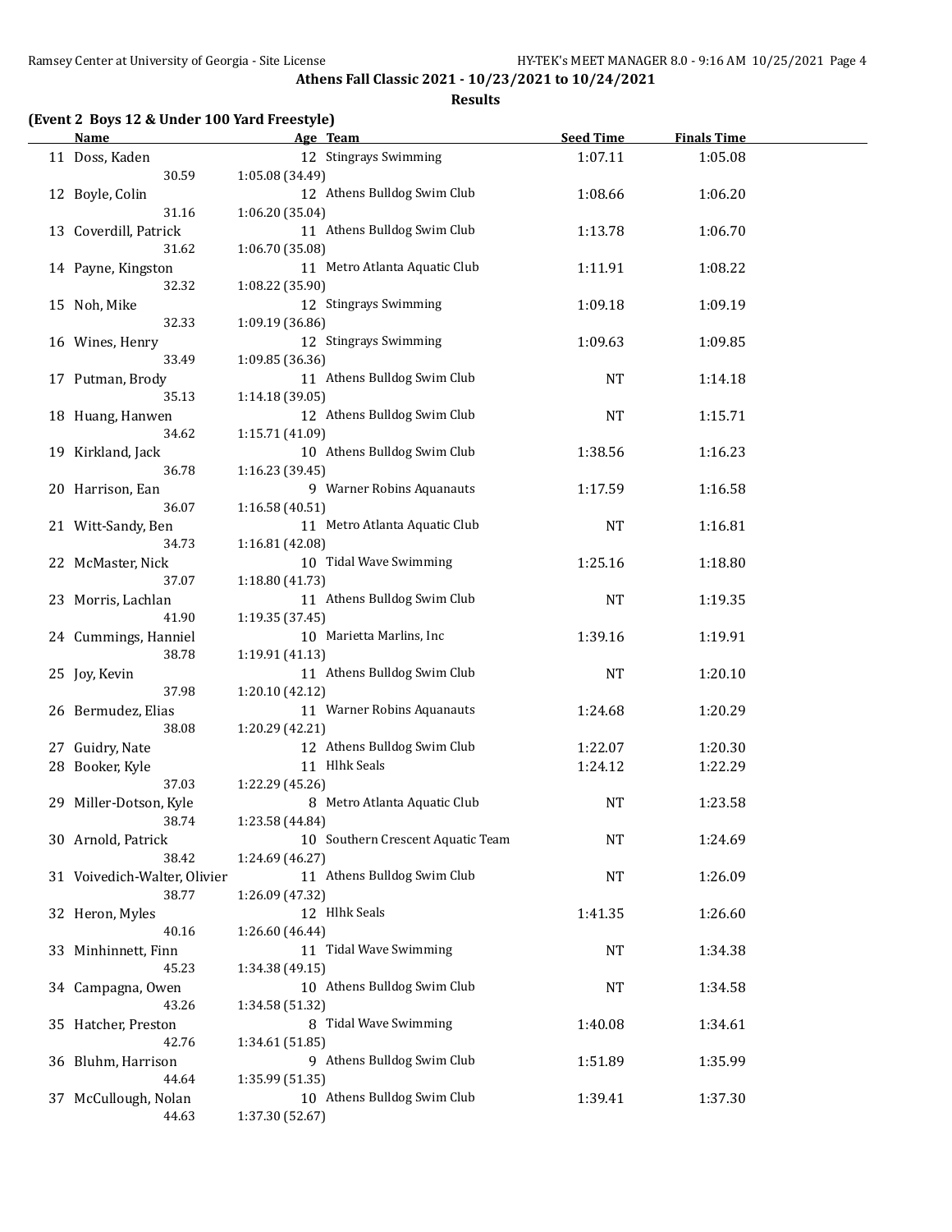**Athens Fall Classic 2021 - 10/23/2021 to 10/24/2021**

**Results**

### (Event 2 Boys 12 & Under 100 Yard Freestyle)

| | Name | Age | Team | Seed Time | Finals Time |
|---|---|---|---|---|---|
| 11 | Doss, Kaden | 12 | Stingrays Swimming | 1:07.11 | 1:05.08 |
| | 30.59 | 1:05.08 (34.49) | | | |
| 12 | Boyle, Colin | 12 | Athens Bulldog Swim Club | 1:08.66 | 1:06.20 |
| | 31.16 | 1:06.20 (35.04) | | | |
| 13 | Coverdill, Patrick | 11 | Athens Bulldog Swim Club | 1:13.78 | 1:06.70 |
| | 31.62 | 1:06.70 (35.08) | | | |
| 14 | Payne, Kingston | 11 | Metro Atlanta Aquatic Club | 1:11.91 | 1:08.22 |
| | 32.32 | 1:08.22 (35.90) | | | |
| 15 | Noh, Mike | 12 | Stingrays Swimming | 1:09.18 | 1:09.19 |
| | 32.33 | 1:09.19 (36.86) | | | |
| 16 | Wines, Henry | 12 | Stingrays Swimming | 1:09.63 | 1:09.85 |
| | 33.49 | 1:09.85 (36.36) | | | |
| 17 | Putman, Brody | 11 | Athens Bulldog Swim Club | NT | 1:14.18 |
| | 35.13 | 1:14.18 (39.05) | | | |
| 18 | Huang, Hanwen | 12 | Athens Bulldog Swim Club | NT | 1:15.71 |
| | 34.62 | 1:15.71 (41.09) | | | |
| 19 | Kirkland, Jack | 10 | Athens Bulldog Swim Club | 1:38.56 | 1:16.23 |
| | 36.78 | 1:16.23 (39.45) | | | |
| 20 | Harrison, Ean | 9 | Warner Robins Aquanauts | 1:17.59 | 1:16.58 |
| | 36.07 | 1:16.58 (40.51) | | | |
| 21 | Witt-Sandy, Ben | 11 | Metro Atlanta Aquatic Club | NT | 1:16.81 |
| | 34.73 | 1:16.81 (42.08) | | | |
| 22 | McMaster, Nick | 10 | Tidal Wave Swimming | 1:25.16 | 1:18.80 |
| | 37.07 | 1:18.80 (41.73) | | | |
| 23 | Morris, Lachlan | 11 | Athens Bulldog Swim Club | NT | 1:19.35 |
| | 41.90 | 1:19.35 (37.45) | | | |
| 24 | Cummings, Hanniel | 10 | Marietta Marlins, Inc | 1:39.16 | 1:19.91 |
| | 38.78 | 1:19.91 (41.13) | | | |
| 25 | Joy, Kevin | 11 | Athens Bulldog Swim Club | NT | 1:20.10 |
| | 37.98 | 1:20.10 (42.12) | | | |
| 26 | Bermudez, Elias | 11 | Warner Robins Aquanauts | 1:24.68 | 1:20.29 |
| | 38.08 | 1:20.29 (42.21) | | | |
| 27 | Guidry, Nate | 12 | Athens Bulldog Swim Club | 1:22.07 | 1:20.30 |
| 28 | Booker, Kyle | 11 | Hlhk Seals | 1:24.12 | 1:22.29 |
| | 37.03 | 1:22.29 (45.26) | | | |
| 29 | Miller-Dotson, Kyle | 8 | Metro Atlanta Aquatic Club | NT | 1:23.58 |
| | 38.74 | 1:23.58 (44.84) | | | |
| 30 | Arnold, Patrick | 10 | Southern Crescent Aquatic Team | NT | 1:24.69 |
| | 38.42 | 1:24.69 (46.27) | | | |
| 31 | Voivedich-Walter, Olivier | 11 | Athens Bulldog Swim Club | NT | 1:26.09 |
| | 38.77 | 1:26.09 (47.32) | | | |
| 32 | Heron, Myles | 12 | Hlhk Seals | 1:41.35 | 1:26.60 |
| | 40.16 | 1:26.60 (46.44) | | | |
| 33 | Minhinnett, Finn | 11 | Tidal Wave Swimming | NT | 1:34.38 |
| | 45.23 | 1:34.38 (49.15) | | | |
| 34 | Campagna, Owen | 10 | Athens Bulldog Swim Club | NT | 1:34.58 |
| | 43.26 | 1:34.58 (51.32) | | | |
| 35 | Hatcher, Preston | 8 | Tidal Wave Swimming | 1:40.08 | 1:34.61 |
| | 42.76 | 1:34.61 (51.85) | | | |
| 36 | Bluhm, Harrison | 9 | Athens Bulldog Swim Club | 1:51.89 | 1:35.99 |
| | 44.64 | 1:35.99 (51.35) | | | |
| 37 | McCullough, Nolan | 10 | Athens Bulldog Swim Club | 1:39.41 | 1:37.30 |
| | 44.63 | 1:37.30 (52.67) | | | |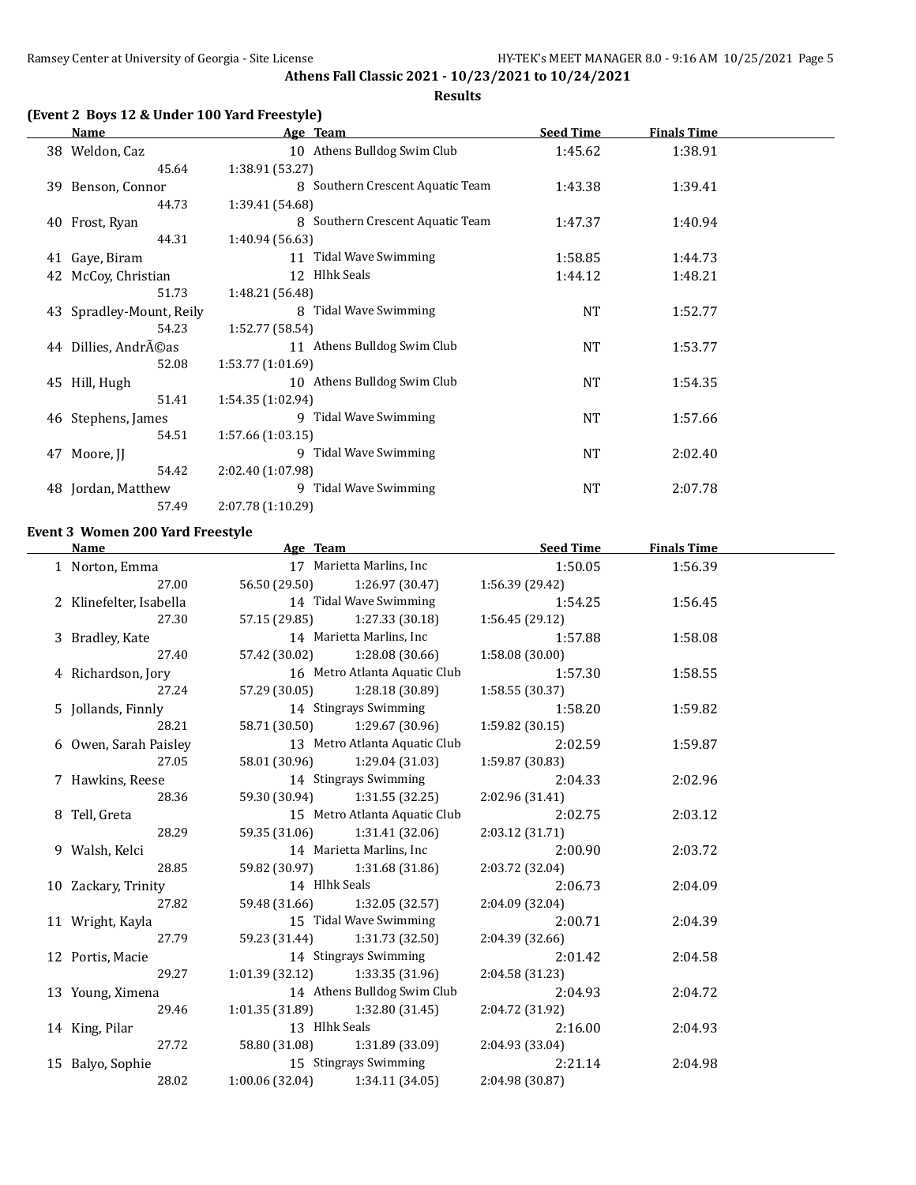**Athens Fall Classic 2021 - 10/23/2021 to 10/24/2021**

**Results**

### (Event 2 Boys 12 & Under 100 Yard Freestyle)

| | Name | Age | Team | Seed Time | Finals Time |
|---|---|---|---|---|---|
| 38 | Weldon, Caz | 10 | Athens Bulldog Swim Club | 1:45.62 | 1:38.91 |
| | 45.64 | 1:38.91 (53.27) | | | |
| 39 | Benson, Connor | 8 | Southern Crescent Aquatic Team | 1:43.38 | 1:39.41 |
| | 44.73 | 1:39.41 (54.68) | | | |
| 40 | Frost, Ryan | 8 | Southern Crescent Aquatic Team | 1:47.37 | 1:40.94 |
| | 44.31 | 1:40.94 (56.63) | | | |
| 41 | Gaye, Biram | 11 | Tidal Wave Swimming | 1:58.85 | 1:44.73 |
| 42 | McCoy, Christian | 12 | Hlhk Seals | 1:44.12 | 1:48.21 |
| | 51.73 | 1:48.21 (56.48) | | | |
| 43 | Spradley-Mount, Reily | 8 | Tidal Wave Swimming | NT | 1:52.77 |
| | 54.23 | 1:52.77 (58.54) | | | |
| 44 | Dillies, AndrÃ©as | 11 | Athens Bulldog Swim Club | NT | 1:53.77 |
| | 52.08 | 1:53.77 (1:01.69) | | | |
| 45 | Hill, Hugh | 10 | Athens Bulldog Swim Club | NT | 1:54.35 |
| | 51.41 | 1:54.35 (1:02.94) | | | |
| 46 | Stephens, James | 9 | Tidal Wave Swimming | NT | 1:57.66 |
| | 54.51 | 1:57.66 (1:03.15) | | | |
| 47 | Moore, JJ | 9 | Tidal Wave Swimming | NT | 2:02.40 |
| | 54.42 | 2:02.40 (1:07.98) | | | |
| 48 | Jordan, Matthew | 9 | Tidal Wave Swimming | NT | 2:07.78 |
| | 57.49 | 2:07.78 (1:10.29) | | | |

### Event 3 Women 200 Yard Freestyle

| | Name | Age | Team | | Seed Time | Finals Time |
|---|---|---|---|---|---|---|
| 1 | Norton, Emma | 17 | Marietta Marlins, Inc | | 1:50.05 | 1:56.39 |
| | 27.00 | 56.50 (29.50) | 1:26.97 (30.47) | 1:56.39 (29.42) | | |
| 2 | Klinefelter, Isabella | 14 | Tidal Wave Swimming | | 1:54.25 | 1:56.45 |
| | 27.30 | 57.15 (29.85) | 1:27.33 (30.18) | 1:56.45 (29.12) | | |
| 3 | Bradley, Kate | 14 | Marietta Marlins, Inc | | 1:57.88 | 1:58.08 |
| | 27.40 | 57.42 (30.02) | 1:28.08 (30.66) | 1:58.08 (30.00) | | |
| 4 | Richardson, Jory | 16 | Metro Atlanta Aquatic Club | | 1:57.30 | 1:58.55 |
| | 27.24 | 57.29 (30.05) | 1:28.18 (30.89) | 1:58.55 (30.37) | | |
| 5 | Jollands, Finnly | 14 | Stingrays Swimming | | 1:58.20 | 1:59.82 |
| | 28.21 | 58.71 (30.50) | 1:29.67 (30.96) | 1:59.82 (30.15) | | |
| 6 | Owen, Sarah Paisley | 13 | Metro Atlanta Aquatic Club | | 2:02.59 | 1:59.87 |
| | 27.05 | 58.01 (30.96) | 1:29.04 (31.03) | 1:59.87 (30.83) | | |
| 7 | Hawkins, Reese | 14 | Stingrays Swimming | | 2:04.33 | 2:02.96 |
| | 28.36 | 59.30 (30.94) | 1:31.55 (32.25) | 2:02.96 (31.41) | | |
| 8 | Tell, Greta | 15 | Metro Atlanta Aquatic Club | | 2:02.75 | 2:03.12 |
| | 28.29 | 59.35 (31.06) | 1:31.41 (32.06) | 2:03.12 (31.71) | | |
| 9 | Walsh, Kelci | 14 | Marietta Marlins, Inc | | 2:00.90 | 2:03.72 |
| | 28.85 | 59.82 (30.97) | 1:31.68 (31.86) | 2:03.72 (32.04) | | |
| 10 | Zackary, Trinity | 14 | Hlhk Seals | | 2:06.73 | 2:04.09 |
| | 27.82 | 59.48 (31.66) | 1:32.05 (32.57) | 2:04.09 (32.04) | | |
| 11 | Wright, Kayla | 15 | Tidal Wave Swimming | | 2:00.71 | 2:04.39 |
| | 27.79 | 59.23 (31.44) | 1:31.73 (32.50) | 2:04.39 (32.66) | | |
| 12 | Portis, Macie | 14 | Stingrays Swimming | | 2:01.42 | 2:04.58 |
| | 29.27 | 1:01.39 (32.12) | 1:33.35 (31.96) | 2:04.58 (31.23) | | |
| 13 | Young, Ximena | 14 | Athens Bulldog Swim Club | | 2:04.93 | 2:04.72 |
| | 29.46 | 1:01.35 (31.89) | 1:32.80 (31.45) | 2:04.72 (31.92) | | |
| 14 | King, Pilar | 13 | Hlhk Seals | | 2:16.00 | 2:04.93 |
| | 27.72 | 58.80 (31.08) | 1:31.89 (33.09) | 2:04.93 (33.04) | | |
| 15 | Balyo, Sophie | 15 | Stingrays Swimming | | 2:21.14 | 2:04.98 |
| | 28.02 | 1:00.06 (32.04) | 1:34.11 (34.05) | 2:04.98 (30.87) | | |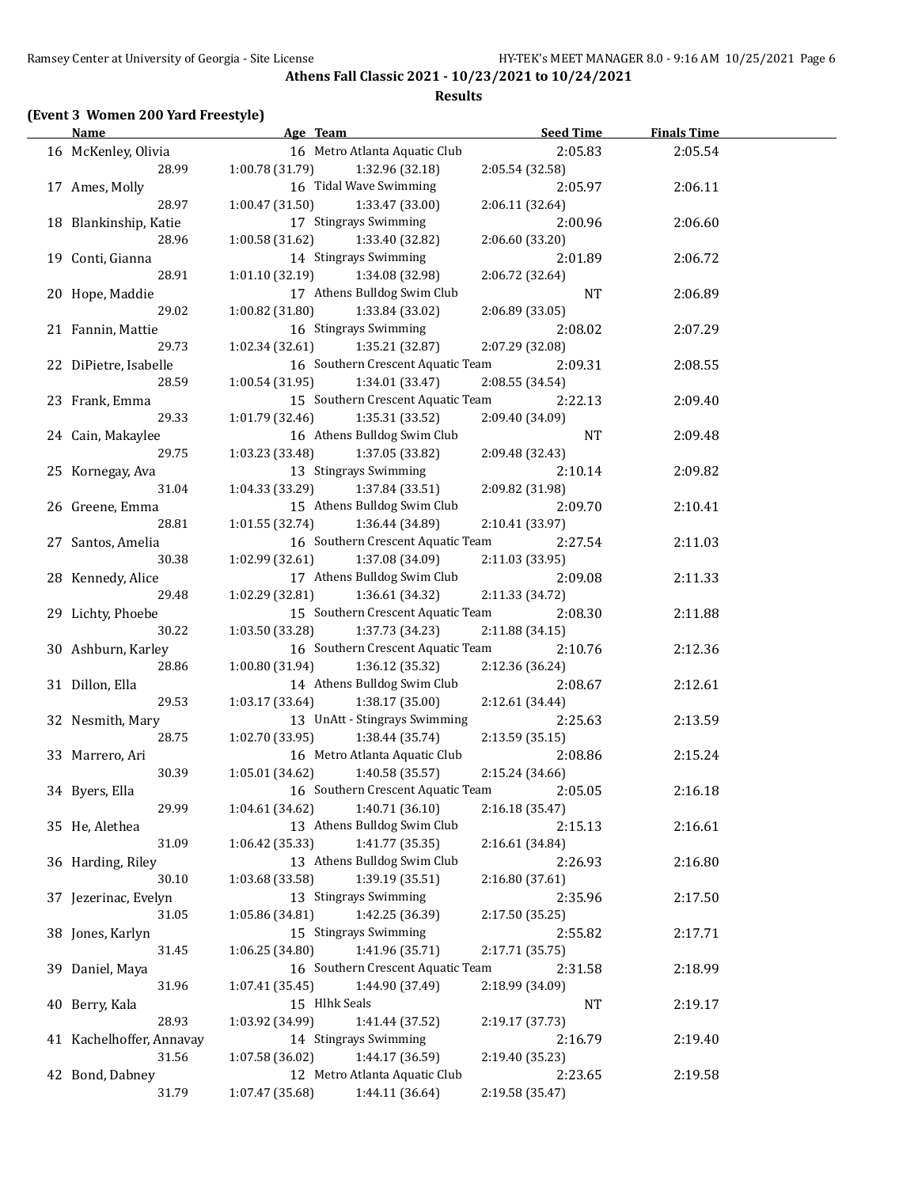## Athens Fall Classic 2021 - 10/23/2021 to 10/24/2021

### Results

#### (Event 3 Women 200 Yard Freestyle)

| | Name | Age | Team | Seed Time | Finals Time |
|---|---|---|---|---|---|
| 16 | McKenley, Olivia | 16 | Metro Atlanta Aquatic Club | 2:05.83 | 2:05.54 |
| | 28.99 | 1:00.78 (31.79) | 1:32.96 (32.18) | 2:05.54 (32.58) | |
| 17 | Ames, Molly | 16 | Tidal Wave Swimming | 2:05.97 | 2:06.11 |
| | 28.97 | 1:00.47 (31.50) | 1:33.47 (33.00) | 2:06.11 (32.64) | |
| 18 | Blankinship, Katie | 17 | Stingrays Swimming | 2:00.96 | 2:06.60 |
| | 28.96 | 1:00.58 (31.62) | 1:33.40 (32.82) | 2:06.60 (33.20) | |
| 19 | Conti, Gianna | 14 | Stingrays Swimming | 2:01.89 | 2:06.72 |
| | 28.91 | 1:01.10 (32.19) | 1:34.08 (32.98) | 2:06.72 (32.64) | |
| 20 | Hope, Maddie | 17 | Athens Bulldog Swim Club | NT | 2:06.89 |
| | 29.02 | 1:00.82 (31.80) | 1:33.84 (33.02) | 2:06.89 (33.05) | |
| 21 | Fannin, Mattie | 16 | Stingrays Swimming | 2:08.02 | 2:07.29 |
| | 29.73 | 1:02.34 (32.61) | 1:35.21 (32.87) | 2:07.29 (32.08) | |
| 22 | DiPietre, Isabelle | 16 | Southern Crescent Aquatic Team | 2:09.31 | 2:08.55 |
| | 28.59 | 1:00.54 (31.95) | 1:34.01 (33.47) | 2:08.55 (34.54) | |
| 23 | Frank, Emma | 15 | Southern Crescent Aquatic Team | 2:22.13 | 2:09.40 |
| | 29.33 | 1:01.79 (32.46) | 1:35.31 (33.52) | 2:09.40 (34.09) | |
| 24 | Cain, Makaylee | 16 | Athens Bulldog Swim Club | NT | 2:09.48 |
| | 29.75 | 1:03.23 (33.48) | 1:37.05 (33.82) | 2:09.48 (32.43) | |
| 25 | Kornegay, Ava | 13 | Stingrays Swimming | 2:10.14 | 2:09.82 |
| | 31.04 | 1:04.33 (33.29) | 1:37.84 (33.51) | 2:09.82 (31.98) | |
| 26 | Greene, Emma | 15 | Athens Bulldog Swim Club | 2:09.70 | 2:10.41 |
| | 28.81 | 1:01.55 (32.74) | 1:36.44 (34.89) | 2:10.41 (33.97) | |
| 27 | Santos, Amelia | 16 | Southern Crescent Aquatic Team | 2:27.54 | 2:11.03 |
| | 30.38 | 1:02.99 (32.61) | 1:37.08 (34.09) | 2:11.03 (33.95) | |
| 28 | Kennedy, Alice | 17 | Athens Bulldog Swim Club | 2:09.08 | 2:11.33 |
| | 29.48 | 1:02.29 (32.81) | 1:36.61 (34.32) | 2:11.33 (34.72) | |
| 29 | Lichty, Phoebe | 15 | Southern Crescent Aquatic Team | 2:08.30 | 2:11.88 |
| | 30.22 | 1:03.50 (33.28) | 1:37.73 (34.23) | 2:11.88 (34.15) | |
| 30 | Ashburn, Karley | 16 | Southern Crescent Aquatic Team | 2:10.76 | 2:12.36 |
| | 28.86 | 1:00.80 (31.94) | 1:36.12 (35.32) | 2:12.36 (36.24) | |
| 31 | Dillon, Ella | 14 | Athens Bulldog Swim Club | 2:08.67 | 2:12.61 |
| | 29.53 | 1:03.17 (33.64) | 1:38.17 (35.00) | 2:12.61 (34.44) | |
| 32 | Nesmith, Mary | 13 | UnAtt - Stingrays Swimming | 2:25.63 | 2:13.59 |
| | 28.75 | 1:02.70 (33.95) | 1:38.44 (35.74) | 2:13.59 (35.15) | |
| 33 | Marrero, Ari | 16 | Metro Atlanta Aquatic Club | 2:08.86 | 2:15.24 |
| | 30.39 | 1:05.01 (34.62) | 1:40.58 (35.57) | 2:15.24 (34.66) | |
| 34 | Byers, Ella | 16 | Southern Crescent Aquatic Team | 2:05.05 | 2:16.18 |
| | 29.99 | 1:04.61 (34.62) | 1:40.71 (36.10) | 2:16.18 (35.47) | |
| 35 | He, Alethea | 13 | Athens Bulldog Swim Club | 2:15.13 | 2:16.61 |
| | 31.09 | 1:06.42 (35.33) | 1:41.77 (35.35) | 2:16.61 (34.84) | |
| 36 | Harding, Riley | 13 | Athens Bulldog Swim Club | 2:26.93 | 2:16.80 |
| | 30.10 | 1:03.68 (33.58) | 1:39.19 (35.51) | 2:16.80 (37.61) | |
| 37 | Jezerinac, Evelyn | 13 | Stingrays Swimming | 2:35.96 | 2:17.50 |
| | 31.05 | 1:05.86 (34.81) | 1:42.25 (36.39) | 2:17.50 (35.25) | |
| 38 | Jones, Karlyn | 15 | Stingrays Swimming | 2:55.82 | 2:17.71 |
| | 31.45 | 1:06.25 (34.80) | 1:41.96 (35.71) | 2:17.71 (35.75) | |
| 39 | Daniel, Maya | 16 | Southern Crescent Aquatic Team | 2:31.58 | 2:18.99 |
| | 31.96 | 1:07.41 (35.45) | 1:44.90 (37.49) | 2:18.99 (34.09) | |
| 40 | Berry, Kala | 15 | Hlhk Seals | NT | 2:19.17 |
| | 28.93 | 1:03.92 (34.99) | 1:41.44 (37.52) | 2:19.17 (37.73) | |
| 41 | Kachelhoffer, Annavay | 14 | Stingrays Swimming | 2:16.79 | 2:19.40 |
| | 31.56 | 1:07.58 (36.02) | 1:44.17 (36.59) | 2:19.40 (35.23) | |
| 42 | Bond, Dabney | 12 | Metro Atlanta Aquatic Club | 2:23.65 | 2:19.58 |
| | 31.79 | 1:07.47 (35.68) | 1:44.11 (36.64) | 2:19.58 (35.47) | |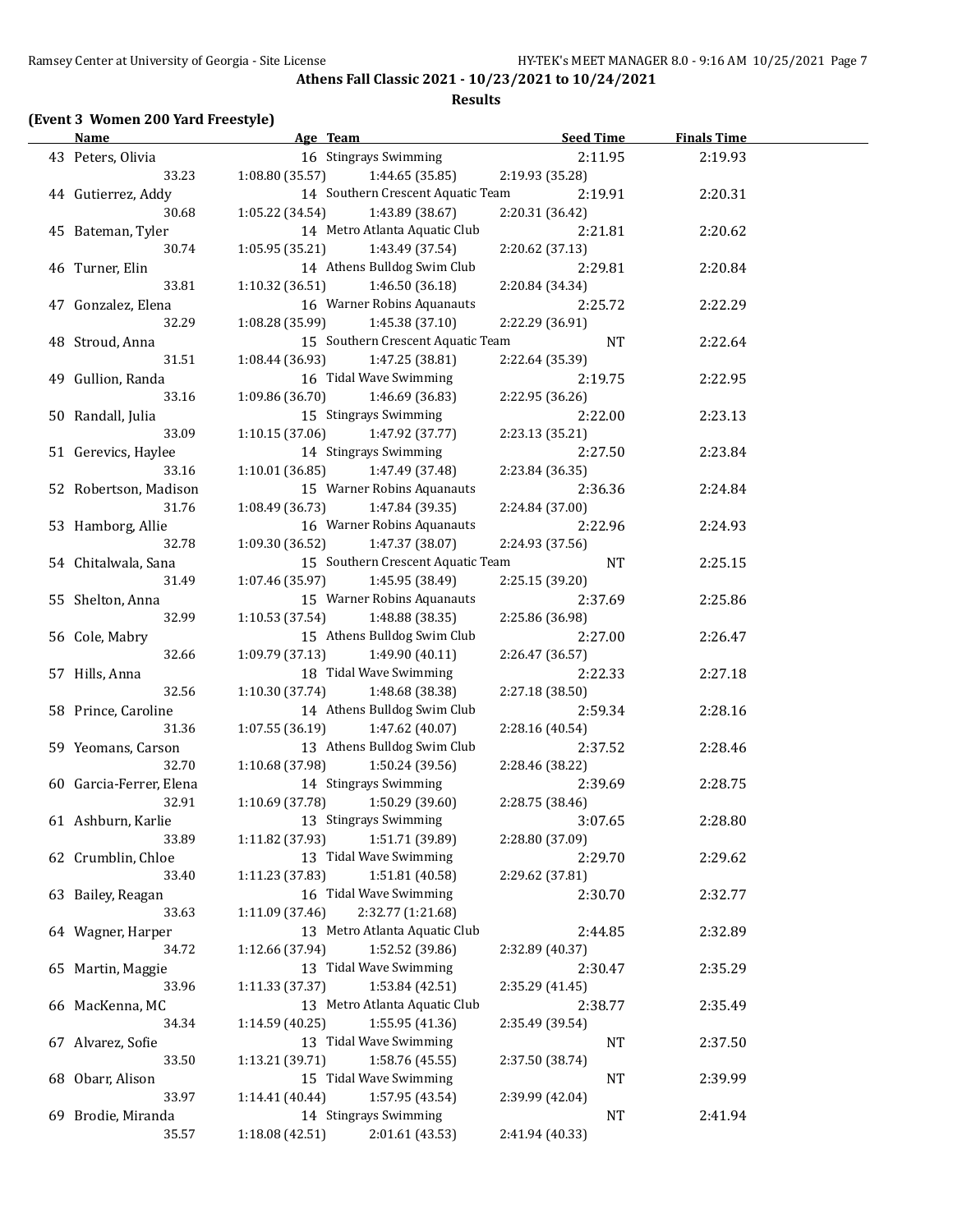**Athens Fall Classic 2021 - 10/23/2021 to 10/24/2021**

**Results**

### (Event 3 Women 200 Yard Freestyle)

| | Name | Age | Team | Seed Time | Finals Time |
|---|---|---|---|---|---|
| 43 | Peters, Olivia | 16 | Stingrays Swimming | 2:11.95 | 2:19.93 |
| | 33.23 | 1:08.80 (35.57) | 1:44.65 (35.85) | 2:19.93 (35.28) | |
| 44 | Gutierrez, Addy | 14 | Southern Crescent Aquatic Team | 2:19.91 | 2:20.31 |
| | 30.68 | 1:05.22 (34.54) | 1:43.89 (38.67) | 2:20.31 (36.42) | |
| 45 | Bateman, Tyler | 14 | Metro Atlanta Aquatic Club | 2:21.81 | 2:20.62 |
| | 30.74 | 1:05.95 (35.21) | 1:43.49 (37.54) | 2:20.62 (37.13) | |
| 46 | Turner, Elin | 14 | Athens Bulldog Swim Club | 2:29.81 | 2:20.84 |
| | 33.81 | 1:10.32 (36.51) | 1:46.50 (36.18) | 2:20.84 (34.34) | |
| 47 | Gonzalez, Elena | 16 | Warner Robins Aquanauts | 2:25.72 | 2:22.29 |
| | 32.29 | 1:08.28 (35.99) | 1:45.38 (37.10) | 2:22.29 (36.91) | |
| 48 | Stroud, Anna | 15 | Southern Crescent Aquatic Team | NT | 2:22.64 |
| | 31.51 | 1:08.44 (36.93) | 1:47.25 (38.81) | 2:22.64 (35.39) | |
| 49 | Gullion, Randa | 16 | Tidal Wave Swimming | 2:19.75 | 2:22.95 |
| | 33.16 | 1:09.86 (36.70) | 1:46.69 (36.83) | 2:22.95 (36.26) | |
| 50 | Randall, Julia | 15 | Stingrays Swimming | 2:22.00 | 2:23.13 |
| | 33.09 | 1:10.15 (37.06) | 1:47.92 (37.77) | 2:23.13 (35.21) | |
| 51 | Gerevics, Haylee | 14 | Stingrays Swimming | 2:27.50 | 2:23.84 |
| | 33.16 | 1:10.01 (36.85) | 1:47.49 (37.48) | 2:23.84 (36.35) | |
| 52 | Robertson, Madison | 15 | Warner Robins Aquanauts | 2:36.36 | 2:24.84 |
| | 31.76 | 1:08.49 (36.73) | 1:47.84 (39.35) | 2:24.84 (37.00) | |
| 53 | Hamborg, Allie | 16 | Warner Robins Aquanauts | 2:22.96 | 2:24.93 |
| | 32.78 | 1:09.30 (36.52) | 1:47.37 (38.07) | 2:24.93 (37.56) | |
| 54 | Chitalwala, Sana | 15 | Southern Crescent Aquatic Team | NT | 2:25.15 |
| | 31.49 | 1:07.46 (35.97) | 1:45.95 (38.49) | 2:25.15 (39.20) | |
| 55 | Shelton, Anna | 15 | Warner Robins Aquanauts | 2:37.69 | 2:25.86 |
| | 32.99 | 1:10.53 (37.54) | 1:48.88 (38.35) | 2:25.86 (36.98) | |
| 56 | Cole, Mabry | 15 | Athens Bulldog Swim Club | 2:27.00 | 2:26.47 |
| | 32.66 | 1:09.79 (37.13) | 1:49.90 (40.11) | 2:26.47 (36.57) | |
| 57 | Hills, Anna | 18 | Tidal Wave Swimming | 2:22.33 | 2:27.18 |
| | 32.56 | 1:10.30 (37.74) | 1:48.68 (38.38) | 2:27.18 (38.50) | |
| 58 | Prince, Caroline | 14 | Athens Bulldog Swim Club | 2:59.34 | 2:28.16 |
| | 31.36 | 1:07.55 (36.19) | 1:47.62 (40.07) | 2:28.16 (40.54) | |
| 59 | Yeomans, Carson | 13 | Athens Bulldog Swim Club | 2:37.52 | 2:28.46 |
| | 32.70 | 1:10.68 (37.98) | 1:50.24 (39.56) | 2:28.46 (38.22) | |
| 60 | Garcia-Ferrer, Elena | 14 | Stingrays Swimming | 2:39.69 | 2:28.75 |
| | 32.91 | 1:10.69 (37.78) | 1:50.29 (39.60) | 2:28.75 (38.46) | |
| 61 | Ashburn, Karlie | 13 | Stingrays Swimming | 3:07.65 | 2:28.80 |
| | 33.89 | 1:11.82 (37.93) | 1:51.71 (39.89) | 2:28.80 (37.09) | |
| 62 | Crumblin, Chloe | 13 | Tidal Wave Swimming | 2:29.70 | 2:29.62 |
| | 33.40 | 1:11.23 (37.83) | 1:51.81 (40.58) | 2:29.62 (37.81) | |
| 63 | Bailey, Reagan | 16 | Tidal Wave Swimming | 2:30.70 | 2:32.77 |
| | 33.63 | 1:11.09 (37.46) | 2:32.77 (1:21.68) | | |
| 64 | Wagner, Harper | 13 | Metro Atlanta Aquatic Club | 2:44.85 | 2:32.89 |
| | 34.72 | 1:12.66 (37.94) | 1:52.52 (39.86) | 2:32.89 (40.37) | |
| 65 | Martin, Maggie | 13 | Tidal Wave Swimming | 2:30.47 | 2:35.29 |
| | 33.96 | 1:11.33 (37.37) | 1:53.84 (42.51) | 2:35.29 (41.45) | |
| 66 | MacKenna, MC | 13 | Metro Atlanta Aquatic Club | 2:38.77 | 2:35.49 |
| | 34.34 | 1:14.59 (40.25) | 1:55.95 (41.36) | 2:35.49 (39.54) | |
| 67 | Alvarez, Sofie | 13 | Tidal Wave Swimming | NT | 2:37.50 |
| | 33.50 | 1:13.21 (39.71) | 1:58.76 (45.55) | 2:37.50 (38.74) | |
| 68 | Obarr, Alison | 15 | Tidal Wave Swimming | NT | 2:39.99 |
| | 33.97 | 1:14.41 (40.44) | 1:57.95 (43.54) | 2:39.99 (42.04) | |
| 69 | Brodie, Miranda | 14 | Stingrays Swimming | NT | 2:41.94 |
| | 35.57 | 1:18.08 (42.51) | 2:01.61 (43.53) | 2:41.94 (40.33) | |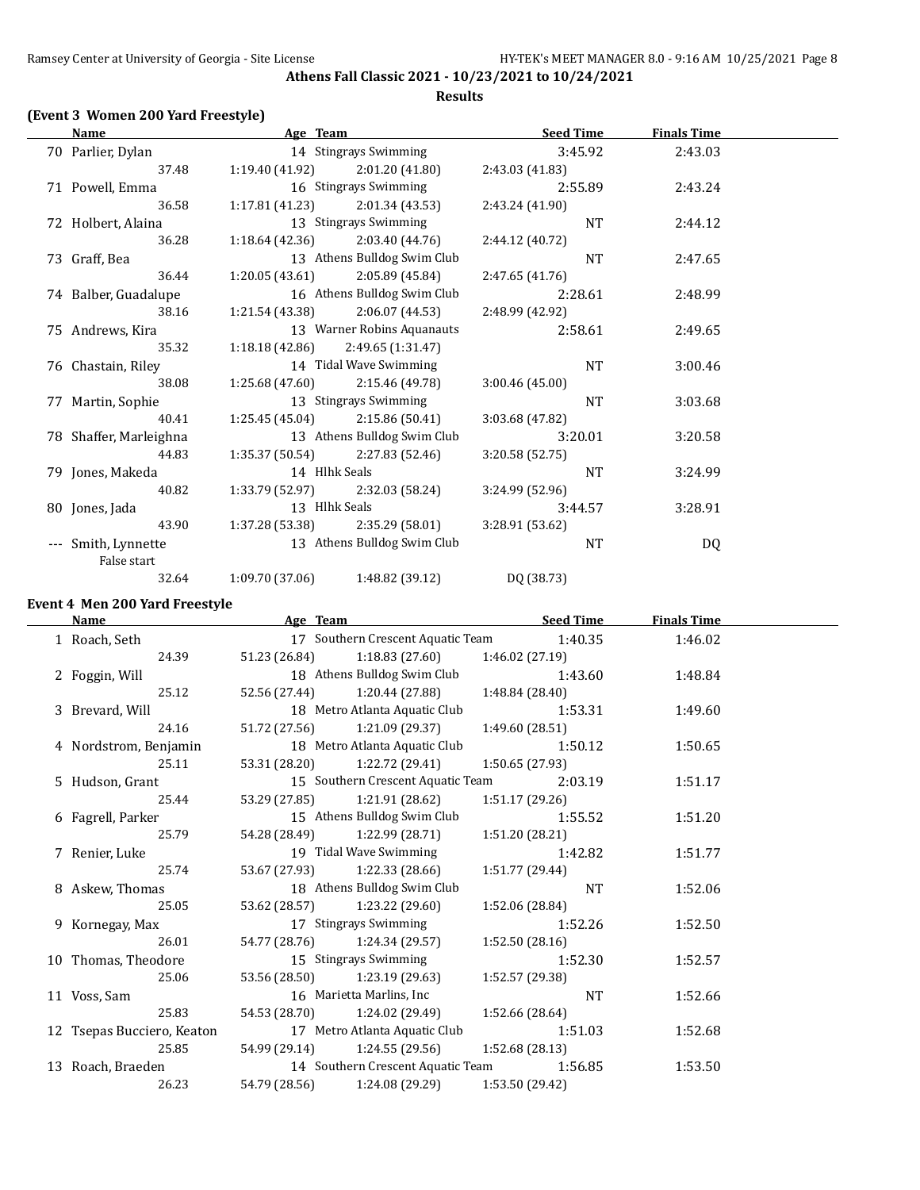**Athens Fall Classic 2021 - 10/23/2021 to 10/24/2021**

**Results**

### (Event 3 Women 200 Yard Freestyle)

| | Name | Age | Team | Seed Time | Finals Time |
|---|---|---|---|---|---|
| 70 | Parlier, Dylan | 14 | Stingrays Swimming | 3:45.92 | 2:43.03 |
| | 37.48 | 1:19.40 (41.92) | 2:01.20 (41.80) | 2:43.03 (41.83) | |
| 71 | Powell, Emma | 16 | Stingrays Swimming | 2:55.89 | 2:43.24 |
| | 36.58 | 1:17.81 (41.23) | 2:01.34 (43.53) | 2:43.24 (41.90) | |
| 72 | Holbert, Alaina | 13 | Stingrays Swimming | NT | 2:44.12 |
| | 36.28 | 1:18.64 (42.36) | 2:03.40 (44.76) | 2:44.12 (40.72) | |
| 73 | Graff, Bea | 13 | Athens Bulldog Swim Club | NT | 2:47.65 |
| | 36.44 | 1:20.05 (43.61) | 2:05.89 (45.84) | 2:47.65 (41.76) | |
| 74 | Balber, Guadalupe | 16 | Athens Bulldog Swim Club | 2:28.61 | 2:48.99 |
| | 38.16 | 1:21.54 (43.38) | 2:06.07 (44.53) | 2:48.99 (42.92) | |
| 75 | Andrews, Kira | 13 | Warner Robins Aquanauts | 2:58.61 | 2:49.65 |
| | 35.32 | 1:18.18 (42.86) | 2:49.65 (1:31.47) | | |
| 76 | Chastain, Riley | 14 | Tidal Wave Swimming | NT | 3:00.46 |
| | 38.08 | 1:25.68 (47.60) | 2:15.46 (49.78) | 3:00.46 (45.00) | |
| 77 | Martin, Sophie | 13 | Stingrays Swimming | NT | 3:03.68 |
| | 40.41 | 1:25.45 (45.04) | 2:15.86 (50.41) | 3:03.68 (47.82) | |
| 78 | Shaffer, Marleighna | 13 | Athens Bulldog Swim Club | 3:20.01 | 3:20.58 |
| | 44.83 | 1:35.37 (50.54) | 2:27.83 (52.46) | 3:20.58 (52.75) | |
| 79 | Jones, Makeda | 14 | Hlhk Seals | NT | 3:24.99 |
| | 40.82 | 1:33.79 (52.97) | 2:32.03 (58.24) | 3:24.99 (52.96) | |
| 80 | Jones, Jada | 13 | Hlhk Seals | 3:44.57 | 3:28.91 |
| | 43.90 | 1:37.28 (53.38) | 2:35.29 (58.01) | 3:28.91 (53.62) | |
| --- | Smith, Lynnette | 13 | Athens Bulldog Swim Club | NT | DQ |
| | False start | | | | |
| | 32.64 | 1:09.70 (37.06) | 1:48.82 (39.12) | DQ (38.73) | |

### Event 4 Men 200 Yard Freestyle

| | Name | Age | Team | Seed Time | Finals Time |
|---|---|---|---|---|---|
| 1 | Roach, Seth | 17 | Southern Crescent Aquatic Team | 1:40.35 | 1:46.02 |
| | 24.39 | 51.23 (26.84) | 1:18.83 (27.60) | 1:46.02 (27.19) | |
| 2 | Foggin, Will | 18 | Athens Bulldog Swim Club | 1:43.60 | 1:48.84 |
| | 25.12 | 52.56 (27.44) | 1:20.44 (27.88) | 1:48.84 (28.40) | |
| 3 | Brevard, Will | 18 | Metro Atlanta Aquatic Club | 1:53.31 | 1:49.60 |
| | 24.16 | 51.72 (27.56) | 1:21.09 (29.37) | 1:49.60 (28.51) | |
| 4 | Nordstrom, Benjamin | 18 | Metro Atlanta Aquatic Club | 1:50.12 | 1:50.65 |
| | 25.11 | 53.31 (28.20) | 1:22.72 (29.41) | 1:50.65 (27.93) | |
| 5 | Hudson, Grant | 15 | Southern Crescent Aquatic Team | 2:03.19 | 1:51.17 |
| | 25.44 | 53.29 (27.85) | 1:21.91 (28.62) | 1:51.17 (29.26) | |
| 6 | Fagrell, Parker | 15 | Athens Bulldog Swim Club | 1:55.52 | 1:51.20 |
| | 25.79 | 54.28 (28.49) | 1:22.99 (28.71) | 1:51.20 (28.21) | |
| 7 | Renier, Luke | 19 | Tidal Wave Swimming | 1:42.82 | 1:51.77 |
| | 25.74 | 53.67 (27.93) | 1:22.33 (28.66) | 1:51.77 (29.44) | |
| 8 | Askew, Thomas | 18 | Athens Bulldog Swim Club | NT | 1:52.06 |
| | 25.05 | 53.62 (28.57) | 1:23.22 (29.60) | 1:52.06 (28.84) | |
| 9 | Kornegay, Max | 17 | Stingrays Swimming | 1:52.26 | 1:52.50 |
| | 26.01 | 54.77 (28.76) | 1:24.34 (29.57) | 1:52.50 (28.16) | |
| 10 | Thomas, Theodore | 15 | Stingrays Swimming | 1:52.30 | 1:52.57 |
| | 25.06 | 53.56 (28.50) | 1:23.19 (29.63) | 1:52.57 (29.38) | |
| 11 | Voss, Sam | 16 | Marietta Marlins, Inc | NT | 1:52.66 |
| | 25.83 | 54.53 (28.70) | 1:24.02 (29.49) | 1:52.66 (28.64) | |
| 12 | Tsepas Bucciero, Keaton | 17 | Metro Atlanta Aquatic Club | 1:51.03 | 1:52.68 |
| | 25.85 | 54.99 (29.14) | 1:24.55 (29.56) | 1:52.68 (28.13) | |
| 13 | Roach, Braeden | 14 | Southern Crescent Aquatic Team | 1:56.85 | 1:53.50 |
| | 26.23 | 54.79 (28.56) | 1:24.08 (29.29) | 1:53.50 (29.42) | |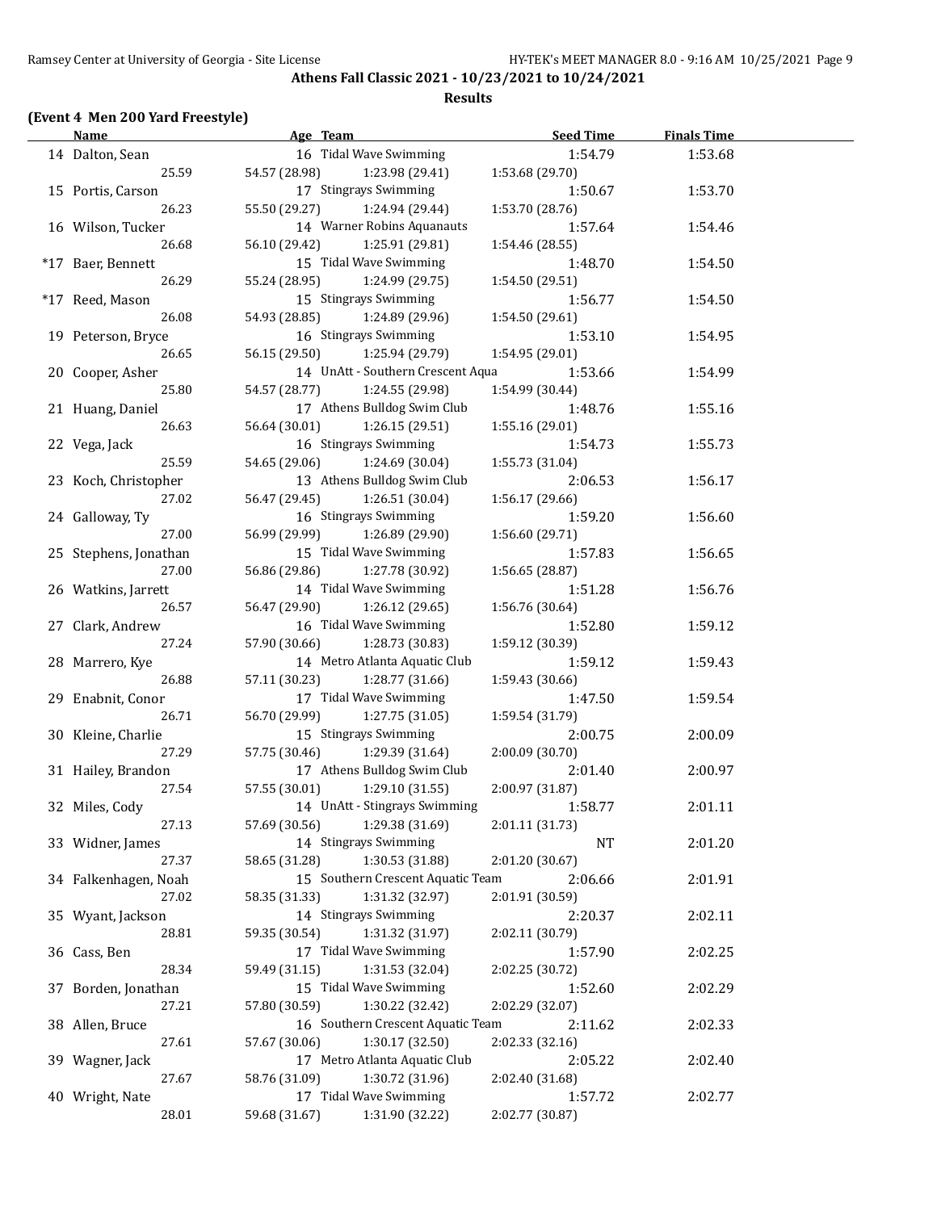**Athens Fall Classic 2021 - 10/23/2021 to 10/24/2021**

**Results**

### (Event 4 Men 200 Yard Freestyle)

| | Name | Age | Team | Seed Time | Finals Time |
|---|---|---|---|---|---|
| 14 | Dalton, Sean | 16 | Tidal Wave Swimming | 1:54.79 | 1:53.68 |
| | 25.59 | 54.57 (28.98) | 1:23.98 (29.41) | 1:53.68 (29.70) | |
| 15 | Portis, Carson | 17 | Stingrays Swimming | 1:50.67 | 1:53.70 |
| | 26.23 | 55.50 (29.27) | 1:24.94 (29.44) | 1:53.70 (28.76) | |
| 16 | Wilson, Tucker | 14 | Warner Robins Aquanauts | 1:57.64 | 1:54.46 |
| | 26.68 | 56.10 (29.42) | 1:25.91 (29.81) | 1:54.46 (28.55) | |
| *17 | Baer, Bennett | 15 | Tidal Wave Swimming | 1:48.70 | 1:54.50 |
| | 26.29 | 55.24 (28.95) | 1:24.99 (29.75) | 1:54.50 (29.51) | |
| *17 | Reed, Mason | 15 | Stingrays Swimming | 1:56.77 | 1:54.50 |
| | 26.08 | 54.93 (28.85) | 1:24.89 (29.96) | 1:54.50 (29.61) | |
| 19 | Peterson, Bryce | 16 | Stingrays Swimming | 1:53.10 | 1:54.95 |
| | 26.65 | 56.15 (29.50) | 1:25.94 (29.79) | 1:54.95 (29.01) | |
| 20 | Cooper, Asher | 14 | UnAtt - Southern Crescent Aqua | 1:53.66 | 1:54.99 |
| | 25.80 | 54.57 (28.77) | 1:24.55 (29.98) | 1:54.99 (30.44) | |
| 21 | Huang, Daniel | 17 | Athens Bulldog Swim Club | 1:48.76 | 1:55.16 |
| | 26.63 | 56.64 (30.01) | 1:26.15 (29.51) | 1:55.16 (29.01) | |
| 22 | Vega, Jack | 16 | Stingrays Swimming | 1:54.73 | 1:55.73 |
| | 25.59 | 54.65 (29.06) | 1:24.69 (30.04) | 1:55.73 (31.04) | |
| 23 | Koch, Christopher | 13 | Athens Bulldog Swim Club | 2:06.53 | 1:56.17 |
| | 27.02 | 56.47 (29.45) | 1:26.51 (30.04) | 1:56.17 (29.66) | |
| 24 | Galloway, Ty | 16 | Stingrays Swimming | 1:59.20 | 1:56.60 |
| | 27.00 | 56.99 (29.99) | 1:26.89 (29.90) | 1:56.60 (29.71) | |
| 25 | Stephens, Jonathan | 15 | Tidal Wave Swimming | 1:57.83 | 1:56.65 |
| | 27.00 | 56.86 (29.86) | 1:27.78 (30.92) | 1:56.65 (28.87) | |
| 26 | Watkins, Jarrett | 14 | Tidal Wave Swimming | 1:51.28 | 1:56.76 |
| | 26.57 | 56.47 (29.90) | 1:26.12 (29.65) | 1:56.76 (30.64) | |
| 27 | Clark, Andrew | 16 | Tidal Wave Swimming | 1:52.80 | 1:59.12 |
| | 27.24 | 57.90 (30.66) | 1:28.73 (30.83) | 1:59.12 (30.39) | |
| 28 | Marrero, Kye | 14 | Metro Atlanta Aquatic Club | 1:59.12 | 1:59.43 |
| | 26.88 | 57.11 (30.23) | 1:28.77 (31.66) | 1:59.43 (30.66) | |
| 29 | Enabnit, Conor | 17 | Tidal Wave Swimming | 1:47.50 | 1:59.54 |
| | 26.71 | 56.70 (29.99) | 1:27.75 (31.05) | 1:59.54 (31.79) | |
| 30 | Kleine, Charlie | 15 | Stingrays Swimming | 2:00.75 | 2:00.09 |
| | 27.29 | 57.75 (30.46) | 1:29.39 (31.64) | 2:00.09 (30.70) | |
| 31 | Hailey, Brandon | 17 | Athens Bulldog Swim Club | 2:01.40 | 2:00.97 |
| | 27.54 | 57.55 (30.01) | 1:29.10 (31.55) | 2:00.97 (31.87) | |
| 32 | Miles, Cody | 14 | UnAtt - Stingrays Swimming | 1:58.77 | 2:01.11 |
| | 27.13 | 57.69 (30.56) | 1:29.38 (31.69) | 2:01.11 (31.73) | |
| 33 | Widner, James | 14 | Stingrays Swimming | NT | 2:01.20 |
| | 27.37 | 58.65 (31.28) | 1:30.53 (31.88) | 2:01.20 (30.67) | |
| 34 | Falkenhagen, Noah | 15 | Southern Crescent Aquatic Team | 2:06.66 | 2:01.91 |
| | 27.02 | 58.35 (31.33) | 1:31.32 (32.97) | 2:01.91 (30.59) | |
| 35 | Wyant, Jackson | 14 | Stingrays Swimming | 2:20.37 | 2:02.11 |
| | 28.81 | 59.35 (30.54) | 1:31.32 (31.97) | 2:02.11 (30.79) | |
| 36 | Cass, Ben | 17 | Tidal Wave Swimming | 1:57.90 | 2:02.25 |
| | 28.34 | 59.49 (31.15) | 1:31.53 (32.04) | 2:02.25 (30.72) | |
| 37 | Borden, Jonathan | 15 | Tidal Wave Swimming | 1:52.60 | 2:02.29 |
| | 27.21 | 57.80 (30.59) | 1:30.22 (32.42) | 2:02.29 (32.07) | |
| 38 | Allen, Bruce | 16 | Southern Crescent Aquatic Team | 2:11.62 | 2:02.33 |
| | 27.61 | 57.67 (30.06) | 1:30.17 (32.50) | 2:02.33 (32.16) | |
| 39 | Wagner, Jack | 17 | Metro Atlanta Aquatic Club | 2:05.22 | 2:02.40 |
| | 27.67 | 58.76 (31.09) | 1:30.72 (31.96) | 2:02.40 (31.68) | |
| 40 | Wright, Nate | 17 | Tidal Wave Swimming | 1:57.72 | 2:02.77 |
| | 28.01 | 59.68 (31.67) | 1:31.90 (32.22) | 2:02.77 (30.87) | |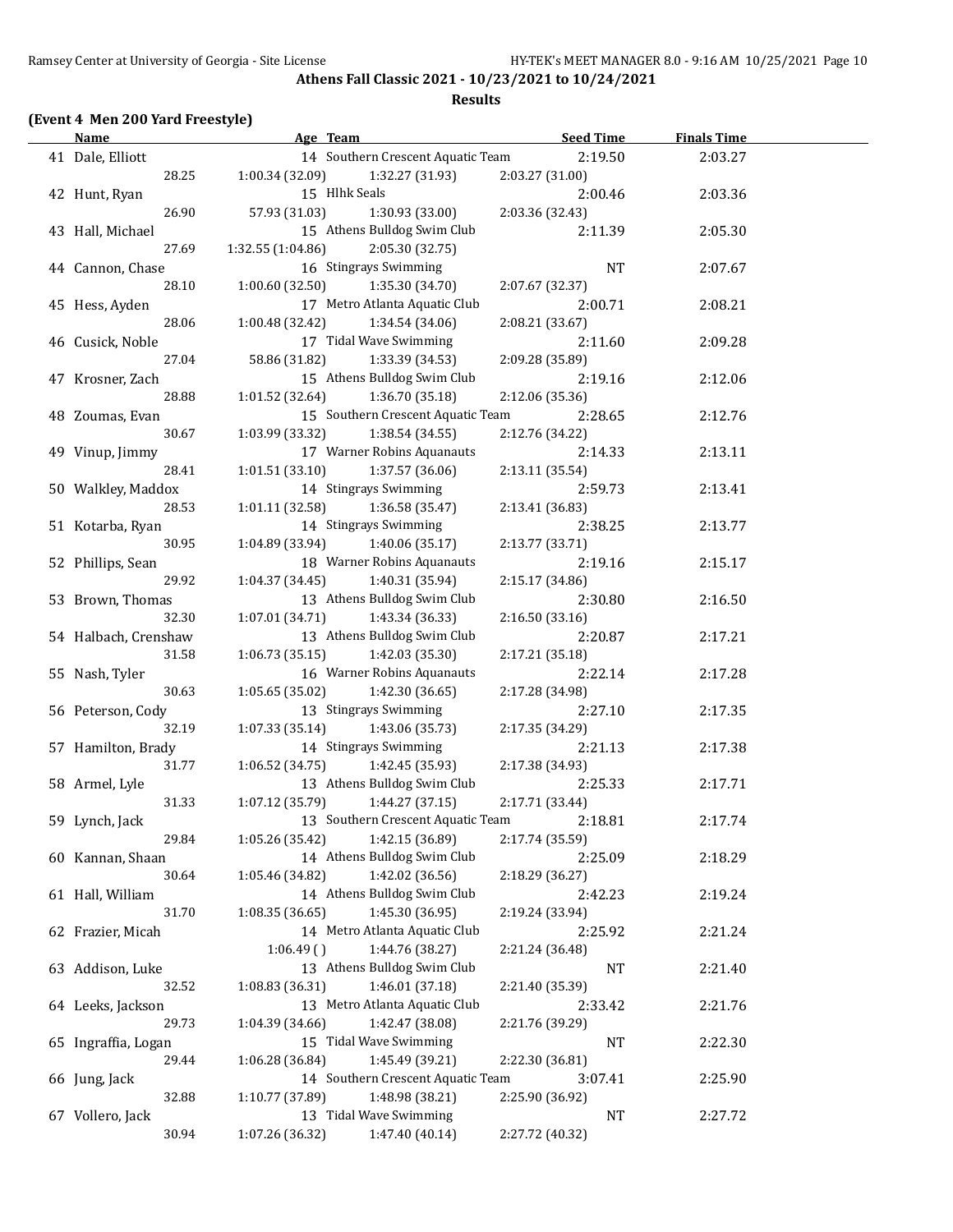**Athens Fall Classic 2021 - 10/23/2021 to 10/24/2021**

**Results**

### (Event 4 Men 200 Yard Freestyle)

| Name | Age | Team | Seed Time | Finals Time |
|---|---|---|---|---|
| 41 Dale, Elliott | 14 | Southern Crescent Aquatic Team | 2:19.50 | 2:03.27 |
| 28.25 | 1:00.34 (32.09) | 1:32.27 (31.93) | 2:03.27 (31.00) | |
| 42 Hunt, Ryan | 15 | Hlhk Seals | 2:00.46 | 2:03.36 |
| 26.90 | 57.93 (31.03) | 1:30.93 (33.00) | 2:03.36 (32.43) | |
| 43 Hall, Michael | 15 | Athens Bulldog Swim Club | 2:11.39 | 2:05.30 |
| 27.69 | 1:32.55 (1:04.86) | 2:05.30 (32.75) | | |
| 44 Cannon, Chase | 16 | Stingrays Swimming | NT | 2:07.67 |
| 28.10 | 1:00.60 (32.50) | 1:35.30 (34.70) | 2:07.67 (32.37) | |
| 45 Hess, Ayden | 17 | Metro Atlanta Aquatic Club | 2:00.71 | 2:08.21 |
| 28.06 | 1:00.48 (32.42) | 1:34.54 (34.06) | 2:08.21 (33.67) | |
| 46 Cusick, Noble | 17 | Tidal Wave Swimming | 2:11.60 | 2:09.28 |
| 27.04 | 58.86 (31.82) | 1:33.39 (34.53) | 2:09.28 (35.89) | |
| 47 Krosner, Zach | 15 | Athens Bulldog Swim Club | 2:19.16 | 2:12.06 |
| 28.88 | 1:01.52 (32.64) | 1:36.70 (35.18) | 2:12.06 (35.36) | |
| 48 Zoumas, Evan | 15 | Southern Crescent Aquatic Team | 2:28.65 | 2:12.76 |
| 30.67 | 1:03.99 (33.32) | 1:38.54 (34.55) | 2:12.76 (34.22) | |
| 49 Vinup, Jimmy | 17 | Warner Robins Aquanauts | 2:14.33 | 2:13.11 |
| 28.41 | 1:01.51 (33.10) | 1:37.57 (36.06) | 2:13.11 (35.54) | |
| 50 Walkley, Maddox | 14 | Stingrays Swimming | 2:59.73 | 2:13.41 |
| 28.53 | 1:01.11 (32.58) | 1:36.58 (35.47) | 2:13.41 (36.83) | |
| 51 Kotarba, Ryan | 14 | Stingrays Swimming | 2:38.25 | 2:13.77 |
| 30.95 | 1:04.89 (33.94) | 1:40.06 (35.17) | 2:13.77 (33.71) | |
| 52 Phillips, Sean | 18 | Warner Robins Aquanauts | 2:19.16 | 2:15.17 |
| 29.92 | 1:04.37 (34.45) | 1:40.31 (35.94) | 2:15.17 (34.86) | |
| 53 Brown, Thomas | 13 | Athens Bulldog Swim Club | 2:30.80 | 2:16.50 |
| 32.30 | 1:07.01 (34.71) | 1:43.34 (36.33) | 2:16.50 (33.16) | |
| 54 Halbach, Crenshaw | 13 | Athens Bulldog Swim Club | 2:20.87 | 2:17.21 |
| 31.58 | 1:06.73 (35.15) | 1:42.03 (35.30) | 2:17.21 (35.18) | |
| 55 Nash, Tyler | 16 | Warner Robins Aquanauts | 2:22.14 | 2:17.28 |
| 30.63 | 1:05.65 (35.02) | 1:42.30 (36.65) | 2:17.28 (34.98) | |
| 56 Peterson, Cody | 13 | Stingrays Swimming | 2:27.10 | 2:17.35 |
| 32.19 | 1:07.33 (35.14) | 1:43.06 (35.73) | 2:17.35 (34.29) | |
| 57 Hamilton, Brady | 14 | Stingrays Swimming | 2:21.13 | 2:17.38 |
| 31.77 | 1:06.52 (34.75) | 1:42.45 (35.93) | 2:17.38 (34.93) | |
| 58 Armel, Lyle | 13 | Athens Bulldog Swim Club | 2:25.33 | 2:17.71 |
| 31.33 | 1:07.12 (35.79) | 1:44.27 (37.15) | 2:17.71 (33.44) | |
| 59 Lynch, Jack | 13 | Southern Crescent Aquatic Team | 2:18.81 | 2:17.74 |
| 29.84 | 1:05.26 (35.42) | 1:42.15 (36.89) | 2:17.74 (35.59) | |
| 60 Kannan, Shaan | 14 | Athens Bulldog Swim Club | 2:25.09 | 2:18.29 |
| 30.64 | 1:05.46 (34.82) | 1:42.02 (36.56) | 2:18.29 (36.27) | |
| 61 Hall, William | 14 | Athens Bulldog Swim Club | 2:42.23 | 2:19.24 |
| 31.70 | 1:08.35 (36.65) | 1:45.30 (36.95) | 2:19.24 (33.94) | |
| 62 Frazier, Micah | 14 | Metro Atlanta Aquatic Club | 2:25.92 | 2:21.24 |
| | 1:06.49 ( ) | 1:44.76 (38.27) | 2:21.24 (36.48) | |
| 63 Addison, Luke | 13 | Athens Bulldog Swim Club | NT | 2:21.40 |
| 32.52 | 1:08.83 (36.31) | 1:46.01 (37.18) | 2:21.40 (35.39) | |
| 64 Leeks, Jackson | 13 | Metro Atlanta Aquatic Club | 2:33.42 | 2:21.76 |
| 29.73 | 1:04.39 (34.66) | 1:42.47 (38.08) | 2:21.76 (39.29) | |
| 65 Ingraffia, Logan | 15 | Tidal Wave Swimming | NT | 2:22.30 |
| 29.44 | 1:06.28 (36.84) | 1:45.49 (39.21) | 2:22.30 (36.81) | |
| 66 Jung, Jack | 14 | Southern Crescent Aquatic Team | 3:07.41 | 2:25.90 |
| 32.88 | 1:10.77 (37.89) | 1:48.98 (38.21) | 2:25.90 (36.92) | |
| 67 Vollero, Jack | 13 | Tidal Wave Swimming | NT | 2:27.72 |
| 30.94 | 1:07.26 (36.32) | 1:47.40 (40.14) | 2:27.72 (40.32) | |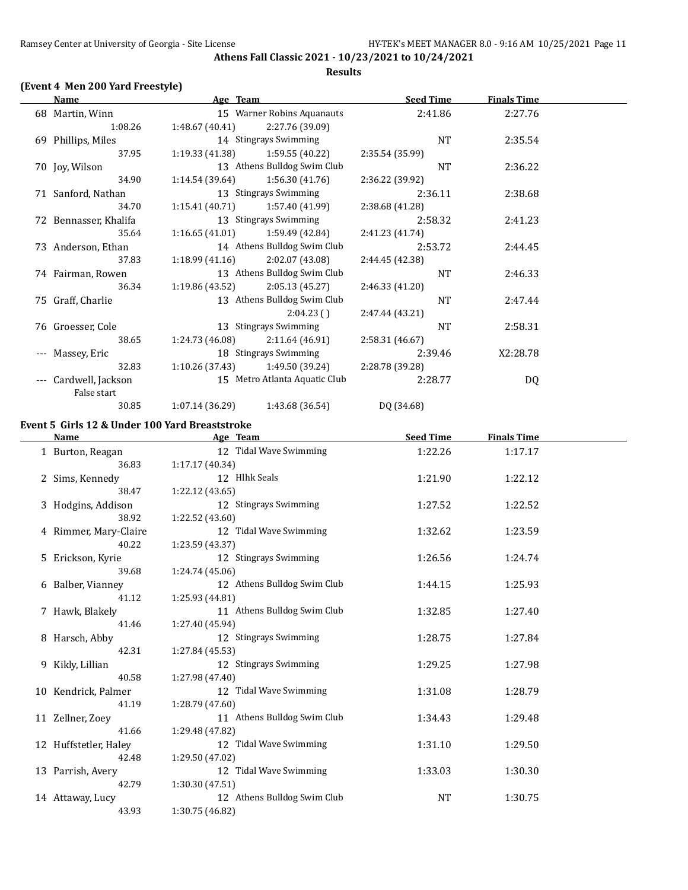**Athens Fall Classic 2021 - 10/23/2021 to 10/24/2021**

**Results**

### (Event 4 Men 200 Yard Freestyle)

| | Name | Age | Team | Seed Time | Finals Time |
|---|---|---|---|---|---|
| 68 | Martin, Winn | 15 | Warner Robins Aquanauts | 2:41.86 | 2:27.76 |
| | 1:08.26 | 1:48.67 (40.41) | 2:27.76 (39.09) | | |
| 69 | Phillips, Miles | 14 | Stingrays Swimming | NT | 2:35.54 |
| | 37.95 | 1:19.33 (41.38) | 1:59.55 (40.22) | 2:35.54 (35.99) | |
| 70 | Joy, Wilson | 13 | Athens Bulldog Swim Club | NT | 2:36.22 |
| | 34.90 | 1:14.54 (39.64) | 1:56.30 (41.76) | 2:36.22 (39.92) | |
| 71 | Sanford, Nathan | 13 | Stingrays Swimming | 2:36.11 | 2:38.68 |
| | 34.70 | 1:15.41 (40.71) | 1:57.40 (41.99) | 2:38.68 (41.28) | |
| 72 | Bennasser, Khalifa | 13 | Stingrays Swimming | 2:58.32 | 2:41.23 |
| | 35.64 | 1:16.65 (41.01) | 1:59.49 (42.84) | 2:41.23 (41.74) | |
| 73 | Anderson, Ethan | 14 | Athens Bulldog Swim Club | 2:53.72 | 2:44.45 |
| | 37.83 | 1:18.99 (41.16) | 2:02.07 (43.08) | 2:44.45 (42.38) | |
| 74 | Fairman, Rowen | 13 | Athens Bulldog Swim Club | NT | 2:46.33 |
| | 36.34 | 1:19.86 (43.52) | 2:05.13 (45.27) | 2:46.33 (41.20) | |
| 75 | Graff, Charlie | 13 | Athens Bulldog Swim Club | NT | 2:47.44 |
| | | | 2:04.23 ( ) | 2:47.44 (43.21) | |
| 76 | Groesser, Cole | 13 | Stingrays Swimming | NT | 2:58.31 |
| | 38.65 | 1:24.73 (46.08) | 2:11.64 (46.91) | 2:58.31 (46.67) | |
| --- | Massey, Eric | 18 | Stingrays Swimming | 2:39.46 | X2:28.78 |
| | 32.83 | 1:10.26 (37.43) | 1:49.50 (39.24) | 2:28.78 (39.28) | |
| --- | Cardwell, Jackson | 15 | Metro Atlanta Aquatic Club | 2:28.77 | DQ |
| | False start | | | | |
| | 30.85 | 1:07.14 (36.29) | 1:43.68 (36.54) | DQ (34.68) | |

### Event 5 Girls 12 & Under 100 Yard Breaststroke

| | Name | Age | Team | Seed Time | Finals Time |
|---|---|---|---|---|---|
| 1 | Burton, Reagan | 12 | Tidal Wave Swimming | 1:22.26 | 1:17.17 |
| | 36.83 | 1:17.17 (40.34) | | | |
| 2 | Sims, Kennedy | 12 | Hlhk Seals | 1:21.90 | 1:22.12 |
| | 38.47 | 1:22.12 (43.65) | | | |
| 3 | Hodgins, Addison | 12 | Stingrays Swimming | 1:27.52 | 1:22.52 |
| | 38.92 | 1:22.52 (43.60) | | | |
| 4 | Rimmer, Mary-Claire | 12 | Tidal Wave Swimming | 1:32.62 | 1:23.59 |
| | 40.22 | 1:23.59 (43.37) | | | |
| 5 | Erickson, Kyrie | 12 | Stingrays Swimming | 1:26.56 | 1:24.74 |
| | 39.68 | 1:24.74 (45.06) | | | |
| 6 | Balber, Vianney | 12 | Athens Bulldog Swim Club | 1:44.15 | 1:25.93 |
| | 41.12 | 1:25.93 (44.81) | | | |
| 7 | Hawk, Blakely | 11 | Athens Bulldog Swim Club | 1:32.85 | 1:27.40 |
| | 41.46 | 1:27.40 (45.94) | | | |
| 8 | Harsch, Abby | 12 | Stingrays Swimming | 1:28.75 | 1:27.84 |
| | 42.31 | 1:27.84 (45.53) | | | |
| 9 | Kikly, Lillian | 12 | Stingrays Swimming | 1:29.25 | 1:27.98 |
| | 40.58 | 1:27.98 (47.40) | | | |
| 10 | Kendrick, Palmer | 12 | Tidal Wave Swimming | 1:31.08 | 1:28.79 |
| | 41.19 | 1:28.79 (47.60) | | | |
| 11 | Zellner, Zoey | 11 | Athens Bulldog Swim Club | 1:34.43 | 1:29.48 |
| | 41.66 | 1:29.48 (47.82) | | | |
| 12 | Huffstetler, Haley | 12 | Tidal Wave Swimming | 1:31.10 | 1:29.50 |
| | 42.48 | 1:29.50 (47.02) | | | |
| 13 | Parrish, Avery | 12 | Tidal Wave Swimming | 1:33.03 | 1:30.30 |
| | 42.79 | 1:30.30 (47.51) | | | |
| 14 | Attaway, Lucy | 12 | Athens Bulldog Swim Club | NT | 1:30.75 |
| | 43.93 | 1:30.75 (46.82) | | | |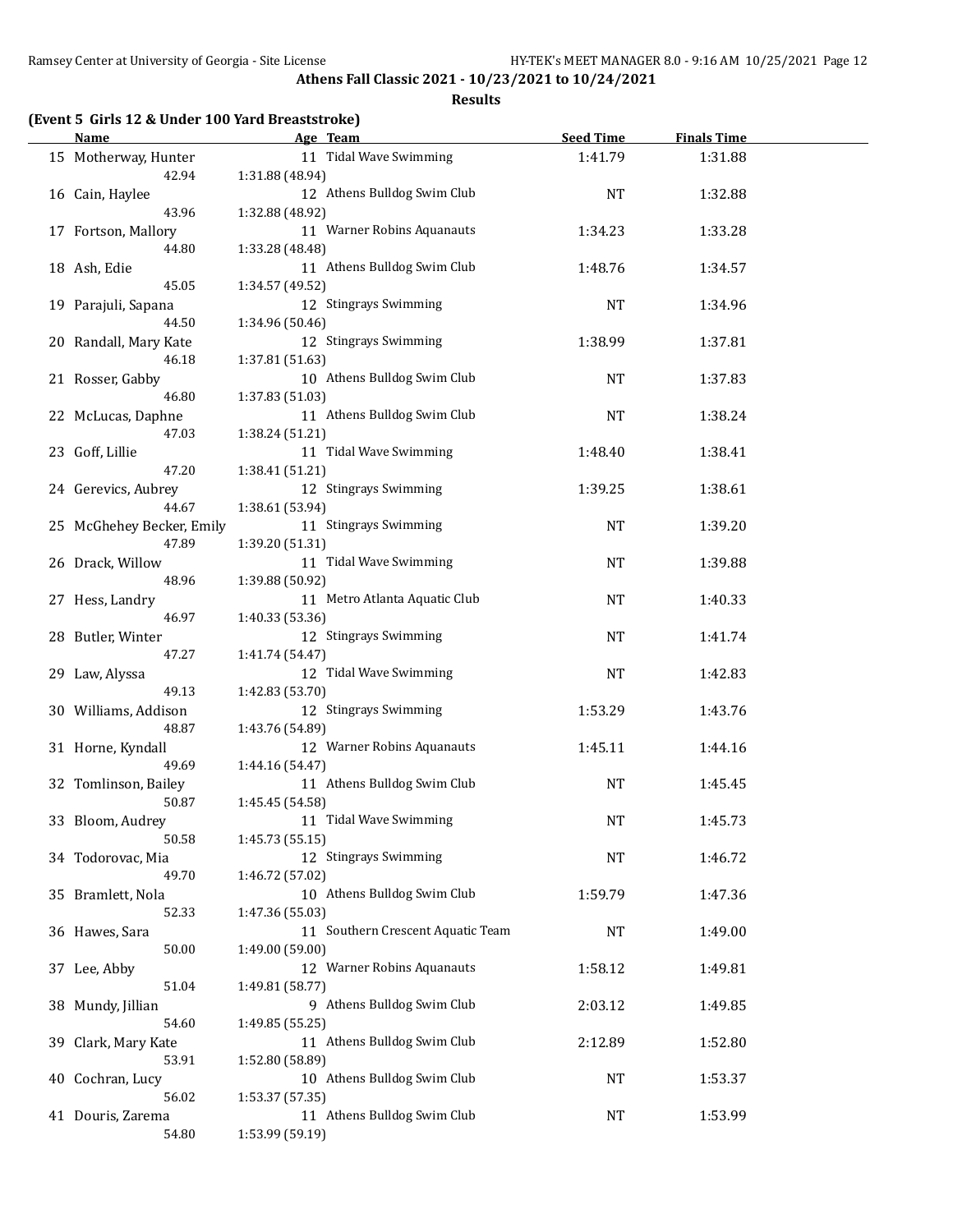**Athens Fall Classic 2021 - 10/23/2021 to 10/24/2021**

**Results**

**(Event 5 Girls 12 & Under 100 Yard Breaststroke)**

| | Name | Age | Team | Seed Time | Finals Time |
|---|---|---|---|---|---|
| 15 | Motherway, Hunter | 11 | Tidal Wave Swimming | 1:41.79 | 1:31.88 |
| | 42.94 | 1:31.88 (48.94) | | | |
| 16 | Cain, Haylee | 12 | Athens Bulldog Swim Club | NT | 1:32.88 |
| | 43.96 | 1:32.88 (48.92) | | | |
| 17 | Fortson, Mallory | 11 | Warner Robins Aquanauts | 1:34.23 | 1:33.28 |
| | 44.80 | 1:33.28 (48.48) | | | |
| 18 | Ash, Edie | 11 | Athens Bulldog Swim Club | 1:48.76 | 1:34.57 |
| | 45.05 | 1:34.57 (49.52) | | | |
| 19 | Parajuli, Sapana | 12 | Stingrays Swimming | NT | 1:34.96 |
| | 44.50 | 1:34.96 (50.46) | | | |
| 20 | Randall, Mary Kate | 12 | Stingrays Swimming | 1:38.99 | 1:37.81 |
| | 46.18 | 1:37.81 (51.63) | | | |
| 21 | Rosser, Gabby | 10 | Athens Bulldog Swim Club | NT | 1:37.83 |
| | 46.80 | 1:37.83 (51.03) | | | |
| 22 | McLucas, Daphne | 11 | Athens Bulldog Swim Club | NT | 1:38.24 |
| | 47.03 | 1:38.24 (51.21) | | | |
| 23 | Goff, Lillie | 11 | Tidal Wave Swimming | 1:48.40 | 1:38.41 |
| | 47.20 | 1:38.41 (51.21) | | | |
| 24 | Gerevics, Aubrey | 12 | Stingrays Swimming | 1:39.25 | 1:38.61 |
| | 44.67 | 1:38.61 (53.94) | | | |
| 25 | McGhehey Becker, Emily | 11 | Stingrays Swimming | NT | 1:39.20 |
| | 47.89 | 1:39.20 (51.31) | | | |
| 26 | Drack, Willow | 11 | Tidal Wave Swimming | NT | 1:39.88 |
| | 48.96 | 1:39.88 (50.92) | | | |
| 27 | Hess, Landry | 11 | Metro Atlanta Aquatic Club | NT | 1:40.33 |
| | 46.97 | 1:40.33 (53.36) | | | |
| 28 | Butler, Winter | 12 | Stingrays Swimming | NT | 1:41.74 |
| | 47.27 | 1:41.74 (54.47) | | | |
| 29 | Law, Alyssa | 12 | Tidal Wave Swimming | NT | 1:42.83 |
| | 49.13 | 1:42.83 (53.70) | | | |
| 30 | Williams, Addison | 12 | Stingrays Swimming | 1:53.29 | 1:43.76 |
| | 48.87 | 1:43.76 (54.89) | | | |
| 31 | Horne, Kyndall | 12 | Warner Robins Aquanauts | 1:45.11 | 1:44.16 |
| | 49.69 | 1:44.16 (54.47) | | | |
| 32 | Tomlinson, Bailey | 11 | Athens Bulldog Swim Club | NT | 1:45.45 |
| | 50.87 | 1:45.45 (54.58) | | | |
| 33 | Bloom, Audrey | 11 | Tidal Wave Swimming | NT | 1:45.73 |
| | 50.58 | 1:45.73 (55.15) | | | |
| 34 | Todorovac, Mia | 12 | Stingrays Swimming | NT | 1:46.72 |
| | 49.70 | 1:46.72 (57.02) | | | |
| 35 | Bramlett, Nola | 10 | Athens Bulldog Swim Club | 1:59.79 | 1:47.36 |
| | 52.33 | 1:47.36 (55.03) | | | |
| 36 | Hawes, Sara | 11 | Southern Crescent Aquatic Team | NT | 1:49.00 |
| | 50.00 | 1:49.00 (59.00) | | | |
| 37 | Lee, Abby | 12 | Warner Robins Aquanauts | 1:58.12 | 1:49.81 |
| | 51.04 | 1:49.81 (58.77) | | | |
| 38 | Mundy, Jillian | 9 | Athens Bulldog Swim Club | 2:03.12 | 1:49.85 |
| | 54.60 | 1:49.85 (55.25) | | | |
| 39 | Clark, Mary Kate | 11 | Athens Bulldog Swim Club | 2:12.89 | 1:52.80 |
| | 53.91 | 1:52.80 (58.89) | | | |
| 40 | Cochran, Lucy | 10 | Athens Bulldog Swim Club | NT | 1:53.37 |
| | 56.02 | 1:53.37 (57.35) | | | |
| 41 | Douris, Zarema | 11 | Athens Bulldog Swim Club | NT | 1:53.99 |
| | 54.80 | 1:53.99 (59.19) | | | |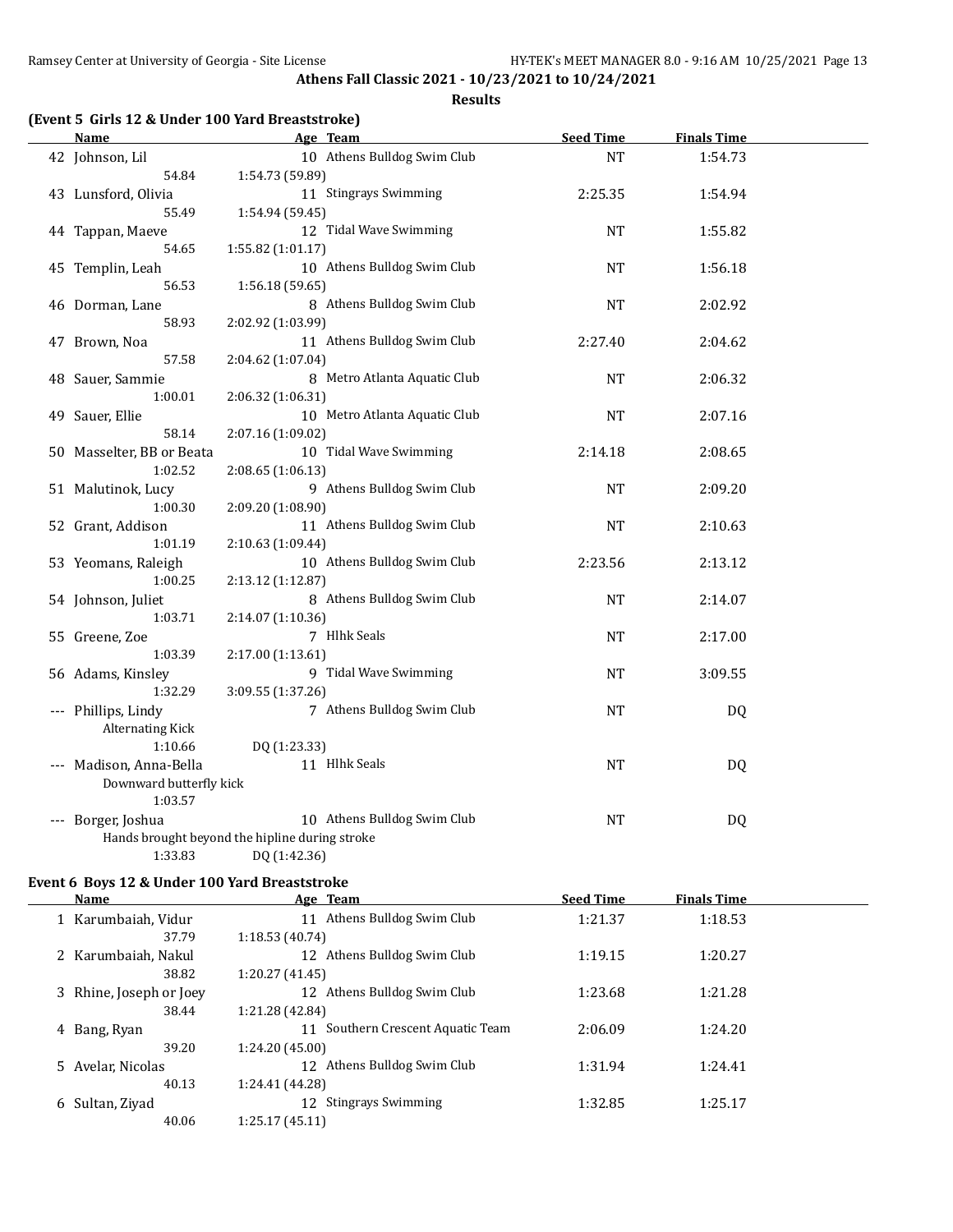**Athens Fall Classic 2021 - 10/23/2021 to 10/24/2021**

**Results**

### (Event 5 Girls 12 & Under 100 Yard Breaststroke)

| | Name | Age | Team | Seed Time | Finals Time |
|---|---|---|---|---|---|
| 42 | Johnson, Lil | 10 | Athens Bulldog Swim Club | NT | 1:54.73 |
| | 54.84 | 1:54.73 (59.89) | | | |
| 43 | Lunsford, Olivia | 11 | Stingrays Swimming | 2:25.35 | 1:54.94 |
| | 55.49 | 1:54.94 (59.45) | | | |
| 44 | Tappan, Maeve | 12 | Tidal Wave Swimming | NT | 1:55.82 |
| | 54.65 | 1:55.82 (1:01.17) | | | |
| 45 | Templin, Leah | 10 | Athens Bulldog Swim Club | NT | 1:56.18 |
| | 56.53 | 1:56.18 (59.65) | | | |
| 46 | Dorman, Lane | 8 | Athens Bulldog Swim Club | NT | 2:02.92 |
| | 58.93 | 2:02.92 (1:03.99) | | | |
| 47 | Brown, Noa | 11 | Athens Bulldog Swim Club | 2:27.40 | 2:04.62 |
| | 57.58 | 2:04.62 (1:07.04) | | | |
| 48 | Sauer, Sammie | 8 | Metro Atlanta Aquatic Club | NT | 2:06.32 |
| | 1:00.01 | 2:06.32 (1:06.31) | | | |
| 49 | Sauer, Ellie | 10 | Metro Atlanta Aquatic Club | NT | 2:07.16 |
| | 58.14 | 2:07.16 (1:09.02) | | | |
| 50 | Masselter, BB or Beata | 10 | Tidal Wave Swimming | 2:14.18 | 2:08.65 |
| | 1:02.52 | 2:08.65 (1:06.13) | | | |
| 51 | Malutinok, Lucy | 9 | Athens Bulldog Swim Club | NT | 2:09.20 |
| | 1:00.30 | 2:09.20 (1:08.90) | | | |
| 52 | Grant, Addison | 11 | Athens Bulldog Swim Club | NT | 2:10.63 |
| | 1:01.19 | 2:10.63 (1:09.44) | | | |
| 53 | Yeomans, Raleigh | 10 | Athens Bulldog Swim Club | 2:23.56 | 2:13.12 |
| | 1:00.25 | 2:13.12 (1:12.87) | | | |
| 54 | Johnson, Juliet | 8 | Athens Bulldog Swim Club | NT | 2:14.07 |
| | 1:03.71 | 2:14.07 (1:10.36) | | | |
| 55 | Greene, Zoe | 7 | Hlhk Seals | NT | 2:17.00 |
| | 1:03.39 | 2:17.00 (1:13.61) | | | |
| 56 | Adams, Kinsley | 9 | Tidal Wave Swimming | NT | 3:09.55 |
| | 1:32.29 | 3:09.55 (1:37.26) | | | |
| --- | Phillips, Lindy | 7 | Athens Bulldog Swim Club | NT | DQ |
| | Alternating Kick | | | | |
| | 1:10.66 | DQ (1:23.33) | | | |
| --- | Madison, Anna-Bella | 11 | Hlhk Seals | NT | DQ |
| | Downward butterfly kick | | | | |
| | 1:03.57 | | | | |
| --- | Borger, Joshua | 10 | Athens Bulldog Swim Club | NT | DQ |
| | Hands brought beyond the hipline during stroke | | | | |
| | 1:33.83 | DQ (1:42.36) | | | |

### Event 6 Boys 12 & Under 100 Yard Breaststroke

| | Name | Age | Team | Seed Time | Finals Time |
|---|---|---|---|---|---|
| 1 | Karumbaiah, Vidur | 11 | Athens Bulldog Swim Club | 1:21.37 | 1:18.53 |
| | 37.79 | 1:18.53 (40.74) | | | |
| 2 | Karumbaiah, Nakul | 12 | Athens Bulldog Swim Club | 1:19.15 | 1:20.27 |
| | 38.82 | 1:20.27 (41.45) | | | |
| 3 | Rhine, Joseph or Joey | 12 | Athens Bulldog Swim Club | 1:23.68 | 1:21.28 |
| | 38.44 | 1:21.28 (42.84) | | | |
| 4 | Bang, Ryan | 11 | Southern Crescent Aquatic Team | 2:06.09 | 1:24.20 |
| | 39.20 | 1:24.20 (45.00) | | | |
| 5 | Avelar, Nicolas | 12 | Athens Bulldog Swim Club | 1:31.94 | 1:24.41 |
| | 40.13 | 1:24.41 (44.28) | | | |
| 6 | Sultan, Ziyad | 12 | Stingrays Swimming | 1:32.85 | 1:25.17 |
| | 40.06 | 1:25.17 (45.11) | | | |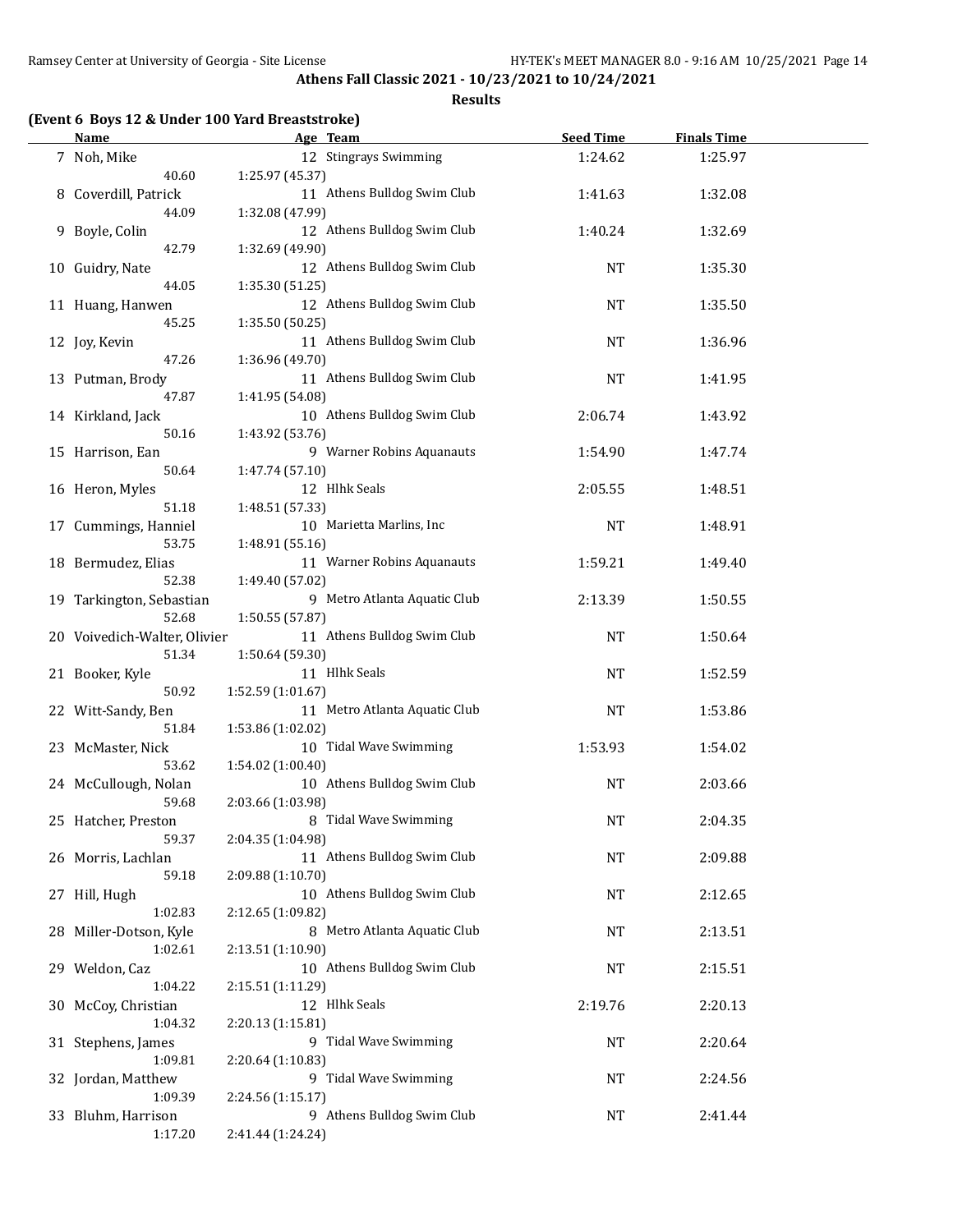**Athens Fall Classic 2021 - 10/23/2021 to 10/24/2021**

**Results**

### (Event 6 Boys 12 & Under 100 Yard Breaststroke)

| | Name | Age | Team | Seed Time | Finals Time |
|---|---|---|---|---|---|
| 7 | Noh, Mike | 12 | Stingrays Swimming | 1:24.62 | 1:25.97 |
| | 40.60 | 1:25.97 (45.37) | | | |
| 8 | Coverdill, Patrick | 11 | Athens Bulldog Swim Club | 1:41.63 | 1:32.08 |
| | 44.09 | 1:32.08 (47.99) | | | |
| 9 | Boyle, Colin | 12 | Athens Bulldog Swim Club | 1:40.24 | 1:32.69 |
| | 42.79 | 1:32.69 (49.90) | | | |
| 10 | Guidry, Nate | 12 | Athens Bulldog Swim Club | NT | 1:35.30 |
| | 44.05 | 1:35.30 (51.25) | | | |
| 11 | Huang, Hanwen | 12 | Athens Bulldog Swim Club | NT | 1:35.50 |
| | 45.25 | 1:35.50 (50.25) | | | |
| 12 | Joy, Kevin | 11 | Athens Bulldog Swim Club | NT | 1:36.96 |
| | 47.26 | 1:36.96 (49.70) | | | |
| 13 | Putman, Brody | 11 | Athens Bulldog Swim Club | NT | 1:41.95 |
| | 47.87 | 1:41.95 (54.08) | | | |
| 14 | Kirkland, Jack | 10 | Athens Bulldog Swim Club | 2:06.74 | 1:43.92 |
| | 50.16 | 1:43.92 (53.76) | | | |
| 15 | Harrison, Ean | 9 | Warner Robins Aquanauts | 1:54.90 | 1:47.74 |
| | 50.64 | 1:47.74 (57.10) | | | |
| 16 | Heron, Myles | 12 | Hlhk Seals | 2:05.55 | 1:48.51 |
| | 51.18 | 1:48.51 (57.33) | | | |
| 17 | Cummings, Hanniel | 10 | Marietta Marlins, Inc | NT | 1:48.91 |
| | 53.75 | 1:48.91 (55.16) | | | |
| 18 | Bermudez, Elias | 11 | Warner Robins Aquanauts | 1:59.21 | 1:49.40 |
| | 52.38 | 1:49.40 (57.02) | | | |
| 19 | Tarkington, Sebastian | 9 | Metro Atlanta Aquatic Club | 2:13.39 | 1:50.55 |
| | 52.68 | 1:50.55 (57.87) | | | |
| 20 | Voivedich-Walter, Olivier | 11 | Athens Bulldog Swim Club | NT | 1:50.64 |
| | 51.34 | 1:50.64 (59.30) | | | |
| 21 | Booker, Kyle | 11 | Hlhk Seals | NT | 1:52.59 |
| | 50.92 | 1:52.59 (1:01.67) | | | |
| 22 | Witt-Sandy, Ben | 11 | Metro Atlanta Aquatic Club | NT | 1:53.86 |
| | 51.84 | 1:53.86 (1:02.02) | | | |
| 23 | McMaster, Nick | 10 | Tidal Wave Swimming | 1:53.93 | 1:54.02 |
| | 53.62 | 1:54.02 (1:00.40) | | | |
| 24 | McCullough, Nolan | 10 | Athens Bulldog Swim Club | NT | 2:03.66 |
| | 59.68 | 2:03.66 (1:03.98) | | | |
| 25 | Hatcher, Preston | 8 | Tidal Wave Swimming | NT | 2:04.35 |
| | 59.37 | 2:04.35 (1:04.98) | | | |
| 26 | Morris, Lachlan | 11 | Athens Bulldog Swim Club | NT | 2:09.88 |
| | 59.18 | 2:09.88 (1:10.70) | | | |
| 27 | Hill, Hugh | 10 | Athens Bulldog Swim Club | NT | 2:12.65 |
| | 1:02.83 | 2:12.65 (1:09.82) | | | |
| 28 | Miller-Dotson, Kyle | 8 | Metro Atlanta Aquatic Club | NT | 2:13.51 |
| | 1:02.61 | 2:13.51 (1:10.90) | | | |
| 29 | Weldon, Caz | 10 | Athens Bulldog Swim Club | NT | 2:15.51 |
| | 1:04.22 | 2:15.51 (1:11.29) | | | |
| 30 | McCoy, Christian | 12 | Hlhk Seals | 2:19.76 | 2:20.13 |
| | 1:04.32 | 2:20.13 (1:15.81) | | | |
| 31 | Stephens, James | 9 | Tidal Wave Swimming | NT | 2:20.64 |
| | 1:09.81 | 2:20.64 (1:10.83) | | | |
| 32 | Jordan, Matthew | 9 | Tidal Wave Swimming | NT | 2:24.56 |
| | 1:09.39 | 2:24.56 (1:15.17) | | | |
| 33 | Bluhm, Harrison | 9 | Athens Bulldog Swim Club | NT | 2:41.44 |
| | 1:17.20 | 2:41.44 (1:24.24) | | | |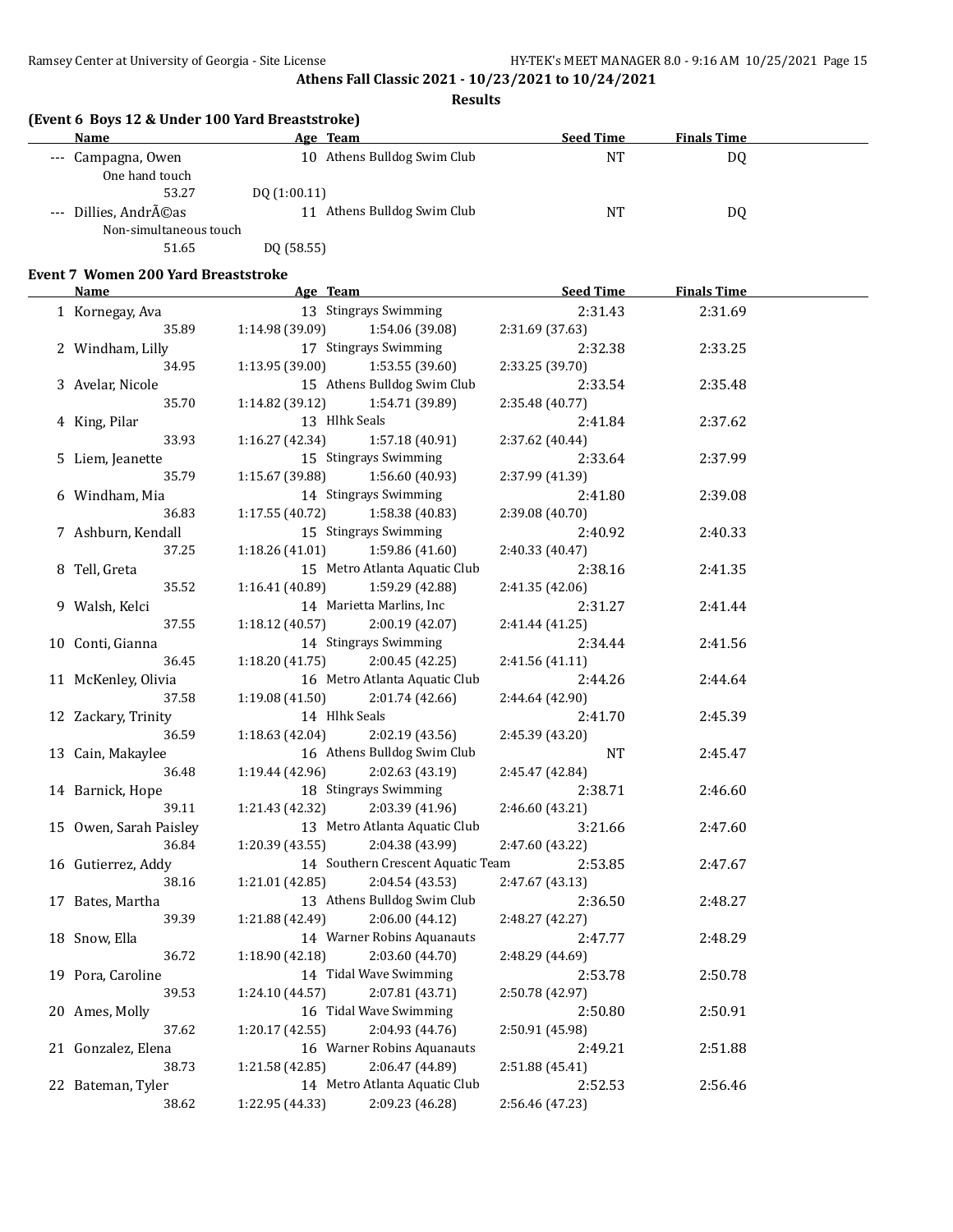**Athens Fall Classic 2021 - 10/23/2021 to 10/24/2021**

**Results**

### (Event 6 Boys 12 & Under 100 Yard Breaststroke)

| Name | Age | Team | Seed Time | Finals Time |
|---|---|---|---|---|
| --- Campagna, Owen | 10 | Athens Bulldog Swim Club | NT | DQ |
| One hand touch | | | | |
| 53.27 DQ (1:00.11) | | | | |
| --- Dillies, AndrÃ©as | 11 | Athens Bulldog Swim Club | NT | DQ |
| Non-simultaneous touch | | | | |
| 51.65 DQ (58.55) | | | | |

### Event 7 Women 200 Yard Breaststroke

| Name | Age | Team | Seed Time | Finals Time |
|---|---|---|---|---|
| 1 Kornegay, Ava | 13 | Stingrays Swimming | 2:31.43 | 2:31.69 |
| 35.89 1:14.98 (39.09) 1:54.06 (39.08) 2:31.69 (37.63) | | | | |
| 2 Windham, Lilly | 17 | Stingrays Swimming | 2:32.38 | 2:33.25 |
| 34.95 1:13.95 (39.00) 1:53.55 (39.60) 2:33.25 (39.70) | | | | |
| 3 Avelar, Nicole | 15 | Athens Bulldog Swim Club | 2:33.54 | 2:35.48 |
| 35.70 1:14.82 (39.12) 1:54.71 (39.89) 2:35.48 (40.77) | | | | |
| 4 King, Pilar | 13 | Hlhk Seals | 2:41.84 | 2:37.62 |
| 33.93 1:16.27 (42.34) 1:57.18 (40.91) 2:37.62 (40.44) | | | | |
| 5 Liem, Jeanette | 15 | Stingrays Swimming | 2:33.64 | 2:37.99 |
| 35.79 1:15.67 (39.88) 1:56.60 (40.93) 2:37.99 (41.39) | | | | |
| 6 Windham, Mia | 14 | Stingrays Swimming | 2:41.80 | 2:39.08 |
| 36.83 1:17.55 (40.72) 1:58.38 (40.83) 2:39.08 (40.70) | | | | |
| 7 Ashburn, Kendall | 15 | Stingrays Swimming | 2:40.92 | 2:40.33 |
| 37.25 1:18.26 (41.01) 1:59.86 (41.60) 2:40.33 (40.47) | | | | |
| 8 Tell, Greta | 15 | Metro Atlanta Aquatic Club | 2:38.16 | 2:41.35 |
| 35.52 1:16.41 (40.89) 1:59.29 (42.88) 2:41.35 (42.06) | | | | |
| 9 Walsh, Kelci | 14 | Marietta Marlins, Inc | 2:31.27 | 2:41.44 |
| 37.55 1:18.12 (40.57) 2:00.19 (42.07) 2:41.44 (41.25) | | | | |
| 10 Conti, Gianna | 14 | Stingrays Swimming | 2:34.44 | 2:41.56 |
| 36.45 1:18.20 (41.75) 2:00.45 (42.25) 2:41.56 (41.11) | | | | |
| 11 McKenley, Olivia | 16 | Metro Atlanta Aquatic Club | 2:44.26 | 2:44.64 |
| 37.58 1:19.08 (41.50) 2:01.74 (42.66) 2:44.64 (42.90) | | | | |
| 12 Zackary, Trinity | 14 | Hlhk Seals | 2:41.70 | 2:45.39 |
| 36.59 1:18.63 (42.04) 2:02.19 (43.56) 2:45.39 (43.20) | | | | |
| 13 Cain, Makaylee | 16 | Athens Bulldog Swim Club | NT | 2:45.47 |
| 36.48 1:19.44 (42.96) 2:02.63 (43.19) 2:45.47 (42.84) | | | | |
| 14 Barnick, Hope | 18 | Stingrays Swimming | 2:38.71 | 2:46.60 |
| 39.11 1:21.43 (42.32) 2:03.39 (41.96) 2:46.60 (43.21) | | | | |
| 15 Owen, Sarah Paisley | 13 | Metro Atlanta Aquatic Club | 3:21.66 | 2:47.60 |
| 36.84 1:20.39 (43.55) 2:04.38 (43.99) 2:47.60 (43.22) | | | | |
| 16 Gutierrez, Addy | 14 | Southern Crescent Aquatic Team | 2:53.85 | 2:47.67 |
| 38.16 1:21.01 (42.85) 2:04.54 (43.53) 2:47.67 (43.13) | | | | |
| 17 Bates, Martha | 13 | Athens Bulldog Swim Club | 2:36.50 | 2:48.27 |
| 39.39 1:21.88 (42.49) 2:06.00 (44.12) 2:48.27 (42.27) | | | | |
| 18 Snow, Ella | 14 | Warner Robins Aquanauts | 2:47.77 | 2:48.29 |
| 36.72 1:18.90 (42.18) 2:03.60 (44.70) 2:48.29 (44.69) | | | | |
| 19 Pora, Caroline | 14 | Tidal Wave Swimming | 2:53.78 | 2:50.78 |
| 39.53 1:24.10 (44.57) 2:07.81 (43.71) 2:50.78 (42.97) | | | | |
| 20 Ames, Molly | 16 | Tidal Wave Swimming | 2:50.80 | 2:50.91 |
| 37.62 1:20.17 (42.55) 2:04.93 (44.76) 2:50.91 (45.98) | | | | |
| 21 Gonzalez, Elena | 16 | Warner Robins Aquanauts | 2:49.21 | 2:51.88 |
| 38.73 1:21.58 (42.85) 2:06.47 (44.89) 2:51.88 (45.41) | | | | |
| 22 Bateman, Tyler | 14 | Metro Atlanta Aquatic Club | 2:52.53 | 2:56.46 |
| 38.62 1:22.95 (44.33) 2:09.23 (46.28) 2:56.46 (47.23) | | | | |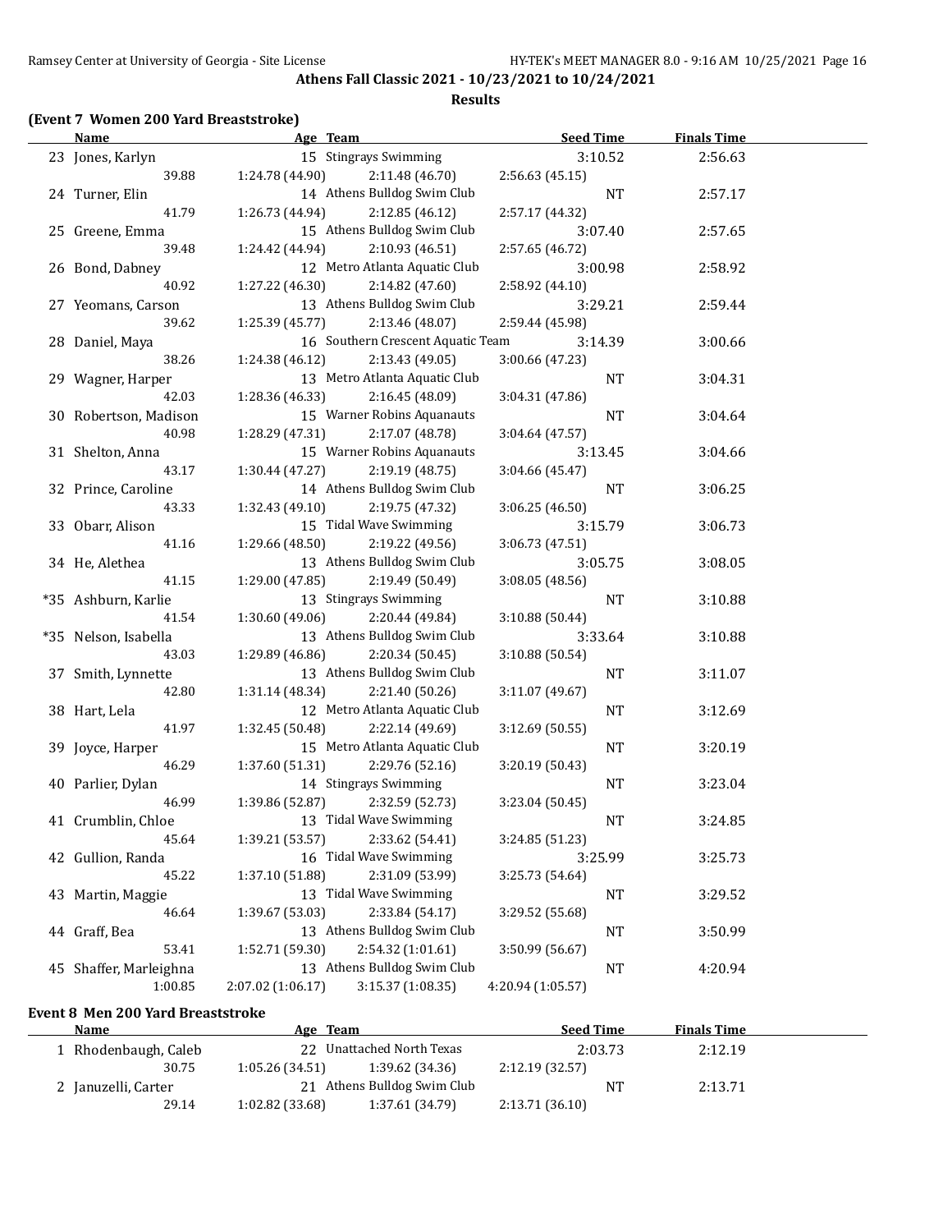**Athens Fall Classic 2021 - 10/23/2021 to 10/24/2021**

**Results**

### (Event 7 Women 200 Yard Breaststroke)

| Name | Age | Team | Seed Time | Finals Time |
|---|---|---|---|---|
| 23 Jones, Karlyn | 15 | Stingrays Swimming | 3:10.52 | 2:56.63 |
| 39.88 | 1:24.78 (44.90) | 2:11.48 (46.70) | 2:56.63 (45.15) | |
| 24 Turner, Elin | 14 | Athens Bulldog Swim Club | NT | 2:57.17 |
| 41.79 | 1:26.73 (44.94) | 2:12.85 (46.12) | 2:57.17 (44.32) | |
| 25 Greene, Emma | 15 | Athens Bulldog Swim Club | 3:07.40 | 2:57.65 |
| 39.48 | 1:24.42 (44.94) | 2:10.93 (46.51) | 2:57.65 (46.72) | |
| 26 Bond, Dabney | 12 | Metro Atlanta Aquatic Club | 3:00.98 | 2:58.92 |
| 40.92 | 1:27.22 (46.30) | 2:14.82 (47.60) | 2:58.92 (44.10) | |
| 27 Yeomans, Carson | 13 | Athens Bulldog Swim Club | 3:29.21 | 2:59.44 |
| 39.62 | 1:25.39 (45.77) | 2:13.46 (48.07) | 2:59.44 (45.98) | |
| 28 Daniel, Maya | 16 | Southern Crescent Aquatic Team | 3:14.39 | 3:00.66 |
| 38.26 | 1:24.38 (46.12) | 2:13.43 (49.05) | 3:00.66 (47.23) | |
| 29 Wagner, Harper | 13 | Metro Atlanta Aquatic Club | NT | 3:04.31 |
| 42.03 | 1:28.36 (46.33) | 2:16.45 (48.09) | 3:04.31 (47.86) | |
| 30 Robertson, Madison | 15 | Warner Robins Aquanauts | NT | 3:04.64 |
| 40.98 | 1:28.29 (47.31) | 2:17.07 (48.78) | 3:04.64 (47.57) | |
| 31 Shelton, Anna | 15 | Warner Robins Aquanauts | 3:13.45 | 3:04.66 |
| 43.17 | 1:30.44 (47.27) | 2:19.19 (48.75) | 3:04.66 (45.47) | |
| 32 Prince, Caroline | 14 | Athens Bulldog Swim Club | NT | 3:06.25 |
| 43.33 | 1:32.43 (49.10) | 2:19.75 (47.32) | 3:06.25 (46.50) | |
| 33 Obarr, Alison | 15 | Tidal Wave Swimming | 3:15.79 | 3:06.73 |
| 41.16 | 1:29.66 (48.50) | 2:19.22 (49.56) | 3:06.73 (47.51) | |
| 34 He, Alethea | 13 | Athens Bulldog Swim Club | 3:05.75 | 3:08.05 |
| 41.15 | 1:29.00 (47.85) | 2:19.49 (50.49) | 3:08.05 (48.56) | |
| *35 Ashburn, Karlie | 13 | Stingrays Swimming | NT | 3:10.88 |
| 41.54 | 1:30.60 (49.06) | 2:20.44 (49.84) | 3:10.88 (50.44) | |
| *35 Nelson, Isabella | 13 | Athens Bulldog Swim Club | 3:33.64 | 3:10.88 |
| 43.03 | 1:29.89 (46.86) | 2:20.34 (50.45) | 3:10.88 (50.54) | |
| 37 Smith, Lynnette | 13 | Athens Bulldog Swim Club | NT | 3:11.07 |
| 42.80 | 1:31.14 (48.34) | 2:21.40 (50.26) | 3:11.07 (49.67) | |
| 38 Hart, Lela | 12 | Metro Atlanta Aquatic Club | NT | 3:12.69 |
| 41.97 | 1:32.45 (50.48) | 2:22.14 (49.69) | 3:12.69 (50.55) | |
| 39 Joyce, Harper | 15 | Metro Atlanta Aquatic Club | NT | 3:20.19 |
| 46.29 | 1:37.60 (51.31) | 2:29.76 (52.16) | 3:20.19 (50.43) | |
| 40 Parlier, Dylan | 14 | Stingrays Swimming | NT | 3:23.04 |
| 46.99 | 1:39.86 (52.87) | 2:32.59 (52.73) | 3:23.04 (50.45) | |
| 41 Crumblin, Chloe | 13 | Tidal Wave Swimming | NT | 3:24.85 |
| 45.64 | 1:39.21 (53.57) | 2:33.62 (54.41) | 3:24.85 (51.23) | |
| 42 Gullion, Randa | 16 | Tidal Wave Swimming | 3:25.99 | 3:25.73 |
| 45.22 | 1:37.10 (51.88) | 2:31.09 (53.99) | 3:25.73 (54.64) | |
| 43 Martin, Maggie | 13 | Tidal Wave Swimming | NT | 3:29.52 |
| 46.64 | 1:39.67 (53.03) | 2:33.84 (54.17) | 3:29.52 (55.68) | |
| 44 Graff, Bea | 13 | Athens Bulldog Swim Club | NT | 3:50.99 |
| 53.41 | 1:52.71 (59.30) | 2:54.32 (1:01.61) | 3:50.99 (56.67) | |
| 45 Shaffer, Marleighna | 13 | Athens Bulldog Swim Club | NT | 4:20.94 |
| 1:00.85 | 2:07.02 (1:06.17) | 3:15.37 (1:08.35) | 4:20.94 (1:05.57) | |

### Event 8 Men 200 Yard Breaststroke

| Name | Age | Team | Seed Time | Finals Time |
|---|---|---|---|---|
| 1 Rhodenbaugh, Caleb | 22 | Unattached North Texas | 2:03.73 | 2:12.19 |
| 30.75 | 1:05.26 (34.51) | 1:39.62 (34.36) | 2:12.19 (32.57) | |
| 2 Januzelli, Carter | 21 | Athens Bulldog Swim Club | NT | 2:13.71 |
| 29.14 | 1:02.82 (33.68) | 1:37.61 (34.79) | 2:13.71 (36.10) | |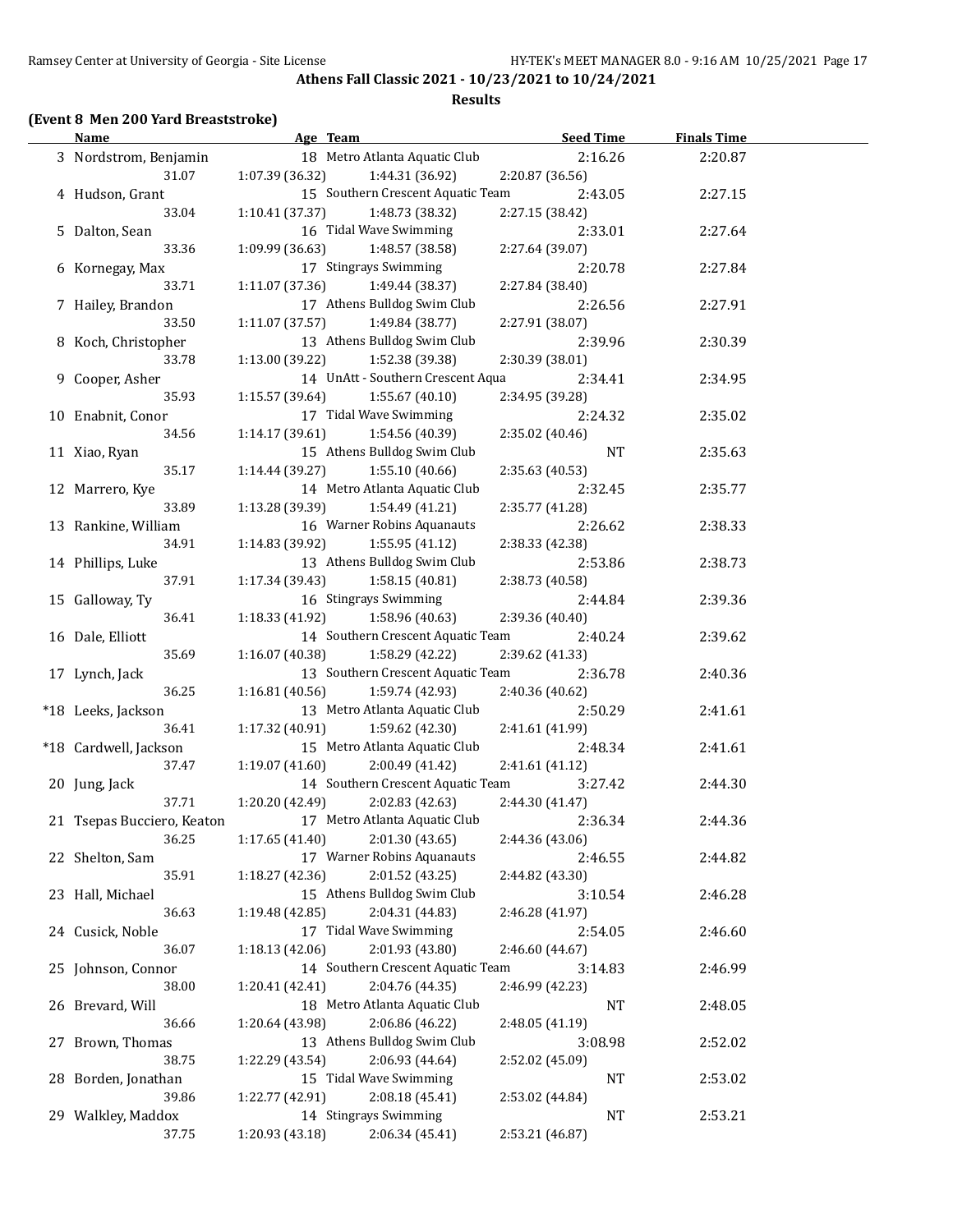**Athens Fall Classic 2021 - 10/23/2021 to 10/24/2021**

**Results**

## (Event 8 Men 200 Yard Breaststroke)

| Name | Age | Team | Seed Time | Finals Time |
|---|---|---|---|---|
| 3 Nordstrom, Benjamin | 18 | Metro Atlanta Aquatic Club | 2:16.26 | 2:20.87 |
| 31.07 | 1:07.39 (36.32) | 1:44.31 (36.92) | 2:20.87 (36.56) | |
| 4 Hudson, Grant | 15 | Southern Crescent Aquatic Team | 2:43.05 | 2:27.15 |
| 33.04 | 1:10.41 (37.37) | 1:48.73 (38.32) | 2:27.15 (38.42) | |
| 5 Dalton, Sean | 16 | Tidal Wave Swimming | 2:33.01 | 2:27.64 |
| 33.36 | 1:09.99 (36.63) | 1:48.57 (38.58) | 2:27.64 (39.07) | |
| 6 Kornegay, Max | 17 | Stingrays Swimming | 2:20.78 | 2:27.84 |
| 33.71 | 1:11.07 (37.36) | 1:49.44 (38.37) | 2:27.84 (38.40) | |
| 7 Hailey, Brandon | 17 | Athens Bulldog Swim Club | 2:26.56 | 2:27.91 |
| 33.50 | 1:11.07 (37.57) | 1:49.84 (38.77) | 2:27.91 (38.07) | |
| 8 Koch, Christopher | 13 | Athens Bulldog Swim Club | 2:39.96 | 2:30.39 |
| 33.78 | 1:13.00 (39.22) | 1:52.38 (39.38) | 2:30.39 (38.01) | |
| 9 Cooper, Asher | 14 | UnAtt - Southern Crescent Aqua | 2:34.41 | 2:34.95 |
| 35.93 | 1:15.57 (39.64) | 1:55.67 (40.10) | 2:34.95 (39.28) | |
| 10 Enabnit, Conor | 17 | Tidal Wave Swimming | 2:24.32 | 2:35.02 |
| 34.56 | 1:14.17 (39.61) | 1:54.56 (40.39) | 2:35.02 (40.46) | |
| 11 Xiao, Ryan | 15 | Athens Bulldog Swim Club | NT | 2:35.63 |
| 35.17 | 1:14.44 (39.27) | 1:55.10 (40.66) | 2:35.63 (40.53) | |
| 12 Marrero, Kye | 14 | Metro Atlanta Aquatic Club | 2:32.45 | 2:35.77 |
| 33.89 | 1:13.28 (39.39) | 1:54.49 (41.21) | 2:35.77 (41.28) | |
| 13 Rankine, William | 16 | Warner Robins Aquanauts | 2:26.62 | 2:38.33 |
| 34.91 | 1:14.83 (39.92) | 1:55.95 (41.12) | 2:38.33 (42.38) | |
| 14 Phillips, Luke | 13 | Athens Bulldog Swim Club | 2:53.86 | 2:38.73 |
| 37.91 | 1:17.34 (39.43) | 1:58.15 (40.81) | 2:38.73 (40.58) | |
| 15 Galloway, Ty | 16 | Stingrays Swimming | 2:44.84 | 2:39.36 |
| 36.41 | 1:18.33 (41.92) | 1:58.96 (40.63) | 2:39.36 (40.40) | |
| 16 Dale, Elliott | 14 | Southern Crescent Aquatic Team | 2:40.24 | 2:39.62 |
| 35.69 | 1:16.07 (40.38) | 1:58.29 (42.22) | 2:39.62 (41.33) | |
| 17 Lynch, Jack | 13 | Southern Crescent Aquatic Team | 2:36.78 | 2:40.36 |
| 36.25 | 1:16.81 (40.56) | 1:59.74 (42.93) | 2:40.36 (40.62) | |
| *18 Leeks, Jackson | 13 | Metro Atlanta Aquatic Club | 2:50.29 | 2:41.61 |
| 36.41 | 1:17.32 (40.91) | 1:59.62 (42.30) | 2:41.61 (41.99) | |
| *18 Cardwell, Jackson | 15 | Metro Atlanta Aquatic Club | 2:48.34 | 2:41.61 |
| 37.47 | 1:19.07 (41.60) | 2:00.49 (41.42) | 2:41.61 (41.12) | |
| 20 Jung, Jack | 14 | Southern Crescent Aquatic Team | 3:27.42 | 2:44.30 |
| 37.71 | 1:20.20 (42.49) | 2:02.83 (42.63) | 2:44.30 (41.47) | |
| 21 Tsepas Bucciero, Keaton | 17 | Metro Atlanta Aquatic Club | 2:36.34 | 2:44.36 |
| 36.25 | 1:17.65 (41.40) | 2:01.30 (43.65) | 2:44.36 (43.06) | |
| 22 Shelton, Sam | 17 | Warner Robins Aquanauts | 2:46.55 | 2:44.82 |
| 35.91 | 1:18.27 (42.36) | 2:01.52 (43.25) | 2:44.82 (43.30) | |
| 23 Hall, Michael | 15 | Athens Bulldog Swim Club | 3:10.54 | 2:46.28 |
| 36.63 | 1:19.48 (42.85) | 2:04.31 (44.83) | 2:46.28 (41.97) | |
| 24 Cusick, Noble | 17 | Tidal Wave Swimming | 2:54.05 | 2:46.60 |
| 36.07 | 1:18.13 (42.06) | 2:01.93 (43.80) | 2:46.60 (44.67) | |
| 25 Johnson, Connor | 14 | Southern Crescent Aquatic Team | 3:14.83 | 2:46.99 |
| 38.00 | 1:20.41 (42.41) | 2:04.76 (44.35) | 2:46.99 (42.23) | |
| 26 Brevard, Will | 18 | Metro Atlanta Aquatic Club | NT | 2:48.05 |
| 36.66 | 1:20.64 (43.98) | 2:06.86 (46.22) | 2:48.05 (41.19) | |
| 27 Brown, Thomas | 13 | Athens Bulldog Swim Club | 3:08.98 | 2:52.02 |
| 38.75 | 1:22.29 (43.54) | 2:06.93 (44.64) | 2:52.02 (45.09) | |
| 28 Borden, Jonathan | 15 | Tidal Wave Swimming | NT | 2:53.02 |
| 39.86 | 1:22.77 (42.91) | 2:08.18 (45.41) | 2:53.02 (44.84) | |
| 29 Walkley, Maddox | 14 | Stingrays Swimming | NT | 2:53.21 |
| 37.75 | 1:20.93 (43.18) | 2:06.34 (45.41) | 2:53.21 (46.87) | |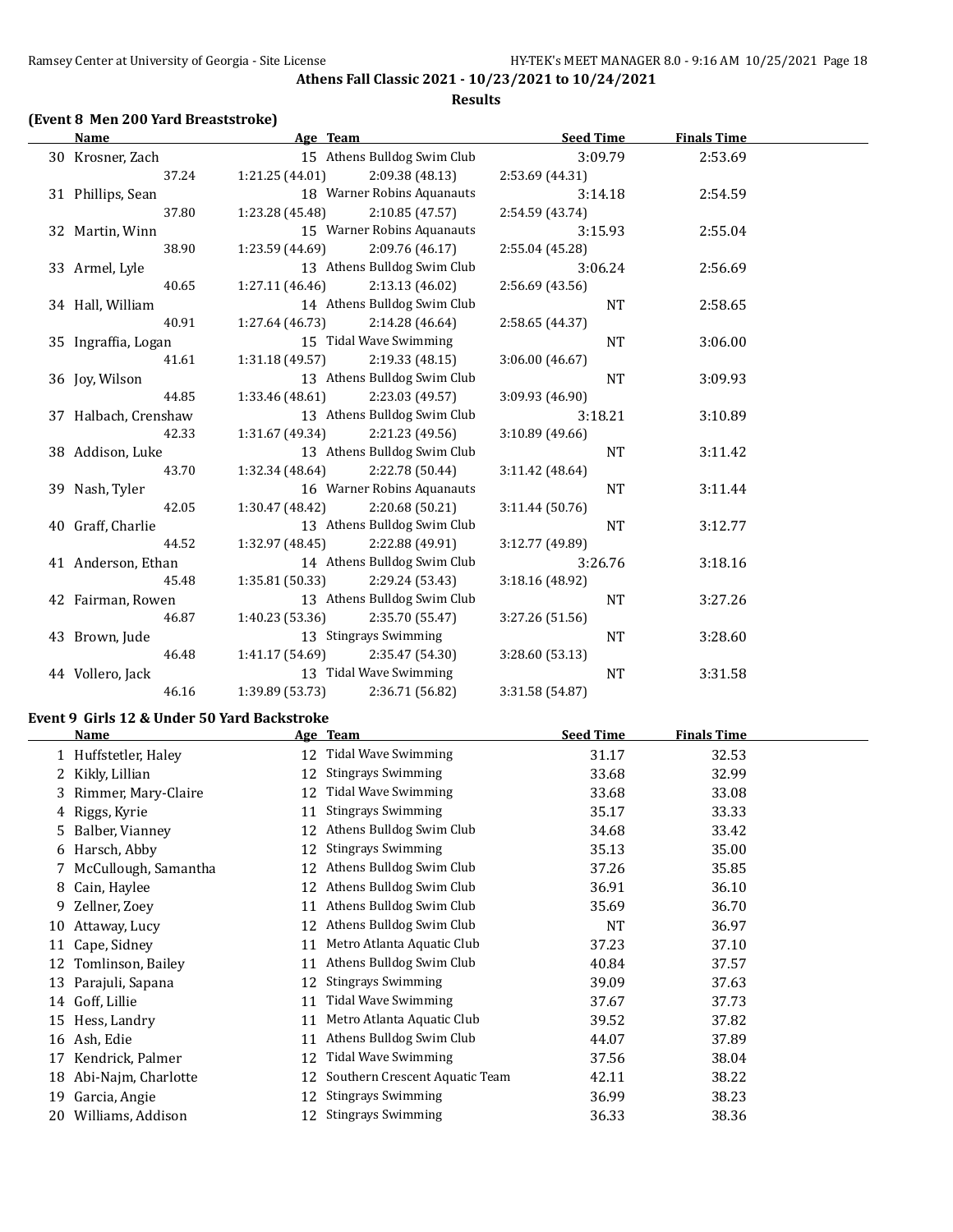## Athens Fall Classic 2021 - 10/23/2021 to 10/24/2021

### Results

### (Event 8 Men 200 Yard Breaststroke)

| | Name | Age | Team | Seed Time | Finals Time |
|---|---|---|---|---|---|
| 30 | Krosner, Zach | 15 | Athens Bulldog Swim Club | 3:09.79 | 2:53.69 |
| | 37.24 | 1:21.25 (44.01) | 2:09.38 (48.13) | 2:53.69 (44.31) | |
| 31 | Phillips, Sean | 18 | Warner Robins Aquanauts | 3:14.18 | 2:54.59 |
| | 37.80 | 1:23.28 (45.48) | 2:10.85 (47.57) | 2:54.59 (43.74) | |
| 32 | Martin, Winn | 15 | Warner Robins Aquanauts | 3:15.93 | 2:55.04 |
| | 38.90 | 1:23.59 (44.69) | 2:09.76 (46.17) | 2:55.04 (45.28) | |
| 33 | Armel, Lyle | 13 | Athens Bulldog Swim Club | 3:06.24 | 2:56.69 |
| | 40.65 | 1:27.11 (46.46) | 2:13.13 (46.02) | 2:56.69 (43.56) | |
| 34 | Hall, William | 14 | Athens Bulldog Swim Club | NT | 2:58.65 |
| | 40.91 | 1:27.64 (46.73) | 2:14.28 (46.64) | 2:58.65 (44.37) | |
| 35 | Ingraffia, Logan | 15 | Tidal Wave Swimming | NT | 3:06.00 |
| | 41.61 | 1:31.18 (49.57) | 2:19.33 (48.15) | 3:06.00 (46.67) | |
| 36 | Joy, Wilson | 13 | Athens Bulldog Swim Club | NT | 3:09.93 |
| | 44.85 | 1:33.46 (48.61) | 2:23.03 (49.57) | 3:09.93 (46.90) | |
| 37 | Halbach, Crenshaw | 13 | Athens Bulldog Swim Club | 3:18.21 | 3:10.89 |
| | 42.33 | 1:31.67 (49.34) | 2:21.23 (49.56) | 3:10.89 (49.66) | |
| 38 | Addison, Luke | 13 | Athens Bulldog Swim Club | NT | 3:11.42 |
| | 43.70 | 1:32.34 (48.64) | 2:22.78 (50.44) | 3:11.42 (48.64) | |
| 39 | Nash, Tyler | 16 | Warner Robins Aquanauts | NT | 3:11.44 |
| | 42.05 | 1:30.47 (48.42) | 2:20.68 (50.21) | 3:11.44 (50.76) | |
| 40 | Graff, Charlie | 13 | Athens Bulldog Swim Club | NT | 3:12.77 |
| | 44.52 | 1:32.97 (48.45) | 2:22.88 (49.91) | 3:12.77 (49.89) | |
| 41 | Anderson, Ethan | 14 | Athens Bulldog Swim Club | 3:26.76 | 3:18.16 |
| | 45.48 | 1:35.81 (50.33) | 2:29.24 (53.43) | 3:18.16 (48.92) | |
| 42 | Fairman, Rowen | 13 | Athens Bulldog Swim Club | NT | 3:27.26 |
| | 46.87 | 1:40.23 (53.36) | 2:35.70 (55.47) | 3:27.26 (51.56) | |
| 43 | Brown, Jude | 13 | Stingrays Swimming | NT | 3:28.60 |
| | 46.48 | 1:41.17 (54.69) | 2:35.47 (54.30) | 3:28.60 (53.13) | |
| 44 | Vollero, Jack | 13 | Tidal Wave Swimming | NT | 3:31.58 |
| | 46.16 | 1:39.89 (53.73) | 2:36.71 (56.82) | 3:31.58 (54.87) | |

### Event 9 Girls 12 & Under 50 Yard Backstroke

| | Name | Age | Team | Seed Time | Finals Time |
|---|---|---|---|---|---|
| 1 | Huffstetler, Haley | 12 | Tidal Wave Swimming | 31.17 | 32.53 |
| 2 | Kikly, Lillian | 12 | Stingrays Swimming | 33.68 | 32.99 |
| 3 | Rimmer, Mary-Claire | 12 | Tidal Wave Swimming | 33.68 | 33.08 |
| 4 | Riggs, Kyrie | 11 | Stingrays Swimming | 35.17 | 33.33 |
| 5 | Balber, Vianney | 12 | Athens Bulldog Swim Club | 34.68 | 33.42 |
| 6 | Harsch, Abby | 12 | Stingrays Swimming | 35.13 | 35.00 |
| 7 | McCullough, Samantha | 12 | Athens Bulldog Swim Club | 37.26 | 35.85 |
| 8 | Cain, Haylee | 12 | Athens Bulldog Swim Club | 36.91 | 36.10 |
| 9 | Zellner, Zoey | 11 | Athens Bulldog Swim Club | 35.69 | 36.70 |
| 10 | Attaway, Lucy | 12 | Athens Bulldog Swim Club | NT | 36.97 |
| 11 | Cape, Sidney | 11 | Metro Atlanta Aquatic Club | 37.23 | 37.10 |
| 12 | Tomlinson, Bailey | 11 | Athens Bulldog Swim Club | 40.84 | 37.57 |
| 13 | Parajuli, Sapana | 12 | Stingrays Swimming | 39.09 | 37.63 |
| 14 | Goff, Lillie | 11 | Tidal Wave Swimming | 37.67 | 37.73 |
| 15 | Hess, Landry | 11 | Metro Atlanta Aquatic Club | 39.52 | 37.82 |
| 16 | Ash, Edie | 11 | Athens Bulldog Swim Club | 44.07 | 37.89 |
| 17 | Kendrick, Palmer | 12 | Tidal Wave Swimming | 37.56 | 38.04 |
| 18 | Abi-Najm, Charlotte | 12 | Southern Crescent Aquatic Team | 42.11 | 38.22 |
| 19 | Garcia, Angie | 12 | Stingrays Swimming | 36.99 | 38.23 |
| 20 | Williams, Addison | 12 | Stingrays Swimming | 36.33 | 38.36 |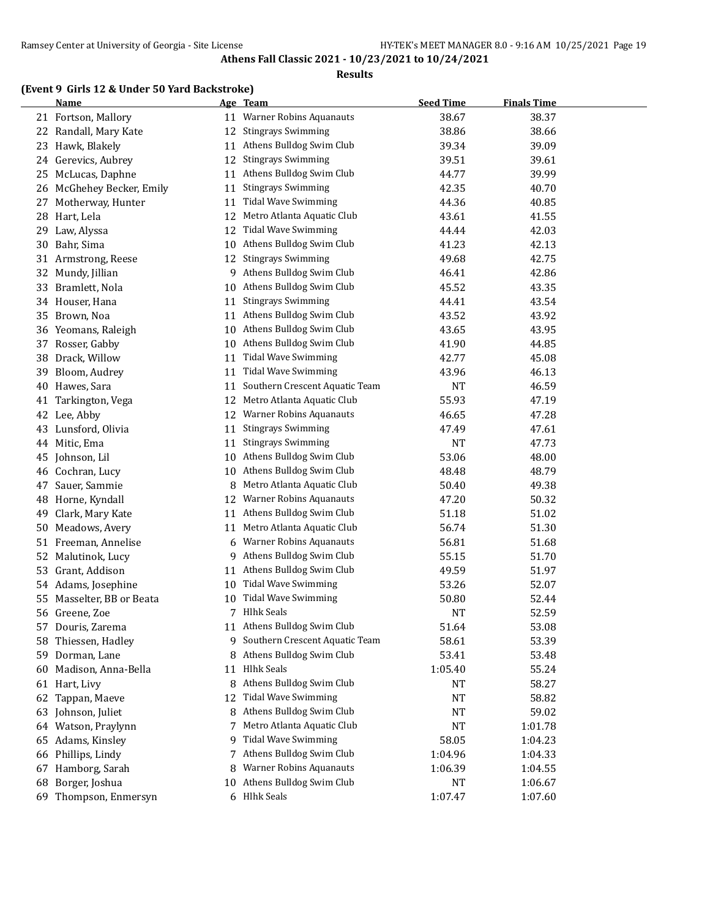**Athens Fall Classic 2021 - 10/23/2021 to 10/24/2021**

**Results**

### (Event 9 Girls 12 & Under 50 Yard Backstroke)

| | Name | Age | Team | Seed Time | Finals Time |
|---|---|---|---|---|---|
| 21 | Fortson, Mallory | 11 | Warner Robins Aquanauts | 38.67 | 38.37 |
| 22 | Randall, Mary Kate | 12 | Stingrays Swimming | 38.86 | 38.66 |
| 23 | Hawk, Blakely | 11 | Athens Bulldog Swim Club | 39.34 | 39.09 |
| 24 | Gerevics, Aubrey | 12 | Stingrays Swimming | 39.51 | 39.61 |
| 25 | McLucas, Daphne | 11 | Athens Bulldog Swim Club | 44.77 | 39.99 |
| 26 | McGhehey Becker, Emily | 11 | Stingrays Swimming | 42.35 | 40.70 |
| 27 | Motherway, Hunter | 11 | Tidal Wave Swimming | 44.36 | 40.85 |
| 28 | Hart, Lela | 12 | Metro Atlanta Aquatic Club | 43.61 | 41.55 |
| 29 | Law, Alyssa | 12 | Tidal Wave Swimming | 44.44 | 42.03 |
| 30 | Bahr, Sima | 10 | Athens Bulldog Swim Club | 41.23 | 42.13 |
| 31 | Armstrong, Reese | 12 | Stingrays Swimming | 49.68 | 42.75 |
| 32 | Mundy, Jillian | 9 | Athens Bulldog Swim Club | 46.41 | 42.86 |
| 33 | Bramlett, Nola | 10 | Athens Bulldog Swim Club | 45.52 | 43.35 |
| 34 | Houser, Hana | 11 | Stingrays Swimming | 44.41 | 43.54 |
| 35 | Brown, Noa | 11 | Athens Bulldog Swim Club | 43.52 | 43.92 |
| 36 | Yeomans, Raleigh | 10 | Athens Bulldog Swim Club | 43.65 | 43.95 |
| 37 | Rosser, Gabby | 10 | Athens Bulldog Swim Club | 41.90 | 44.85 |
| 38 | Drack, Willow | 11 | Tidal Wave Swimming | 42.77 | 45.08 |
| 39 | Bloom, Audrey | 11 | Tidal Wave Swimming | 43.96 | 46.13 |
| 40 | Hawes, Sara | 11 | Southern Crescent Aquatic Team | NT | 46.59 |
| 41 | Tarkington, Vega | 12 | Metro Atlanta Aquatic Club | 55.93 | 47.19 |
| 42 | Lee, Abby | 12 | Warner Robins Aquanauts | 46.65 | 47.28 |
| 43 | Lunsford, Olivia | 11 | Stingrays Swimming | 47.49 | 47.61 |
| 44 | Mitic, Ema | 11 | Stingrays Swimming | NT | 47.73 |
| 45 | Johnson, Lil | 10 | Athens Bulldog Swim Club | 53.06 | 48.00 |
| 46 | Cochran, Lucy | 10 | Athens Bulldog Swim Club | 48.48 | 48.79 |
| 47 | Sauer, Sammie | 8 | Metro Atlanta Aquatic Club | 50.40 | 49.38 |
| 48 | Horne, Kyndall | 12 | Warner Robins Aquanauts | 47.20 | 50.32 |
| 49 | Clark, Mary Kate | 11 | Athens Bulldog Swim Club | 51.18 | 51.02 |
| 50 | Meadows, Avery | 11 | Metro Atlanta Aquatic Club | 56.74 | 51.30 |
| 51 | Freeman, Annelise | 6 | Warner Robins Aquanauts | 56.81 | 51.68 |
| 52 | Malutinok, Lucy | 9 | Athens Bulldog Swim Club | 55.15 | 51.70 |
| 53 | Grant, Addison | 11 | Athens Bulldog Swim Club | 49.59 | 51.97 |
| 54 | Adams, Josephine | 10 | Tidal Wave Swimming | 53.26 | 52.07 |
| 55 | Masselter, BB or Beata | 10 | Tidal Wave Swimming | 50.80 | 52.44 |
| 56 | Greene, Zoe | 7 | Hlhk Seals | NT | 52.59 |
| 57 | Douris, Zarema | 11 | Athens Bulldog Swim Club | 51.64 | 53.08 |
| 58 | Thiessen, Hadley | 9 | Southern Crescent Aquatic Team | 58.61 | 53.39 |
| 59 | Dorman, Lane | 8 | Athens Bulldog Swim Club | 53.41 | 53.48 |
| 60 | Madison, Anna-Bella | 11 | Hlhk Seals | 1:05.40 | 55.24 |
| 61 | Hart, Livy | 8 | Athens Bulldog Swim Club | NT | 58.27 |
| 62 | Tappan, Maeve | 12 | Tidal Wave Swimming | NT | 58.82 |
| 63 | Johnson, Juliet | 8 | Athens Bulldog Swim Club | NT | 59.02 |
| 64 | Watson, Praylynn | 7 | Metro Atlanta Aquatic Club | NT | 1:01.78 |
| 65 | Adams, Kinsley | 9 | Tidal Wave Swimming | 58.05 | 1:04.23 |
| 66 | Phillips, Lindy | 7 | Athens Bulldog Swim Club | 1:04.96 | 1:04.33 |
| 67 | Hamborg, Sarah | 8 | Warner Robins Aquanauts | 1:06.39 | 1:04.55 |
| 68 | Borger, Joshua | 10 | Athens Bulldog Swim Club | NT | 1:06.67 |
| 69 | Thompson, Enmersyn | 6 | Hlhk Seals | 1:07.47 | 1:07.60 |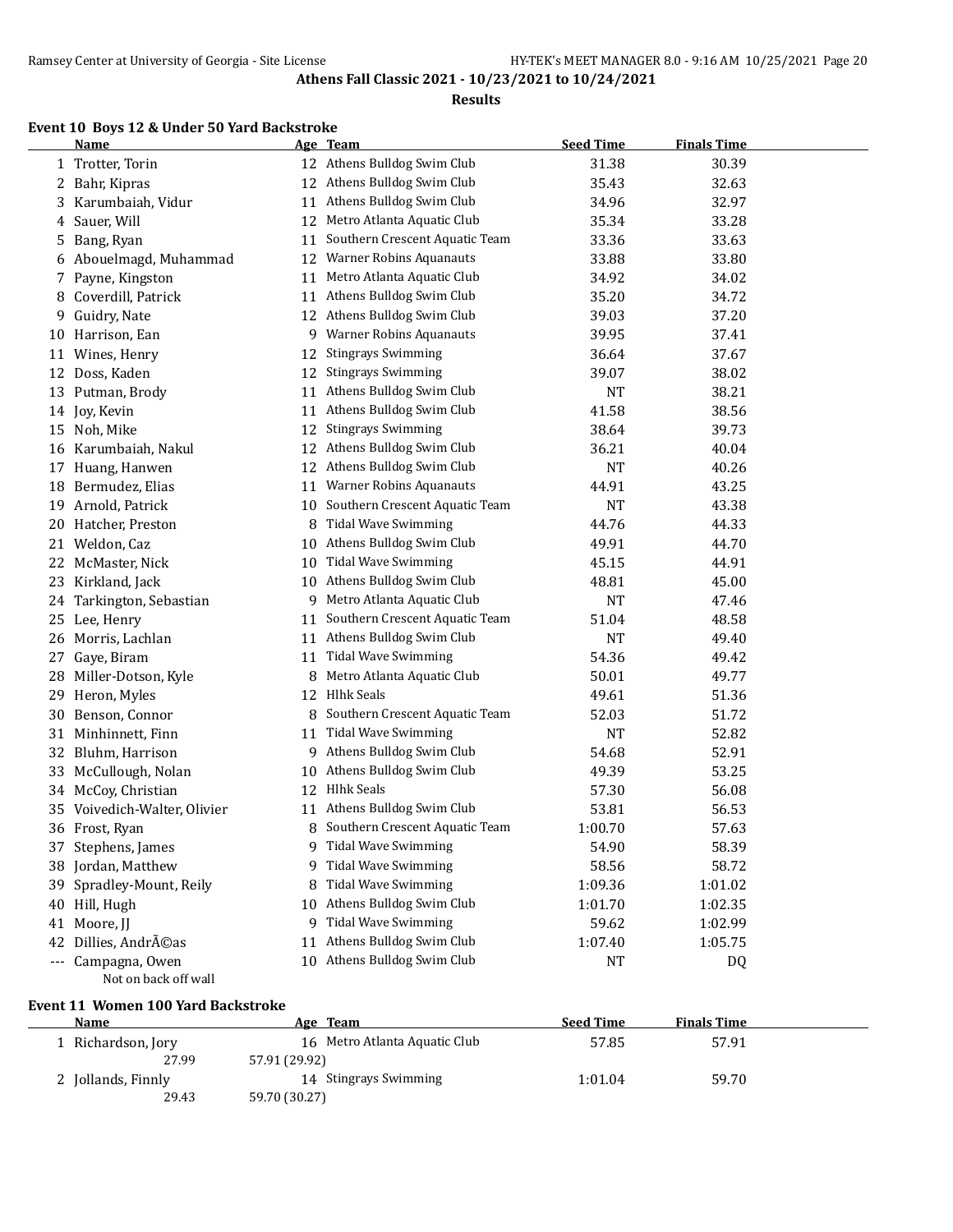**Athens Fall Classic 2021 - 10/23/2021 to 10/24/2021**

**Results**

### Event 10 Boys 12 & Under 50 Yard Backstroke

| | Name | Age | Team | Seed Time | Finals Time |
|---|---|---|---|---|---|
| 1 | Trotter, Torin | 12 | Athens Bulldog Swim Club | 31.38 | 30.39 |
| 2 | Bahr, Kipras | 12 | Athens Bulldog Swim Club | 35.43 | 32.63 |
| 3 | Karumbaiah, Vidur | 11 | Athens Bulldog Swim Club | 34.96 | 32.97 |
| 4 | Sauer, Will | 12 | Metro Atlanta Aquatic Club | 35.34 | 33.28 |
| 5 | Bang, Ryan | 11 | Southern Crescent Aquatic Team | 33.36 | 33.63 |
| 6 | Abouelmagd, Muhammad | 12 | Warner Robins Aquanauts | 33.88 | 33.80 |
| 7 | Payne, Kingston | 11 | Metro Atlanta Aquatic Club | 34.92 | 34.02 |
| 8 | Coverdill, Patrick | 11 | Athens Bulldog Swim Club | 35.20 | 34.72 |
| 9 | Guidry, Nate | 12 | Athens Bulldog Swim Club | 39.03 | 37.20 |
| 10 | Harrison, Ean | 9 | Warner Robins Aquanauts | 39.95 | 37.41 |
| 11 | Wines, Henry | 12 | Stingrays Swimming | 36.64 | 37.67 |
| 12 | Doss, Kaden | 12 | Stingrays Swimming | 39.07 | 38.02 |
| 13 | Putman, Brody | 11 | Athens Bulldog Swim Club | NT | 38.21 |
| 14 | Joy, Kevin | 11 | Athens Bulldog Swim Club | 41.58 | 38.56 |
| 15 | Noh, Mike | 12 | Stingrays Swimming | 38.64 | 39.73 |
| 16 | Karumbaiah, Nakul | 12 | Athens Bulldog Swim Club | 36.21 | 40.04 |
| 17 | Huang, Hanwen | 12 | Athens Bulldog Swim Club | NT | 40.26 |
| 18 | Bermudez, Elias | 11 | Warner Robins Aquanauts | 44.91 | 43.25 |
| 19 | Arnold, Patrick | 10 | Southern Crescent Aquatic Team | NT | 43.38 |
| 20 | Hatcher, Preston | 8 | Tidal Wave Swimming | 44.76 | 44.33 |
| 21 | Weldon, Caz | 10 | Athens Bulldog Swim Club | 49.91 | 44.70 |
| 22 | McMaster, Nick | 10 | Tidal Wave Swimming | 45.15 | 44.91 |
| 23 | Kirkland, Jack | 10 | Athens Bulldog Swim Club | 48.81 | 45.00 |
| 24 | Tarkington, Sebastian | 9 | Metro Atlanta Aquatic Club | NT | 47.46 |
| 25 | Lee, Henry | 11 | Southern Crescent Aquatic Team | 51.04 | 48.58 |
| 26 | Morris, Lachlan | 11 | Athens Bulldog Swim Club | NT | 49.40 |
| 27 | Gaye, Biram | 11 | Tidal Wave Swimming | 54.36 | 49.42 |
| 28 | Miller-Dotson, Kyle | 8 | Metro Atlanta Aquatic Club | 50.01 | 49.77 |
| 29 | Heron, Myles | 12 | Hlhk Seals | 49.61 | 51.36 |
| 30 | Benson, Connor | 8 | Southern Crescent Aquatic Team | 52.03 | 51.72 |
| 31 | Minhinnett, Finn | 11 | Tidal Wave Swimming | NT | 52.82 |
| 32 | Bluhm, Harrison | 9 | Athens Bulldog Swim Club | 54.68 | 52.91 |
| 33 | McCullough, Nolan | 10 | Athens Bulldog Swim Club | 49.39 | 53.25 |
| 34 | McCoy, Christian | 12 | Hlhk Seals | 57.30 | 56.08 |
| 35 | Voivedich-Walter, Olivier | 11 | Athens Bulldog Swim Club | 53.81 | 56.53 |
| 36 | Frost, Ryan | 8 | Southern Crescent Aquatic Team | 1:00.70 | 57.63 |
| 37 | Stephens, James | 9 | Tidal Wave Swimming | 54.90 | 58.39 |
| 38 | Jordan, Matthew | 9 | Tidal Wave Swimming | 58.56 | 58.72 |
| 39 | Spradley-Mount, Reily | 8 | Tidal Wave Swimming | 1:09.36 | 1:01.02 |
| 40 | Hill, Hugh | 10 | Athens Bulldog Swim Club | 1:01.70 | 1:02.35 |
| 41 | Moore, JJ | 9 | Tidal Wave Swimming | 59.62 | 1:02.99 |
| 42 | Dillies, AndrÃ©as | 11 | Athens Bulldog Swim Club | 1:07.40 | 1:05.75 |
| --- | Campagna, Owen | 10 | Athens Bulldog Swim Club | NT | DQ |
| | Not on back off wall | | | | |

### Event 11 Women 100 Yard Backstroke

| | Name | Age | Team | Seed Time | Finals Time |
|---|---|---|---|---|---|
| 1 | Richardson, Jory | 16 | Metro Atlanta Aquatic Club | 57.85 | 57.91 |
| | 27.99 | 57.91 (29.92) | | | |
| 2 | Jollands, Finnly | 14 | Stingrays Swimming | 1:01.04 | 59.70 |
| | 29.43 | 59.70 (30.27) | | | |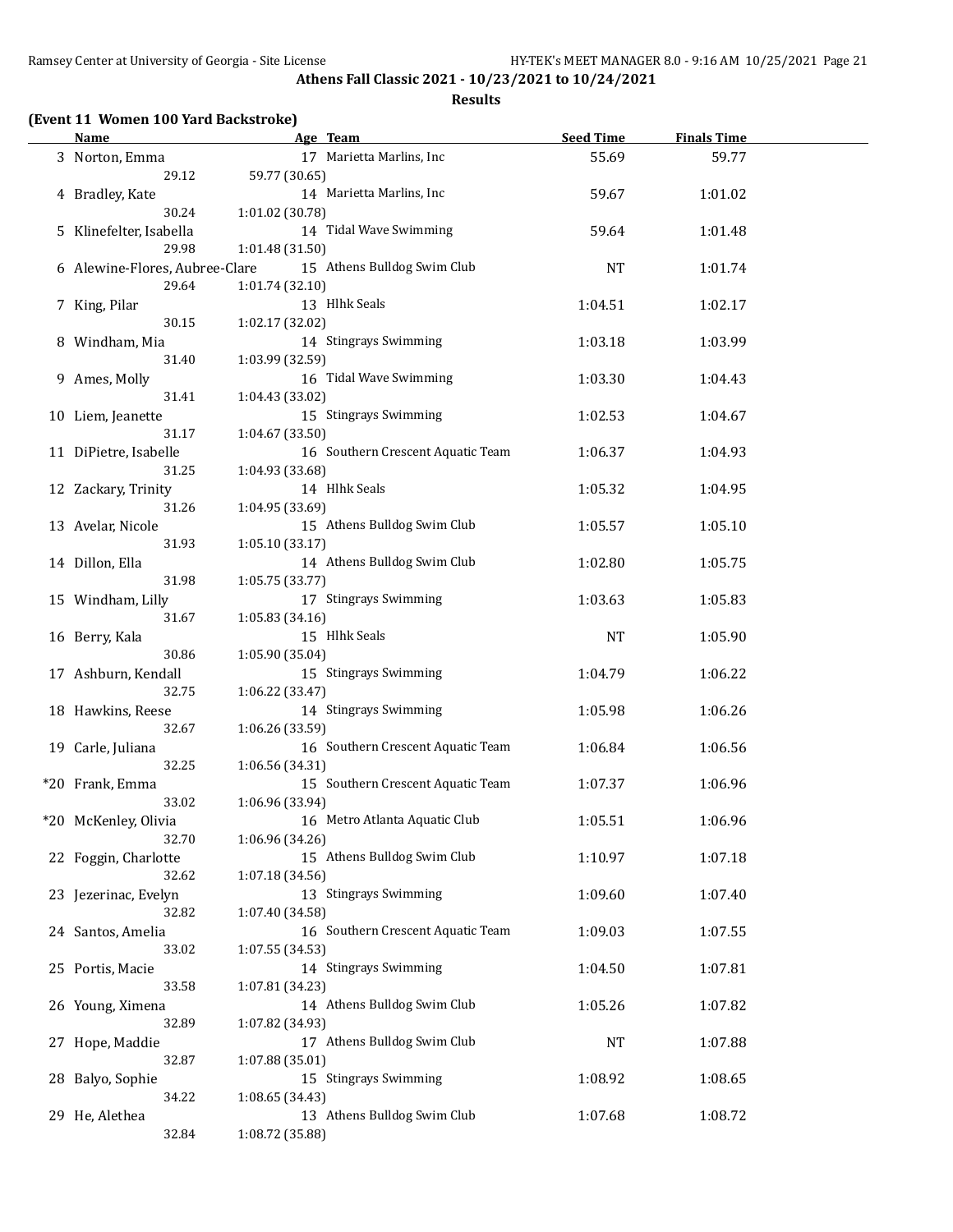# Athens Fall Classic 2021 - 10/23/2021 to 10/24/2021

## Results

### (Event 11 Women 100 Yard Backstroke)

| | Name | Age | Team | Seed Time | Finals Time |
|---|---|---|---|---|---|
| 3 | Norton, Emma | 17 | Marietta Marlins, Inc | 55.69 | 59.77 |
| | 29.12 | 59.77 (30.65) | | | |
| 4 | Bradley, Kate | 14 | Marietta Marlins, Inc | 59.67 | 1:01.02 |
| | 30.24 | 1:01.02 (30.78) | | | |
| 5 | Klinefelter, Isabella | 14 | Tidal Wave Swimming | 59.64 | 1:01.48 |
| | 29.98 | 1:01.48 (31.50) | | | |
| 6 | Alewine-Flores, Aubree-Clare | 15 | Athens Bulldog Swim Club | NT | 1:01.74 |
| | 29.64 | 1:01.74 (32.10) | | | |
| 7 | King, Pilar | 13 | Hlhk Seals | 1:04.51 | 1:02.17 |
| | 30.15 | 1:02.17 (32.02) | | | |
| 8 | Windham, Mia | 14 | Stingrays Swimming | 1:03.18 | 1:03.99 |
| | 31.40 | 1:03.99 (32.59) | | | |
| 9 | Ames, Molly | 16 | Tidal Wave Swimming | 1:03.30 | 1:04.43 |
| | 31.41 | 1:04.43 (33.02) | | | |
| 10 | Liem, Jeanette | 15 | Stingrays Swimming | 1:02.53 | 1:04.67 |
| | 31.17 | 1:04.67 (33.50) | | | |
| 11 | DiPietre, Isabelle | 16 | Southern Crescent Aquatic Team | 1:06.37 | 1:04.93 |
| | 31.25 | 1:04.93 (33.68) | | | |
| 12 | Zackary, Trinity | 14 | Hlhk Seals | 1:05.32 | 1:04.95 |
| | 31.26 | 1:04.95 (33.69) | | | |
| 13 | Avelar, Nicole | 15 | Athens Bulldog Swim Club | 1:05.57 | 1:05.10 |
| | 31.93 | 1:05.10 (33.17) | | | |
| 14 | Dillon, Ella | 14 | Athens Bulldog Swim Club | 1:02.80 | 1:05.75 |
| | 31.98 | 1:05.75 (33.77) | | | |
| 15 | Windham, Lilly | 17 | Stingrays Swimming | 1:03.63 | 1:05.83 |
| | 31.67 | 1:05.83 (34.16) | | | |
| 16 | Berry, Kala | 15 | Hlhk Seals | NT | 1:05.90 |
| | 30.86 | 1:05.90 (35.04) | | | |
| 17 | Ashburn, Kendall | 15 | Stingrays Swimming | 1:04.79 | 1:06.22 |
| | 32.75 | 1:06.22 (33.47) | | | |
| 18 | Hawkins, Reese | 14 | Stingrays Swimming | 1:05.98 | 1:06.26 |
| | 32.67 | 1:06.26 (33.59) | | | |
| 19 | Carle, Juliana | 16 | Southern Crescent Aquatic Team | 1:06.84 | 1:06.56 |
| | 32.25 | 1:06.56 (34.31) | | | |
| *20 | Frank, Emma | 15 | Southern Crescent Aquatic Team | 1:07.37 | 1:06.96 |
| | 33.02 | 1:06.96 (33.94) | | | |
| *20 | McKenley, Olivia | 16 | Metro Atlanta Aquatic Club | 1:05.51 | 1:06.96 |
| | 32.70 | 1:06.96 (34.26) | | | |
| 22 | Foggin, Charlotte | 15 | Athens Bulldog Swim Club | 1:10.97 | 1:07.18 |
| | 32.62 | 1:07.18 (34.56) | | | |
| 23 | Jezerinac, Evelyn | 13 | Stingrays Swimming | 1:09.60 | 1:07.40 |
| | 32.82 | 1:07.40 (34.58) | | | |
| 24 | Santos, Amelia | 16 | Southern Crescent Aquatic Team | 1:09.03 | 1:07.55 |
| | 33.02 | 1:07.55 (34.53) | | | |
| 25 | Portis, Macie | 14 | Stingrays Swimming | 1:04.50 | 1:07.81 |
| | 33.58 | 1:07.81 (34.23) | | | |
| 26 | Young, Ximena | 14 | Athens Bulldog Swim Club | 1:05.26 | 1:07.82 |
| | 32.89 | 1:07.82 (34.93) | | | |
| 27 | Hope, Maddie | 17 | Athens Bulldog Swim Club | NT | 1:07.88 |
| | 32.87 | 1:07.88 (35.01) | | | |
| 28 | Balyo, Sophie | 15 | Stingrays Swimming | 1:08.92 | 1:08.65 |
| | 34.22 | 1:08.65 (34.43) | | | |
| 29 | He, Alethea | 13 | Athens Bulldog Swim Club | 1:07.68 | 1:08.72 |
| | 32.84 | 1:08.72 (35.88) | | | |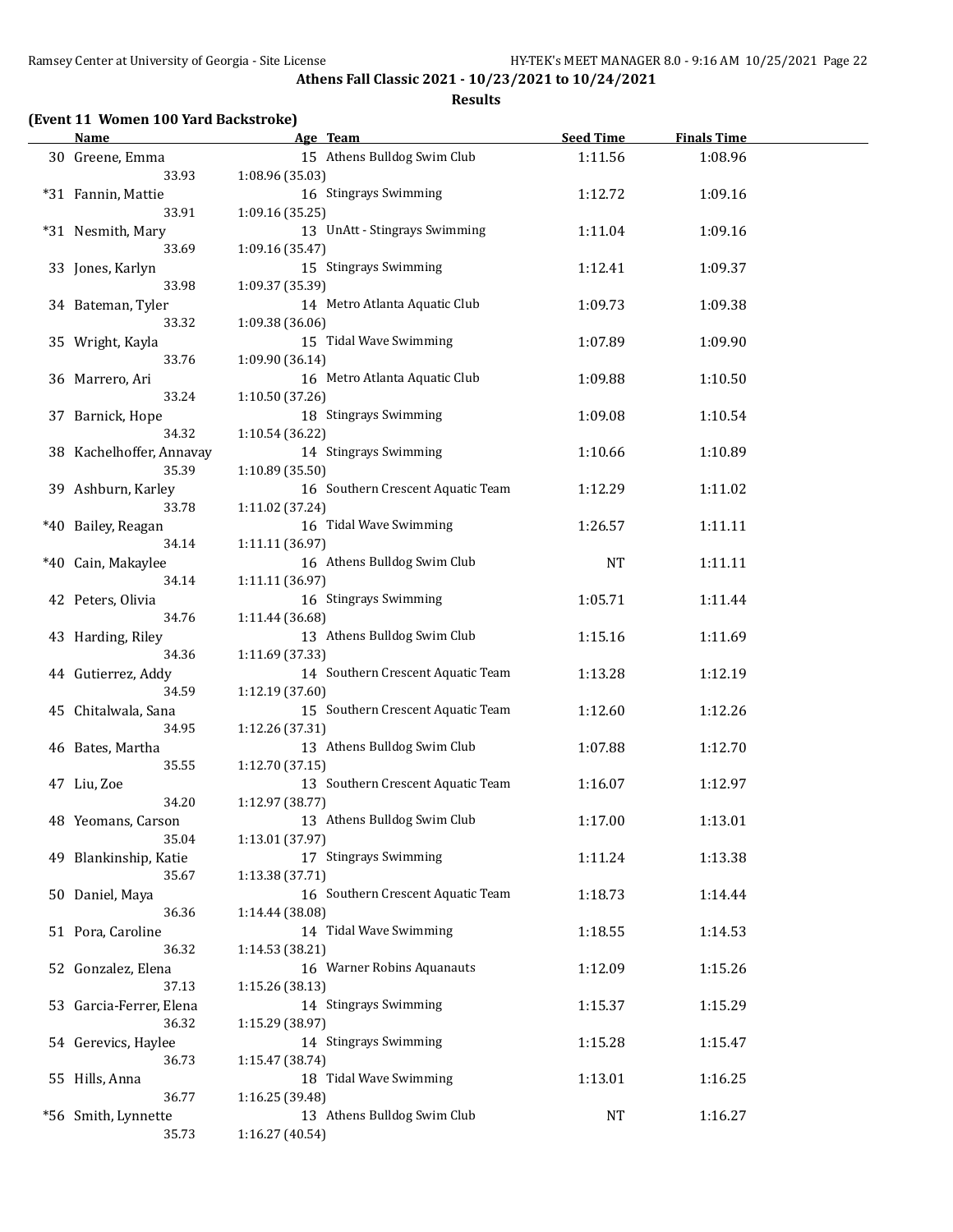**Athens Fall Classic 2021 - 10/23/2021 to 10/24/2021**

**Results**

**(Event 11 Women 100 Yard Backstroke)**

| | Name | Age | Team | Seed Time | Finals Time |
|---|---|---|---|---|---|
| 30 | Greene, Emma | 15 | Athens Bulldog Swim Club | 1:11.56 | 1:08.96 |
| | 33.93 | 1:08.96 (35.03) | | | |
| *31 | Fannin, Mattie | 16 | Stingrays Swimming | 1:12.72 | 1:09.16 |
| | 33.91 | 1:09.16 (35.25) | | | |
| *31 | Nesmith, Mary | 13 | UnAtt - Stingrays Swimming | 1:11.04 | 1:09.16 |
| | 33.69 | 1:09.16 (35.47) | | | |
| 33 | Jones, Karlyn | 15 | Stingrays Swimming | 1:12.41 | 1:09.37 |
| | 33.98 | 1:09.37 (35.39) | | | |
| 34 | Bateman, Tyler | 14 | Metro Atlanta Aquatic Club | 1:09.73 | 1:09.38 |
| | 33.32 | 1:09.38 (36.06) | | | |
| 35 | Wright, Kayla | 15 | Tidal Wave Swimming | 1:07.89 | 1:09.90 |
| | 33.76 | 1:09.90 (36.14) | | | |
| 36 | Marrero, Ari | 16 | Metro Atlanta Aquatic Club | 1:09.88 | 1:10.50 |
| | 33.24 | 1:10.50 (37.26) | | | |
| 37 | Barnick, Hope | 18 | Stingrays Swimming | 1:09.08 | 1:10.54 |
| | 34.32 | 1:10.54 (36.22) | | | |
| 38 | Kachelhoffer, Annavay | 14 | Stingrays Swimming | 1:10.66 | 1:10.89 |
| | 35.39 | 1:10.89 (35.50) | | | |
| 39 | Ashburn, Karley | 16 | Southern Crescent Aquatic Team | 1:12.29 | 1:11.02 |
| | 33.78 | 1:11.02 (37.24) | | | |
| *40 | Bailey, Reagan | 16 | Tidal Wave Swimming | 1:26.57 | 1:11.11 |
| | 34.14 | 1:11.11 (36.97) | | | |
| *40 | Cain, Makaylee | 16 | Athens Bulldog Swim Club | NT | 1:11.11 |
| | 34.14 | 1:11.11 (36.97) | | | |
| 42 | Peters, Olivia | 16 | Stingrays Swimming | 1:05.71 | 1:11.44 |
| | 34.76 | 1:11.44 (36.68) | | | |
| 43 | Harding, Riley | 13 | Athens Bulldog Swim Club | 1:15.16 | 1:11.69 |
| | 34.36 | 1:11.69 (37.33) | | | |
| 44 | Gutierrez, Addy | 14 | Southern Crescent Aquatic Team | 1:13.28 | 1:12.19 |
| | 34.59 | 1:12.19 (37.60) | | | |
| 45 | Chitalwala, Sana | 15 | Southern Crescent Aquatic Team | 1:12.60 | 1:12.26 |
| | 34.95 | 1:12.26 (37.31) | | | |
| 46 | Bates, Martha | 13 | Athens Bulldog Swim Club | 1:07.88 | 1:12.70 |
| | 35.55 | 1:12.70 (37.15) | | | |
| 47 | Liu, Zoe | 13 | Southern Crescent Aquatic Team | 1:16.07 | 1:12.97 |
| | 34.20 | 1:12.97 (38.77) | | | |
| 48 | Yeomans, Carson | 13 | Athens Bulldog Swim Club | 1:17.00 | 1:13.01 |
| | 35.04 | 1:13.01 (37.97) | | | |
| 49 | Blankinship, Katie | 17 | Stingrays Swimming | 1:11.24 | 1:13.38 |
| | 35.67 | 1:13.38 (37.71) | | | |
| 50 | Daniel, Maya | 16 | Southern Crescent Aquatic Team | 1:18.73 | 1:14.44 |
| | 36.36 | 1:14.44 (38.08) | | | |
| 51 | Pora, Caroline | 14 | Tidal Wave Swimming | 1:18.55 | 1:14.53 |
| | 36.32 | 1:14.53 (38.21) | | | |
| 52 | Gonzalez, Elena | 16 | Warner Robins Aquanauts | 1:12.09 | 1:15.26 |
| | 37.13 | 1:15.26 (38.13) | | | |
| 53 | Garcia-Ferrer, Elena | 14 | Stingrays Swimming | 1:15.37 | 1:15.29 |
| | 36.32 | 1:15.29 (38.97) | | | |
| 54 | Gerevics, Haylee | 14 | Stingrays Swimming | 1:15.28 | 1:15.47 |
| | 36.73 | 1:15.47 (38.74) | | | |
| 55 | Hills, Anna | 18 | Tidal Wave Swimming | 1:13.01 | 1:16.25 |
| | 36.77 | 1:16.25 (39.48) | | | |
| *56 | Smith, Lynnette | 13 | Athens Bulldog Swim Club | NT | 1:16.27 |
| | 35.73 | 1:16.27 (40.54) | | | |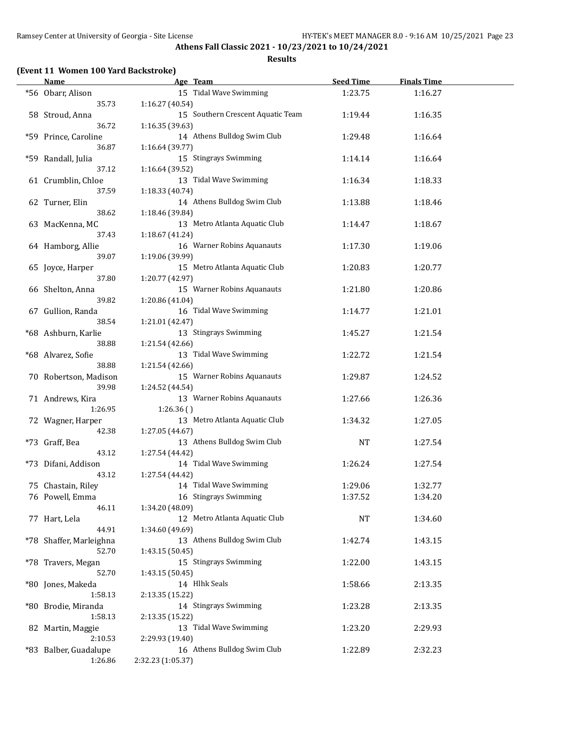**Athens Fall Classic 2021 - 10/23/2021 to 10/24/2021**

**Results**

### (Event 11 Women 100 Yard Backstroke)

| Name | Age | Team | Seed Time | Finals Time |
|---|---|---|---|---|
| *56 Obarr, Alison | 15 | Tidal Wave Swimming | 1:23.75 | 1:16.27 |
| 35.73 &nbsp; 1:16.27 (40.54) | | | | |
| 58 Stroud, Anna | 15 | Southern Crescent Aquatic Team | 1:19.44 | 1:16.35 |
| 36.72 &nbsp; 1:16.35 (39.63) | | | | |
| *59 Prince, Caroline | 14 | Athens Bulldog Swim Club | 1:29.48 | 1:16.64 |
| 36.87 &nbsp; 1:16.64 (39.77) | | | | |
| *59 Randall, Julia | 15 | Stingrays Swimming | 1:14.14 | 1:16.64 |
| 37.12 &nbsp; 1:16.64 (39.52) | | | | |
| 61 Crumblin, Chloe | 13 | Tidal Wave Swimming | 1:16.34 | 1:18.33 |
| 37.59 &nbsp; 1:18.33 (40.74) | | | | |
| 62 Turner, Elin | 14 | Athens Bulldog Swim Club | 1:13.88 | 1:18.46 |
| 38.62 &nbsp; 1:18.46 (39.84) | | | | |
| 63 MacKenna, MC | 13 | Metro Atlanta Aquatic Club | 1:14.47 | 1:18.67 |
| 37.43 &nbsp; 1:18.67 (41.24) | | | | |
| 64 Hamborg, Allie | 16 | Warner Robins Aquanauts | 1:17.30 | 1:19.06 |
| 39.07 &nbsp; 1:19.06 (39.99) | | | | |
| 65 Joyce, Harper | 15 | Metro Atlanta Aquatic Club | 1:20.83 | 1:20.77 |
| 37.80 &nbsp; 1:20.77 (42.97) | | | | |
| 66 Shelton, Anna | 15 | Warner Robins Aquanauts | 1:21.80 | 1:20.86 |
| 39.82 &nbsp; 1:20.86 (41.04) | | | | |
| 67 Gullion, Randa | 16 | Tidal Wave Swimming | 1:14.77 | 1:21.01 |
| 38.54 &nbsp; 1:21.01 (42.47) | | | | |
| *68 Ashburn, Karlie | 13 | Stingrays Swimming | 1:45.27 | 1:21.54 |
| 38.88 &nbsp; 1:21.54 (42.66) | | | | |
| *68 Alvarez, Sofie | 13 | Tidal Wave Swimming | 1:22.72 | 1:21.54 |
| 38.88 &nbsp; 1:21.54 (42.66) | | | | |
| 70 Robertson, Madison | 15 | Warner Robins Aquanauts | 1:29.87 | 1:24.52 |
| 39.98 &nbsp; 1:24.52 (44.54) | | | | |
| 71 Andrews, Kira | 13 | Warner Robins Aquanauts | 1:27.66 | 1:26.36 |
| 1:26.95 &nbsp; 1:26.36 ( ) | | | | |
| 72 Wagner, Harper | 13 | Metro Atlanta Aquatic Club | 1:34.32 | 1:27.05 |
| 42.38 &nbsp; 1:27.05 (44.67) | | | | |
| *73 Graff, Bea | 13 | Athens Bulldog Swim Club | NT | 1:27.54 |
| 43.12 &nbsp; 1:27.54 (44.42) | | | | |
| *73 Difani, Addison | 14 | Tidal Wave Swimming | 1:26.24 | 1:27.54 |
| 43.12 &nbsp; 1:27.54 (44.42) | | | | |
| 75 Chastain, Riley | 14 | Tidal Wave Swimming | 1:29.06 | 1:32.77 |
| 76 Powell, Emma | 16 | Stingrays Swimming | 1:37.52 | 1:34.20 |
| 46.11 &nbsp; 1:34.20 (48.09) | | | | |
| 77 Hart, Lela | 12 | Metro Atlanta Aquatic Club | NT | 1:34.60 |
| 44.91 &nbsp; 1:34.60 (49.69) | | | | |
| *78 Shaffer, Marleighna | 13 | Athens Bulldog Swim Club | 1:42.74 | 1:43.15 |
| 52.70 &nbsp; 1:43.15 (50.45) | | | | |
| *78 Travers, Megan | 15 | Stingrays Swimming | 1:22.00 | 1:43.15 |
| 52.70 &nbsp; 1:43.15 (50.45) | | | | |
| *80 Jones, Makeda | 14 | Hlhk Seals | 1:58.66 | 2:13.35 |
| 1:58.13 &nbsp; 2:13.35 (15.22) | | | | |
| *80 Brodie, Miranda | 14 | Stingrays Swimming | 1:23.28 | 2:13.35 |
| 1:58.13 &nbsp; 2:13.35 (15.22) | | | | |
| 82 Martin, Maggie | 13 | Tidal Wave Swimming | 1:23.20 | 2:29.93 |
| 2:10.53 &nbsp; 2:29.93 (19.40) | | | | |
| *83 Balber, Guadalupe | 16 | Athens Bulldog Swim Club | 1:22.89 | 2:32.23 |
| 1:26.86 &nbsp; 2:32.23 (1:05.37) | | | | |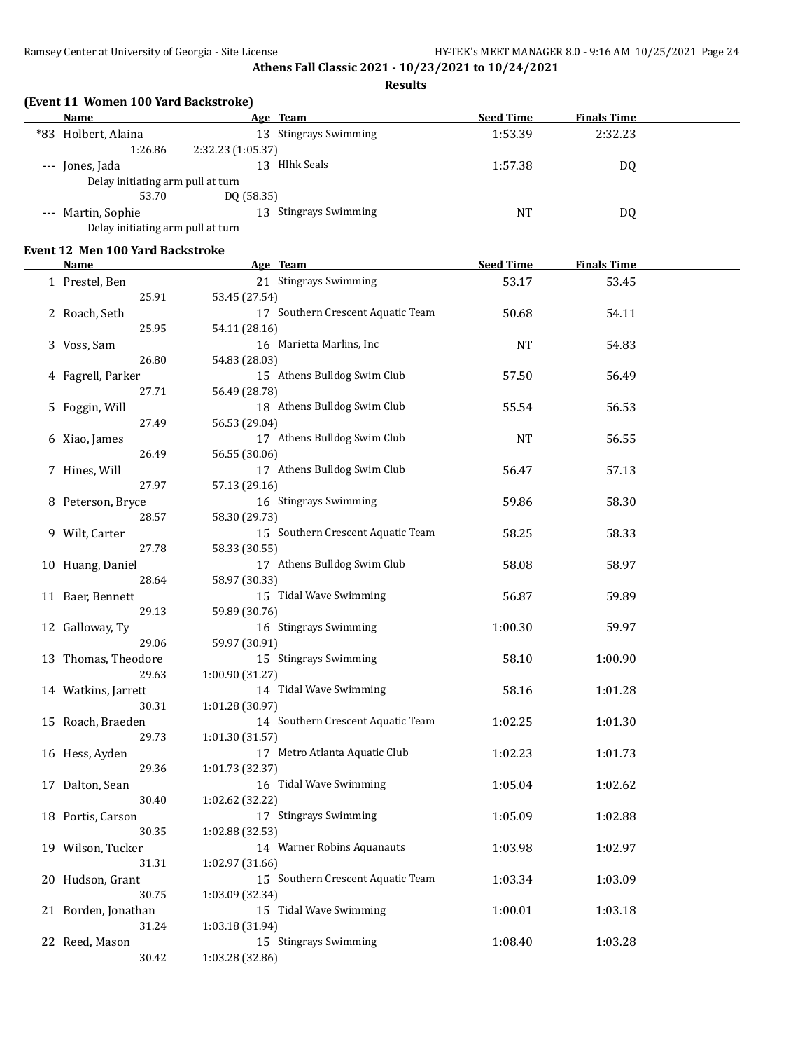**Athens Fall Classic 2021 - 10/23/2021 to 10/24/2021**

**Results**

### (Event 11 Women 100 Yard Backstroke)

| | Name | Age | Team | Seed Time | Finals Time |
|---|---|---|---|---|---|
| *83 | Holbert, Alaina | 13 | Stingrays Swimming | 1:53.39 | 2:32.23 |
| | 1:26.86 | 2:32.23 (1:05.37) | | | |
| --- | Jones, Jada | 13 | Hlhk Seals | 1:57.38 | DQ |
| | Delay initiating arm pull at turn | | | | |
| | 53.70 | DQ (58.35) | | | |
| --- | Martin, Sophie | 13 | Stingrays Swimming | NT | DQ |
| | Delay initiating arm pull at turn | | | | |

### Event 12 Men 100 Yard Backstroke

| | Name | Age | Team | Seed Time | Finals Time |
|---|---|---|---|---|---|
| 1 | Prestel, Ben | 21 | Stingrays Swimming | 53.17 | 53.45 |
| | 25.91 | 53.45 (27.54) | | | |
| 2 | Roach, Seth | 17 | Southern Crescent Aquatic Team | 50.68 | 54.11 |
| | 25.95 | 54.11 (28.16) | | | |
| 3 | Voss, Sam | 16 | Marietta Marlins, Inc | NT | 54.83 |
| | 26.80 | 54.83 (28.03) | | | |
| 4 | Fagrell, Parker | 15 | Athens Bulldog Swim Club | 57.50 | 56.49 |
| | 27.71 | 56.49 (28.78) | | | |
| 5 | Foggin, Will | 18 | Athens Bulldog Swim Club | 55.54 | 56.53 |
| | 27.49 | 56.53 (29.04) | | | |
| 6 | Xiao, James | 17 | Athens Bulldog Swim Club | NT | 56.55 |
| | 26.49 | 56.55 (30.06) | | | |
| 7 | Hines, Will | 17 | Athens Bulldog Swim Club | 56.47 | 57.13 |
| | 27.97 | 57.13 (29.16) | | | |
| 8 | Peterson, Bryce | 16 | Stingrays Swimming | 59.86 | 58.30 |
| | 28.57 | 58.30 (29.73) | | | |
| 9 | Wilt, Carter | 15 | Southern Crescent Aquatic Team | 58.25 | 58.33 |
| | 27.78 | 58.33 (30.55) | | | |
| 10 | Huang, Daniel | 17 | Athens Bulldog Swim Club | 58.08 | 58.97 |
| | 28.64 | 58.97 (30.33) | | | |
| 11 | Baer, Bennett | 15 | Tidal Wave Swimming | 56.87 | 59.89 |
| | 29.13 | 59.89 (30.76) | | | |
| 12 | Galloway, Ty | 16 | Stingrays Swimming | 1:00.30 | 59.97 |
| | 29.06 | 59.97 (30.91) | | | |
| 13 | Thomas, Theodore | 15 | Stingrays Swimming | 58.10 | 1:00.90 |
| | 29.63 | 1:00.90 (31.27) | | | |
| 14 | Watkins, Jarrett | 14 | Tidal Wave Swimming | 58.16 | 1:01.28 |
| | 30.31 | 1:01.28 (30.97) | | | |
| 15 | Roach, Braeden | 14 | Southern Crescent Aquatic Team | 1:02.25 | 1:01.30 |
| | 29.73 | 1:01.30 (31.57) | | | |
| 16 | Hess, Ayden | 17 | Metro Atlanta Aquatic Club | 1:02.23 | 1:01.73 |
| | 29.36 | 1:01.73 (32.37) | | | |
| 17 | Dalton, Sean | 16 | Tidal Wave Swimming | 1:05.04 | 1:02.62 |
| | 30.40 | 1:02.62 (32.22) | | | |
| 18 | Portis, Carson | 17 | Stingrays Swimming | 1:05.09 | 1:02.88 |
| | 30.35 | 1:02.88 (32.53) | | | |
| 19 | Wilson, Tucker | 14 | Warner Robins Aquanauts | 1:03.98 | 1:02.97 |
| | 31.31 | 1:02.97 (31.66) | | | |
| 20 | Hudson, Grant | 15 | Southern Crescent Aquatic Team | 1:03.34 | 1:03.09 |
| | 30.75 | 1:03.09 (32.34) | | | |
| 21 | Borden, Jonathan | 15 | Tidal Wave Swimming | 1:00.01 | 1:03.18 |
| | 31.24 | 1:03.18 (31.94) | | | |
| 22 | Reed, Mason | 15 | Stingrays Swimming | 1:08.40 | 1:03.28 |
| | 30.42 | 1:03.28 (32.86) | | | |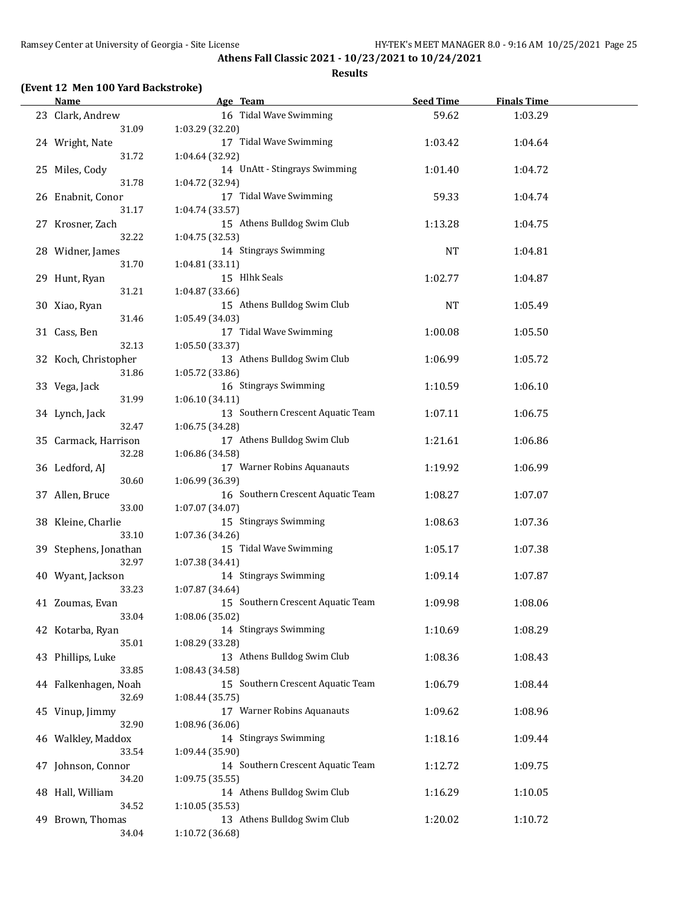**Athens Fall Classic 2021 - 10/23/2021 to 10/24/2021**

**Results**

### (Event 12 Men 100 Yard Backstroke)

| | Name | Age | Team | Seed Time | Finals Time |
|---|---|---|---|---|---|
| 23 | Clark, Andrew | 16 | Tidal Wave Swimming | 59.62 | 1:03.29 |
| | 31.09 | 1:03.29 (32.20) | | | |
| 24 | Wright, Nate | 17 | Tidal Wave Swimming | 1:03.42 | 1:04.64 |
| | 31.72 | 1:04.64 (32.92) | | | |
| 25 | Miles, Cody | 14 | UnAtt - Stingrays Swimming | 1:01.40 | 1:04.72 |
| | 31.78 | 1:04.72 (32.94) | | | |
| 26 | Enabnit, Conor | 17 | Tidal Wave Swimming | 59.33 | 1:04.74 |
| | 31.17 | 1:04.74 (33.57) | | | |
| 27 | Krosner, Zach | 15 | Athens Bulldog Swim Club | 1:13.28 | 1:04.75 |
| | 32.22 | 1:04.75 (32.53) | | | |
| 28 | Widner, James | 14 | Stingrays Swimming | NT | 1:04.81 |
| | 31.70 | 1:04.81 (33.11) | | | |
| 29 | Hunt, Ryan | 15 | Hlhk Seals | 1:02.77 | 1:04.87 |
| | 31.21 | 1:04.87 (33.66) | | | |
| 30 | Xiao, Ryan | 15 | Athens Bulldog Swim Club | NT | 1:05.49 |
| | 31.46 | 1:05.49 (34.03) | | | |
| 31 | Cass, Ben | 17 | Tidal Wave Swimming | 1:00.08 | 1:05.50 |
| | 32.13 | 1:05.50 (33.37) | | | |
| 32 | Koch, Christopher | 13 | Athens Bulldog Swim Club | 1:06.99 | 1:05.72 |
| | 31.86 | 1:05.72 (33.86) | | | |
| 33 | Vega, Jack | 16 | Stingrays Swimming | 1:10.59 | 1:06.10 |
| | 31.99 | 1:06.10 (34.11) | | | |
| 34 | Lynch, Jack | 13 | Southern Crescent Aquatic Team | 1:07.11 | 1:06.75 |
| | 32.47 | 1:06.75 (34.28) | | | |
| 35 | Carmack, Harrison | 17 | Athens Bulldog Swim Club | 1:21.61 | 1:06.86 |
| | 32.28 | 1:06.86 (34.58) | | | |
| 36 | Ledford, AJ | 17 | Warner Robins Aquanauts | 1:19.92 | 1:06.99 |
| | 30.60 | 1:06.99 (36.39) | | | |
| 37 | Allen, Bruce | 16 | Southern Crescent Aquatic Team | 1:08.27 | 1:07.07 |
| | 33.00 | 1:07.07 (34.07) | | | |
| 38 | Kleine, Charlie | 15 | Stingrays Swimming | 1:08.63 | 1:07.36 |
| | 33.10 | 1:07.36 (34.26) | | | |
| 39 | Stephens, Jonathan | 15 | Tidal Wave Swimming | 1:05.17 | 1:07.38 |
| | 32.97 | 1:07.38 (34.41) | | | |
| 40 | Wyant, Jackson | 14 | Stingrays Swimming | 1:09.14 | 1:07.87 |
| | 33.23 | 1:07.87 (34.64) | | | |
| 41 | Zoumas, Evan | 15 | Southern Crescent Aquatic Team | 1:09.98 | 1:08.06 |
| | 33.04 | 1:08.06 (35.02) | | | |
| 42 | Kotarba, Ryan | 14 | Stingrays Swimming | 1:10.69 | 1:08.29 |
| | 35.01 | 1:08.29 (33.28) | | | |
| 43 | Phillips, Luke | 13 | Athens Bulldog Swim Club | 1:08.36 | 1:08.43 |
| | 33.85 | 1:08.43 (34.58) | | | |
| 44 | Falkenhagen, Noah | 15 | Southern Crescent Aquatic Team | 1:06.79 | 1:08.44 |
| | 32.69 | 1:08.44 (35.75) | | | |
| 45 | Vinup, Jimmy | 17 | Warner Robins Aquanauts | 1:09.62 | 1:08.96 |
| | 32.90 | 1:08.96 (36.06) | | | |
| 46 | Walkley, Maddox | 14 | Stingrays Swimming | 1:18.16 | 1:09.44 |
| | 33.54 | 1:09.44 (35.90) | | | |
| 47 | Johnson, Connor | 14 | Southern Crescent Aquatic Team | 1:12.72 | 1:09.75 |
| | 34.20 | 1:09.75 (35.55) | | | |
| 48 | Hall, William | 14 | Athens Bulldog Swim Club | 1:16.29 | 1:10.05 |
| | 34.52 | 1:10.05 (35.53) | | | |
| 49 | Brown, Thomas | 13 | Athens Bulldog Swim Club | 1:20.02 | 1:10.72 |
| | 34.04 | 1:10.72 (36.68) | | | |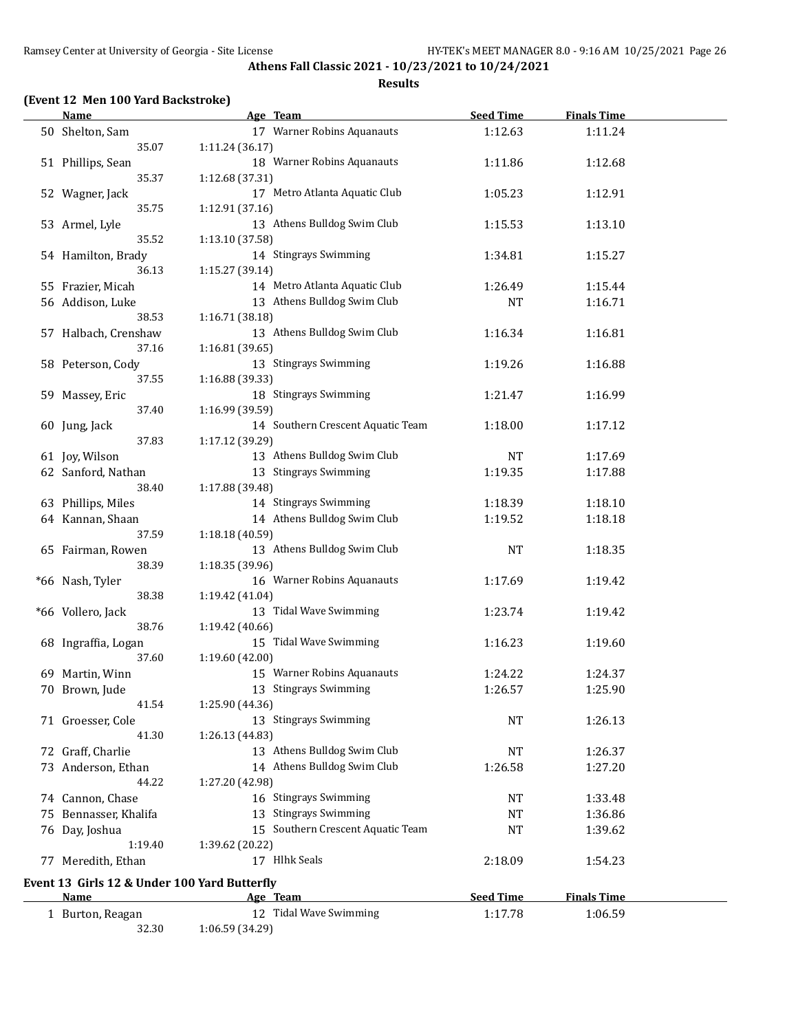**Athens Fall Classic 2021 - 10/23/2021 to 10/24/2021**

**Results**

## (Event 12 Men 100 Yard Backstroke)

| | Name | Age | Team | Seed Time | Finals Time |
|---|---|---|---|---|---|
| 50 | Shelton, Sam | 17 | Warner Robins Aquanauts | 1:12.63 | 1:11.24 |
| | 35.07 | 1:11.24 (36.17) | | | |
| 51 | Phillips, Sean | 18 | Warner Robins Aquanauts | 1:11.86 | 1:12.68 |
| | 35.37 | 1:12.68 (37.31) | | | |
| 52 | Wagner, Jack | 17 | Metro Atlanta Aquatic Club | 1:05.23 | 1:12.91 |
| | 35.75 | 1:12.91 (37.16) | | | |
| 53 | Armel, Lyle | 13 | Athens Bulldog Swim Club | 1:15.53 | 1:13.10 |
| | 35.52 | 1:13.10 (37.58) | | | |
| 54 | Hamilton, Brady | 14 | Stingrays Swimming | 1:34.81 | 1:15.27 |
| | 36.13 | 1:15.27 (39.14) | | | |
| 55 | Frazier, Micah | 14 | Metro Atlanta Aquatic Club | 1:26.49 | 1:15.44 |
| 56 | Addison, Luke | 13 | Athens Bulldog Swim Club | NT | 1:16.71 |
| | 38.53 | 1:16.71 (38.18) | | | |
| 57 | Halbach, Crenshaw | 13 | Athens Bulldog Swim Club | 1:16.34 | 1:16.81 |
| | 37.16 | 1:16.81 (39.65) | | | |
| 58 | Peterson, Cody | 13 | Stingrays Swimming | 1:19.26 | 1:16.88 |
| | 37.55 | 1:16.88 (39.33) | | | |
| 59 | Massey, Eric | 18 | Stingrays Swimming | 1:21.47 | 1:16.99 |
| | 37.40 | 1:16.99 (39.59) | | | |
| 60 | Jung, Jack | 14 | Southern Crescent Aquatic Team | 1:18.00 | 1:17.12 |
| | 37.83 | 1:17.12 (39.29) | | | |
| 61 | Joy, Wilson | 13 | Athens Bulldog Swim Club | NT | 1:17.69 |
| 62 | Sanford, Nathan | 13 | Stingrays Swimming | 1:19.35 | 1:17.88 |
| | 38.40 | 1:17.88 (39.48) | | | |
| 63 | Phillips, Miles | 14 | Stingrays Swimming | 1:18.39 | 1:18.10 |
| 64 | Kannan, Shaan | 14 | Athens Bulldog Swim Club | 1:19.52 | 1:18.18 |
| | 37.59 | 1:18.18 (40.59) | | | |
| 65 | Fairman, Rowen | 13 | Athens Bulldog Swim Club | NT | 1:18.35 |
| | 38.39 | 1:18.35 (39.96) | | | |
| *66 | Nash, Tyler | 16 | Warner Robins Aquanauts | 1:17.69 | 1:19.42 |
| | 38.38 | 1:19.42 (41.04) | | | |
| *66 | Vollero, Jack | 13 | Tidal Wave Swimming | 1:23.74 | 1:19.42 |
| | 38.76 | 1:19.42 (40.66) | | | |
| 68 | Ingraffia, Logan | 15 | Tidal Wave Swimming | 1:16.23 | 1:19.60 |
| | 37.60 | 1:19.60 (42.00) | | | |
| 69 | Martin, Winn | 15 | Warner Robins Aquanauts | 1:24.22 | 1:24.37 |
| 70 | Brown, Jude | 13 | Stingrays Swimming | 1:26.57 | 1:25.90 |
| | 41.54 | 1:25.90 (44.36) | | | |
| 71 | Groesser, Cole | 13 | Stingrays Swimming | NT | 1:26.13 |
| | 41.30 | 1:26.13 (44.83) | | | |
| 72 | Graff, Charlie | 13 | Athens Bulldog Swim Club | NT | 1:26.37 |
| 73 | Anderson, Ethan | 14 | Athens Bulldog Swim Club | 1:26.58 | 1:27.20 |
| | 44.22 | 1:27.20 (42.98) | | | |
| 74 | Cannon, Chase | 16 | Stingrays Swimming | NT | 1:33.48 |
| 75 | Bennasser, Khalifa | 13 | Stingrays Swimming | NT | 1:36.86 |
| 76 | Day, Joshua | 15 | Southern Crescent Aquatic Team | NT | 1:39.62 |
| | 1:19.40 | 1:39.62 (20.22) | | | |
| 77 | Meredith, Ethan | 17 | Hlhk Seals | 2:18.09 | 1:54.23 |

## Event 13 Girls 12 & Under 100 Yard Butterfly

| | Name | Age | Team | Seed Time | Finals Time |
|---|---|---|---|---|---|
| 1 | Burton, Reagan | 12 | Tidal Wave Swimming | 1:17.78 | 1:06.59 |
| | 32.30 | 1:06.59 (34.29) | | | |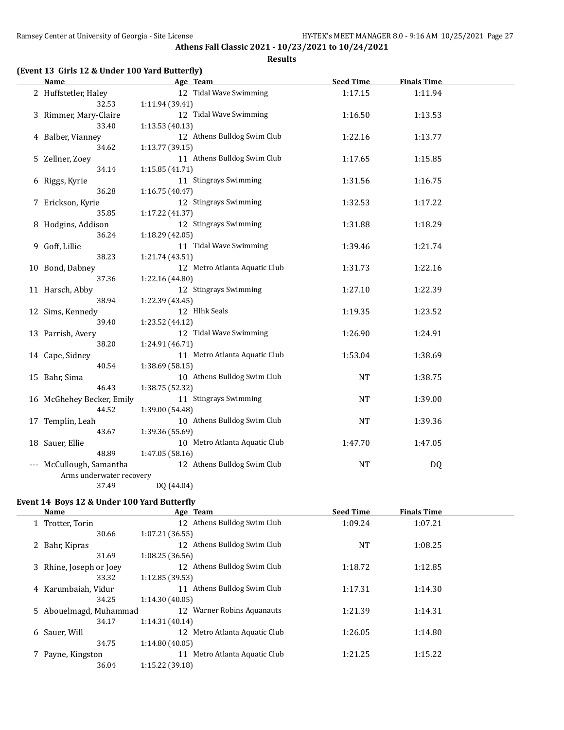**Athens Fall Classic 2021 - 10/23/2021 to 10/24/2021**

**Results**

### (Event 13 Girls 12 & Under 100 Yard Butterfly)

| | Name | Age | Team | Seed Time | Finals Time |
|---|---|---|---|---|---|
| 2 | Huffstetler, Haley | 12 | Tidal Wave Swimming | 1:17.15 | 1:11.94 |
| | 32.53 | 1:11.94 (39.41) | | | |
| 3 | Rimmer, Mary-Claire | 12 | Tidal Wave Swimming | 1:16.50 | 1:13.53 |
| | 33.40 | 1:13.53 (40.13) | | | |
| 4 | Balber, Vianney | 12 | Athens Bulldog Swim Club | 1:22.16 | 1:13.77 |
| | 34.62 | 1:13.77 (39.15) | | | |
| 5 | Zellner, Zoey | 11 | Athens Bulldog Swim Club | 1:17.65 | 1:15.85 |
| | 34.14 | 1:15.85 (41.71) | | | |
| 6 | Riggs, Kyrie | 11 | Stingrays Swimming | 1:31.56 | 1:16.75 |
| | 36.28 | 1:16.75 (40.47) | | | |
| 7 | Erickson, Kyrie | 12 | Stingrays Swimming | 1:32.53 | 1:17.22 |
| | 35.85 | 1:17.22 (41.37) | | | |
| 8 | Hodgins, Addison | 12 | Stingrays Swimming | 1:31.88 | 1:18.29 |
| | 36.24 | 1:18.29 (42.05) | | | |
| 9 | Goff, Lillie | 11 | Tidal Wave Swimming | 1:39.46 | 1:21.74 |
| | 38.23 | 1:21.74 (43.51) | | | |
| 10 | Bond, Dabney | 12 | Metro Atlanta Aquatic Club | 1:31.73 | 1:22.16 |
| | 37.36 | 1:22.16 (44.80) | | | |
| 11 | Harsch, Abby | 12 | Stingrays Swimming | 1:27.10 | 1:22.39 |
| | 38.94 | 1:22.39 (43.45) | | | |
| 12 | Sims, Kennedy | 12 | Hlhk Seals | 1:19.35 | 1:23.52 |
| | 39.40 | 1:23.52 (44.12) | | | |
| 13 | Parrish, Avery | 12 | Tidal Wave Swimming | 1:26.90 | 1:24.91 |
| | 38.20 | 1:24.91 (46.71) | | | |
| 14 | Cape, Sidney | 11 | Metro Atlanta Aquatic Club | 1:53.04 | 1:38.69 |
| | 40.54 | 1:38.69 (58.15) | | | |
| 15 | Bahr, Sima | 10 | Athens Bulldog Swim Club | NT | 1:38.75 |
| | 46.43 | 1:38.75 (52.32) | | | |
| 16 | McGhehey Becker, Emily | 11 | Stingrays Swimming | NT | 1:39.00 |
| | 44.52 | 1:39.00 (54.48) | | | |
| 17 | Templin, Leah | 10 | Athens Bulldog Swim Club | NT | 1:39.36 |
| | 43.67 | 1:39.36 (55.69) | | | |
| 18 | Sauer, Ellie | 10 | Metro Atlanta Aquatic Club | 1:47.70 | 1:47.05 |
| | 48.89 | 1:47.05 (58.16) | | | |
| --- | McCullough, Samantha | 12 | Athens Bulldog Swim Club | NT | DQ |
| | Arms underwater recovery | | | | |
| | 37.49 | DQ (44.04) | | | |

### Event 14 Boys 12 & Under 100 Yard Butterfly

| | Name | Age | Team | Seed Time | Finals Time |
|---|---|---|---|---|---|
| 1 | Trotter, Torin | 12 | Athens Bulldog Swim Club | 1:09.24 | 1:07.21 |
| | 30.66 | 1:07.21 (36.55) | | | |
| 2 | Bahr, Kipras | 12 | Athens Bulldog Swim Club | NT | 1:08.25 |
| | 31.69 | 1:08.25 (36.56) | | | |
| 3 | Rhine, Joseph or Joey | 12 | Athens Bulldog Swim Club | 1:18.72 | 1:12.85 |
| | 33.32 | 1:12.85 (39.53) | | | |
| 4 | Karumbaiah, Vidur | 11 | Athens Bulldog Swim Club | 1:17.31 | 1:14.30 |
| | 34.25 | 1:14.30 (40.05) | | | |
| 5 | Abouelmagd, Muhammad | 12 | Warner Robins Aquanauts | 1:21.39 | 1:14.31 |
| | 34.17 | 1:14.31 (40.14) | | | |
| 6 | Sauer, Will | 12 | Metro Atlanta Aquatic Club | 1:26.05 | 1:14.80 |
| | 34.75 | 1:14.80 (40.05) | | | |
| 7 | Payne, Kingston | 11 | Metro Atlanta Aquatic Club | 1:21.25 | 1:15.22 |
| | 36.04 | 1:15.22 (39.18) | | | |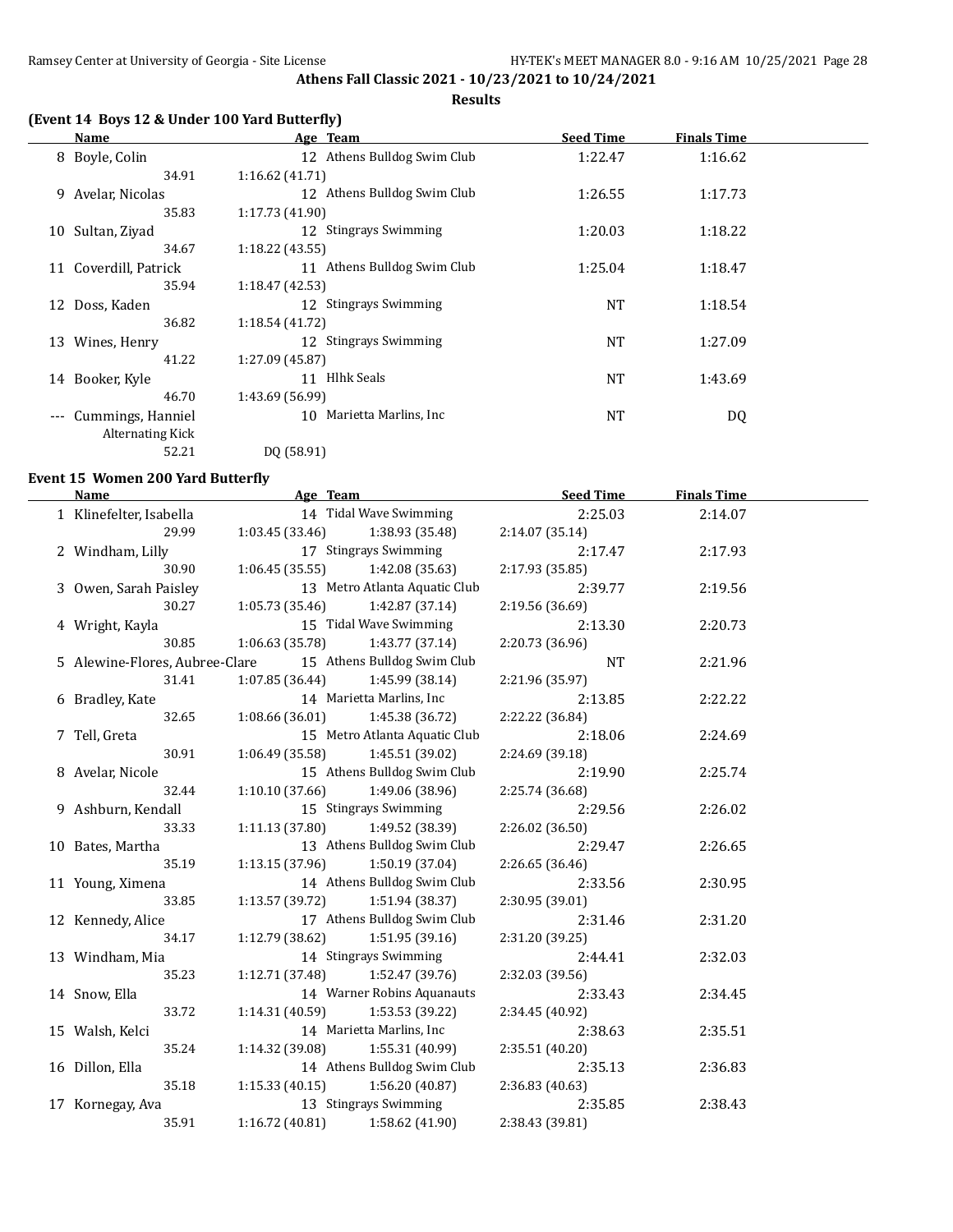## Athens Fall Classic 2021 - 10/23/2021 to 10/24/2021

### Results

### (Event 14 Boys 12 & Under 100 Yard Butterfly)

| | Name | Age | Team | Seed Time | Finals Time |
|---|---|---|---|---|---|
| 8 | Boyle, Colin | 12 | Athens Bulldog Swim Club | 1:22.47 | 1:16.62 |
| | 34.91 | 1:16.62 (41.71) | | | |
| 9 | Avelar, Nicolas | 12 | Athens Bulldog Swim Club | 1:26.55 | 1:17.73 |
| | 35.83 | 1:17.73 (41.90) | | | |
| 10 | Sultan, Ziyad | 12 | Stingrays Swimming | 1:20.03 | 1:18.22 |
| | 34.67 | 1:18.22 (43.55) | | | |
| 11 | Coverdill, Patrick | 11 | Athens Bulldog Swim Club | 1:25.04 | 1:18.47 |
| | 35.94 | 1:18.47 (42.53) | | | |
| 12 | Doss, Kaden | 12 | Stingrays Swimming | NT | 1:18.54 |
| | 36.82 | 1:18.54 (41.72) | | | |
| 13 | Wines, Henry | 12 | Stingrays Swimming | NT | 1:27.09 |
| | 41.22 | 1:27.09 (45.87) | | | |
| 14 | Booker, Kyle | 11 | Hlhk Seals | NT | 1:43.69 |
| | 46.70 | 1:43.69 (56.99) | | | |
| --- | Cummings, Hanniel | 10 | Marietta Marlins, Inc | NT | DQ |
| | Alternating Kick | | | | |
| | 52.21 | DQ (58.91) | | | |

### Event 15 Women 200 Yard Butterfly

| | Name | Age | Team | Seed Time | Finals Time |
|---|---|---|---|---|---|
| 1 | Klinefelter, Isabella | 14 | Tidal Wave Swimming | 2:25.03 | 2:14.07 |
| | 29.99 | 1:03.45 (33.46) | 1:38.93 (35.48) | 2:14.07 (35.14) | |
| 2 | Windham, Lilly | 17 | Stingrays Swimming | 2:17.47 | 2:17.93 |
| | 30.90 | 1:06.45 (35.55) | 1:42.08 (35.63) | 2:17.93 (35.85) | |
| 3 | Owen, Sarah Paisley | 13 | Metro Atlanta Aquatic Club | 2:39.77 | 2:19.56 |
| | 30.27 | 1:05.73 (35.46) | 1:42.87 (37.14) | 2:19.56 (36.69) | |
| 4 | Wright, Kayla | 15 | Tidal Wave Swimming | 2:13.30 | 2:20.73 |
| | 30.85 | 1:06.63 (35.78) | 1:43.77 (37.14) | 2:20.73 (36.96) | |
| 5 | Alewine-Flores, Aubree-Clare | 15 | Athens Bulldog Swim Club | NT | 2:21.96 |
| | 31.41 | 1:07.85 (36.44) | 1:45.99 (38.14) | 2:21.96 (35.97) | |
| 6 | Bradley, Kate | 14 | Marietta Marlins, Inc | 2:13.85 | 2:22.22 |
| | 32.65 | 1:08.66 (36.01) | 1:45.38 (36.72) | 2:22.22 (36.84) | |
| 7 | Tell, Greta | 15 | Metro Atlanta Aquatic Club | 2:18.06 | 2:24.69 |
| | 30.91 | 1:06.49 (35.58) | 1:45.51 (39.02) | 2:24.69 (39.18) | |
| 8 | Avelar, Nicole | 15 | Athens Bulldog Swim Club | 2:19.90 | 2:25.74 |
| | 32.44 | 1:10.10 (37.66) | 1:49.06 (38.96) | 2:25.74 (36.68) | |
| 9 | Ashburn, Kendall | 15 | Stingrays Swimming | 2:29.56 | 2:26.02 |
| | 33.33 | 1:11.13 (37.80) | 1:49.52 (38.39) | 2:26.02 (36.50) | |
| 10 | Bates, Martha | 13 | Athens Bulldog Swim Club | 2:29.47 | 2:26.65 |
| | 35.19 | 1:13.15 (37.96) | 1:50.19 (37.04) | 2:26.65 (36.46) | |
| 11 | Young, Ximena | 14 | Athens Bulldog Swim Club | 2:33.56 | 2:30.95 |
| | 33.85 | 1:13.57 (39.72) | 1:51.94 (38.37) | 2:30.95 (39.01) | |
| 12 | Kennedy, Alice | 17 | Athens Bulldog Swim Club | 2:31.46 | 2:31.20 |
| | 34.17 | 1:12.79 (38.62) | 1:51.95 (39.16) | 2:31.20 (39.25) | |
| 13 | Windham, Mia | 14 | Stingrays Swimming | 2:44.41 | 2:32.03 |
| | 35.23 | 1:12.71 (37.48) | 1:52.47 (39.76) | 2:32.03 (39.56) | |
| 14 | Snow, Ella | 14 | Warner Robins Aquanauts | 2:33.43 | 2:34.45 |
| | 33.72 | 1:14.31 (40.59) | 1:53.53 (39.22) | 2:34.45 (40.92) | |
| 15 | Walsh, Kelci | 14 | Marietta Marlins, Inc | 2:38.63 | 2:35.51 |
| | 35.24 | 1:14.32 (39.08) | 1:55.31 (40.99) | 2:35.51 (40.20) | |
| 16 | Dillon, Ella | 14 | Athens Bulldog Swim Club | 2:35.13 | 2:36.83 |
| | 35.18 | 1:15.33 (40.15) | 1:56.20 (40.87) | 2:36.83 (40.63) | |
| 17 | Kornegay, Ava | 13 | Stingrays Swimming | 2:35.85 | 2:38.43 |
| | 35.91 | 1:16.72 (40.81) | 1:58.62 (41.90) | 2:38.43 (39.81) | |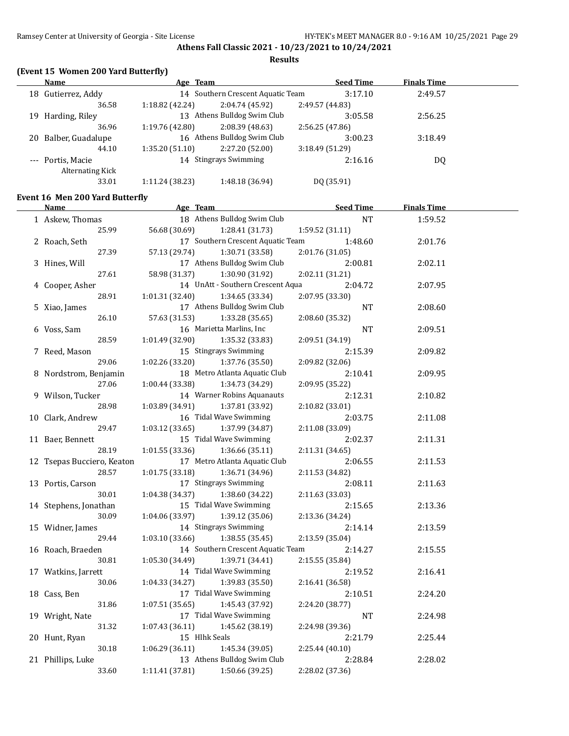**Athens Fall Classic 2021 - 10/23/2021 to 10/24/2021**

**Results**

### (Event 15 Women 200 Yard Butterfly)

| | Name | Age | Team | Seed Time | Finals Time |
|---|---|---|---|---|---|
| 18 | Gutierrez, Addy | 14 | Southern Crescent Aquatic Team | 3:17.10 | 2:49.57 |
| | 36.58 | 1:18.82 (42.24) | 2:04.74 (45.92) | 2:49.57 (44.83) | |
| 19 | Harding, Riley | 13 | Athens Bulldog Swim Club | 3:05.58 | 2:56.25 |
| | 36.96 | 1:19.76 (42.80) | 2:08.39 (48.63) | 2:56.25 (47.86) | |
| 20 | Balber, Guadalupe | 16 | Athens Bulldog Swim Club | 3:00.23 | 3:18.49 |
| | 44.10 | 1:35.20 (51.10) | 2:27.20 (52.00) | 3:18.49 (51.29) | |
| --- | Portis, Macie | 14 | Stingrays Swimming | 2:16.16 | DQ |
| | Alternating Kick | | | | |
| | 33.01 | 1:11.24 (38.23) | 1:48.18 (36.94) | DQ (35.91) | |

### Event 16 Men 200 Yard Butterfly

| | Name | Age | Team | Seed Time | Finals Time |
|---|---|---|---|---|---|
| 1 | Askew, Thomas | 18 | Athens Bulldog Swim Club | NT | 1:59.52 |
| | 25.99 | 56.68 (30.69) | 1:28.41 (31.73) | 1:59.52 (31.11) | |
| 2 | Roach, Seth | 17 | Southern Crescent Aquatic Team | 1:48.60 | 2:01.76 |
| | 27.39 | 57.13 (29.74) | 1:30.71 (33.58) | 2:01.76 (31.05) | |
| 3 | Hines, Will | 17 | Athens Bulldog Swim Club | 2:00.81 | 2:02.11 |
| | 27.61 | 58.98 (31.37) | 1:30.90 (31.92) | 2:02.11 (31.21) | |
| 4 | Cooper, Asher | 14 | UnAtt - Southern Crescent Aqua | 2:04.72 | 2:07.95 |
| | 28.91 | 1:01.31 (32.40) | 1:34.65 (33.34) | 2:07.95 (33.30) | |
| 5 | Xiao, James | 17 | Athens Bulldog Swim Club | NT | 2:08.60 |
| | 26.10 | 57.63 (31.53) | 1:33.28 (35.65) | 2:08.60 (35.32) | |
| 6 | Voss, Sam | 16 | Marietta Marlins, Inc | NT | 2:09.51 |
| | 28.59 | 1:01.49 (32.90) | 1:35.32 (33.83) | 2:09.51 (34.19) | |
| 7 | Reed, Mason | 15 | Stingrays Swimming | 2:15.39 | 2:09.82 |
| | 29.06 | 1:02.26 (33.20) | 1:37.76 (35.50) | 2:09.82 (32.06) | |
| 8 | Nordstrom, Benjamin | 18 | Metro Atlanta Aquatic Club | 2:10.41 | 2:09.95 |
| | 27.06 | 1:00.44 (33.38) | 1:34.73 (34.29) | 2:09.95 (35.22) | |
| 9 | Wilson, Tucker | 14 | Warner Robins Aquanauts | 2:12.31 | 2:10.82 |
| | 28.98 | 1:03.89 (34.91) | 1:37.81 (33.92) | 2:10.82 (33.01) | |
| 10 | Clark, Andrew | 16 | Tidal Wave Swimming | 2:03.75 | 2:11.08 |
| | 29.47 | 1:03.12 (33.65) | 1:37.99 (34.87) | 2:11.08 (33.09) | |
| 11 | Baer, Bennett | 15 | Tidal Wave Swimming | 2:02.37 | 2:11.31 |
| | 28.19 | 1:01.55 (33.36) | 1:36.66 (35.11) | 2:11.31 (34.65) | |
| 12 | Tsepas Bucciero, Keaton | 17 | Metro Atlanta Aquatic Club | 2:06.55 | 2:11.53 |
| | 28.57 | 1:01.75 (33.18) | 1:36.71 (34.96) | 2:11.53 (34.82) | |
| 13 | Portis, Carson | 17 | Stingrays Swimming | 2:08.11 | 2:11.63 |
| | 30.01 | 1:04.38 (34.37) | 1:38.60 (34.22) | 2:11.63 (33.03) | |
| 14 | Stephens, Jonathan | 15 | Tidal Wave Swimming | 2:15.65 | 2:13.36 |
| | 30.09 | 1:04.06 (33.97) | 1:39.12 (35.06) | 2:13.36 (34.24) | |
| 15 | Widner, James | 14 | Stingrays Swimming | 2:14.14 | 2:13.59 |
| | 29.44 | 1:03.10 (33.66) | 1:38.55 (35.45) | 2:13.59 (35.04) | |
| 16 | Roach, Braeden | 14 | Southern Crescent Aquatic Team | 2:14.27 | 2:15.55 |
| | 30.81 | 1:05.30 (34.49) | 1:39.71 (34.41) | 2:15.55 (35.84) | |
| 17 | Watkins, Jarrett | 14 | Tidal Wave Swimming | 2:19.52 | 2:16.41 |
| | 30.06 | 1:04.33 (34.27) | 1:39.83 (35.50) | 2:16.41 (36.58) | |
| 18 | Cass, Ben | 17 | Tidal Wave Swimming | 2:10.51 | 2:24.20 |
| | 31.86 | 1:07.51 (35.65) | 1:45.43 (37.92) | 2:24.20 (38.77) | |
| 19 | Wright, Nate | 17 | Tidal Wave Swimming | NT | 2:24.98 |
| | 31.32 | 1:07.43 (36.11) | 1:45.62 (38.19) | 2:24.98 (39.36) | |
| 20 | Hunt, Ryan | 15 | Hlhk Seals | 2:21.79 | 2:25.44 |
| | 30.18 | 1:06.29 (36.11) | 1:45.34 (39.05) | 2:25.44 (40.10) | |
| 21 | Phillips, Luke | 13 | Athens Bulldog Swim Club | 2:28.84 | 2:28.02 |
| | 33.60 | 1:11.41 (37.81) | 1:50.66 (39.25) | 2:28.02 (37.36) | |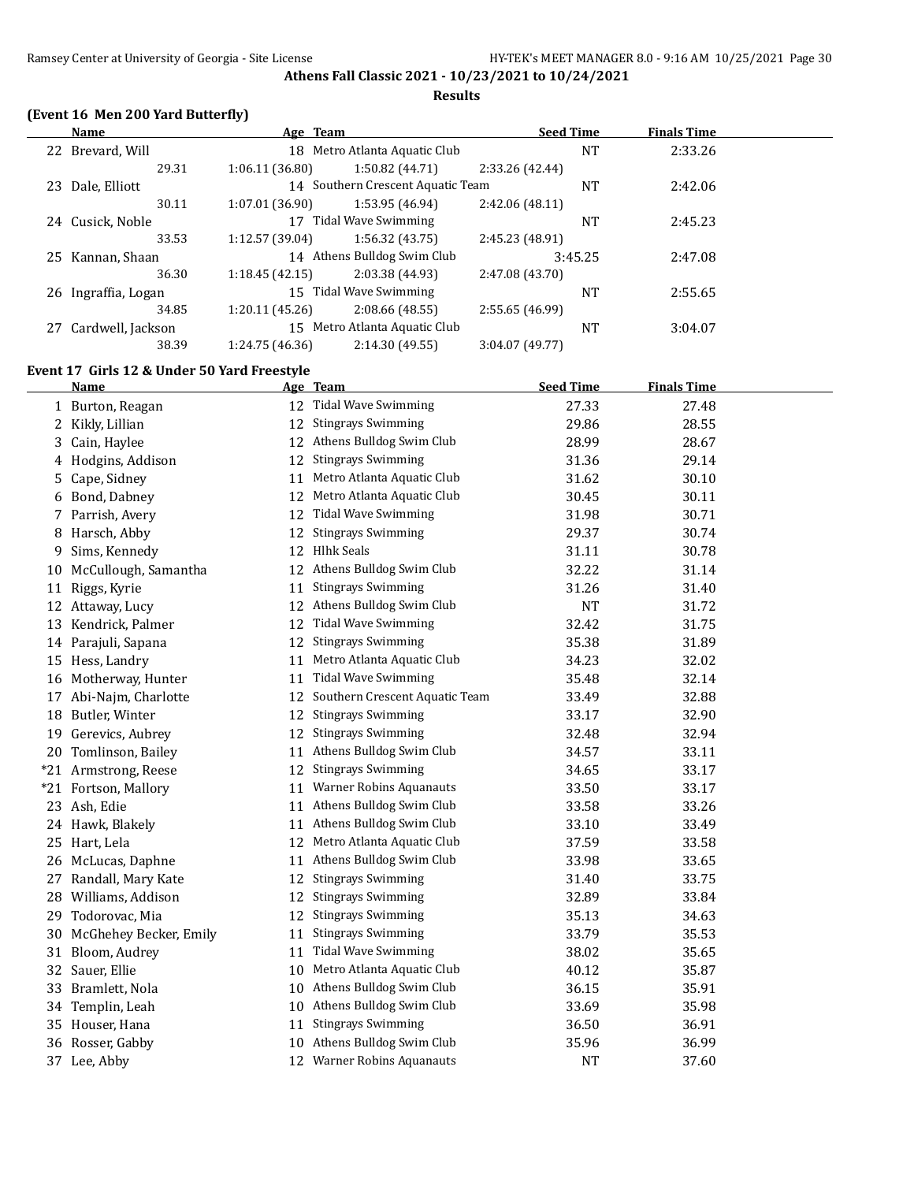**Athens Fall Classic 2021 - 10/23/2021 to 10/24/2021**

**Results**

### (Event 16 Men 200 Yard Butterfly)

| | Name | Age | Team | Seed Time | Finals Time |
|---|---|---|---|---|---|
| 22 | Brevard, Will | 18 | Metro Atlanta Aquatic Club | NT | 2:33.26 |
| | 29.31 | 1:06.11 (36.80) | 1:50.82 (44.71) | 2:33.26 (42.44) | |
| 23 | Dale, Elliott | 14 | Southern Crescent Aquatic Team | NT | 2:42.06 |
| | 30.11 | 1:07.01 (36.90) | 1:53.95 (46.94) | 2:42.06 (48.11) | |
| 24 | Cusick, Noble | 17 | Tidal Wave Swimming | NT | 2:45.23 |
| | 33.53 | 1:12.57 (39.04) | 1:56.32 (43.75) | 2:45.23 (48.91) | |
| 25 | Kannan, Shaan | 14 | Athens Bulldog Swim Club | 3:45.25 | 2:47.08 |
| | 36.30 | 1:18.45 (42.15) | 2:03.38 (44.93) | 2:47.08 (43.70) | |
| 26 | Ingraffia, Logan | 15 | Tidal Wave Swimming | NT | 2:55.65 |
| | 34.85 | 1:20.11 (45.26) | 2:08.66 (48.55) | 2:55.65 (46.99) | |
| 27 | Cardwell, Jackson | 15 | Metro Atlanta Aquatic Club | NT | 3:04.07 |
| | 38.39 | 1:24.75 (46.36) | 2:14.30 (49.55) | 3:04.07 (49.77) | |

### Event 17 Girls 12 & Under 50 Yard Freestyle

| | Name | Age | Team | Seed Time | Finals Time |
|---|---|---|---|---|---|
| 1 | Burton, Reagan | 12 | Tidal Wave Swimming | 27.33 | 27.48 |
| 2 | Kikly, Lillian | 12 | Stingrays Swimming | 29.86 | 28.55 |
| 3 | Cain, Haylee | 12 | Athens Bulldog Swim Club | 28.99 | 28.67 |
| 4 | Hodgins, Addison | 12 | Stingrays Swimming | 31.36 | 29.14 |
| 5 | Cape, Sidney | 11 | Metro Atlanta Aquatic Club | 31.62 | 30.10 |
| 6 | Bond, Dabney | 12 | Metro Atlanta Aquatic Club | 30.45 | 30.11 |
| 7 | Parrish, Avery | 12 | Tidal Wave Swimming | 31.98 | 30.71 |
| 8 | Harsch, Abby | 12 | Stingrays Swimming | 29.37 | 30.74 |
| 9 | Sims, Kennedy | 12 | Hlhk Seals | 31.11 | 30.78 |
| 10 | McCullough, Samantha | 12 | Athens Bulldog Swim Club | 32.22 | 31.14 |
| 11 | Riggs, Kyrie | 11 | Stingrays Swimming | 31.26 | 31.40 |
| 12 | Attaway, Lucy | 12 | Athens Bulldog Swim Club | NT | 31.72 |
| 13 | Kendrick, Palmer | 12 | Tidal Wave Swimming | 32.42 | 31.75 |
| 14 | Parajuli, Sapana | 12 | Stingrays Swimming | 35.38 | 31.89 |
| 15 | Hess, Landry | 11 | Metro Atlanta Aquatic Club | 34.23 | 32.02 |
| 16 | Motherway, Hunter | 11 | Tidal Wave Swimming | 35.48 | 32.14 |
| 17 | Abi-Najm, Charlotte | 12 | Southern Crescent Aquatic Team | 33.49 | 32.88 |
| 18 | Butler, Winter | 12 | Stingrays Swimming | 33.17 | 32.90 |
| 19 | Gerevics, Aubrey | 12 | Stingrays Swimming | 32.48 | 32.94 |
| 20 | Tomlinson, Bailey | 11 | Athens Bulldog Swim Club | 34.57 | 33.11 |
| *21 | Armstrong, Reese | 12 | Stingrays Swimming | 34.65 | 33.17 |
| *21 | Fortson, Mallory | 11 | Warner Robins Aquanauts | 33.50 | 33.17 |
| 23 | Ash, Edie | 11 | Athens Bulldog Swim Club | 33.58 | 33.26 |
| 24 | Hawk, Blakely | 11 | Athens Bulldog Swim Club | 33.10 | 33.49 |
| 25 | Hart, Lela | 12 | Metro Atlanta Aquatic Club | 37.59 | 33.58 |
| 26 | McLucas, Daphne | 11 | Athens Bulldog Swim Club | 33.98 | 33.65 |
| 27 | Randall, Mary Kate | 12 | Stingrays Swimming | 31.40 | 33.75 |
| 28 | Williams, Addison | 12 | Stingrays Swimming | 32.89 | 33.84 |
| 29 | Todorovac, Mia | 12 | Stingrays Swimming | 35.13 | 34.63 |
| 30 | McGhehey Becker, Emily | 11 | Stingrays Swimming | 33.79 | 35.53 |
| 31 | Bloom, Audrey | 11 | Tidal Wave Swimming | 38.02 | 35.65 |
| 32 | Sauer, Ellie | 10 | Metro Atlanta Aquatic Club | 40.12 | 35.87 |
| 33 | Bramlett, Nola | 10 | Athens Bulldog Swim Club | 36.15 | 35.91 |
| 34 | Templin, Leah | 10 | Athens Bulldog Swim Club | 33.69 | 35.98 |
| 35 | Houser, Hana | 11 | Stingrays Swimming | 36.50 | 36.91 |
| 36 | Rosser, Gabby | 10 | Athens Bulldog Swim Club | 35.96 | 36.99 |
| 37 | Lee, Abby | 12 | Warner Robins Aquanauts | NT | 37.60 |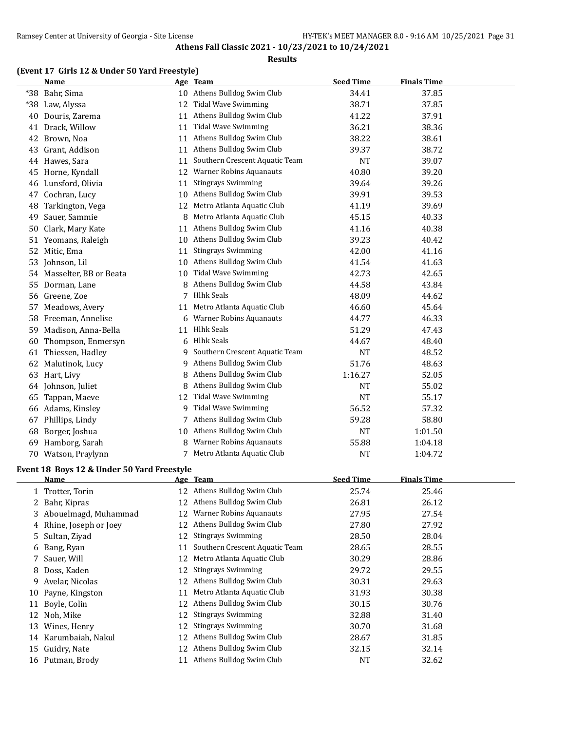# Athens Fall Classic 2021 - 10/23/2021 to 10/24/2021

## Results

### (Event 17 Girls 12 & Under 50 Yard Freestyle)

| | Name | Age | Team | Seed Time | Finals Time |
|---|---|---|---|---|---|
| *38 | Bahr, Sima | 10 | Athens Bulldog Swim Club | 34.41 | 37.85 |
| *38 | Law, Alyssa | 12 | Tidal Wave Swimming | 38.71 | 37.85 |
| 40 | Douris, Zarema | 11 | Athens Bulldog Swim Club | 41.22 | 37.91 |
| 41 | Drack, Willow | 11 | Tidal Wave Swimming | 36.21 | 38.36 |
| 42 | Brown, Noa | 11 | Athens Bulldog Swim Club | 38.22 | 38.61 |
| 43 | Grant, Addison | 11 | Athens Bulldog Swim Club | 39.37 | 38.72 |
| 44 | Hawes, Sara | 11 | Southern Crescent Aquatic Team | NT | 39.07 |
| 45 | Horne, Kyndall | 12 | Warner Robins Aquanauts | 40.80 | 39.20 |
| 46 | Lunsford, Olivia | 11 | Stingrays Swimming | 39.64 | 39.26 |
| 47 | Cochran, Lucy | 10 | Athens Bulldog Swim Club | 39.91 | 39.53 |
| 48 | Tarkington, Vega | 12 | Metro Atlanta Aquatic Club | 41.19 | 39.69 |
| 49 | Sauer, Sammie | 8 | Metro Atlanta Aquatic Club | 45.15 | 40.33 |
| 50 | Clark, Mary Kate | 11 | Athens Bulldog Swim Club | 41.16 | 40.38 |
| 51 | Yeomans, Raleigh | 10 | Athens Bulldog Swim Club | 39.23 | 40.42 |
| 52 | Mitic, Ema | 11 | Stingrays Swimming | 42.00 | 41.16 |
| 53 | Johnson, Lil | 10 | Athens Bulldog Swim Club | 41.54 | 41.63 |
| 54 | Masselter, BB or Beata | 10 | Tidal Wave Swimming | 42.73 | 42.65 |
| 55 | Dorman, Lane | 8 | Athens Bulldog Swim Club | 44.58 | 43.84 |
| 56 | Greene, Zoe | 7 | Hlhk Seals | 48.09 | 44.62 |
| 57 | Meadows, Avery | 11 | Metro Atlanta Aquatic Club | 46.60 | 45.64 |
| 58 | Freeman, Annelise | 6 | Warner Robins Aquanauts | 44.77 | 46.33 |
| 59 | Madison, Anna-Bella | 11 | Hlhk Seals | 51.29 | 47.43 |
| 60 | Thompson, Enmersyn | 6 | Hlhk Seals | 44.67 | 48.40 |
| 61 | Thiessen, Hadley | 9 | Southern Crescent Aquatic Team | NT | 48.52 |
| 62 | Malutinok, Lucy | 9 | Athens Bulldog Swim Club | 51.76 | 48.63 |
| 63 | Hart, Livy | 8 | Athens Bulldog Swim Club | 1:16.27 | 52.05 |
| 64 | Johnson, Juliet | 8 | Athens Bulldog Swim Club | NT | 55.02 |
| 65 | Tappan, Maeve | 12 | Tidal Wave Swimming | NT | 55.17 |
| 66 | Adams, Kinsley | 9 | Tidal Wave Swimming | 56.52 | 57.32 |
| 67 | Phillips, Lindy | 7 | Athens Bulldog Swim Club | 59.28 | 58.80 |
| 68 | Borger, Joshua | 10 | Athens Bulldog Swim Club | NT | 1:01.50 |
| 69 | Hamborg, Sarah | 8 | Warner Robins Aquanauts | 55.88 | 1:04.18 |
| 70 | Watson, Praylynn | 7 | Metro Atlanta Aquatic Club | NT | 1:04.72 |

### Event 18 Boys 12 & Under 50 Yard Freestyle

| | Name | Age | Team | Seed Time | Finals Time |
|---|---|---|---|---|---|
| 1 | Trotter, Torin | 12 | Athens Bulldog Swim Club | 25.74 | 25.46 |
| 2 | Bahr, Kipras | 12 | Athens Bulldog Swim Club | 26.81 | 26.12 |
| 3 | Abouelmagd, Muhammad | 12 | Warner Robins Aquanauts | 27.95 | 27.54 |
| 4 | Rhine, Joseph or Joey | 12 | Athens Bulldog Swim Club | 27.80 | 27.92 |
| 5 | Sultan, Ziyad | 12 | Stingrays Swimming | 28.50 | 28.04 |
| 6 | Bang, Ryan | 11 | Southern Crescent Aquatic Team | 28.65 | 28.55 |
| 7 | Sauer, Will | 12 | Metro Atlanta Aquatic Club | 30.29 | 28.86 |
| 8 | Doss, Kaden | 12 | Stingrays Swimming | 29.72 | 29.55 |
| 9 | Avelar, Nicolas | 12 | Athens Bulldog Swim Club | 30.31 | 29.63 |
| 10 | Payne, Kingston | 11 | Metro Atlanta Aquatic Club | 31.93 | 30.38 |
| 11 | Boyle, Colin | 12 | Athens Bulldog Swim Club | 30.15 | 30.76 |
| 12 | Noh, Mike | 12 | Stingrays Swimming | 32.88 | 31.40 |
| 13 | Wines, Henry | 12 | Stingrays Swimming | 30.70 | 31.68 |
| 14 | Karumbaiah, Nakul | 12 | Athens Bulldog Swim Club | 28.67 | 31.85 |
| 15 | Guidry, Nate | 12 | Athens Bulldog Swim Club | 32.15 | 32.14 |
| 16 | Putman, Brody | 11 | Athens Bulldog Swim Club | NT | 32.62 |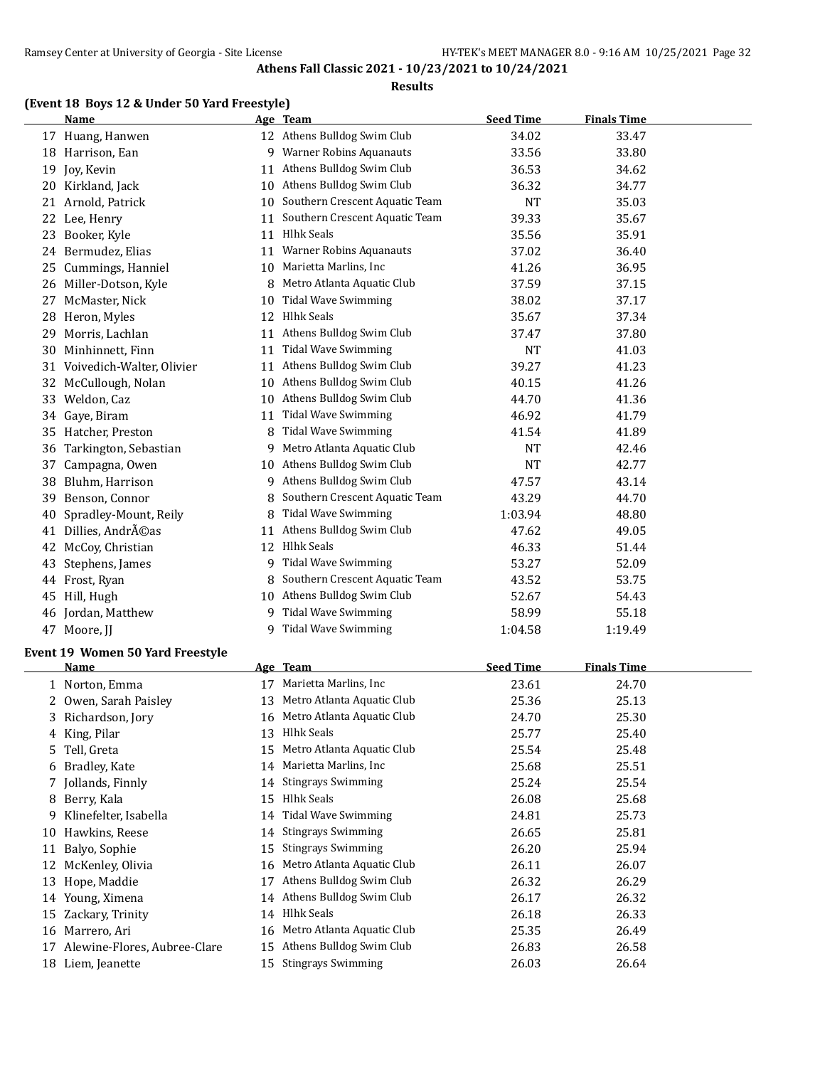**Athens Fall Classic 2021 - 10/23/2021 to 10/24/2021**

**Results**

### (Event 18 Boys 12 & Under 50 Yard Freestyle)

| | Name | Age | Team | Seed Time | Finals Time |
|---|---|---|---|---|---|
| 17 | Huang, Hanwen | 12 | Athens Bulldog Swim Club | 34.02 | 33.47 |
| 18 | Harrison, Ean | 9 | Warner Robins Aquanauts | 33.56 | 33.80 |
| 19 | Joy, Kevin | 11 | Athens Bulldog Swim Club | 36.53 | 34.62 |
| 20 | Kirkland, Jack | 10 | Athens Bulldog Swim Club | 36.32 | 34.77 |
| 21 | Arnold, Patrick | 10 | Southern Crescent Aquatic Team | NT | 35.03 |
| 22 | Lee, Henry | 11 | Southern Crescent Aquatic Team | 39.33 | 35.67 |
| 23 | Booker, Kyle | 11 | Hlhk Seals | 35.56 | 35.91 |
| 24 | Bermudez, Elias | 11 | Warner Robins Aquanauts | 37.02 | 36.40 |
| 25 | Cummings, Hanniel | 10 | Marietta Marlins, Inc | 41.26 | 36.95 |
| 26 | Miller-Dotson, Kyle | 8 | Metro Atlanta Aquatic Club | 37.59 | 37.15 |
| 27 | McMaster, Nick | 10 | Tidal Wave Swimming | 38.02 | 37.17 |
| 28 | Heron, Myles | 12 | Hlhk Seals | 35.67 | 37.34 |
| 29 | Morris, Lachlan | 11 | Athens Bulldog Swim Club | 37.47 | 37.80 |
| 30 | Minhinnett, Finn | 11 | Tidal Wave Swimming | NT | 41.03 |
| 31 | Voivedich-Walter, Olivier | 11 | Athens Bulldog Swim Club | 39.27 | 41.23 |
| 32 | McCullough, Nolan | 10 | Athens Bulldog Swim Club | 40.15 | 41.26 |
| 33 | Weldon, Caz | 10 | Athens Bulldog Swim Club | 44.70 | 41.36 |
| 34 | Gaye, Biram | 11 | Tidal Wave Swimming | 46.92 | 41.79 |
| 35 | Hatcher, Preston | 8 | Tidal Wave Swimming | 41.54 | 41.89 |
| 36 | Tarkington, Sebastian | 9 | Metro Atlanta Aquatic Club | NT | 42.46 |
| 37 | Campagna, Owen | 10 | Athens Bulldog Swim Club | NT | 42.77 |
| 38 | Bluhm, Harrison | 9 | Athens Bulldog Swim Club | 47.57 | 43.14 |
| 39 | Benson, Connor | 8 | Southern Crescent Aquatic Team | 43.29 | 44.70 |
| 40 | Spradley-Mount, Reily | 8 | Tidal Wave Swimming | 1:03.94 | 48.80 |
| 41 | Dillies, AndrÃ©as | 11 | Athens Bulldog Swim Club | 47.62 | 49.05 |
| 42 | McCoy, Christian | 12 | Hlhk Seals | 46.33 | 51.44 |
| 43 | Stephens, James | 9 | Tidal Wave Swimming | 53.27 | 52.09 |
| 44 | Frost, Ryan | 8 | Southern Crescent Aquatic Team | 43.52 | 53.75 |
| 45 | Hill, Hugh | 10 | Athens Bulldog Swim Club | 52.67 | 54.43 |
| 46 | Jordan, Matthew | 9 | Tidal Wave Swimming | 58.99 | 55.18 |
| 47 | Moore, JJ | 9 | Tidal Wave Swimming | 1:04.58 | 1:19.49 |

### Event 19 Women 50 Yard Freestyle

| | Name | Age | Team | Seed Time | Finals Time |
|---|---|---|---|---|---|
| 1 | Norton, Emma | 17 | Marietta Marlins, Inc | 23.61 | 24.70 |
| 2 | Owen, Sarah Paisley | 13 | Metro Atlanta Aquatic Club | 25.36 | 25.13 |
| 3 | Richardson, Jory | 16 | Metro Atlanta Aquatic Club | 24.70 | 25.30 |
| 4 | King, Pilar | 13 | Hlhk Seals | 25.77 | 25.40 |
| 5 | Tell, Greta | 15 | Metro Atlanta Aquatic Club | 25.54 | 25.48 |
| 6 | Bradley, Kate | 14 | Marietta Marlins, Inc | 25.68 | 25.51 |
| 7 | Jollands, Finnly | 14 | Stingrays Swimming | 25.24 | 25.54 |
| 8 | Berry, Kala | 15 | Hlhk Seals | 26.08 | 25.68 |
| 9 | Klinefelter, Isabella | 14 | Tidal Wave Swimming | 24.81 | 25.73 |
| 10 | Hawkins, Reese | 14 | Stingrays Swimming | 26.65 | 25.81 |
| 11 | Balyo, Sophie | 15 | Stingrays Swimming | 26.20 | 25.94 |
| 12 | McKenley, Olivia | 16 | Metro Atlanta Aquatic Club | 26.11 | 26.07 |
| 13 | Hope, Maddie | 17 | Athens Bulldog Swim Club | 26.32 | 26.29 |
| 14 | Young, Ximena | 14 | Athens Bulldog Swim Club | 26.17 | 26.32 |
| 15 | Zackary, Trinity | 14 | Hlhk Seals | 26.18 | 26.33 |
| 16 | Marrero, Ari | 16 | Metro Atlanta Aquatic Club | 25.35 | 26.49 |
| 17 | Alewine-Flores, Aubree-Clare | 15 | Athens Bulldog Swim Club | 26.83 | 26.58 |
| 18 | Liem, Jeanette | 15 | Stingrays Swimming | 26.03 | 26.64 |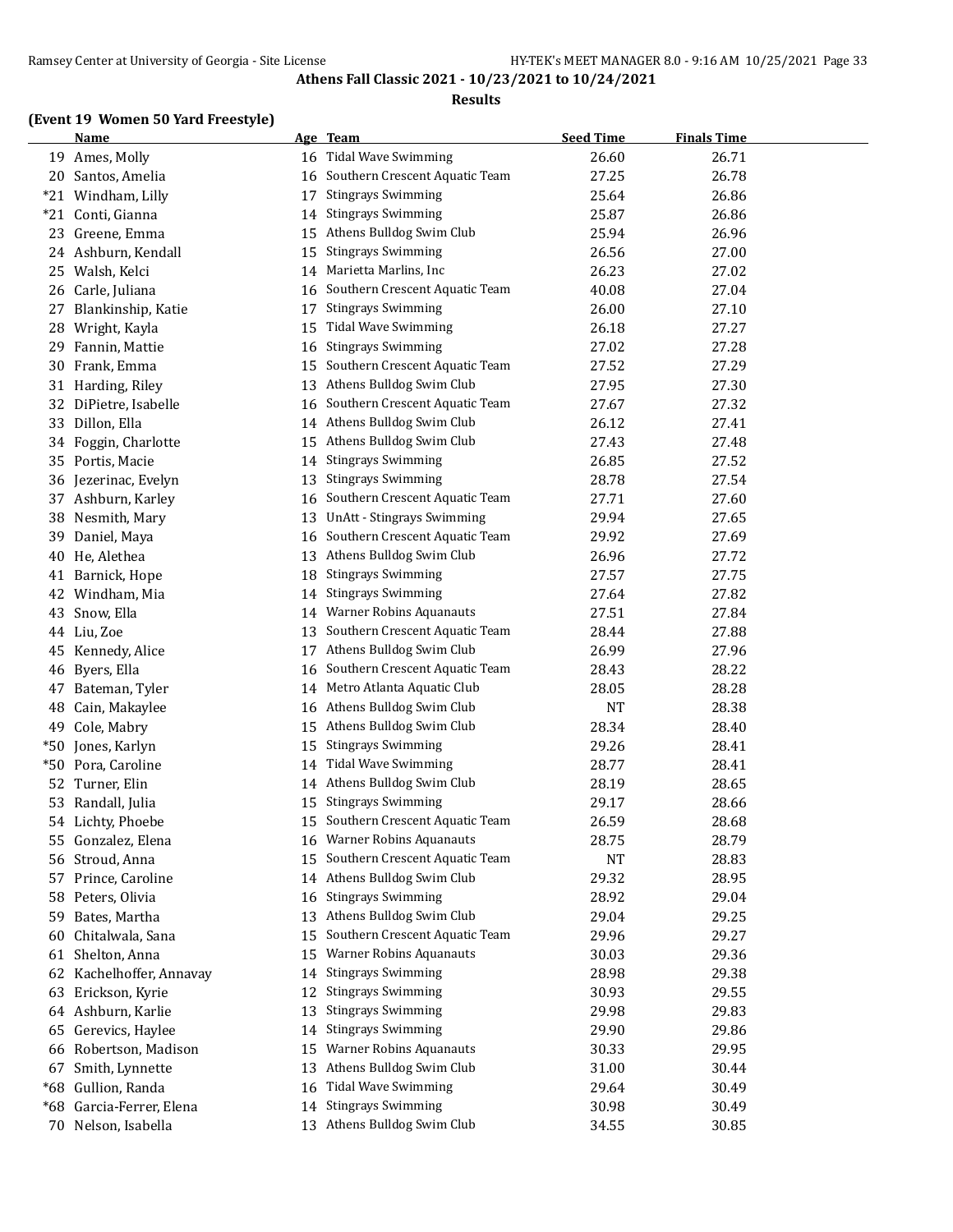**Athens Fall Classic 2021 - 10/23/2021 to 10/24/2021**

**Results**

### (Event 19 Women 50 Yard Freestyle)

| | Name | Age | Team | Seed Time | Finals Time |
|---|---|---|---|---|---|
| 19 | Ames, Molly | 16 | Tidal Wave Swimming | 26.60 | 26.71 |
| 20 | Santos, Amelia | 16 | Southern Crescent Aquatic Team | 27.25 | 26.78 |
| *21 | Windham, Lilly | 17 | Stingrays Swimming | 25.64 | 26.86 |
| *21 | Conti, Gianna | 14 | Stingrays Swimming | 25.87 | 26.86 |
| 23 | Greene, Emma | 15 | Athens Bulldog Swim Club | 25.94 | 26.96 |
| 24 | Ashburn, Kendall | 15 | Stingrays Swimming | 26.56 | 27.00 |
| 25 | Walsh, Kelci | 14 | Marietta Marlins, Inc | 26.23 | 27.02 |
| 26 | Carle, Juliana | 16 | Southern Crescent Aquatic Team | 40.08 | 27.04 |
| 27 | Blankinship, Katie | 17 | Stingrays Swimming | 26.00 | 27.10 |
| 28 | Wright, Kayla | 15 | Tidal Wave Swimming | 26.18 | 27.27 |
| 29 | Fannin, Mattie | 16 | Stingrays Swimming | 27.02 | 27.28 |
| 30 | Frank, Emma | 15 | Southern Crescent Aquatic Team | 27.52 | 27.29 |
| 31 | Harding, Riley | 13 | Athens Bulldog Swim Club | 27.95 | 27.30 |
| 32 | DiPietre, Isabelle | 16 | Southern Crescent Aquatic Team | 27.67 | 27.32 |
| 33 | Dillon, Ella | 14 | Athens Bulldog Swim Club | 26.12 | 27.41 |
| 34 | Foggin, Charlotte | 15 | Athens Bulldog Swim Club | 27.43 | 27.48 |
| 35 | Portis, Macie | 14 | Stingrays Swimming | 26.85 | 27.52 |
| 36 | Jezerinac, Evelyn | 13 | Stingrays Swimming | 28.78 | 27.54 |
| 37 | Ashburn, Karley | 16 | Southern Crescent Aquatic Team | 27.71 | 27.60 |
| 38 | Nesmith, Mary | 13 | UnAtt - Stingrays Swimming | 29.94 | 27.65 |
| 39 | Daniel, Maya | 16 | Southern Crescent Aquatic Team | 29.92 | 27.69 |
| 40 | He, Alethea | 13 | Athens Bulldog Swim Club | 26.96 | 27.72 |
| 41 | Barnick, Hope | 18 | Stingrays Swimming | 27.57 | 27.75 |
| 42 | Windham, Mia | 14 | Stingrays Swimming | 27.64 | 27.82 |
| 43 | Snow, Ella | 14 | Warner Robins Aquanauts | 27.51 | 27.84 |
| 44 | Liu, Zoe | 13 | Southern Crescent Aquatic Team | 28.44 | 27.88 |
| 45 | Kennedy, Alice | 17 | Athens Bulldog Swim Club | 26.99 | 27.96 |
| 46 | Byers, Ella | 16 | Southern Crescent Aquatic Team | 28.43 | 28.22 |
| 47 | Bateman, Tyler | 14 | Metro Atlanta Aquatic Club | 28.05 | 28.28 |
| 48 | Cain, Makaylee | 16 | Athens Bulldog Swim Club | NT | 28.38 |
| 49 | Cole, Mabry | 15 | Athens Bulldog Swim Club | 28.34 | 28.40 |
| *50 | Jones, Karlyn | 15 | Stingrays Swimming | 29.26 | 28.41 |
| *50 | Pora, Caroline | 14 | Tidal Wave Swimming | 28.77 | 28.41 |
| 52 | Turner, Elin | 14 | Athens Bulldog Swim Club | 28.19 | 28.65 |
| 53 | Randall, Julia | 15 | Stingrays Swimming | 29.17 | 28.66 |
| 54 | Lichty, Phoebe | 15 | Southern Crescent Aquatic Team | 26.59 | 28.68 |
| 55 | Gonzalez, Elena | 16 | Warner Robins Aquanauts | 28.75 | 28.79 |
| 56 | Stroud, Anna | 15 | Southern Crescent Aquatic Team | NT | 28.83 |
| 57 | Prince, Caroline | 14 | Athens Bulldog Swim Club | 29.32 | 28.95 |
| 58 | Peters, Olivia | 16 | Stingrays Swimming | 28.92 | 29.04 |
| 59 | Bates, Martha | 13 | Athens Bulldog Swim Club | 29.04 | 29.25 |
| 60 | Chitalwala, Sana | 15 | Southern Crescent Aquatic Team | 29.96 | 29.27 |
| 61 | Shelton, Anna | 15 | Warner Robins Aquanauts | 30.03 | 29.36 |
| 62 | Kachelhoffer, Annavay | 14 | Stingrays Swimming | 28.98 | 29.38 |
| 63 | Erickson, Kyrie | 12 | Stingrays Swimming | 30.93 | 29.55 |
| 64 | Ashburn, Karlie | 13 | Stingrays Swimming | 29.98 | 29.83 |
| 65 | Gerevics, Haylee | 14 | Stingrays Swimming | 29.90 | 29.86 |
| 66 | Robertson, Madison | 15 | Warner Robins Aquanauts | 30.33 | 29.95 |
| 67 | Smith, Lynnette | 13 | Athens Bulldog Swim Club | 31.00 | 30.44 |
| *68 | Gullion, Randa | 16 | Tidal Wave Swimming | 29.64 | 30.49 |
| *68 | Garcia-Ferrer, Elena | 14 | Stingrays Swimming | 30.98 | 30.49 |
| 70 | Nelson, Isabella | 13 | Athens Bulldog Swim Club | 34.55 | 30.85 |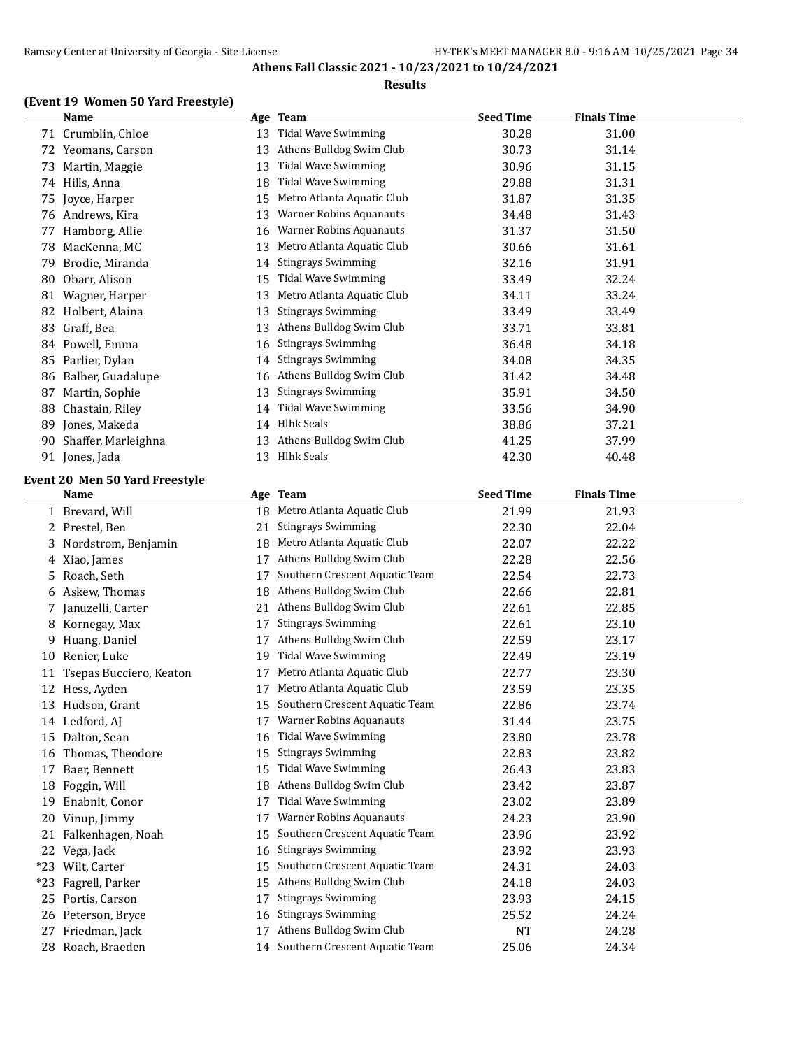**Athens Fall Classic 2021 - 10/23/2021 to 10/24/2021**

**Results**

### (Event 19 Women 50 Yard Freestyle)

| | Name | Age | Team | Seed Time | Finals Time |
|---|---|---|---|---|---|
| 71 | Crumblin, Chloe | 13 | Tidal Wave Swimming | 30.28 | 31.00 |
| 72 | Yeomans, Carson | 13 | Athens Bulldog Swim Club | 30.73 | 31.14 |
| 73 | Martin, Maggie | 13 | Tidal Wave Swimming | 30.96 | 31.15 |
| 74 | Hills, Anna | 18 | Tidal Wave Swimming | 29.88 | 31.31 |
| 75 | Joyce, Harper | 15 | Metro Atlanta Aquatic Club | 31.87 | 31.35 |
| 76 | Andrews, Kira | 13 | Warner Robins Aquanauts | 34.48 | 31.43 |
| 77 | Hamborg, Allie | 16 | Warner Robins Aquanauts | 31.37 | 31.50 |
| 78 | MacKenna, MC | 13 | Metro Atlanta Aquatic Club | 30.66 | 31.61 |
| 79 | Brodie, Miranda | 14 | Stingrays Swimming | 32.16 | 31.91 |
| 80 | Obarr, Alison | 15 | Tidal Wave Swimming | 33.49 | 32.24 |
| 81 | Wagner, Harper | 13 | Metro Atlanta Aquatic Club | 34.11 | 33.24 |
| 82 | Holbert, Alaina | 13 | Stingrays Swimming | 33.49 | 33.49 |
| 83 | Graff, Bea | 13 | Athens Bulldog Swim Club | 33.71 | 33.81 |
| 84 | Powell, Emma | 16 | Stingrays Swimming | 36.48 | 34.18 |
| 85 | Parlier, Dylan | 14 | Stingrays Swimming | 34.08 | 34.35 |
| 86 | Balber, Guadalupe | 16 | Athens Bulldog Swim Club | 31.42 | 34.48 |
| 87 | Martin, Sophie | 13 | Stingrays Swimming | 35.91 | 34.50 |
| 88 | Chastain, Riley | 14 | Tidal Wave Swimming | 33.56 | 34.90 |
| 89 | Jones, Makeda | 14 | Hlhk Seals | 38.86 | 37.21 |
| 90 | Shaffer, Marleighna | 13 | Athens Bulldog Swim Club | 41.25 | 37.99 |
| 91 | Jones, Jada | 13 | Hlhk Seals | 42.30 | 40.48 |

### Event 20 Men 50 Yard Freestyle

| | Name | Age | Team | Seed Time | Finals Time |
|---|---|---|---|---|---|
| 1 | Brevard, Will | 18 | Metro Atlanta Aquatic Club | 21.99 | 21.93 |
| 2 | Prestel, Ben | 21 | Stingrays Swimming | 22.30 | 22.04 |
| 3 | Nordstrom, Benjamin | 18 | Metro Atlanta Aquatic Club | 22.07 | 22.22 |
| 4 | Xiao, James | 17 | Athens Bulldog Swim Club | 22.28 | 22.56 |
| 5 | Roach, Seth | 17 | Southern Crescent Aquatic Team | 22.54 | 22.73 |
| 6 | Askew, Thomas | 18 | Athens Bulldog Swim Club | 22.66 | 22.81 |
| 7 | Januzelli, Carter | 21 | Athens Bulldog Swim Club | 22.61 | 22.85 |
| 8 | Kornegay, Max | 17 | Stingrays Swimming | 22.61 | 23.10 |
| 9 | Huang, Daniel | 17 | Athens Bulldog Swim Club | 22.59 | 23.17 |
| 10 | Renier, Luke | 19 | Tidal Wave Swimming | 22.49 | 23.19 |
| 11 | Tsepas Bucciero, Keaton | 17 | Metro Atlanta Aquatic Club | 22.77 | 23.30 |
| 12 | Hess, Ayden | 17 | Metro Atlanta Aquatic Club | 23.59 | 23.35 |
| 13 | Hudson, Grant | 15 | Southern Crescent Aquatic Team | 22.86 | 23.74 |
| 14 | Ledford, AJ | 17 | Warner Robins Aquanauts | 31.44 | 23.75 |
| 15 | Dalton, Sean | 16 | Tidal Wave Swimming | 23.80 | 23.78 |
| 16 | Thomas, Theodore | 15 | Stingrays Swimming | 22.83 | 23.82 |
| 17 | Baer, Bennett | 15 | Tidal Wave Swimming | 26.43 | 23.83 |
| 18 | Foggin, Will | 18 | Athens Bulldog Swim Club | 23.42 | 23.87 |
| 19 | Enabnit, Conor | 17 | Tidal Wave Swimming | 23.02 | 23.89 |
| 20 | Vinup, Jimmy | 17 | Warner Robins Aquanauts | 24.23 | 23.90 |
| 21 | Falkenhagen, Noah | 15 | Southern Crescent Aquatic Team | 23.96 | 23.92 |
| 22 | Vega, Jack | 16 | Stingrays Swimming | 23.92 | 23.93 |
| *23 | Wilt, Carter | 15 | Southern Crescent Aquatic Team | 24.31 | 24.03 |
| *23 | Fagrell, Parker | 15 | Athens Bulldog Swim Club | 24.18 | 24.03 |
| 25 | Portis, Carson | 17 | Stingrays Swimming | 23.93 | 24.15 |
| 26 | Peterson, Bryce | 16 | Stingrays Swimming | 25.52 | 24.24 |
| 27 | Friedman, Jack | 17 | Athens Bulldog Swim Club | NT | 24.28 |
| 28 | Roach, Braeden | 14 | Southern Crescent Aquatic Team | 25.06 | 24.34 |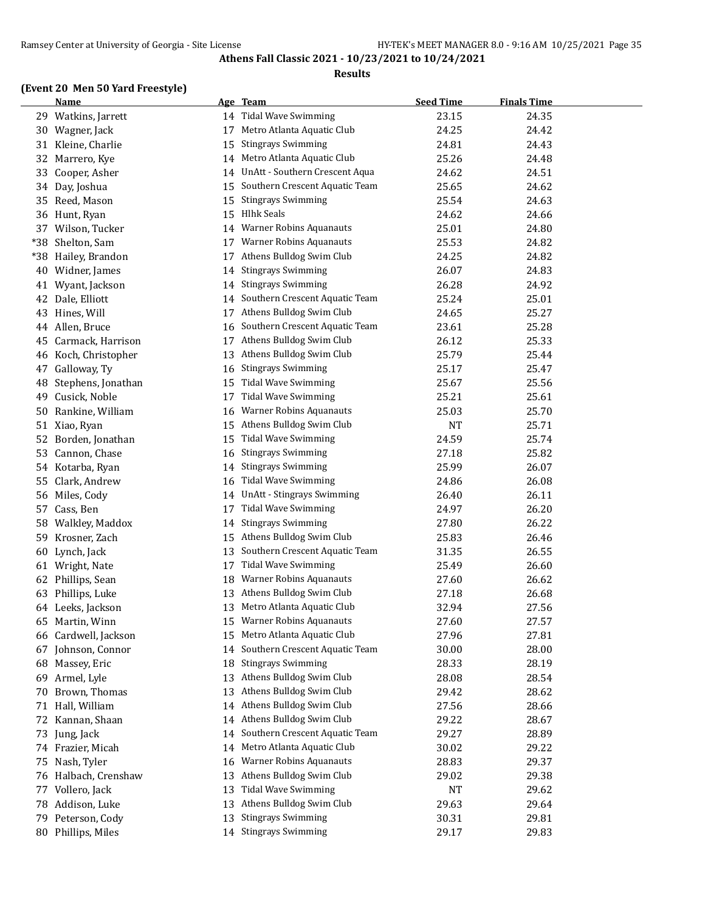**Athens Fall Classic 2021 - 10/23/2021 to 10/24/2021**

**Results**

### (Event 20 Men 50 Yard Freestyle)

| | Name | Age | Team | Seed Time | Finals Time |
|---|---|---|---|---|---|
| 29 | Watkins, Jarrett | 14 | Tidal Wave Swimming | 23.15 | 24.35 |
| 30 | Wagner, Jack | 17 | Metro Atlanta Aquatic Club | 24.25 | 24.42 |
| 31 | Kleine, Charlie | 15 | Stingrays Swimming | 24.81 | 24.43 |
| 32 | Marrero, Kye | 14 | Metro Atlanta Aquatic Club | 25.26 | 24.48 |
| 33 | Cooper, Asher | 14 | UnAtt - Southern Crescent Aqua | 24.62 | 24.51 |
| 34 | Day, Joshua | 15 | Southern Crescent Aquatic Team | 25.65 | 24.62 |
| 35 | Reed, Mason | 15 | Stingrays Swimming | 25.54 | 24.63 |
| 36 | Hunt, Ryan | 15 | Hlhk Seals | 24.62 | 24.66 |
| 37 | Wilson, Tucker | 14 | Warner Robins Aquanauts | 25.01 | 24.80 |
| *38 | Shelton, Sam | 17 | Warner Robins Aquanauts | 25.53 | 24.82 |
| *38 | Hailey, Brandon | 17 | Athens Bulldog Swim Club | 24.25 | 24.82 |
| 40 | Widner, James | 14 | Stingrays Swimming | 26.07 | 24.83 |
| 41 | Wyant, Jackson | 14 | Stingrays Swimming | 26.28 | 24.92 |
| 42 | Dale, Elliott | 14 | Southern Crescent Aquatic Team | 25.24 | 25.01 |
| 43 | Hines, Will | 17 | Athens Bulldog Swim Club | 24.65 | 25.27 |
| 44 | Allen, Bruce | 16 | Southern Crescent Aquatic Team | 23.61 | 25.28 |
| 45 | Carmack, Harrison | 17 | Athens Bulldog Swim Club | 26.12 | 25.33 |
| 46 | Koch, Christopher | 13 | Athens Bulldog Swim Club | 25.79 | 25.44 |
| 47 | Galloway, Ty | 16 | Stingrays Swimming | 25.17 | 25.47 |
| 48 | Stephens, Jonathan | 15 | Tidal Wave Swimming | 25.67 | 25.56 |
| 49 | Cusick, Noble | 17 | Tidal Wave Swimming | 25.21 | 25.61 |
| 50 | Rankine, William | 16 | Warner Robins Aquanauts | 25.03 | 25.70 |
| 51 | Xiao, Ryan | 15 | Athens Bulldog Swim Club | NT | 25.71 |
| 52 | Borden, Jonathan | 15 | Tidal Wave Swimming | 24.59 | 25.74 |
| 53 | Cannon, Chase | 16 | Stingrays Swimming | 27.18 | 25.82 |
| 54 | Kotarba, Ryan | 14 | Stingrays Swimming | 25.99 | 26.07 |
| 55 | Clark, Andrew | 16 | Tidal Wave Swimming | 24.86 | 26.08 |
| 56 | Miles, Cody | 14 | UnAtt - Stingrays Swimming | 26.40 | 26.11 |
| 57 | Cass, Ben | 17 | Tidal Wave Swimming | 24.97 | 26.20 |
| 58 | Walkley, Maddox | 14 | Stingrays Swimming | 27.80 | 26.22 |
| 59 | Krosner, Zach | 15 | Athens Bulldog Swim Club | 25.83 | 26.46 |
| 60 | Lynch, Jack | 13 | Southern Crescent Aquatic Team | 31.35 | 26.55 |
| 61 | Wright, Nate | 17 | Tidal Wave Swimming | 25.49 | 26.60 |
| 62 | Phillips, Sean | 18 | Warner Robins Aquanauts | 27.60 | 26.62 |
| 63 | Phillips, Luke | 13 | Athens Bulldog Swim Club | 27.18 | 26.68 |
| 64 | Leeks, Jackson | 13 | Metro Atlanta Aquatic Club | 32.94 | 27.56 |
| 65 | Martin, Winn | 15 | Warner Robins Aquanauts | 27.60 | 27.57 |
| 66 | Cardwell, Jackson | 15 | Metro Atlanta Aquatic Club | 27.96 | 27.81 |
| 67 | Johnson, Connor | 14 | Southern Crescent Aquatic Team | 30.00 | 28.00 |
| 68 | Massey, Eric | 18 | Stingrays Swimming | 28.33 | 28.19 |
| 69 | Armel, Lyle | 13 | Athens Bulldog Swim Club | 28.08 | 28.54 |
| 70 | Brown, Thomas | 13 | Athens Bulldog Swim Club | 29.42 | 28.62 |
| 71 | Hall, William | 14 | Athens Bulldog Swim Club | 27.56 | 28.66 |
| 72 | Kannan, Shaan | 14 | Athens Bulldog Swim Club | 29.22 | 28.67 |
| 73 | Jung, Jack | 14 | Southern Crescent Aquatic Team | 29.27 | 28.89 |
| 74 | Frazier, Micah | 14 | Metro Atlanta Aquatic Club | 30.02 | 29.22 |
| 75 | Nash, Tyler | 16 | Warner Robins Aquanauts | 28.83 | 29.37 |
| 76 | Halbach, Crenshaw | 13 | Athens Bulldog Swim Club | 29.02 | 29.38 |
| 77 | Vollero, Jack | 13 | Tidal Wave Swimming | NT | 29.62 |
| 78 | Addison, Luke | 13 | Athens Bulldog Swim Club | 29.63 | 29.64 |
| 79 | Peterson, Cody | 13 | Stingrays Swimming | 30.31 | 29.81 |
| 80 | Phillips, Miles | 14 | Stingrays Swimming | 29.17 | 29.83 |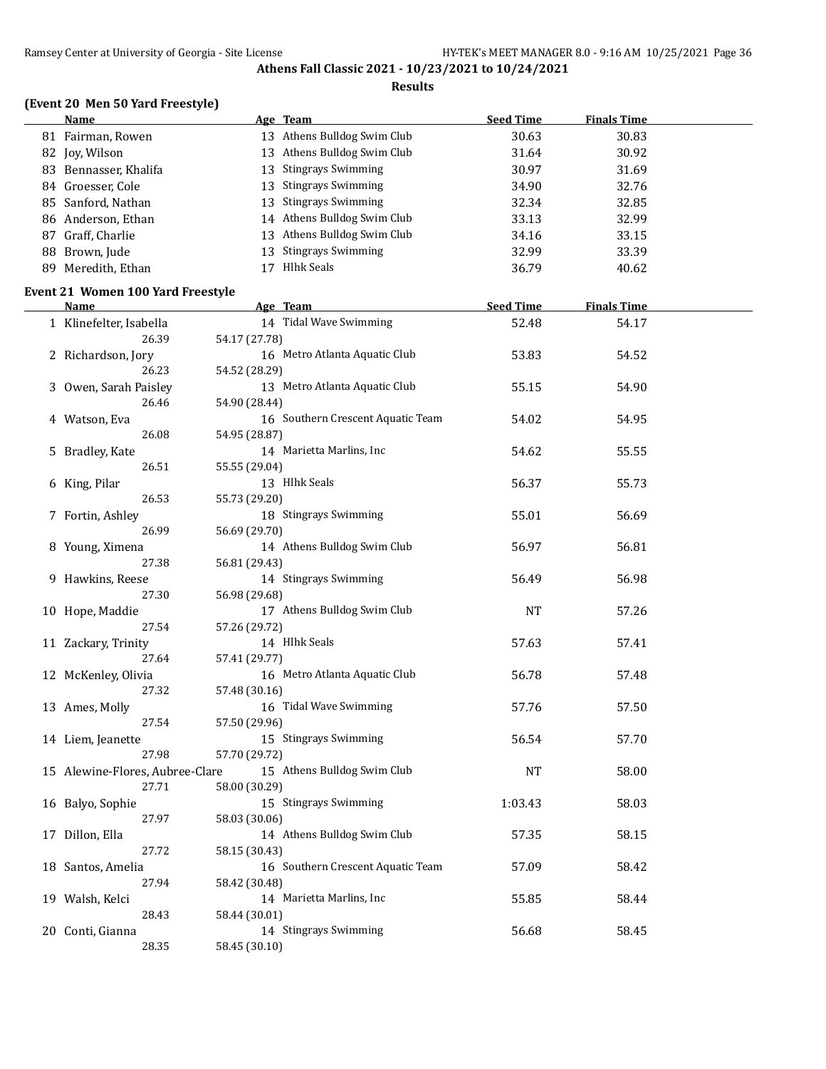**Athens Fall Classic 2021 - 10/23/2021 to 10/24/2021**

**Results**

### (Event 20 Men 50 Yard Freestyle)

| | Name | Age | Team | Seed Time | Finals Time |
|---|---|---|---|---|---|
| 81 | Fairman, Rowen | 13 | Athens Bulldog Swim Club | 30.63 | 30.83 |
| 82 | Joy, Wilson | 13 | Athens Bulldog Swim Club | 31.64 | 30.92 |
| 83 | Bennasser, Khalifa | 13 | Stingrays Swimming | 30.97 | 31.69 |
| 84 | Groesser, Cole | 13 | Stingrays Swimming | 34.90 | 32.76 |
| 85 | Sanford, Nathan | 13 | Stingrays Swimming | 32.34 | 32.85 |
| 86 | Anderson, Ethan | 14 | Athens Bulldog Swim Club | 33.13 | 32.99 |
| 87 | Graff, Charlie | 13 | Athens Bulldog Swim Club | 34.16 | 33.15 |
| 88 | Brown, Jude | 13 | Stingrays Swimming | 32.99 | 33.39 |
| 89 | Meredith, Ethan | 17 | Hlhk Seals | 36.79 | 40.62 |

### Event 21 Women 100 Yard Freestyle

| | Name | Age | Team | Seed Time | Finals Time |
|---|---|---|---|---|---|
| 1 | Klinefelter, Isabella | 14 | Tidal Wave Swimming | 52.48 | 54.17 |
| | 26.39 | 54.17 (27.78) | | | |
| 2 | Richardson, Jory | 16 | Metro Atlanta Aquatic Club | 53.83 | 54.52 |
| | 26.23 | 54.52 (28.29) | | | |
| 3 | Owen, Sarah Paisley | 13 | Metro Atlanta Aquatic Club | 55.15 | 54.90 |
| | 26.46 | 54.90 (28.44) | | | |
| 4 | Watson, Eva | 16 | Southern Crescent Aquatic Team | 54.02 | 54.95 |
| | 26.08 | 54.95 (28.87) | | | |
| 5 | Bradley, Kate | 14 | Marietta Marlins, Inc | 54.62 | 55.55 |
| | 26.51 | 55.55 (29.04) | | | |
| 6 | King, Pilar | 13 | Hlhk Seals | 56.37 | 55.73 |
| | 26.53 | 55.73 (29.20) | | | |
| 7 | Fortin, Ashley | 18 | Stingrays Swimming | 55.01 | 56.69 |
| | 26.99 | 56.69 (29.70) | | | |
| 8 | Young, Ximena | 14 | Athens Bulldog Swim Club | 56.97 | 56.81 |
| | 27.38 | 56.81 (29.43) | | | |
| 9 | Hawkins, Reese | 14 | Stingrays Swimming | 56.49 | 56.98 |
| | 27.30 | 56.98 (29.68) | | | |
| 10 | Hope, Maddie | 17 | Athens Bulldog Swim Club | NT | 57.26 |
| | 27.54 | 57.26 (29.72) | | | |
| 11 | Zackary, Trinity | 14 | Hlhk Seals | 57.63 | 57.41 |
| | 27.64 | 57.41 (29.77) | | | |
| 12 | McKenley, Olivia | 16 | Metro Atlanta Aquatic Club | 56.78 | 57.48 |
| | 27.32 | 57.48 (30.16) | | | |
| 13 | Ames, Molly | 16 | Tidal Wave Swimming | 57.76 | 57.50 |
| | 27.54 | 57.50 (29.96) | | | |
| 14 | Liem, Jeanette | 15 | Stingrays Swimming | 56.54 | 57.70 |
| | 27.98 | 57.70 (29.72) | | | |
| 15 | Alewine-Flores, Aubree-Clare | 15 | Athens Bulldog Swim Club | NT | 58.00 |
| | 27.71 | 58.00 (30.29) | | | |
| 16 | Balyo, Sophie | 15 | Stingrays Swimming | 1:03.43 | 58.03 |
| | 27.97 | 58.03 (30.06) | | | |
| 17 | Dillon, Ella | 14 | Athens Bulldog Swim Club | 57.35 | 58.15 |
| | 27.72 | 58.15 (30.43) | | | |
| 18 | Santos, Amelia | 16 | Southern Crescent Aquatic Team | 57.09 | 58.42 |
| | 27.94 | 58.42 (30.48) | | | |
| 19 | Walsh, Kelci | 14 | Marietta Marlins, Inc | 55.85 | 58.44 |
| | 28.43 | 58.44 (30.01) | | | |
| 20 | Conti, Gianna | 14 | Stingrays Swimming | 56.68 | 58.45 |
| | 28.35 | 58.45 (30.10) | | | |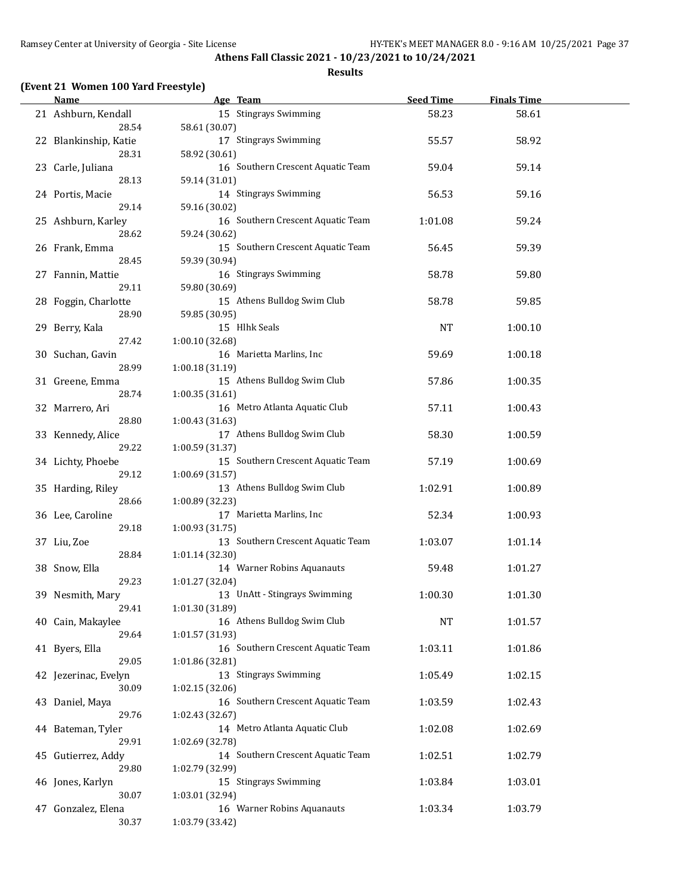**Athens Fall Classic 2021 - 10/23/2021 to 10/24/2021**

**Results**

### (Event 21 Women 100 Yard Freestyle)

| | Name | Age | Team | Seed Time | Finals Time |
|---|---|---|---|---|---|
| 21 | Ashburn, Kendall | 15 | Stingrays Swimming | 58.23 | 58.61 |
| | 28.54 | 58.61 (30.07) | | | |
| 22 | Blankinship, Katie | 17 | Stingrays Swimming | 55.57 | 58.92 |
| | 28.31 | 58.92 (30.61) | | | |
| 23 | Carle, Juliana | 16 | Southern Crescent Aquatic Team | 59.04 | 59.14 |
| | 28.13 | 59.14 (31.01) | | | |
| 24 | Portis, Macie | 14 | Stingrays Swimming | 56.53 | 59.16 |
| | 29.14 | 59.16 (30.02) | | | |
| 25 | Ashburn, Karley | 16 | Southern Crescent Aquatic Team | 1:01.08 | 59.24 |
| | 28.62 | 59.24 (30.62) | | | |
| 26 | Frank, Emma | 15 | Southern Crescent Aquatic Team | 56.45 | 59.39 |
| | 28.45 | 59.39 (30.94) | | | |
| 27 | Fannin, Mattie | 16 | Stingrays Swimming | 58.78 | 59.80 |
| | 29.11 | 59.80 (30.69) | | | |
| 28 | Foggin, Charlotte | 15 | Athens Bulldog Swim Club | 58.78 | 59.85 |
| | 28.90 | 59.85 (30.95) | | | |
| 29 | Berry, Kala | 15 | Hlhk Seals | NT | 1:00.10 |
| | 27.42 | 1:00.10 (32.68) | | | |
| 30 | Suchan, Gavin | 16 | Marietta Marlins, Inc | 59.69 | 1:00.18 |
| | 28.99 | 1:00.18 (31.19) | | | |
| 31 | Greene, Emma | 15 | Athens Bulldog Swim Club | 57.86 | 1:00.35 |
| | 28.74 | 1:00.35 (31.61) | | | |
| 32 | Marrero, Ari | 16 | Metro Atlanta Aquatic Club | 57.11 | 1:00.43 |
| | 28.80 | 1:00.43 (31.63) | | | |
| 33 | Kennedy, Alice | 17 | Athens Bulldog Swim Club | 58.30 | 1:00.59 |
| | 29.22 | 1:00.59 (31.37) | | | |
| 34 | Lichty, Phoebe | 15 | Southern Crescent Aquatic Team | 57.19 | 1:00.69 |
| | 29.12 | 1:00.69 (31.57) | | | |
| 35 | Harding, Riley | 13 | Athens Bulldog Swim Club | 1:02.91 | 1:00.89 |
| | 28.66 | 1:00.89 (32.23) | | | |
| 36 | Lee, Caroline | 17 | Marietta Marlins, Inc | 52.34 | 1:00.93 |
| | 29.18 | 1:00.93 (31.75) | | | |
| 37 | Liu, Zoe | 13 | Southern Crescent Aquatic Team | 1:03.07 | 1:01.14 |
| | 28.84 | 1:01.14 (32.30) | | | |
| 38 | Snow, Ella | 14 | Warner Robins Aquanauts | 59.48 | 1:01.27 |
| | 29.23 | 1:01.27 (32.04) | | | |
| 39 | Nesmith, Mary | 13 | UnAtt - Stingrays Swimming | 1:00.30 | 1:01.30 |
| | 29.41 | 1:01.30 (31.89) | | | |
| 40 | Cain, Makaylee | 16 | Athens Bulldog Swim Club | NT | 1:01.57 |
| | 29.64 | 1:01.57 (31.93) | | | |
| 41 | Byers, Ella | 16 | Southern Crescent Aquatic Team | 1:03.11 | 1:01.86 |
| | 29.05 | 1:01.86 (32.81) | | | |
| 42 | Jezerinac, Evelyn | 13 | Stingrays Swimming | 1:05.49 | 1:02.15 |
| | 30.09 | 1:02.15 (32.06) | | | |
| 43 | Daniel, Maya | 16 | Southern Crescent Aquatic Team | 1:03.59 | 1:02.43 |
| | 29.76 | 1:02.43 (32.67) | | | |
| 44 | Bateman, Tyler | 14 | Metro Atlanta Aquatic Club | 1:02.08 | 1:02.69 |
| | 29.91 | 1:02.69 (32.78) | | | |
| 45 | Gutierrez, Addy | 14 | Southern Crescent Aquatic Team | 1:02.51 | 1:02.79 |
| | 29.80 | 1:02.79 (32.99) | | | |
| 46 | Jones, Karlyn | 15 | Stingrays Swimming | 1:03.84 | 1:03.01 |
| | 30.07 | 1:03.01 (32.94) | | | |
| 47 | Gonzalez, Elena | 16 | Warner Robins Aquanauts | 1:03.34 | 1:03.79 |
| | 30.37 | 1:03.79 (33.42) | | | |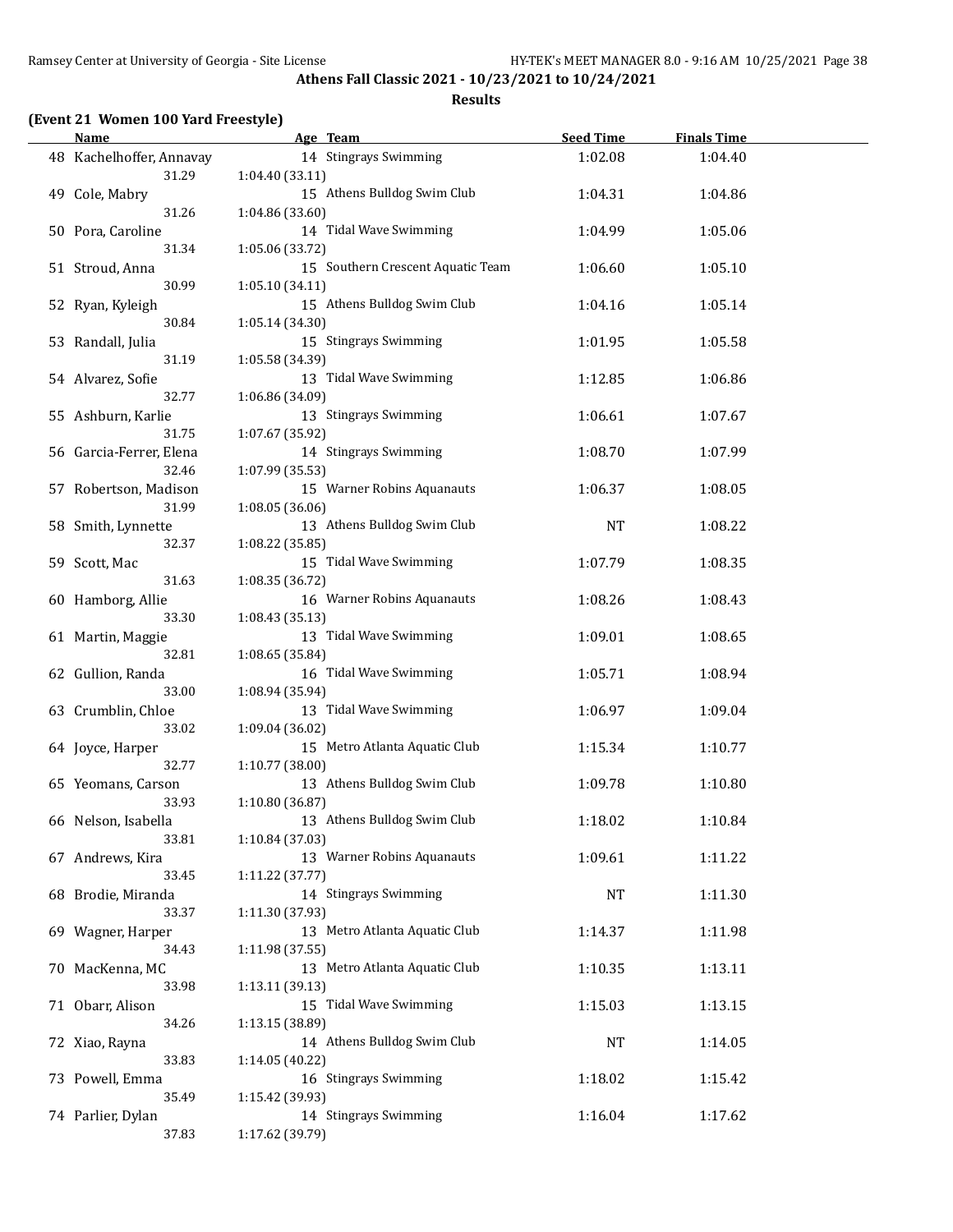**Athens Fall Classic 2021 - 10/23/2021 to 10/24/2021**

**Results**

### (Event 21 Women 100 Yard Freestyle)

| | Name | Age | Team | Seed Time | Finals Time |
|---|---|---|---|---|---|
| 48 | Kachelhoffer, Annavay | 14 | Stingrays Swimming | 1:02.08 | 1:04.40 |
| | 31.29 | 1:04.40 (33.11) | | | |
| 49 | Cole, Mabry | 15 | Athens Bulldog Swim Club | 1:04.31 | 1:04.86 |
| | 31.26 | 1:04.86 (33.60) | | | |
| 50 | Pora, Caroline | 14 | Tidal Wave Swimming | 1:04.99 | 1:05.06 |
| | 31.34 | 1:05.06 (33.72) | | | |
| 51 | Stroud, Anna | 15 | Southern Crescent Aquatic Team | 1:06.60 | 1:05.10 |
| | 30.99 | 1:05.10 (34.11) | | | |
| 52 | Ryan, Kyleigh | 15 | Athens Bulldog Swim Club | 1:04.16 | 1:05.14 |
| | 30.84 | 1:05.14 (34.30) | | | |
| 53 | Randall, Julia | 15 | Stingrays Swimming | 1:01.95 | 1:05.58 |
| | 31.19 | 1:05.58 (34.39) | | | |
| 54 | Alvarez, Sofie | 13 | Tidal Wave Swimming | 1:12.85 | 1:06.86 |
| | 32.77 | 1:06.86 (34.09) | | | |
| 55 | Ashburn, Karlie | 13 | Stingrays Swimming | 1:06.61 | 1:07.67 |
| | 31.75 | 1:07.67 (35.92) | | | |
| 56 | Garcia-Ferrer, Elena | 14 | Stingrays Swimming | 1:08.70 | 1:07.99 |
| | 32.46 | 1:07.99 (35.53) | | | |
| 57 | Robertson, Madison | 15 | Warner Robins Aquanauts | 1:06.37 | 1:08.05 |
| | 31.99 | 1:08.05 (36.06) | | | |
| 58 | Smith, Lynnette | 13 | Athens Bulldog Swim Club | NT | 1:08.22 |
| | 32.37 | 1:08.22 (35.85) | | | |
| 59 | Scott, Mac | 15 | Tidal Wave Swimming | 1:07.79 | 1:08.35 |
| | 31.63 | 1:08.35 (36.72) | | | |
| 60 | Hamborg, Allie | 16 | Warner Robins Aquanauts | 1:08.26 | 1:08.43 |
| | 33.30 | 1:08.43 (35.13) | | | |
| 61 | Martin, Maggie | 13 | Tidal Wave Swimming | 1:09.01 | 1:08.65 |
| | 32.81 | 1:08.65 (35.84) | | | |
| 62 | Gullion, Randa | 16 | Tidal Wave Swimming | 1:05.71 | 1:08.94 |
| | 33.00 | 1:08.94 (35.94) | | | |
| 63 | Crumblin, Chloe | 13 | Tidal Wave Swimming | 1:06.97 | 1:09.04 |
| | 33.02 | 1:09.04 (36.02) | | | |
| 64 | Joyce, Harper | 15 | Metro Atlanta Aquatic Club | 1:15.34 | 1:10.77 |
| | 32.77 | 1:10.77 (38.00) | | | |
| 65 | Yeomans, Carson | 13 | Athens Bulldog Swim Club | 1:09.78 | 1:10.80 |
| | 33.93 | 1:10.80 (36.87) | | | |
| 66 | Nelson, Isabella | 13 | Athens Bulldog Swim Club | 1:18.02 | 1:10.84 |
| | 33.81 | 1:10.84 (37.03) | | | |
| 67 | Andrews, Kira | 13 | Warner Robins Aquanauts | 1:09.61 | 1:11.22 |
| | 33.45 | 1:11.22 (37.77) | | | |
| 68 | Brodie, Miranda | 14 | Stingrays Swimming | NT | 1:11.30 |
| | 33.37 | 1:11.30 (37.93) | | | |
| 69 | Wagner, Harper | 13 | Metro Atlanta Aquatic Club | 1:14.37 | 1:11.98 |
| | 34.43 | 1:11.98 (37.55) | | | |
| 70 | MacKenna, MC | 13 | Metro Atlanta Aquatic Club | 1:10.35 | 1:13.11 |
| | 33.98 | 1:13.11 (39.13) | | | |
| 71 | Obarr, Alison | 15 | Tidal Wave Swimming | 1:15.03 | 1:13.15 |
| | 34.26 | 1:13.15 (38.89) | | | |
| 72 | Xiao, Rayna | 14 | Athens Bulldog Swim Club | NT | 1:14.05 |
| | 33.83 | 1:14.05 (40.22) | | | |
| 73 | Powell, Emma | 16 | Stingrays Swimming | 1:18.02 | 1:15.42 |
| | 35.49 | 1:15.42 (39.93) | | | |
| 74 | Parlier, Dylan | 14 | Stingrays Swimming | 1:16.04 | 1:17.62 |
| | 37.83 | 1:17.62 (39.79) | | | |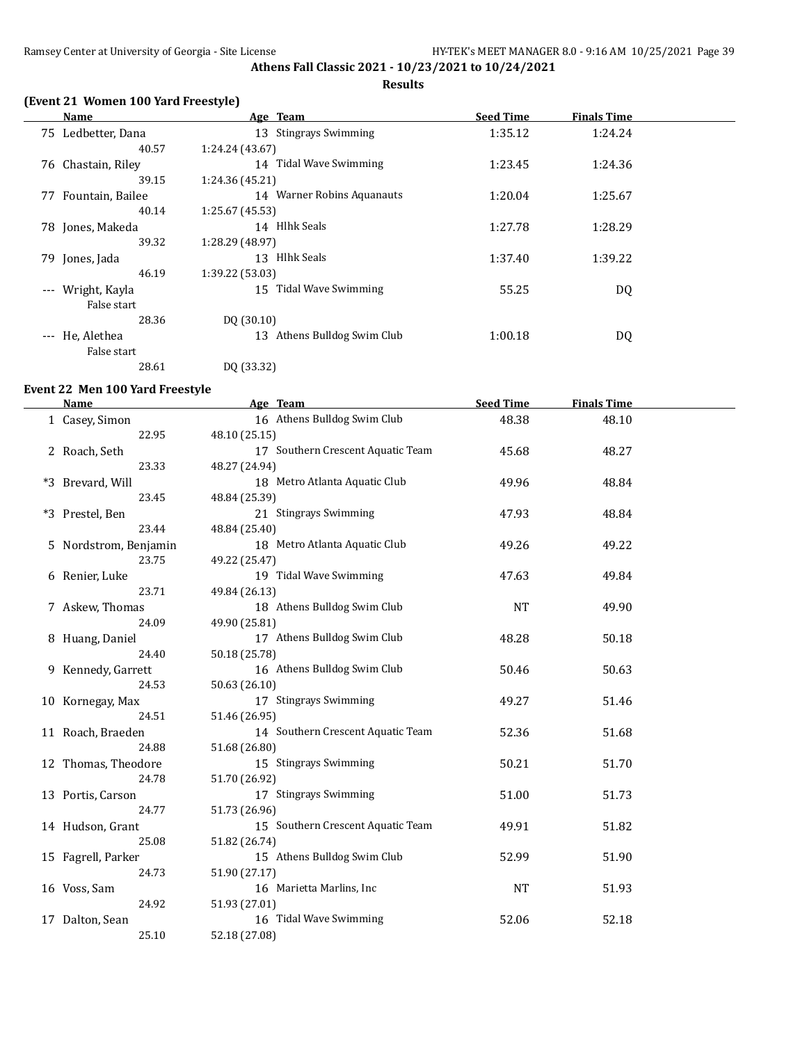**Athens Fall Classic 2021 - 10/23/2021 to 10/24/2021**

**Results**

### (Event 21 Women 100 Yard Freestyle)

| | Name | Age | Team | Seed Time | Finals Time |
|---|---|---|---|---|---|
| 75 | Ledbetter, Dana | 13 | Stingrays Swimming | 1:35.12 | 1:24.24 |
| | 40.57 | 1:24.24 (43.67) | | | |
| 76 | Chastain, Riley | 14 | Tidal Wave Swimming | 1:23.45 | 1:24.36 |
| | 39.15 | 1:24.36 (45.21) | | | |
| 77 | Fountain, Bailee | 14 | Warner Robins Aquanauts | 1:20.04 | 1:25.67 |
| | 40.14 | 1:25.67 (45.53) | | | |
| 78 | Jones, Makeda | 14 | Hlhk Seals | 1:27.78 | 1:28.29 |
| | 39.32 | 1:28.29 (48.97) | | | |
| 79 | Jones, Jada | 13 | Hlhk Seals | 1:37.40 | 1:39.22 |
| | 46.19 | 1:39.22 (53.03) | | | |
| --- | Wright, Kayla | 15 | Tidal Wave Swimming | 55.25 | DQ |
| | False start | | | | |
| | 28.36 | DQ (30.10) | | | |
| --- | He, Alethea | 13 | Athens Bulldog Swim Club | 1:00.18 | DQ |
| | False start | | | | |
| | 28.61 | DQ (33.32) | | | |

### Event 22 Men 100 Yard Freestyle

| | Name | Age | Team | Seed Time | Finals Time |
|---|---|---|---|---|---|
| 1 | Casey, Simon | 16 | Athens Bulldog Swim Club | 48.38 | 48.10 |
| | 22.95 | 48.10 (25.15) | | | |
| 2 | Roach, Seth | 17 | Southern Crescent Aquatic Team | 45.68 | 48.27 |
| | 23.33 | 48.27 (24.94) | | | |
| *3 | Brevard, Will | 18 | Metro Atlanta Aquatic Club | 49.96 | 48.84 |
| | 23.45 | 48.84 (25.39) | | | |
| *3 | Prestel, Ben | 21 | Stingrays Swimming | 47.93 | 48.84 |
| | 23.44 | 48.84 (25.40) | | | |
| 5 | Nordstrom, Benjamin | 18 | Metro Atlanta Aquatic Club | 49.26 | 49.22 |
| | 23.75 | 49.22 (25.47) | | | |
| 6 | Renier, Luke | 19 | Tidal Wave Swimming | 47.63 | 49.84 |
| | 23.71 | 49.84 (26.13) | | | |
| 7 | Askew, Thomas | 18 | Athens Bulldog Swim Club | NT | 49.90 |
| | 24.09 | 49.90 (25.81) | | | |
| 8 | Huang, Daniel | 17 | Athens Bulldog Swim Club | 48.28 | 50.18 |
| | 24.40 | 50.18 (25.78) | | | |
| 9 | Kennedy, Garrett | 16 | Athens Bulldog Swim Club | 50.46 | 50.63 |
| | 24.53 | 50.63 (26.10) | | | |
| 10 | Kornegay, Max | 17 | Stingrays Swimming | 49.27 | 51.46 |
| | 24.51 | 51.46 (26.95) | | | |
| 11 | Roach, Braeden | 14 | Southern Crescent Aquatic Team | 52.36 | 51.68 |
| | 24.88 | 51.68 (26.80) | | | |
| 12 | Thomas, Theodore | 15 | Stingrays Swimming | 50.21 | 51.70 |
| | 24.78 | 51.70 (26.92) | | | |
| 13 | Portis, Carson | 17 | Stingrays Swimming | 51.00 | 51.73 |
| | 24.77 | 51.73 (26.96) | | | |
| 14 | Hudson, Grant | 15 | Southern Crescent Aquatic Team | 49.91 | 51.82 |
| | 25.08 | 51.82 (26.74) | | | |
| 15 | Fagrell, Parker | 15 | Athens Bulldog Swim Club | 52.99 | 51.90 |
| | 24.73 | 51.90 (27.17) | | | |
| 16 | Voss, Sam | 16 | Marietta Marlins, Inc | NT | 51.93 |
| | 24.92 | 51.93 (27.01) | | | |
| 17 | Dalton, Sean | 16 | Tidal Wave Swimming | 52.06 | 52.18 |
| | 25.10 | 52.18 (27.08) | | | |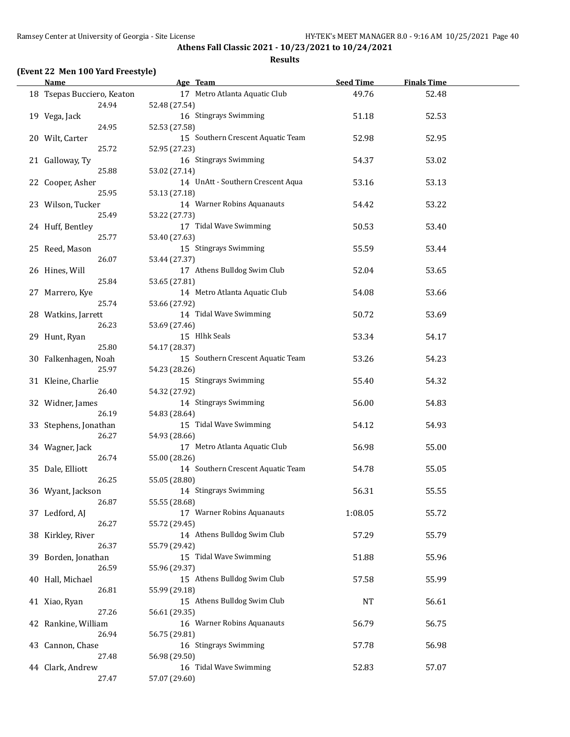**Athens Fall Classic 2021 - 10/23/2021 to 10/24/2021**

**Results**

### (Event 22 Men 100 Yard Freestyle)

| | Name | Age | Team | Seed Time | Finals Time |
|---|---|---|---|---|---|
| 18 | Tsepas Bucciero, Keaton | 17 | Metro Atlanta Aquatic Club | 49.76 | 52.48 |
| | 24.94 | 52.48 (27.54) | | | |
| 19 | Vega, Jack | 16 | Stingrays Swimming | 51.18 | 52.53 |
| | 24.95 | 52.53 (27.58) | | | |
| 20 | Wilt, Carter | 15 | Southern Crescent Aquatic Team | 52.98 | 52.95 |
| | 25.72 | 52.95 (27.23) | | | |
| 21 | Galloway, Ty | 16 | Stingrays Swimming | 54.37 | 53.02 |
| | 25.88 | 53.02 (27.14) | | | |
| 22 | Cooper, Asher | 14 | UnAtt - Southern Crescent Aqua | 53.16 | 53.13 |
| | 25.95 | 53.13 (27.18) | | | |
| 23 | Wilson, Tucker | 14 | Warner Robins Aquanauts | 54.42 | 53.22 |
| | 25.49 | 53.22 (27.73) | | | |
| 24 | Huff, Bentley | 17 | Tidal Wave Swimming | 50.53 | 53.40 |
| | 25.77 | 53.40 (27.63) | | | |
| 25 | Reed, Mason | 15 | Stingrays Swimming | 55.59 | 53.44 |
| | 26.07 | 53.44 (27.37) | | | |
| 26 | Hines, Will | 17 | Athens Bulldog Swim Club | 52.04 | 53.65 |
| | 25.84 | 53.65 (27.81) | | | |
| 27 | Marrero, Kye | 14 | Metro Atlanta Aquatic Club | 54.08 | 53.66 |
| | 25.74 | 53.66 (27.92) | | | |
| 28 | Watkins, Jarrett | 14 | Tidal Wave Swimming | 50.72 | 53.69 |
| | 26.23 | 53.69 (27.46) | | | |
| 29 | Hunt, Ryan | 15 | Hlhk Seals | 53.34 | 54.17 |
| | 25.80 | 54.17 (28.37) | | | |
| 30 | Falkenhagen, Noah | 15 | Southern Crescent Aquatic Team | 53.26 | 54.23 |
| | 25.97 | 54.23 (28.26) | | | |
| 31 | Kleine, Charlie | 15 | Stingrays Swimming | 55.40 | 54.32 |
| | 26.40 | 54.32 (27.92) | | | |
| 32 | Widner, James | 14 | Stingrays Swimming | 56.00 | 54.83 |
| | 26.19 | 54.83 (28.64) | | | |
| 33 | Stephens, Jonathan | 15 | Tidal Wave Swimming | 54.12 | 54.93 |
| | 26.27 | 54.93 (28.66) | | | |
| 34 | Wagner, Jack | 17 | Metro Atlanta Aquatic Club | 56.98 | 55.00 |
| | 26.74 | 55.00 (28.26) | | | |
| 35 | Dale, Elliott | 14 | Southern Crescent Aquatic Team | 54.78 | 55.05 |
| | 26.25 | 55.05 (28.80) | | | |
| 36 | Wyant, Jackson | 14 | Stingrays Swimming | 56.31 | 55.55 |
| | 26.87 | 55.55 (28.68) | | | |
| 37 | Ledford, AJ | 17 | Warner Robins Aquanauts | 1:08.05 | 55.72 |
| | 26.27 | 55.72 (29.45) | | | |
| 38 | Kirkley, River | 14 | Athens Bulldog Swim Club | 57.29 | 55.79 |
| | 26.37 | 55.79 (29.42) | | | |
| 39 | Borden, Jonathan | 15 | Tidal Wave Swimming | 51.88 | 55.96 |
| | 26.59 | 55.96 (29.37) | | | |
| 40 | Hall, Michael | 15 | Athens Bulldog Swim Club | 57.58 | 55.99 |
| | 26.81 | 55.99 (29.18) | | | |
| 41 | Xiao, Ryan | 15 | Athens Bulldog Swim Club | NT | 56.61 |
| | 27.26 | 56.61 (29.35) | | | |
| 42 | Rankine, William | 16 | Warner Robins Aquanauts | 56.79 | 56.75 |
| | 26.94 | 56.75 (29.81) | | | |
| 43 | Cannon, Chase | 16 | Stingrays Swimming | 57.78 | 56.98 |
| | 27.48 | 56.98 (29.50) | | | |
| 44 | Clark, Andrew | 16 | Tidal Wave Swimming | 52.83 | 57.07 |
| | 27.47 | 57.07 (29.60) | | | |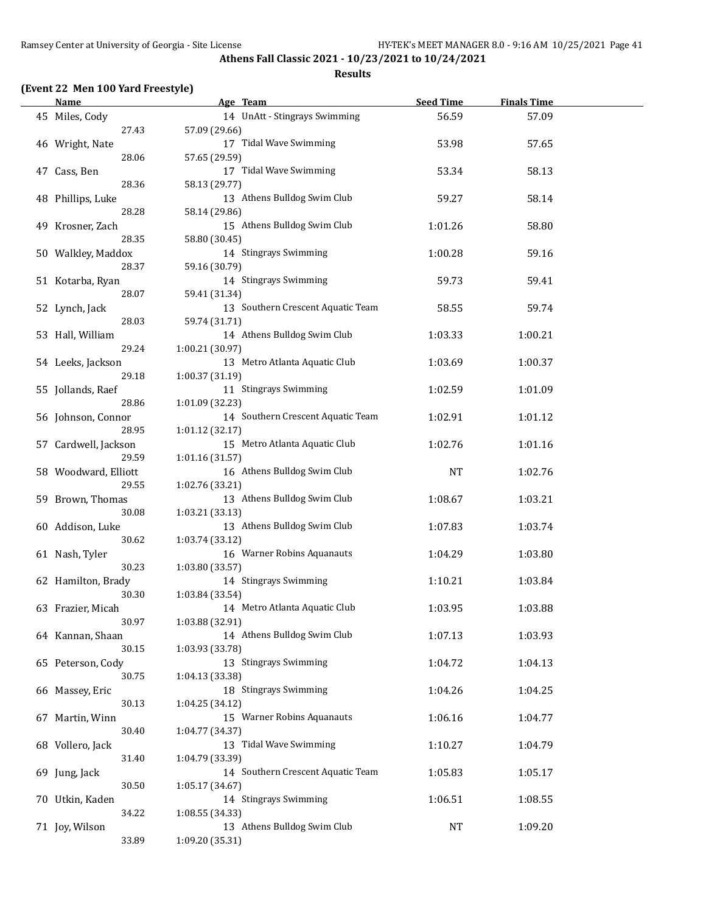## Athens Fall Classic 2021 - 10/23/2021 to 10/24/2021

### Results

**(Event 22 Men 100 Yard Freestyle)**

| | Name | Age | Team | Seed Time | Finals Time |
|---|---|---|---|---|---|
| 45 | Miles, Cody | 14 | UnAtt - Stingrays Swimming | 56.59 | 57.09 |
| | 27.43 | 57.09 (29.66) | | | |
| 46 | Wright, Nate | 17 | Tidal Wave Swimming | 53.98 | 57.65 |
| | 28.06 | 57.65 (29.59) | | | |
| 47 | Cass, Ben | 17 | Tidal Wave Swimming | 53.34 | 58.13 |
| | 28.36 | 58.13 (29.77) | | | |
| 48 | Phillips, Luke | 13 | Athens Bulldog Swim Club | 59.27 | 58.14 |
| | 28.28 | 58.14 (29.86) | | | |
| 49 | Krosner, Zach | 15 | Athens Bulldog Swim Club | 1:01.26 | 58.80 |
| | 28.35 | 58.80 (30.45) | | | |
| 50 | Walkley, Maddox | 14 | Stingrays Swimming | 1:00.28 | 59.16 |
| | 28.37 | 59.16 (30.79) | | | |
| 51 | Kotarba, Ryan | 14 | Stingrays Swimming | 59.73 | 59.41 |
| | 28.07 | 59.41 (31.34) | | | |
| 52 | Lynch, Jack | 13 | Southern Crescent Aquatic Team | 58.55 | 59.74 |
| | 28.03 | 59.74 (31.71) | | | |
| 53 | Hall, William | 14 | Athens Bulldog Swim Club | 1:03.33 | 1:00.21 |
| | 29.24 | 1:00.21 (30.97) | | | |
| 54 | Leeks, Jackson | 13 | Metro Atlanta Aquatic Club | 1:03.69 | 1:00.37 |
| | 29.18 | 1:00.37 (31.19) | | | |
| 55 | Jollands, Raef | 11 | Stingrays Swimming | 1:02.59 | 1:01.09 |
| | 28.86 | 1:01.09 (32.23) | | | |
| 56 | Johnson, Connor | 14 | Southern Crescent Aquatic Team | 1:02.91 | 1:01.12 |
| | 28.95 | 1:01.12 (32.17) | | | |
| 57 | Cardwell, Jackson | 15 | Metro Atlanta Aquatic Club | 1:02.76 | 1:01.16 |
| | 29.59 | 1:01.16 (31.57) | | | |
| 58 | Woodward, Elliott | 16 | Athens Bulldog Swim Club | NT | 1:02.76 |
| | 29.55 | 1:02.76 (33.21) | | | |
| 59 | Brown, Thomas | 13 | Athens Bulldog Swim Club | 1:08.67 | 1:03.21 |
| | 30.08 | 1:03.21 (33.13) | | | |
| 60 | Addison, Luke | 13 | Athens Bulldog Swim Club | 1:07.83 | 1:03.74 |
| | 30.62 | 1:03.74 (33.12) | | | |
| 61 | Nash, Tyler | 16 | Warner Robins Aquanauts | 1:04.29 | 1:03.80 |
| | 30.23 | 1:03.80 (33.57) | | | |
| 62 | Hamilton, Brady | 14 | Stingrays Swimming | 1:10.21 | 1:03.84 |
| | 30.30 | 1:03.84 (33.54) | | | |
| 63 | Frazier, Micah | 14 | Metro Atlanta Aquatic Club | 1:03.95 | 1:03.88 |
| | 30.97 | 1:03.88 (32.91) | | | |
| 64 | Kannan, Shaan | 14 | Athens Bulldog Swim Club | 1:07.13 | 1:03.93 |
| | 30.15 | 1:03.93 (33.78) | | | |
| 65 | Peterson, Cody | 13 | Stingrays Swimming | 1:04.72 | 1:04.13 |
| | 30.75 | 1:04.13 (33.38) | | | |
| 66 | Massey, Eric | 18 | Stingrays Swimming | 1:04.26 | 1:04.25 |
| | 30.13 | 1:04.25 (34.12) | | | |
| 67 | Martin, Winn | 15 | Warner Robins Aquanauts | 1:06.16 | 1:04.77 |
| | 30.40 | 1:04.77 (34.37) | | | |
| 68 | Vollero, Jack | 13 | Tidal Wave Swimming | 1:10.27 | 1:04.79 |
| | 31.40 | 1:04.79 (33.39) | | | |
| 69 | Jung, Jack | 14 | Southern Crescent Aquatic Team | 1:05.83 | 1:05.17 |
| | 30.50 | 1:05.17 (34.67) | | | |
| 70 | Utkin, Kaden | 14 | Stingrays Swimming | 1:06.51 | 1:08.55 |
| | 34.22 | 1:08.55 (34.33) | | | |
| 71 | Joy, Wilson | 13 | Athens Bulldog Swim Club | NT | 1:09.20 |
| | 33.89 | 1:09.20 (35.31) | | | |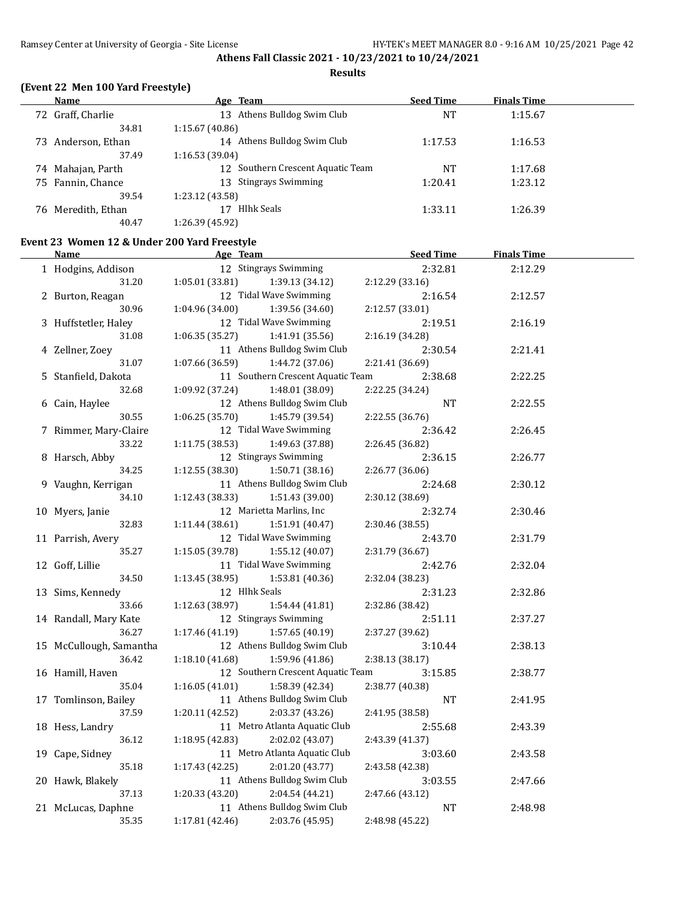**Athens Fall Classic 2021 - 10/23/2021 to 10/24/2021**

**Results**

### (Event 22 Men 100 Yard Freestyle)

| | Name | Age | Team | Seed Time | Finals Time |
|---|---|---|---|---|---|
| 72 | Graff, Charlie | 13 | Athens Bulldog Swim Club | NT | 1:15.67 |
| | 34.81 | 1:15.67 (40.86) | | | |
| 73 | Anderson, Ethan | 14 | Athens Bulldog Swim Club | 1:17.53 | 1:16.53 |
| | 37.49 | 1:16.53 (39.04) | | | |
| 74 | Mahajan, Parth | 12 | Southern Crescent Aquatic Team | NT | 1:17.68 |
| 75 | Fannin, Chance | 13 | Stingrays Swimming | 1:20.41 | 1:23.12 |
| | 39.54 | 1:23.12 (43.58) | | | |
| 76 | Meredith, Ethan | 17 | Hlhk Seals | 1:33.11 | 1:26.39 |
| | 40.47 | 1:26.39 (45.92) | | | |

### Event 23 Women 12 & Under 200 Yard Freestyle

| | Name | Age | Team | | Seed Time | Finals Time |
|---|---|---|---|---|---|---|
| 1 | Hodgins, Addison | 12 | Stingrays Swimming | | 2:32.81 | 2:12.29 |
| | 31.20 | 1:05.01 (33.81) | 1:39.13 (34.12) | 2:12.29 (33.16) | | |
| 2 | Burton, Reagan | 12 | Tidal Wave Swimming | | 2:16.54 | 2:12.57 |
| | 30.96 | 1:04.96 (34.00) | 1:39.56 (34.60) | 2:12.57 (33.01) | | |
| 3 | Huffstetler, Haley | 12 | Tidal Wave Swimming | | 2:19.51 | 2:16.19 |
| | 31.08 | 1:06.35 (35.27) | 1:41.91 (35.56) | 2:16.19 (34.28) | | |
| 4 | Zellner, Zoey | 11 | Athens Bulldog Swim Club | | 2:30.54 | 2:21.41 |
| | 31.07 | 1:07.66 (36.59) | 1:44.72 (37.06) | 2:21.41 (36.69) | | |
| 5 | Stanfield, Dakota | 11 | Southern Crescent Aquatic Team | | 2:38.68 | 2:22.25 |
| | 32.68 | 1:09.92 (37.24) | 1:48.01 (38.09) | 2:22.25 (34.24) | | |
| 6 | Cain, Haylee | 12 | Athens Bulldog Swim Club | | NT | 2:22.55 |
| | 30.55 | 1:06.25 (35.70) | 1:45.79 (39.54) | 2:22.55 (36.76) | | |
| 7 | Rimmer, Mary-Claire | 12 | Tidal Wave Swimming | | 2:36.42 | 2:26.45 |
| | 33.22 | 1:11.75 (38.53) | 1:49.63 (37.88) | 2:26.45 (36.82) | | |
| 8 | Harsch, Abby | 12 | Stingrays Swimming | | 2:36.15 | 2:26.77 |
| | 34.25 | 1:12.55 (38.30) | 1:50.71 (38.16) | 2:26.77 (36.06) | | |
| 9 | Vaughn, Kerrigan | 11 | Athens Bulldog Swim Club | | 2:24.68 | 2:30.12 |
| | 34.10 | 1:12.43 (38.33) | 1:51.43 (39.00) | 2:30.12 (38.69) | | |
| 10 | Myers, Janie | 12 | Marietta Marlins, Inc | | 2:32.74 | 2:30.46 |
| | 32.83 | 1:11.44 (38.61) | 1:51.91 (40.47) | 2:30.46 (38.55) | | |
| 11 | Parrish, Avery | 12 | Tidal Wave Swimming | | 2:43.70 | 2:31.79 |
| | 35.27 | 1:15.05 (39.78) | 1:55.12 (40.07) | 2:31.79 (36.67) | | |
| 12 | Goff, Lillie | 11 | Tidal Wave Swimming | | 2:42.76 | 2:32.04 |
| | 34.50 | 1:13.45 (38.95) | 1:53.81 (40.36) | 2:32.04 (38.23) | | |
| 13 | Sims, Kennedy | 12 | Hlhk Seals | | 2:31.23 | 2:32.86 |
| | 33.66 | 1:12.63 (38.97) | 1:54.44 (41.81) | 2:32.86 (38.42) | | |
| 14 | Randall, Mary Kate | 12 | Stingrays Swimming | | 2:51.11 | 2:37.27 |
| | 36.27 | 1:17.46 (41.19) | 1:57.65 (40.19) | 2:37.27 (39.62) | | |
| 15 | McCullough, Samantha | 12 | Athens Bulldog Swim Club | | 3:10.44 | 2:38.13 |
| | 36.42 | 1:18.10 (41.68) | 1:59.96 (41.86) | 2:38.13 (38.17) | | |
| 16 | Hamill, Haven | 12 | Southern Crescent Aquatic Team | | 3:15.85 | 2:38.77 |
| | 35.04 | 1:16.05 (41.01) | 1:58.39 (42.34) | 2:38.77 (40.38) | | |
| 17 | Tomlinson, Bailey | 11 | Athens Bulldog Swim Club | | NT | 2:41.95 |
| | 37.59 | 1:20.11 (42.52) | 2:03.37 (43.26) | 2:41.95 (38.58) | | |
| 18 | Hess, Landry | 11 | Metro Atlanta Aquatic Club | | 2:55.68 | 2:43.39 |
| | 36.12 | 1:18.95 (42.83) | 2:02.02 (43.07) | 2:43.39 (41.37) | | |
| 19 | Cape, Sidney | 11 | Metro Atlanta Aquatic Club | | 3:03.60 | 2:43.58 |
| | 35.18 | 1:17.43 (42.25) | 2:01.20 (43.77) | 2:43.58 (42.38) | | |
| 20 | Hawk, Blakely | 11 | Athens Bulldog Swim Club | | 3:03.55 | 2:47.66 |
| | 37.13 | 1:20.33 (43.20) | 2:04.54 (44.21) | 2:47.66 (43.12) | | |
| 21 | McLucas, Daphne | 11 | Athens Bulldog Swim Club | | NT | 2:48.98 |
| | 35.35 | 1:17.81 (42.46) | 2:03.76 (45.95) | 2:48.98 (45.22) | | |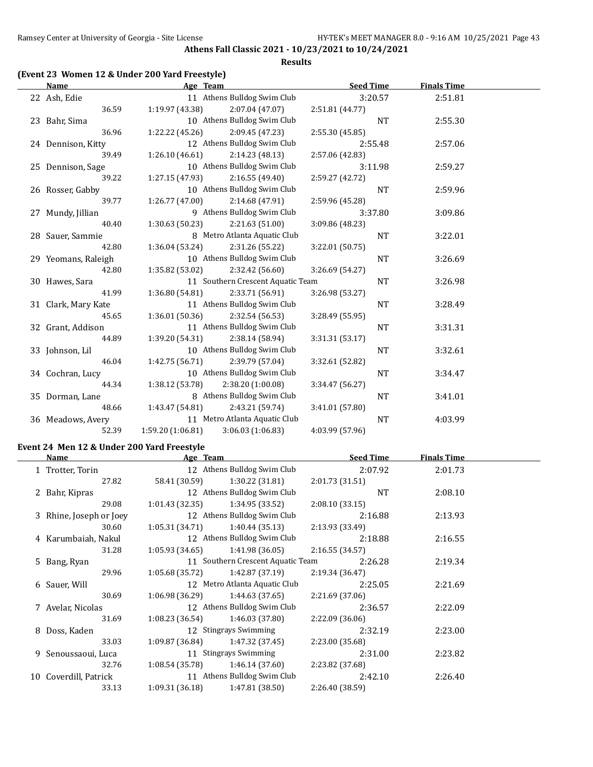**Athens Fall Classic 2021 - 10/23/2021 to 10/24/2021**

**Results**

## (Event 23 Women 12 & Under 200 Yard Freestyle)

| | Name | Age | Team | Seed Time | Finals Time |
|---|---|---|---|---|---|
| 22 | Ash, Edie | 11 | Athens Bulldog Swim Club | 3:20.57 | 2:51.81 |
| | 36.59 | 1:19.97 (43.38) | 2:07.04 (47.07) | 2:51.81 (44.77) | |
| 23 | Bahr, Sima | 10 | Athens Bulldog Swim Club | NT | 2:55.30 |
| | 36.96 | 1:22.22 (45.26) | 2:09.45 (47.23) | 2:55.30 (45.85) | |
| 24 | Dennison, Kitty | 12 | Athens Bulldog Swim Club | 2:55.48 | 2:57.06 |
| | 39.49 | 1:26.10 (46.61) | 2:14.23 (48.13) | 2:57.06 (42.83) | |
| 25 | Dennison, Sage | 10 | Athens Bulldog Swim Club | 3:11.98 | 2:59.27 |
| | 39.22 | 1:27.15 (47.93) | 2:16.55 (49.40) | 2:59.27 (42.72) | |
| 26 | Rosser, Gabby | 10 | Athens Bulldog Swim Club | NT | 2:59.96 |
| | 39.77 | 1:26.77 (47.00) | 2:14.68 (47.91) | 2:59.96 (45.28) | |
| 27 | Mundy, Jillian | 9 | Athens Bulldog Swim Club | 3:37.80 | 3:09.86 |
| | 40.40 | 1:30.63 (50.23) | 2:21.63 (51.00) | 3:09.86 (48.23) | |
| 28 | Sauer, Sammie | 8 | Metro Atlanta Aquatic Club | NT | 3:22.01 |
| | 42.80 | 1:36.04 (53.24) | 2:31.26 (55.22) | 3:22.01 (50.75) | |
| 29 | Yeomans, Raleigh | 10 | Athens Bulldog Swim Club | NT | 3:26.69 |
| | 42.80 | 1:35.82 (53.02) | 2:32.42 (56.60) | 3:26.69 (54.27) | |
| 30 | Hawes, Sara | 11 | Southern Crescent Aquatic Team | NT | 3:26.98 |
| | 41.99 | 1:36.80 (54.81) | 2:33.71 (56.91) | 3:26.98 (53.27) | |
| 31 | Clark, Mary Kate | 11 | Athens Bulldog Swim Club | NT | 3:28.49 |
| | 45.65 | 1:36.01 (50.36) | 2:32.54 (56.53) | 3:28.49 (55.95) | |
| 32 | Grant, Addison | 11 | Athens Bulldog Swim Club | NT | 3:31.31 |
| | 44.89 | 1:39.20 (54.31) | 2:38.14 (58.94) | 3:31.31 (53.17) | |
| 33 | Johnson, Lil | 10 | Athens Bulldog Swim Club | NT | 3:32.61 |
| | 46.04 | 1:42.75 (56.71) | 2:39.79 (57.04) | 3:32.61 (52.82) | |
| 34 | Cochran, Lucy | 10 | Athens Bulldog Swim Club | NT | 3:34.47 |
| | 44.34 | 1:38.12 (53.78) | 2:38.20 (1:00.08) | 3:34.47 (56.27) | |
| 35 | Dorman, Lane | 8 | Athens Bulldog Swim Club | NT | 3:41.01 |
| | 48.66 | 1:43.47 (54.81) | 2:43.21 (59.74) | 3:41.01 (57.80) | |
| 36 | Meadows, Avery | 11 | Metro Atlanta Aquatic Club | NT | 4:03.99 |
| | 52.39 | 1:59.20 (1:06.81) | 3:06.03 (1:06.83) | 4:03.99 (57.96) | |

## Event 24 Men 12 & Under 200 Yard Freestyle

| | Name | Age | Team | Seed Time | Finals Time |
|---|---|---|---|---|---|
| 1 | Trotter, Torin | 12 | Athens Bulldog Swim Club | 2:07.92 | 2:01.73 |
| | 27.82 | 58.41 (30.59) | 1:30.22 (31.81) | 2:01.73 (31.51) | |
| 2 | Bahr, Kipras | 12 | Athens Bulldog Swim Club | NT | 2:08.10 |
| | 29.08 | 1:01.43 (32.35) | 1:34.95 (33.52) | 2:08.10 (33.15) | |
| 3 | Rhine, Joseph or Joey | 12 | Athens Bulldog Swim Club | 2:16.88 | 2:13.93 |
| | 30.60 | 1:05.31 (34.71) | 1:40.44 (35.13) | 2:13.93 (33.49) | |
| 4 | Karumbaiah, Nakul | 12 | Athens Bulldog Swim Club | 2:18.88 | 2:16.55 |
| | 31.28 | 1:05.93 (34.65) | 1:41.98 (36.05) | 2:16.55 (34.57) | |
| 5 | Bang, Ryan | 11 | Southern Crescent Aquatic Team | 2:26.28 | 2:19.34 |
| | 29.96 | 1:05.68 (35.72) | 1:42.87 (37.19) | 2:19.34 (36.47) | |
| 6 | Sauer, Will | 12 | Metro Atlanta Aquatic Club | 2:25.05 | 2:21.69 |
| | 30.69 | 1:06.98 (36.29) | 1:44.63 (37.65) | 2:21.69 (37.06) | |
| 7 | Avelar, Nicolas | 12 | Athens Bulldog Swim Club | 2:36.57 | 2:22.09 |
| | 31.69 | 1:08.23 (36.54) | 1:46.03 (37.80) | 2:22.09 (36.06) | |
| 8 | Doss, Kaden | 12 | Stingrays Swimming | 2:32.19 | 2:23.00 |
| | 33.03 | 1:09.87 (36.84) | 1:47.32 (37.45) | 2:23.00 (35.68) | |
| 9 | Senoussaoui, Luca | 11 | Stingrays Swimming | 2:31.00 | 2:23.82 |
| | 32.76 | 1:08.54 (35.78) | 1:46.14 (37.60) | 2:23.82 (37.68) | |
| 10 | Coverdill, Patrick | 11 | Athens Bulldog Swim Club | 2:42.10 | 2:26.40 |
| | 33.13 | 1:09.31 (36.18) | 1:47.81 (38.50) | 2:26.40 (38.59) | |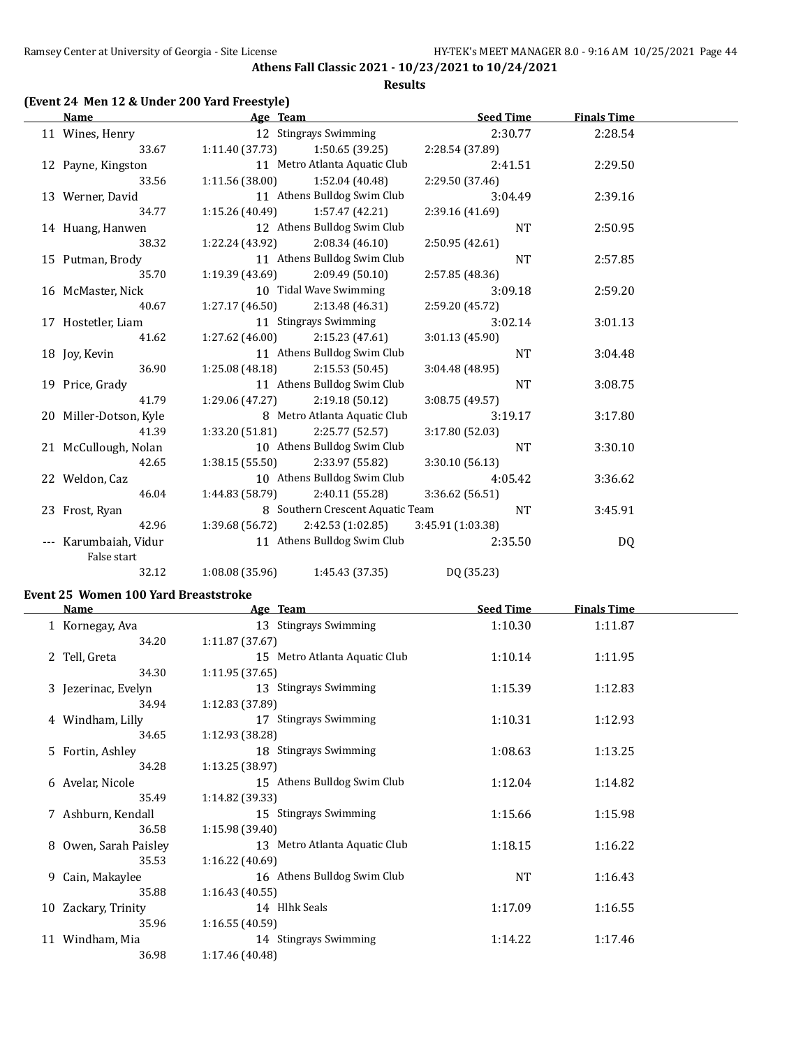## Athens Fall Classic 2021 - 10/23/2021 to 10/24/2021

### Results

#### (Event 24 Men 12 & Under 200 Yard Freestyle)

| | Name | Age | Team | Seed Time | Finals Time |
|---|---|---|---|---|---|
| 11 | Wines, Henry | 12 | Stingrays Swimming | 2:30.77 | 2:28.54 |
| | 33.67 | 1:11.40 (37.73) | 1:50.65 (39.25) | 2:28.54 (37.89) | |
| 12 | Payne, Kingston | 11 | Metro Atlanta Aquatic Club | 2:41.51 | 2:29.50 |
| | 33.56 | 1:11.56 (38.00) | 1:52.04 (40.48) | 2:29.50 (37.46) | |
| 13 | Werner, David | 11 | Athens Bulldog Swim Club | 3:04.49 | 2:39.16 |
| | 34.77 | 1:15.26 (40.49) | 1:57.47 (42.21) | 2:39.16 (41.69) | |
| 14 | Huang, Hanwen | 12 | Athens Bulldog Swim Club | NT | 2:50.95 |
| | 38.32 | 1:22.24 (43.92) | 2:08.34 (46.10) | 2:50.95 (42.61) | |
| 15 | Putman, Brody | 11 | Athens Bulldog Swim Club | NT | 2:57.85 |
| | 35.70 | 1:19.39 (43.69) | 2:09.49 (50.10) | 2:57.85 (48.36) | |
| 16 | McMaster, Nick | 10 | Tidal Wave Swimming | 3:09.18 | 2:59.20 |
| | 40.67 | 1:27.17 (46.50) | 2:13.48 (46.31) | 2:59.20 (45.72) | |
| 17 | Hostetler, Liam | 11 | Stingrays Swimming | 3:02.14 | 3:01.13 |
| | 41.62 | 1:27.62 (46.00) | 2:15.23 (47.61) | 3:01.13 (45.90) | |
| 18 | Joy, Kevin | 11 | Athens Bulldog Swim Club | NT | 3:04.48 |
| | 36.90 | 1:25.08 (48.18) | 2:15.53 (50.45) | 3:04.48 (48.95) | |
| 19 | Price, Grady | 11 | Athens Bulldog Swim Club | NT | 3:08.75 |
| | 41.79 | 1:29.06 (47.27) | 2:19.18 (50.12) | 3:08.75 (49.57) | |
| 20 | Miller-Dotson, Kyle | 8 | Metro Atlanta Aquatic Club | 3:19.17 | 3:17.80 |
| | 41.39 | 1:33.20 (51.81) | 2:25.77 (52.57) | 3:17.80 (52.03) | |
| 21 | McCullough, Nolan | 10 | Athens Bulldog Swim Club | NT | 3:30.10 |
| | 42.65 | 1:38.15 (55.50) | 2:33.97 (55.82) | 3:30.10 (56.13) | |
| 22 | Weldon, Caz | 10 | Athens Bulldog Swim Club | 4:05.42 | 3:36.62 |
| | 46.04 | 1:44.83 (58.79) | 2:40.11 (55.28) | 3:36.62 (56.51) | |
| 23 | Frost, Ryan | 8 | Southern Crescent Aquatic Team | NT | 3:45.91 |
| | 42.96 | 1:39.68 (56.72) | 2:42.53 (1:02.85) | 3:45.91 (1:03.38) | |
| --- | Karumbaiah, Vidur | 11 | Athens Bulldog Swim Club | 2:35.50 | DQ |
| | False start | | | | |
| | 32.12 | 1:08.08 (35.96) | 1:45.43 (37.35) | DQ (35.23) | |

#### Event 25 Women 100 Yard Breaststroke

| | Name | Age | Team | Seed Time | Finals Time |
|---|---|---|---|---|---|
| 1 | Kornegay, Ava | 13 | Stingrays Swimming | 1:10.30 | 1:11.87 |
| | 34.20 | 1:11.87 (37.67) | | | |
| 2 | Tell, Greta | 15 | Metro Atlanta Aquatic Club | 1:10.14 | 1:11.95 |
| | 34.30 | 1:11.95 (37.65) | | | |
| 3 | Jezerinac, Evelyn | 13 | Stingrays Swimming | 1:15.39 | 1:12.83 |
| | 34.94 | 1:12.83 (37.89) | | | |
| 4 | Windham, Lilly | 17 | Stingrays Swimming | 1:10.31 | 1:12.93 |
| | 34.65 | 1:12.93 (38.28) | | | |
| 5 | Fortin, Ashley | 18 | Stingrays Swimming | 1:08.63 | 1:13.25 |
| | 34.28 | 1:13.25 (38.97) | | | |
| 6 | Avelar, Nicole | 15 | Athens Bulldog Swim Club | 1:12.04 | 1:14.82 |
| | 35.49 | 1:14.82 (39.33) | | | |
| 7 | Ashburn, Kendall | 15 | Stingrays Swimming | 1:15.66 | 1:15.98 |
| | 36.58 | 1:15.98 (39.40) | | | |
| 8 | Owen, Sarah Paisley | 13 | Metro Atlanta Aquatic Club | 1:18.15 | 1:16.22 |
| | 35.53 | 1:16.22 (40.69) | | | |
| 9 | Cain, Makaylee | 16 | Athens Bulldog Swim Club | NT | 1:16.43 |
| | 35.88 | 1:16.43 (40.55) | | | |
| 10 | Zackary, Trinity | 14 | Hlhk Seals | 1:17.09 | 1:16.55 |
| | 35.96 | 1:16.55 (40.59) | | | |
| 11 | Windham, Mia | 14 | Stingrays Swimming | 1:14.22 | 1:17.46 |
| | 36.98 | 1:17.46 (40.48) | | | |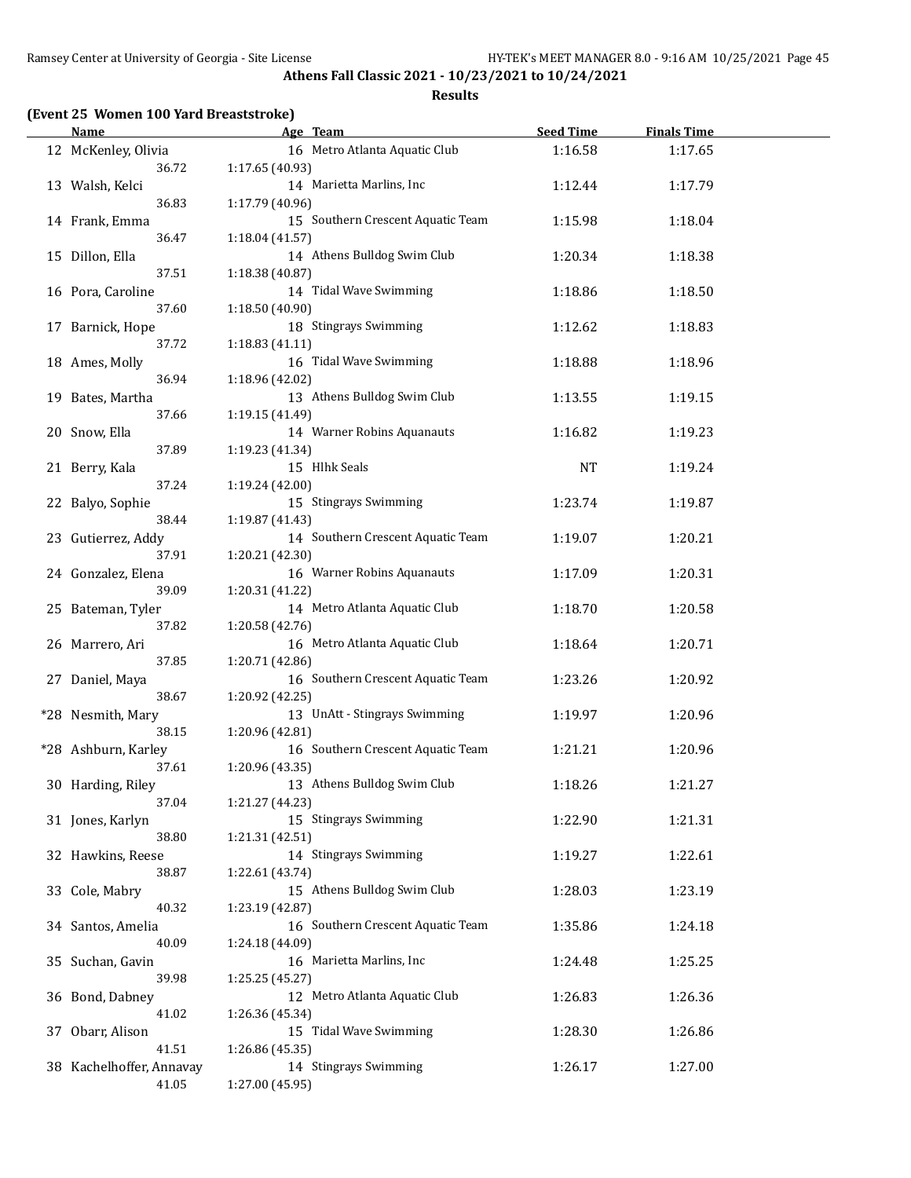## Athens Fall Classic 2021 - 10/23/2021 to 10/24/2021

### Results

#### (Event 25 Women 100 Yard Breaststroke)

| | Name | Age | Team | Seed Time | Finals Time |
|---|---|---|---|---|---|
| 12 | McKenley, Olivia | 16 | Metro Atlanta Aquatic Club | 1:16.58 | 1:17.65 |
| | 36.72 | 1:17.65 (40.93) | | | |
| 13 | Walsh, Kelci | 14 | Marietta Marlins, Inc | 1:12.44 | 1:17.79 |
| | 36.83 | 1:17.79 (40.96) | | | |
| 14 | Frank, Emma | 15 | Southern Crescent Aquatic Team | 1:15.98 | 1:18.04 |
| | 36.47 | 1:18.04 (41.57) | | | |
| 15 | Dillon, Ella | 14 | Athens Bulldog Swim Club | 1:20.34 | 1:18.38 |
| | 37.51 | 1:18.38 (40.87) | | | |
| 16 | Pora, Caroline | 14 | Tidal Wave Swimming | 1:18.86 | 1:18.50 |
| | 37.60 | 1:18.50 (40.90) | | | |
| 17 | Barnick, Hope | 18 | Stingrays Swimming | 1:12.62 | 1:18.83 |
| | 37.72 | 1:18.83 (41.11) | | | |
| 18 | Ames, Molly | 16 | Tidal Wave Swimming | 1:18.88 | 1:18.96 |
| | 36.94 | 1:18.96 (42.02) | | | |
| 19 | Bates, Martha | 13 | Athens Bulldog Swim Club | 1:13.55 | 1:19.15 |
| | 37.66 | 1:19.15 (41.49) | | | |
| 20 | Snow, Ella | 14 | Warner Robins Aquanauts | 1:16.82 | 1:19.23 |
| | 37.89 | 1:19.23 (41.34) | | | |
| 21 | Berry, Kala | 15 | Hlhk Seals | NT | 1:19.24 |
| | 37.24 | 1:19.24 (42.00) | | | |
| 22 | Balyo, Sophie | 15 | Stingrays Swimming | 1:23.74 | 1:19.87 |
| | 38.44 | 1:19.87 (41.43) | | | |
| 23 | Gutierrez, Addy | 14 | Southern Crescent Aquatic Team | 1:19.07 | 1:20.21 |
| | 37.91 | 1:20.21 (42.30) | | | |
| 24 | Gonzalez, Elena | 16 | Warner Robins Aquanauts | 1:17.09 | 1:20.31 |
| | 39.09 | 1:20.31 (41.22) | | | |
| 25 | Bateman, Tyler | 14 | Metro Atlanta Aquatic Club | 1:18.70 | 1:20.58 |
| | 37.82 | 1:20.58 (42.76) | | | |
| 26 | Marrero, Ari | 16 | Metro Atlanta Aquatic Club | 1:18.64 | 1:20.71 |
| | 37.85 | 1:20.71 (42.86) | | | |
| 27 | Daniel, Maya | 16 | Southern Crescent Aquatic Team | 1:23.26 | 1:20.92 |
| | 38.67 | 1:20.92 (42.25) | | | |
| *28 | Nesmith, Mary | 13 | UnAtt - Stingrays Swimming | 1:19.97 | 1:20.96 |
| | 38.15 | 1:20.96 (42.81) | | | |
| *28 | Ashburn, Karley | 16 | Southern Crescent Aquatic Team | 1:21.21 | 1:20.96 |
| | 37.61 | 1:20.96 (43.35) | | | |
| 30 | Harding, Riley | 13 | Athens Bulldog Swim Club | 1:18.26 | 1:21.27 |
| | 37.04 | 1:21.27 (44.23) | | | |
| 31 | Jones, Karlyn | 15 | Stingrays Swimming | 1:22.90 | 1:21.31 |
| | 38.80 | 1:21.31 (42.51) | | | |
| 32 | Hawkins, Reese | 14 | Stingrays Swimming | 1:19.27 | 1:22.61 |
| | 38.87 | 1:22.61 (43.74) | | | |
| 33 | Cole, Mabry | 15 | Athens Bulldog Swim Club | 1:28.03 | 1:23.19 |
| | 40.32 | 1:23.19 (42.87) | | | |
| 34 | Santos, Amelia | 16 | Southern Crescent Aquatic Team | 1:35.86 | 1:24.18 |
| | 40.09 | 1:24.18 (44.09) | | | |
| 35 | Suchan, Gavin | 16 | Marietta Marlins, Inc | 1:24.48 | 1:25.25 |
| | 39.98 | 1:25.25 (45.27) | | | |
| 36 | Bond, Dabney | 12 | Metro Atlanta Aquatic Club | 1:26.83 | 1:26.36 |
| | 41.02 | 1:26.36 (45.34) | | | |
| 37 | Obarr, Alison | 15 | Tidal Wave Swimming | 1:28.30 | 1:26.86 |
| | 41.51 | 1:26.86 (45.35) | | | |
| 38 | Kachelhoffer, Annavay | 14 | Stingrays Swimming | 1:26.17 | 1:27.00 |
| | 41.05 | 1:27.00 (45.95) | | | |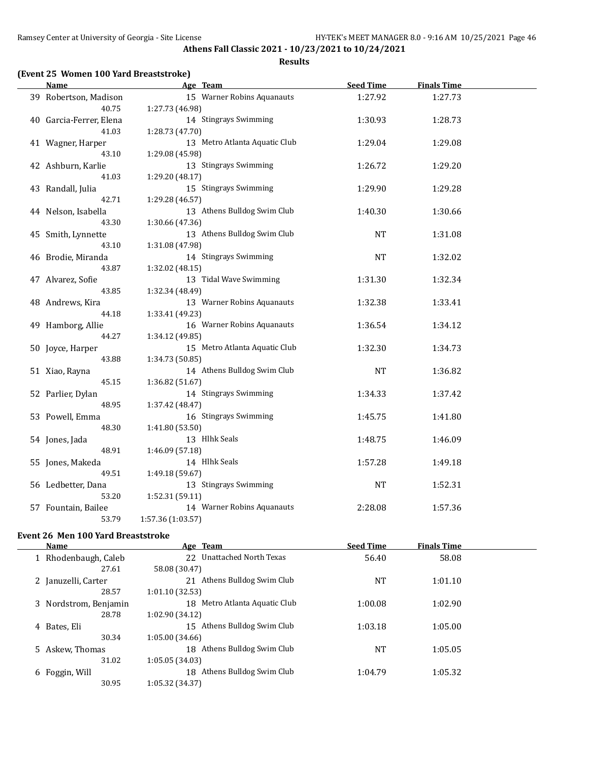**Athens Fall Classic 2021 - 10/23/2021 to 10/24/2021**

**Results**

### (Event 25 Women 100 Yard Breaststroke)

| | Name | Age | Team | Seed Time | Finals Time |
|---|---|---|---|---|---|
| 39 | Robertson, Madison | 15 | Warner Robins Aquanauts | 1:27.92 | 1:27.73 |
| | 40.75 | 1:27.73 (46.98) | | | |
| 40 | Garcia-Ferrer, Elena | 14 | Stingrays Swimming | 1:30.93 | 1:28.73 |
| | 41.03 | 1:28.73 (47.70) | | | |
| 41 | Wagner, Harper | 13 | Metro Atlanta Aquatic Club | 1:29.04 | 1:29.08 |
| | 43.10 | 1:29.08 (45.98) | | | |
| 42 | Ashburn, Karlie | 13 | Stingrays Swimming | 1:26.72 | 1:29.20 |
| | 41.03 | 1:29.20 (48.17) | | | |
| 43 | Randall, Julia | 15 | Stingrays Swimming | 1:29.90 | 1:29.28 |
| | 42.71 | 1:29.28 (46.57) | | | |
| 44 | Nelson, Isabella | 13 | Athens Bulldog Swim Club | 1:40.30 | 1:30.66 |
| | 43.30 | 1:30.66 (47.36) | | | |
| 45 | Smith, Lynnette | 13 | Athens Bulldog Swim Club | NT | 1:31.08 |
| | 43.10 | 1:31.08 (47.98) | | | |
| 46 | Brodie, Miranda | 14 | Stingrays Swimming | NT | 1:32.02 |
| | 43.87 | 1:32.02 (48.15) | | | |
| 47 | Alvarez, Sofie | 13 | Tidal Wave Swimming | 1:31.30 | 1:32.34 |
| | 43.85 | 1:32.34 (48.49) | | | |
| 48 | Andrews, Kira | 13 | Warner Robins Aquanauts | 1:32.38 | 1:33.41 |
| | 44.18 | 1:33.41 (49.23) | | | |
| 49 | Hamborg, Allie | 16 | Warner Robins Aquanauts | 1:36.54 | 1:34.12 |
| | 44.27 | 1:34.12 (49.85) | | | |
| 50 | Joyce, Harper | 15 | Metro Atlanta Aquatic Club | 1:32.30 | 1:34.73 |
| | 43.88 | 1:34.73 (50.85) | | | |
| 51 | Xiao, Rayna | 14 | Athens Bulldog Swim Club | NT | 1:36.82 |
| | 45.15 | 1:36.82 (51.67) | | | |
| 52 | Parlier, Dylan | 14 | Stingrays Swimming | 1:34.33 | 1:37.42 |
| | 48.95 | 1:37.42 (48.47) | | | |
| 53 | Powell, Emma | 16 | Stingrays Swimming | 1:45.75 | 1:41.80 |
| | 48.30 | 1:41.80 (53.50) | | | |
| 54 | Jones, Jada | 13 | Hlhk Seals | 1:48.75 | 1:46.09 |
| | 48.91 | 1:46.09 (57.18) | | | |
| 55 | Jones, Makeda | 14 | Hlhk Seals | 1:57.28 | 1:49.18 |
| | 49.51 | 1:49.18 (59.67) | | | |
| 56 | Ledbetter, Dana | 13 | Stingrays Swimming | NT | 1:52.31 |
| | 53.20 | 1:52.31 (59.11) | | | |
| 57 | Fountain, Bailee | 14 | Warner Robins Aquanauts | 2:28.08 | 1:57.36 |
| | 53.79 | 1:57.36 (1:03.57) | | | |

### Event 26 Men 100 Yard Breaststroke

| | Name | Age | Team | Seed Time | Finals Time |
|---|---|---|---|---|---|
| 1 | Rhodenbaugh, Caleb | 22 | Unattached North Texas | 56.40 | 58.08 |
| | 27.61 | 58.08 (30.47) | | | |
| 2 | Januzelli, Carter | 21 | Athens Bulldog Swim Club | NT | 1:01.10 |
| | 28.57 | 1:01.10 (32.53) | | | |
| 3 | Nordstrom, Benjamin | 18 | Metro Atlanta Aquatic Club | 1:00.08 | 1:02.90 |
| | 28.78 | 1:02.90 (34.12) | | | |
| 4 | Bates, Eli | 15 | Athens Bulldog Swim Club | 1:03.18 | 1:05.00 |
| | 30.34 | 1:05.00 (34.66) | | | |
| 5 | Askew, Thomas | 18 | Athens Bulldog Swim Club | NT | 1:05.05 |
| | 31.02 | 1:05.05 (34.03) | | | |
| 6 | Foggin, Will | 18 | Athens Bulldog Swim Club | 1:04.79 | 1:05.32 |
| | 30.95 | 1:05.32 (34.37) | | | |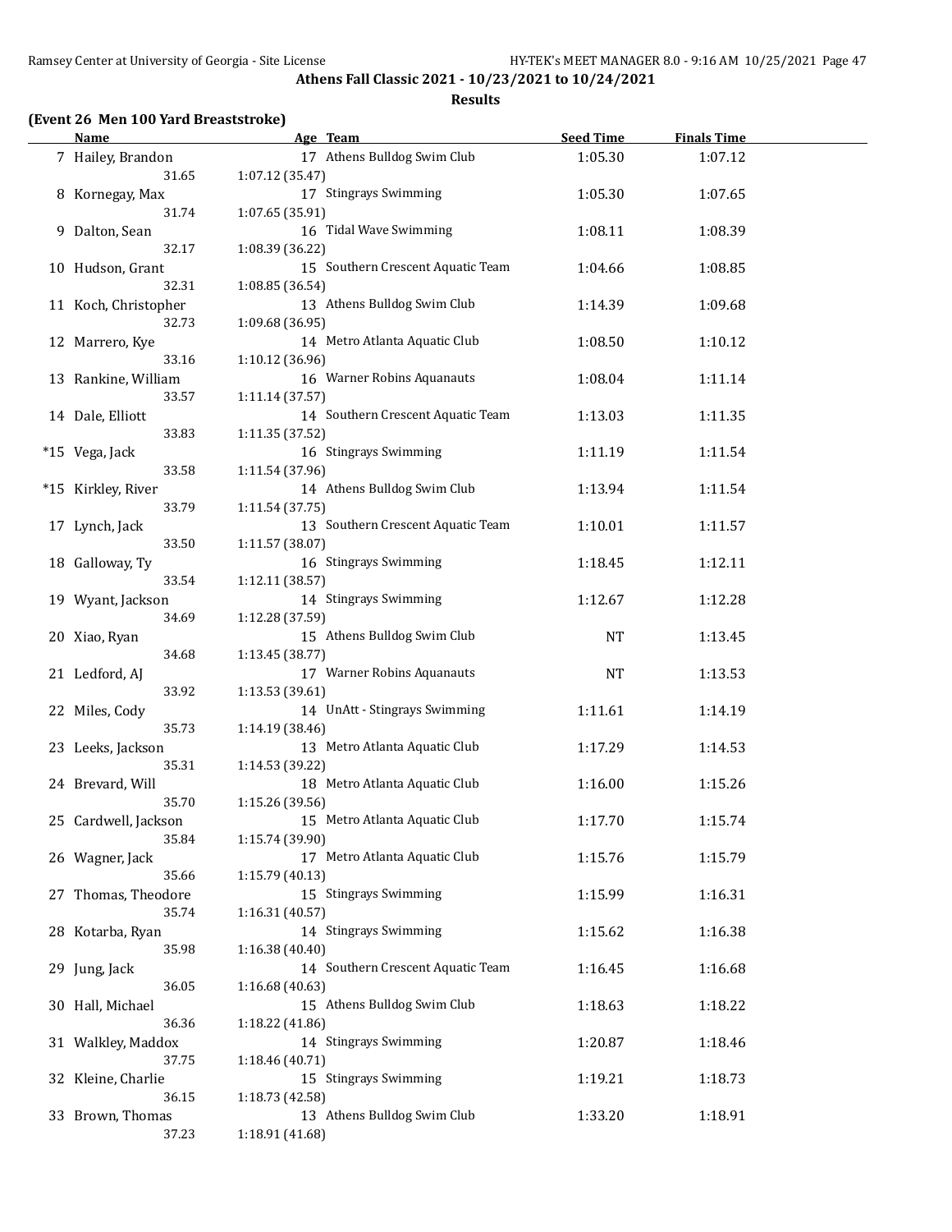**Athens Fall Classic 2021 - 10/23/2021 to 10/24/2021**

**Results**

**(Event 26 Men 100 Yard Breaststroke)**

| Name | Age | Team | Seed Time | Finals Time |
|---|---|---|---|---|
| 7 Hailey, Brandon | 17 | Athens Bulldog Swim Club | 1:05.30 | 1:07.12 |
| 31.65 | 1:07.12 (35.47) | | | |
| 8 Kornegay, Max | 17 | Stingrays Swimming | 1:05.30 | 1:07.65 |
| 31.74 | 1:07.65 (35.91) | | | |
| 9 Dalton, Sean | 16 | Tidal Wave Swimming | 1:08.11 | 1:08.39 |
| 32.17 | 1:08.39 (36.22) | | | |
| 10 Hudson, Grant | 15 | Southern Crescent Aquatic Team | 1:04.66 | 1:08.85 |
| 32.31 | 1:08.85 (36.54) | | | |
| 11 Koch, Christopher | 13 | Athens Bulldog Swim Club | 1:14.39 | 1:09.68 |
| 32.73 | 1:09.68 (36.95) | | | |
| 12 Marrero, Kye | 14 | Metro Atlanta Aquatic Club | 1:08.50 | 1:10.12 |
| 33.16 | 1:10.12 (36.96) | | | |
| 13 Rankine, William | 16 | Warner Robins Aquanauts | 1:08.04 | 1:11.14 |
| 33.57 | 1:11.14 (37.57) | | | |
| 14 Dale, Elliott | 14 | Southern Crescent Aquatic Team | 1:13.03 | 1:11.35 |
| 33.83 | 1:11.35 (37.52) | | | |
| *15 Vega, Jack | 16 | Stingrays Swimming | 1:11.19 | 1:11.54 |
| 33.58 | 1:11.54 (37.96) | | | |
| *15 Kirkley, River | 14 | Athens Bulldog Swim Club | 1:13.94 | 1:11.54 |
| 33.79 | 1:11.54 (37.75) | | | |
| 17 Lynch, Jack | 13 | Southern Crescent Aquatic Team | 1:10.01 | 1:11.57 |
| 33.50 | 1:11.57 (38.07) | | | |
| 18 Galloway, Ty | 16 | Stingrays Swimming | 1:18.45 | 1:12.11 |
| 33.54 | 1:12.11 (38.57) | | | |
| 19 Wyant, Jackson | 14 | Stingrays Swimming | 1:12.67 | 1:12.28 |
| 34.69 | 1:12.28 (37.59) | | | |
| 20 Xiao, Ryan | 15 | Athens Bulldog Swim Club | NT | 1:13.45 |
| 34.68 | 1:13.45 (38.77) | | | |
| 21 Ledford, AJ | 17 | Warner Robins Aquanauts | NT | 1:13.53 |
| 33.92 | 1:13.53 (39.61) | | | |
| 22 Miles, Cody | 14 | UnAtt - Stingrays Swimming | 1:11.61 | 1:14.19 |
| 35.73 | 1:14.19 (38.46) | | | |
| 23 Leeks, Jackson | 13 | Metro Atlanta Aquatic Club | 1:17.29 | 1:14.53 |
| 35.31 | 1:14.53 (39.22) | | | |
| 24 Brevard, Will | 18 | Metro Atlanta Aquatic Club | 1:16.00 | 1:15.26 |
| 35.70 | 1:15.26 (39.56) | | | |
| 25 Cardwell, Jackson | 15 | Metro Atlanta Aquatic Club | 1:17.70 | 1:15.74 |
| 35.84 | 1:15.74 (39.90) | | | |
| 26 Wagner, Jack | 17 | Metro Atlanta Aquatic Club | 1:15.76 | 1:15.79 |
| 35.66 | 1:15.79 (40.13) | | | |
| 27 Thomas, Theodore | 15 | Stingrays Swimming | 1:15.99 | 1:16.31 |
| 35.74 | 1:16.31 (40.57) | | | |
| 28 Kotarba, Ryan | 14 | Stingrays Swimming | 1:15.62 | 1:16.38 |
| 35.98 | 1:16.38 (40.40) | | | |
| 29 Jung, Jack | 14 | Southern Crescent Aquatic Team | 1:16.45 | 1:16.68 |
| 36.05 | 1:16.68 (40.63) | | | |
| 30 Hall, Michael | 15 | Athens Bulldog Swim Club | 1:18.63 | 1:18.22 |
| 36.36 | 1:18.22 (41.86) | | | |
| 31 Walkley, Maddox | 14 | Stingrays Swimming | 1:20.87 | 1:18.46 |
| 37.75 | 1:18.46 (40.71) | | | |
| 32 Kleine, Charlie | 15 | Stingrays Swimming | 1:19.21 | 1:18.73 |
| 36.15 | 1:18.73 (42.58) | | | |
| 33 Brown, Thomas | 13 | Athens Bulldog Swim Club | 1:33.20 | 1:18.91 |
| 37.23 | 1:18.91 (41.68) | | | |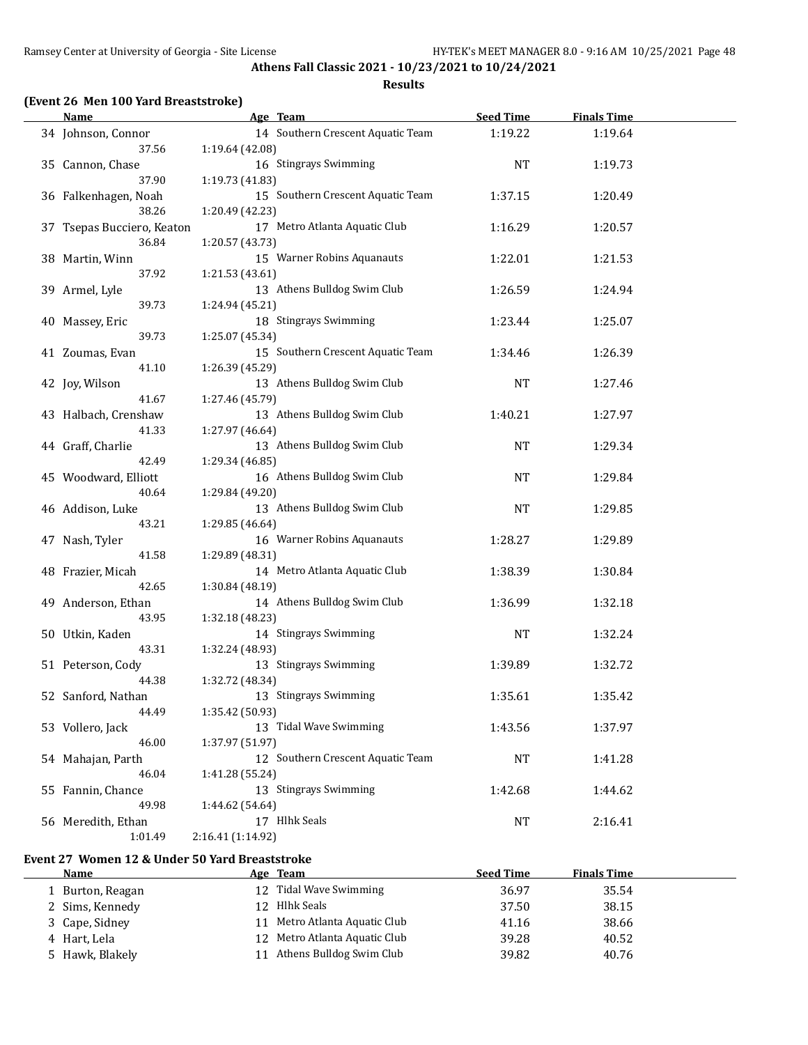**Athens Fall Classic 2021 - 10/23/2021 to 10/24/2021**

**Results**

### (Event 26 Men 100 Yard Breaststroke)

| Name | Age | Team | Seed Time | Finals Time |
|---|---|---|---|---|
| 34 Johnson, Connor | 14 | Southern Crescent Aquatic Team | 1:19.22 | 1:19.64 |
| 37.56 | 1:19.64 (42.08) | | | |
| 35 Cannon, Chase | 16 | Stingrays Swimming | NT | 1:19.73 |
| 37.90 | 1:19.73 (41.83) | | | |
| 36 Falkenhagen, Noah | 15 | Southern Crescent Aquatic Team | 1:37.15 | 1:20.49 |
| 38.26 | 1:20.49 (42.23) | | | |
| 37 Tsepas Bucciero, Keaton | 17 | Metro Atlanta Aquatic Club | 1:16.29 | 1:20.57 |
| 36.84 | 1:20.57 (43.73) | | | |
| 38 Martin, Winn | 15 | Warner Robins Aquanauts | 1:22.01 | 1:21.53 |
| 37.92 | 1:21.53 (43.61) | | | |
| 39 Armel, Lyle | 13 | Athens Bulldog Swim Club | 1:26.59 | 1:24.94 |
| 39.73 | 1:24.94 (45.21) | | | |
| 40 Massey, Eric | 18 | Stingrays Swimming | 1:23.44 | 1:25.07 |
| 39.73 | 1:25.07 (45.34) | | | |
| 41 Zoumas, Evan | 15 | Southern Crescent Aquatic Team | 1:34.46 | 1:26.39 |
| 41.10 | 1:26.39 (45.29) | | | |
| 42 Joy, Wilson | 13 | Athens Bulldog Swim Club | NT | 1:27.46 |
| 41.67 | 1:27.46 (45.79) | | | |
| 43 Halbach, Crenshaw | 13 | Athens Bulldog Swim Club | 1:40.21 | 1:27.97 |
| 41.33 | 1:27.97 (46.64) | | | |
| 44 Graff, Charlie | 13 | Athens Bulldog Swim Club | NT | 1:29.34 |
| 42.49 | 1:29.34 (46.85) | | | |
| 45 Woodward, Elliott | 16 | Athens Bulldog Swim Club | NT | 1:29.84 |
| 40.64 | 1:29.84 (49.20) | | | |
| 46 Addison, Luke | 13 | Athens Bulldog Swim Club | NT | 1:29.85 |
| 43.21 | 1:29.85 (46.64) | | | |
| 47 Nash, Tyler | 16 | Warner Robins Aquanauts | 1:28.27 | 1:29.89 |
| 41.58 | 1:29.89 (48.31) | | | |
| 48 Frazier, Micah | 14 | Metro Atlanta Aquatic Club | 1:38.39 | 1:30.84 |
| 42.65 | 1:30.84 (48.19) | | | |
| 49 Anderson, Ethan | 14 | Athens Bulldog Swim Club | 1:36.99 | 1:32.18 |
| 43.95 | 1:32.18 (48.23) | | | |
| 50 Utkin, Kaden | 14 | Stingrays Swimming | NT | 1:32.24 |
| 43.31 | 1:32.24 (48.93) | | | |
| 51 Peterson, Cody | 13 | Stingrays Swimming | 1:39.89 | 1:32.72 |
| 44.38 | 1:32.72 (48.34) | | | |
| 52 Sanford, Nathan | 13 | Stingrays Swimming | 1:35.61 | 1:35.42 |
| 44.49 | 1:35.42 (50.93) | | | |
| 53 Vollero, Jack | 13 | Tidal Wave Swimming | 1:43.56 | 1:37.97 |
| 46.00 | 1:37.97 (51.97) | | | |
| 54 Mahajan, Parth | 12 | Southern Crescent Aquatic Team | NT | 1:41.28 |
| 46.04 | 1:41.28 (55.24) | | | |
| 55 Fannin, Chance | 13 | Stingrays Swimming | 1:42.68 | 1:44.62 |
| 49.98 | 1:44.62 (54.64) | | | |
| 56 Meredith, Ethan | 17 | Hlhk Seals | NT | 2:16.41 |
| 1:01.49 | 2:16.41 (1:14.92) | | | |

### Event 27 Women 12 & Under 50 Yard Breaststroke

| Name | Age | Team | Seed Time | Finals Time |
|---|---|---|---|---|
| 1 Burton, Reagan | 12 | Tidal Wave Swimming | 36.97 | 35.54 |
| 2 Sims, Kennedy | 12 | Hlhk Seals | 37.50 | 38.15 |
| 3 Cape, Sidney | 11 | Metro Atlanta Aquatic Club | 41.16 | 38.66 |
| 4 Hart, Lela | 12 | Metro Atlanta Aquatic Club | 39.28 | 40.52 |
| 5 Hawk, Blakely | 11 | Athens Bulldog Swim Club | 39.82 | 40.76 |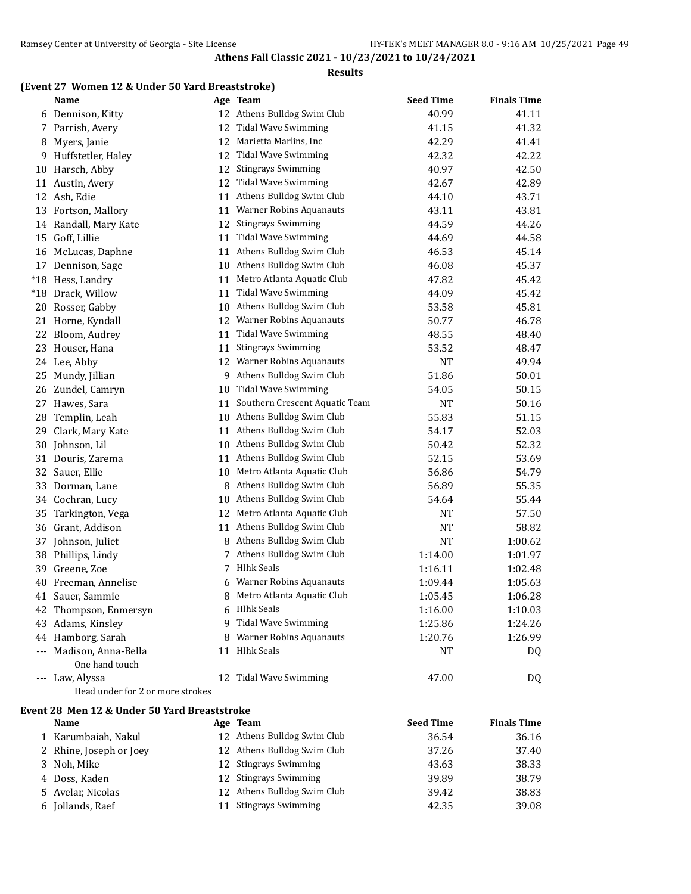**Athens Fall Classic 2021 - 10/23/2021 to 10/24/2021**

**Results**

### (Event 27 Women 12 & Under 50 Yard Breaststroke)

| | Name | Age | Team | Seed Time | Finals Time |
|---|---|---|---|---|---|
| 6 | Dennison, Kitty | 12 | Athens Bulldog Swim Club | 40.99 | 41.11 |
| 7 | Parrish, Avery | 12 | Tidal Wave Swimming | 41.15 | 41.32 |
| 8 | Myers, Janie | 12 | Marietta Marlins, Inc | 42.29 | 41.41 |
| 9 | Huffstetler, Haley | 12 | Tidal Wave Swimming | 42.32 | 42.22 |
| 10 | Harsch, Abby | 12 | Stingrays Swimming | 40.97 | 42.50 |
| 11 | Austin, Avery | 12 | Tidal Wave Swimming | 42.67 | 42.89 |
| 12 | Ash, Edie | 11 | Athens Bulldog Swim Club | 44.10 | 43.71 |
| 13 | Fortson, Mallory | 11 | Warner Robins Aquanauts | 43.11 | 43.81 |
| 14 | Randall, Mary Kate | 12 | Stingrays Swimming | 44.59 | 44.26 |
| 15 | Goff, Lillie | 11 | Tidal Wave Swimming | 44.69 | 44.58 |
| 16 | McLucas, Daphne | 11 | Athens Bulldog Swim Club | 46.53 | 45.14 |
| 17 | Dennison, Sage | 10 | Athens Bulldog Swim Club | 46.08 | 45.37 |
| *18 | Hess, Landry | 11 | Metro Atlanta Aquatic Club | 47.82 | 45.42 |
| *18 | Drack, Willow | 11 | Tidal Wave Swimming | 44.09 | 45.42 |
| 20 | Rosser, Gabby | 10 | Athens Bulldog Swim Club | 53.58 | 45.81 |
| 21 | Horne, Kyndall | 12 | Warner Robins Aquanauts | 50.77 | 46.78 |
| 22 | Bloom, Audrey | 11 | Tidal Wave Swimming | 48.55 | 48.40 |
| 23 | Houser, Hana | 11 | Stingrays Swimming | 53.52 | 48.47 |
| 24 | Lee, Abby | 12 | Warner Robins Aquanauts | NT | 49.94 |
| 25 | Mundy, Jillian | 9 | Athens Bulldog Swim Club | 51.86 | 50.01 |
| 26 | Zundel, Camryn | 10 | Tidal Wave Swimming | 54.05 | 50.15 |
| 27 | Hawes, Sara | 11 | Southern Crescent Aquatic Team | NT | 50.16 |
| 28 | Templin, Leah | 10 | Athens Bulldog Swim Club | 55.83 | 51.15 |
| 29 | Clark, Mary Kate | 11 | Athens Bulldog Swim Club | 54.17 | 52.03 |
| 30 | Johnson, Lil | 10 | Athens Bulldog Swim Club | 50.42 | 52.32 |
| 31 | Douris, Zarema | 11 | Athens Bulldog Swim Club | 52.15 | 53.69 |
| 32 | Sauer, Ellie | 10 | Metro Atlanta Aquatic Club | 56.86 | 54.79 |
| 33 | Dorman, Lane | 8 | Athens Bulldog Swim Club | 56.89 | 55.35 |
| 34 | Cochran, Lucy | 10 | Athens Bulldog Swim Club | 54.64 | 55.44 |
| 35 | Tarkington, Vega | 12 | Metro Atlanta Aquatic Club | NT | 57.50 |
| 36 | Grant, Addison | 11 | Athens Bulldog Swim Club | NT | 58.82 |
| 37 | Johnson, Juliet | 8 | Athens Bulldog Swim Club | NT | 1:00.62 |
| 38 | Phillips, Lindy | 7 | Athens Bulldog Swim Club | 1:14.00 | 1:01.97 |
| 39 | Greene, Zoe | 7 | Hlhk Seals | 1:16.11 | 1:02.48 |
| 40 | Freeman, Annelise | 6 | Warner Robins Aquanauts | 1:09.44 | 1:05.63 |
| 41 | Sauer, Sammie | 8 | Metro Atlanta Aquatic Club | 1:05.45 | 1:06.28 |
| 42 | Thompson, Enmersyn | 6 | Hlhk Seals | 1:16.00 | 1:10.03 |
| 43 | Adams, Kinsley | 9 | Tidal Wave Swimming | 1:25.86 | 1:24.26 |
| 44 | Hamborg, Sarah | 8 | Warner Robins Aquanauts | 1:20.76 | 1:26.99 |
| --- | Madison, Anna-Bella | 11 | Hlhk Seals | NT | DQ |
| | One hand touch | | | | |
| --- | Law, Alyssa | 12 | Tidal Wave Swimming | 47.00 | DQ |
| | Head under for 2 or more strokes | | | | |

### Event 28 Men 12 & Under 50 Yard Breaststroke

| | Name | Age | Team | Seed Time | Finals Time |
|---|---|---|---|---|---|
| 1 | Karumbaiah, Nakul | 12 | Athens Bulldog Swim Club | 36.54 | 36.16 |
| 2 | Rhine, Joseph or Joey | 12 | Athens Bulldog Swim Club | 37.26 | 37.40 |
| 3 | Noh, Mike | 12 | Stingrays Swimming | 43.63 | 38.33 |
| 4 | Doss, Kaden | 12 | Stingrays Swimming | 39.89 | 38.79 |
| 5 | Avelar, Nicolas | 12 | Athens Bulldog Swim Club | 39.42 | 38.83 |
| 6 | Jollands, Raef | 11 | Stingrays Swimming | 42.35 | 39.08 |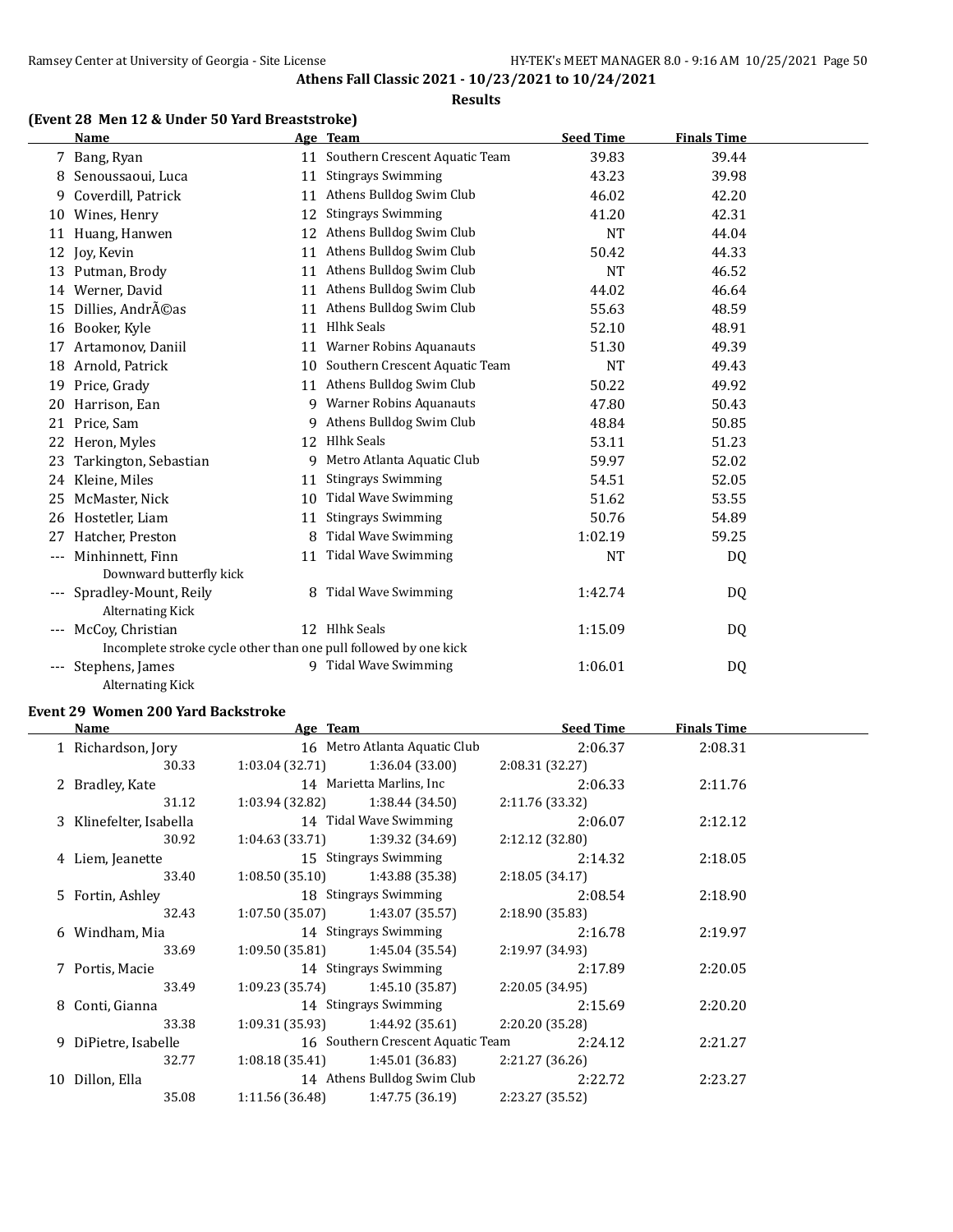**Athens Fall Classic 2021 - 10/23/2021 to 10/24/2021**

**Results**

### (Event 28 Men 12 & Under 50 Yard Breaststroke)

| | Name | Age | Team | Seed Time | Finals Time |
|---|---|---|---|---|---|
| 7 | Bang, Ryan | 11 | Southern Crescent Aquatic Team | 39.83 | 39.44 |
| 8 | Senoussaoui, Luca | 11 | Stingrays Swimming | 43.23 | 39.98 |
| 9 | Coverdill, Patrick | 11 | Athens Bulldog Swim Club | 46.02 | 42.20 |
| 10 | Wines, Henry | 12 | Stingrays Swimming | 41.20 | 42.31 |
| 11 | Huang, Hanwen | 12 | Athens Bulldog Swim Club | NT | 44.04 |
| 12 | Joy, Kevin | 11 | Athens Bulldog Swim Club | 50.42 | 44.33 |
| 13 | Putman, Brody | 11 | Athens Bulldog Swim Club | NT | 46.52 |
| 14 | Werner, David | 11 | Athens Bulldog Swim Club | 44.02 | 46.64 |
| 15 | Dillies, AndrÃ©as | 11 | Athens Bulldog Swim Club | 55.63 | 48.59 |
| 16 | Booker, Kyle | 11 | Hlhk Seals | 52.10 | 48.91 |
| 17 | Artamonov, Daniil | 11 | Warner Robins Aquanauts | 51.30 | 49.39 |
| 18 | Arnold, Patrick | 10 | Southern Crescent Aquatic Team | NT | 49.43 |
| 19 | Price, Grady | 11 | Athens Bulldog Swim Club | 50.22 | 49.92 |
| 20 | Harrison, Ean | 9 | Warner Robins Aquanauts | 47.80 | 50.43 |
| 21 | Price, Sam | 9 | Athens Bulldog Swim Club | 48.84 | 50.85 |
| 22 | Heron, Myles | 12 | Hlhk Seals | 53.11 | 51.23 |
| 23 | Tarkington, Sebastian | 9 | Metro Atlanta Aquatic Club | 59.97 | 52.02 |
| 24 | Kleine, Miles | 11 | Stingrays Swimming | 54.51 | 52.05 |
| 25 | McMaster, Nick | 10 | Tidal Wave Swimming | 51.62 | 53.55 |
| 26 | Hostetler, Liam | 11 | Stingrays Swimming | 50.76 | 54.89 |
| 27 | Hatcher, Preston | 8 | Tidal Wave Swimming | 1:02.19 | 59.25 |
| --- | Minhinnett, Finn | 11 | Tidal Wave Swimming | NT | DQ |
| | Downward butterfly kick | | | | |
| --- | Spradley-Mount, Reily | 8 | Tidal Wave Swimming | 1:42.74 | DQ |
| | Alternating Kick | | | | |
| --- | McCoy, Christian | 12 | Hlhk Seals | 1:15.09 | DQ |
| | Incomplete stroke cycle other than one pull followed by one kick | | | | |
| --- | Stephens, James | 9 | Tidal Wave Swimming | 1:06.01 | DQ |
| | Alternating Kick | | | | |

### Event 29 Women 200 Yard Backstroke

| | Name | Age | Team | Seed Time | Finals Time |
|---|---|---|---|---|---|
| 1 | Richardson, Jory | 16 | Metro Atlanta Aquatic Club | 2:06.37 | 2:08.31 |
| | 30.33 | 1:03.04 (32.71) | 1:36.04 (33.00) | 2:08.31 (32.27) | |
| 2 | Bradley, Kate | 14 | Marietta Marlins, Inc | 2:06.33 | 2:11.76 |
| | 31.12 | 1:03.94 (32.82) | 1:38.44 (34.50) | 2:11.76 (33.32) | |
| 3 | Klinefelter, Isabella | 14 | Tidal Wave Swimming | 2:06.07 | 2:12.12 |
| | 30.92 | 1:04.63 (33.71) | 1:39.32 (34.69) | 2:12.12 (32.80) | |
| 4 | Liem, Jeanette | 15 | Stingrays Swimming | 2:14.32 | 2:18.05 |
| | 33.40 | 1:08.50 (35.10) | 1:43.88 (35.38) | 2:18.05 (34.17) | |
| 5 | Fortin, Ashley | 18 | Stingrays Swimming | 2:08.54 | 2:18.90 |
| | 32.43 | 1:07.50 (35.07) | 1:43.07 (35.57) | 2:18.90 (35.83) | |
| 6 | Windham, Mia | 14 | Stingrays Swimming | 2:16.78 | 2:19.97 |
| | 33.69 | 1:09.50 (35.81) | 1:45.04 (35.54) | 2:19.97 (34.93) | |
| 7 | Portis, Macie | 14 | Stingrays Swimming | 2:17.89 | 2:20.05 |
| | 33.49 | 1:09.23 (35.74) | 1:45.10 (35.87) | 2:20.05 (34.95) | |
| 8 | Conti, Gianna | 14 | Stingrays Swimming | 2:15.69 | 2:20.20 |
| | 33.38 | 1:09.31 (35.93) | 1:44.92 (35.61) | 2:20.20 (35.28) | |
| 9 | DiPietre, Isabelle | 16 | Southern Crescent Aquatic Team | 2:24.12 | 2:21.27 |
| | 32.77 | 1:08.18 (35.41) | 1:45.01 (36.83) | 2:21.27 (36.26) | |
| 10 | Dillon, Ella | 14 | Athens Bulldog Swim Club | 2:22.72 | 2:23.27 |
| | 35.08 | 1:11.56 (36.48) | 1:47.75 (36.19) | 2:23.27 (35.52) | |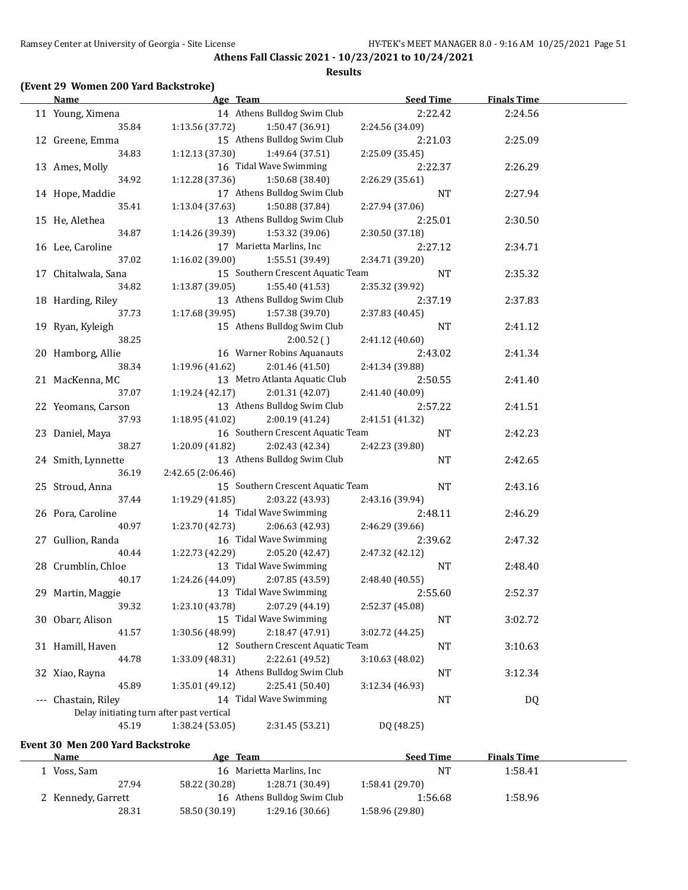**Athens Fall Classic 2021 - 10/23/2021 to 10/24/2021**

**Results**

### (Event 29 Women 200 Yard Backstroke)

| Name | Age | Team | Seed Time | Finals Time |
|---|---|---|---|---|
| 11 Young, Ximena | 14 | Athens Bulldog Swim Club | 2:22.42 | 2:24.56 |
| 35.84 / 1:13.56 (37.72) / 1:50.47 (36.91) / 2:24.56 (34.09) | | | | |
| 12 Greene, Emma | 15 | Athens Bulldog Swim Club | 2:21.03 | 2:25.09 |
| 34.83 / 1:12.13 (37.30) / 1:49.64 (37.51) / 2:25.09 (35.45) | | | | |
| 13 Ames, Molly | 16 | Tidal Wave Swimming | 2:22.37 | 2:26.29 |
| 34.92 / 1:12.28 (37.36) / 1:50.68 (38.40) / 2:26.29 (35.61) | | | | |
| 14 Hope, Maddie | 17 | Athens Bulldog Swim Club | NT | 2:27.94 |
| 35.41 / 1:13.04 (37.63) / 1:50.88 (37.84) / 2:27.94 (37.06) | | | | |
| 15 He, Alethea | 13 | Athens Bulldog Swim Club | 2:25.01 | 2:30.50 |
| 34.87 / 1:14.26 (39.39) / 1:53.32 (39.06) / 2:30.50 (37.18) | | | | |
| 16 Lee, Caroline | 17 | Marietta Marlins, Inc | 2:27.12 | 2:34.71 |
| 37.02 / 1:16.02 (39.00) / 1:55.51 (39.49) / 2:34.71 (39.20) | | | | |
| 17 Chitalwala, Sana | 15 | Southern Crescent Aquatic Team | NT | 2:35.32 |
| 34.82 / 1:13.87 (39.05) / 1:55.40 (41.53) / 2:35.32 (39.92) | | | | |
| 18 Harding, Riley | 13 | Athens Bulldog Swim Club | 2:37.19 | 2:37.83 |
| 37.73 / 1:17.68 (39.95) / 1:57.38 (39.70) / 2:37.83 (40.45) | | | | |
| 19 Ryan, Kyleigh | 15 | Athens Bulldog Swim Club | NT | 2:41.12 |
| 38.25 / 2:00.52 ( ) / 2:41.12 (40.60) | | | | |
| 20 Hamborg, Allie | 16 | Warner Robins Aquanauts | 2:43.02 | 2:41.34 |
| 38.34 / 1:19.96 (41.62) / 2:01.46 (41.50) / 2:41.34 (39.88) | | | | |
| 21 MacKenna, MC | 13 | Metro Atlanta Aquatic Club | 2:50.55 | 2:41.40 |
| 37.07 / 1:19.24 (42.17) / 2:01.31 (42.07) / 2:41.40 (40.09) | | | | |
| 22 Yeomans, Carson | 13 | Athens Bulldog Swim Club | 2:57.22 | 2:41.51 |
| 37.93 / 1:18.95 (41.02) / 2:00.19 (41.24) / 2:41.51 (41.32) | | | | |
| 23 Daniel, Maya | 16 | Southern Crescent Aquatic Team | NT | 2:42.23 |
| 38.27 / 1:20.09 (41.82) / 2:02.43 (42.34) / 2:42.23 (39.80) | | | | |
| 24 Smith, Lynnette | 13 | Athens Bulldog Swim Club | NT | 2:42.65 |
| 36.19 / 2:42.65 (2:06.46) | | | | |
| 25 Stroud, Anna | 15 | Southern Crescent Aquatic Team | NT | 2:43.16 |
| 37.44 / 1:19.29 (41.85) / 2:03.22 (43.93) / 2:43.16 (39.94) | | | | |
| 26 Pora, Caroline | 14 | Tidal Wave Swimming | 2:48.11 | 2:46.29 |
| 40.97 / 1:23.70 (42.73) / 2:06.63 (42.93) / 2:46.29 (39.66) | | | | |
| 27 Gullion, Randa | 16 | Tidal Wave Swimming | 2:39.62 | 2:47.32 |
| 40.44 / 1:22.73 (42.29) / 2:05.20 (42.47) / 2:47.32 (42.12) | | | | |
| 28 Crumblin, Chloe | 13 | Tidal Wave Swimming | NT | 2:48.40 |
| 40.17 / 1:24.26 (44.09) / 2:07.85 (43.59) / 2:48.40 (40.55) | | | | |
| 29 Martin, Maggie | 13 | Tidal Wave Swimming | 2:55.60 | 2:52.37 |
| 39.32 / 1:23.10 (43.78) / 2:07.29 (44.19) / 2:52.37 (45.08) | | | | |
| 30 Obarr, Alison | 15 | Tidal Wave Swimming | NT | 3:02.72 |
| 41.57 / 1:30.56 (48.99) / 2:18.47 (47.91) / 3:02.72 (44.25) | | | | |
| 31 Hamill, Haven | 12 | Southern Crescent Aquatic Team | NT | 3:10.63 |
| 44.78 / 1:33.09 (48.31) / 2:22.61 (49.52) / 3:10.63 (48.02) | | | | |
| 32 Xiao, Rayna | 14 | Athens Bulldog Swim Club | NT | 3:12.34 |
| 45.89 / 1:35.01 (49.12) / 2:25.41 (50.40) / 3:12.34 (46.93) | | | | |
| --- Chastain, Riley | 14 | Tidal Wave Swimming | NT | DQ |
| Delay initiating turn after past vertical | | | | |
| 45.19 / 1:38.24 (53.05) / 2:31.45 (53.21) / DQ (48.25) | | | | |

### Event 30 Men 200 Yard Backstroke

| Name | Age | Team | Seed Time | Finals Time |
|---|---|---|---|---|
| 1 Voss, Sam | 16 | Marietta Marlins, Inc | NT | 1:58.41 |
| 27.94 / 58.22 (30.28) / 1:28.71 (30.49) / 1:58.41 (29.70) | | | | |
| 2 Kennedy, Garrett | 16 | Athens Bulldog Swim Club | 1:56.68 | 1:58.96 |
| 28.31 / 58.50 (30.19) / 1:29.16 (30.66) / 1:58.96 (29.80) | | | | |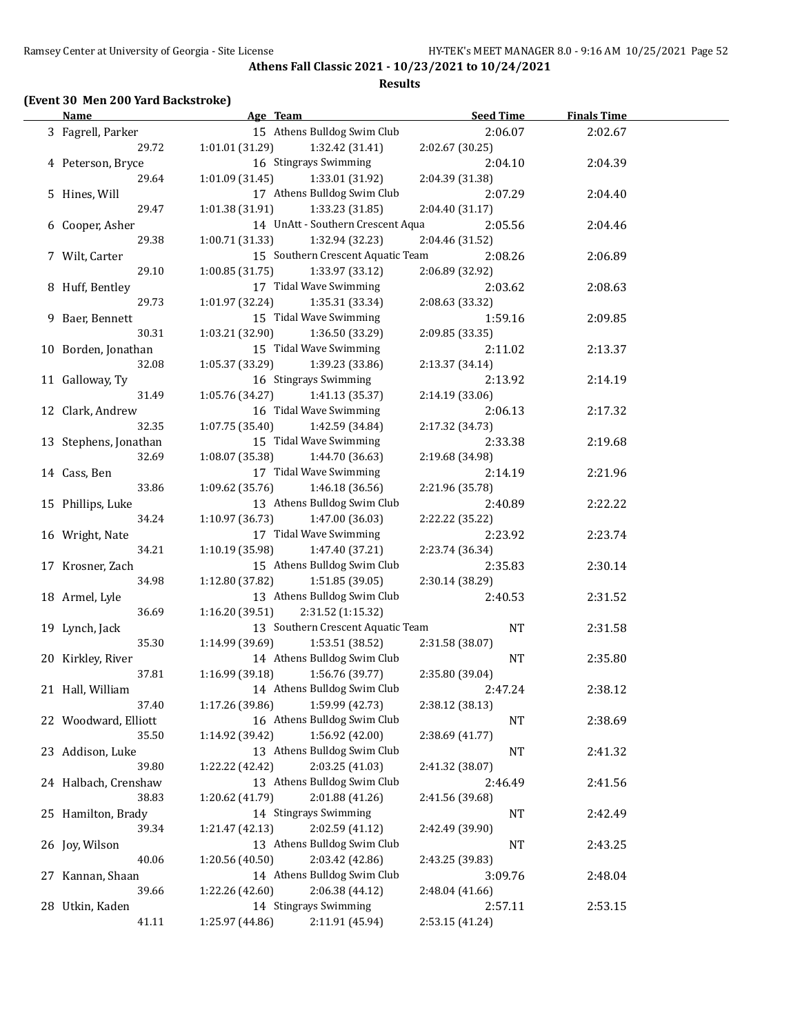## Athens Fall Classic 2021 - 10/23/2021 to 10/24/2021

### Results

#### (Event 30 Men 200 Yard Backstroke)

| | Name | Age | Team | Seed Time | Finals Time |
|---|---|---|---|---|---|
| 3 | Fagrell, Parker | 15 | Athens Bulldog Swim Club | 2:06.07 | 2:02.67 |
| | 29.72 | 1:01.01 (31.29) | 1:32.42 (31.41) | 2:02.67 (30.25) | |
| 4 | Peterson, Bryce | 16 | Stingrays Swimming | 2:04.10 | 2:04.39 |
| | 29.64 | 1:01.09 (31.45) | 1:33.01 (31.92) | 2:04.39 (31.38) | |
| 5 | Hines, Will | 17 | Athens Bulldog Swim Club | 2:07.29 | 2:04.40 |
| | 29.47 | 1:01.38 (31.91) | 1:33.23 (31.85) | 2:04.40 (31.17) | |
| 6 | Cooper, Asher | 14 | UnAtt - Southern Crescent Aqua | 2:05.56 | 2:04.46 |
| | 29.38 | 1:00.71 (31.33) | 1:32.94 (32.23) | 2:04.46 (31.52) | |
| 7 | Wilt, Carter | 15 | Southern Crescent Aquatic Team | 2:08.26 | 2:06.89 |
| | 29.10 | 1:00.85 (31.75) | 1:33.97 (33.12) | 2:06.89 (32.92) | |
| 8 | Huff, Bentley | 17 | Tidal Wave Swimming | 2:03.62 | 2:08.63 |
| | 29.73 | 1:01.97 (32.24) | 1:35.31 (33.34) | 2:08.63 (33.32) | |
| 9 | Baer, Bennett | 15 | Tidal Wave Swimming | 1:59.16 | 2:09.85 |
| | 30.31 | 1:03.21 (32.90) | 1:36.50 (33.29) | 2:09.85 (33.35) | |
| 10 | Borden, Jonathan | 15 | Tidal Wave Swimming | 2:11.02 | 2:13.37 |
| | 32.08 | 1:05.37 (33.29) | 1:39.23 (33.86) | 2:13.37 (34.14) | |
| 11 | Galloway, Ty | 16 | Stingrays Swimming | 2:13.92 | 2:14.19 |
| | 31.49 | 1:05.76 (34.27) | 1:41.13 (35.37) | 2:14.19 (33.06) | |
| 12 | Clark, Andrew | 16 | Tidal Wave Swimming | 2:06.13 | 2:17.32 |
| | 32.35 | 1:07.75 (35.40) | 1:42.59 (34.84) | 2:17.32 (34.73) | |
| 13 | Stephens, Jonathan | 15 | Tidal Wave Swimming | 2:33.38 | 2:19.68 |
| | 32.69 | 1:08.07 (35.38) | 1:44.70 (36.63) | 2:19.68 (34.98) | |
| 14 | Cass, Ben | 17 | Tidal Wave Swimming | 2:14.19 | 2:21.96 |
| | 33.86 | 1:09.62 (35.76) | 1:46.18 (36.56) | 2:21.96 (35.78) | |
| 15 | Phillips, Luke | 13 | Athens Bulldog Swim Club | 2:40.89 | 2:22.22 |
| | 34.24 | 1:10.97 (36.73) | 1:47.00 (36.03) | 2:22.22 (35.22) | |
| 16 | Wright, Nate | 17 | Tidal Wave Swimming | 2:23.92 | 2:23.74 |
| | 34.21 | 1:10.19 (35.98) | 1:47.40 (37.21) | 2:23.74 (36.34) | |
| 17 | Krosner, Zach | 15 | Athens Bulldog Swim Club | 2:35.83 | 2:30.14 |
| | 34.98 | 1:12.80 (37.82) | 1:51.85 (39.05) | 2:30.14 (38.29) | |
| 18 | Armel, Lyle | 13 | Athens Bulldog Swim Club | 2:40.53 | 2:31.52 |
| | 36.69 | 1:16.20 (39.51) | 2:31.52 (1:15.32) | | |
| 19 | Lynch, Jack | 13 | Southern Crescent Aquatic Team | NT | 2:31.58 |
| | 35.30 | 1:14.99 (39.69) | 1:53.51 (38.52) | 2:31.58 (38.07) | |
| 20 | Kirkley, River | 14 | Athens Bulldog Swim Club | NT | 2:35.80 |
| | 37.81 | 1:16.99 (39.18) | 1:56.76 (39.77) | 2:35.80 (39.04) | |
| 21 | Hall, William | 14 | Athens Bulldog Swim Club | 2:47.24 | 2:38.12 |
| | 37.40 | 1:17.26 (39.86) | 1:59.99 (42.73) | 2:38.12 (38.13) | |
| 22 | Woodward, Elliott | 16 | Athens Bulldog Swim Club | NT | 2:38.69 |
| | 35.50 | 1:14.92 (39.42) | 1:56.92 (42.00) | 2:38.69 (41.77) | |
| 23 | Addison, Luke | 13 | Athens Bulldog Swim Club | NT | 2:41.32 |
| | 39.80 | 1:22.22 (42.42) | 2:03.25 (41.03) | 2:41.32 (38.07) | |
| 24 | Halbach, Crenshaw | 13 | Athens Bulldog Swim Club | 2:46.49 | 2:41.56 |
| | 38.83 | 1:20.62 (41.79) | 2:01.88 (41.26) | 2:41.56 (39.68) | |
| 25 | Hamilton, Brady | 14 | Stingrays Swimming | NT | 2:42.49 |
| | 39.34 | 1:21.47 (42.13) | 2:02.59 (41.12) | 2:42.49 (39.90) | |
| 26 | Joy, Wilson | 13 | Athens Bulldog Swim Club | NT | 2:43.25 |
| | 40.06 | 1:20.56 (40.50) | 2:03.42 (42.86) | 2:43.25 (39.83) | |
| 27 | Kannan, Shaan | 14 | Athens Bulldog Swim Club | 3:09.76 | 2:48.04 |
| | 39.66 | 1:22.26 (42.60) | 2:06.38 (44.12) | 2:48.04 (41.66) | |
| 28 | Utkin, Kaden | 14 | Stingrays Swimming | 2:57.11 | 2:53.15 |
| | 41.11 | 1:25.97 (44.86) | 2:11.91 (45.94) | 2:53.15 (41.24) | |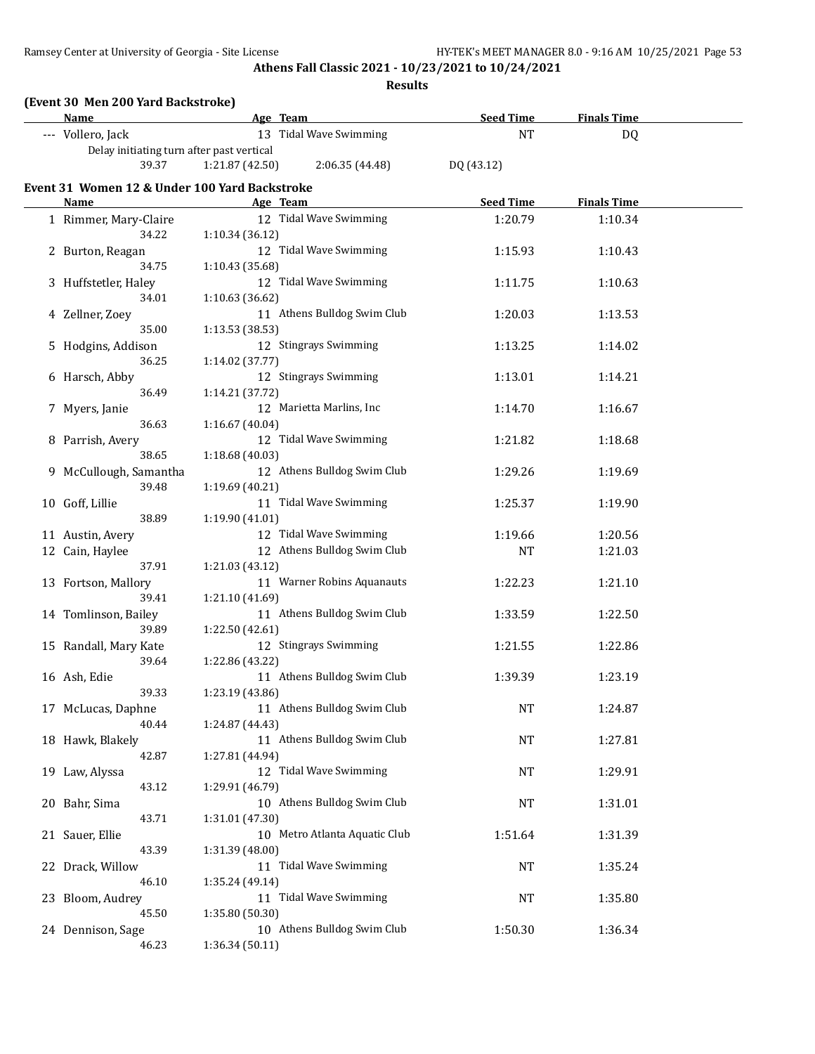**Athens Fall Classic 2021 - 10/23/2021 to 10/24/2021**

**Results**

### (Event 30 Men 200 Yard Backstroke)

| | Name | Age | Team | Seed Time | Finals Time |
|---|---|---|---|---|---|
| --- | Vollero, Jack | 13 | Tidal Wave Swimming | NT | DQ |

Delay initiating turn after past vertical

39.37 1:21.87 (42.50) 2:06.35 (44.48) DQ (43.12)

### Event 31 Women 12 & Under 100 Yard Backstroke

| | Name | Age | Team | Seed Time | Finals Time |
|---|---|---|---|---|---|
| 1 | Rimmer, Mary-Claire | 12 | Tidal Wave Swimming | 1:20.79 | 1:10.34 |
| | 34.22 | 1:10.34 (36.12) | | | |
| 2 | Burton, Reagan | 12 | Tidal Wave Swimming | 1:15.93 | 1:10.43 |
| | 34.75 | 1:10.43 (35.68) | | | |
| 3 | Huffstetler, Haley | 12 | Tidal Wave Swimming | 1:11.75 | 1:10.63 |
| | 34.01 | 1:10.63 (36.62) | | | |
| 4 | Zellner, Zoey | 11 | Athens Bulldog Swim Club | 1:20.03 | 1:13.53 |
| | 35.00 | 1:13.53 (38.53) | | | |
| 5 | Hodgins, Addison | 12 | Stingrays Swimming | 1:13.25 | 1:14.02 |
| | 36.25 | 1:14.02 (37.77) | | | |
| 6 | Harsch, Abby | 12 | Stingrays Swimming | 1:13.01 | 1:14.21 |
| | 36.49 | 1:14.21 (37.72) | | | |
| 7 | Myers, Janie | 12 | Marietta Marlins, Inc | 1:14.70 | 1:16.67 |
| | 36.63 | 1:16.67 (40.04) | | | |
| 8 | Parrish, Avery | 12 | Tidal Wave Swimming | 1:21.82 | 1:18.68 |
| | 38.65 | 1:18.68 (40.03) | | | |
| 9 | McCullough, Samantha | 12 | Athens Bulldog Swim Club | 1:29.26 | 1:19.69 |
| | 39.48 | 1:19.69 (40.21) | | | |
| 10 | Goff, Lillie | 11 | Tidal Wave Swimming | 1:25.37 | 1:19.90 |
| | 38.89 | 1:19.90 (41.01) | | | |
| 11 | Austin, Avery | 12 | Tidal Wave Swimming | 1:19.66 | 1:20.56 |
| 12 | Cain, Haylee | 12 | Athens Bulldog Swim Club | NT | 1:21.03 |
| | 37.91 | 1:21.03 (43.12) | | | |
| 13 | Fortson, Mallory | 11 | Warner Robins Aquanauts | 1:22.23 | 1:21.10 |
| | 39.41 | 1:21.10 (41.69) | | | |
| 14 | Tomlinson, Bailey | 11 | Athens Bulldog Swim Club | 1:33.59 | 1:22.50 |
| | 39.89 | 1:22.50 (42.61) | | | |
| 15 | Randall, Mary Kate | 12 | Stingrays Swimming | 1:21.55 | 1:22.86 |
| | 39.64 | 1:22.86 (43.22) | | | |
| 16 | Ash, Edie | 11 | Athens Bulldog Swim Club | 1:39.39 | 1:23.19 |
| | 39.33 | 1:23.19 (43.86) | | | |
| 17 | McLucas, Daphne | 11 | Athens Bulldog Swim Club | NT | 1:24.87 |
| | 40.44 | 1:24.87 (44.43) | | | |
| 18 | Hawk, Blakely | 11 | Athens Bulldog Swim Club | NT | 1:27.81 |
| | 42.87 | 1:27.81 (44.94) | | | |
| 19 | Law, Alyssa | 12 | Tidal Wave Swimming | NT | 1:29.91 |
| | 43.12 | 1:29.91 (46.79) | | | |
| 20 | Bahr, Sima | 10 | Athens Bulldog Swim Club | NT | 1:31.01 |
| | 43.71 | 1:31.01 (47.30) | | | |
| 21 | Sauer, Ellie | 10 | Metro Atlanta Aquatic Club | 1:51.64 | 1:31.39 |
| | 43.39 | 1:31.39 (48.00) | | | |
| 22 | Drack, Willow | 11 | Tidal Wave Swimming | NT | 1:35.24 |
| | 46.10 | 1:35.24 (49.14) | | | |
| 23 | Bloom, Audrey | 11 | Tidal Wave Swimming | NT | 1:35.80 |
| | 45.50 | 1:35.80 (50.30) | | | |
| 24 | Dennison, Sage | 10 | Athens Bulldog Swim Club | 1:50.30 | 1:36.34 |
| | 46.23 | 1:36.34 (50.11) | | | |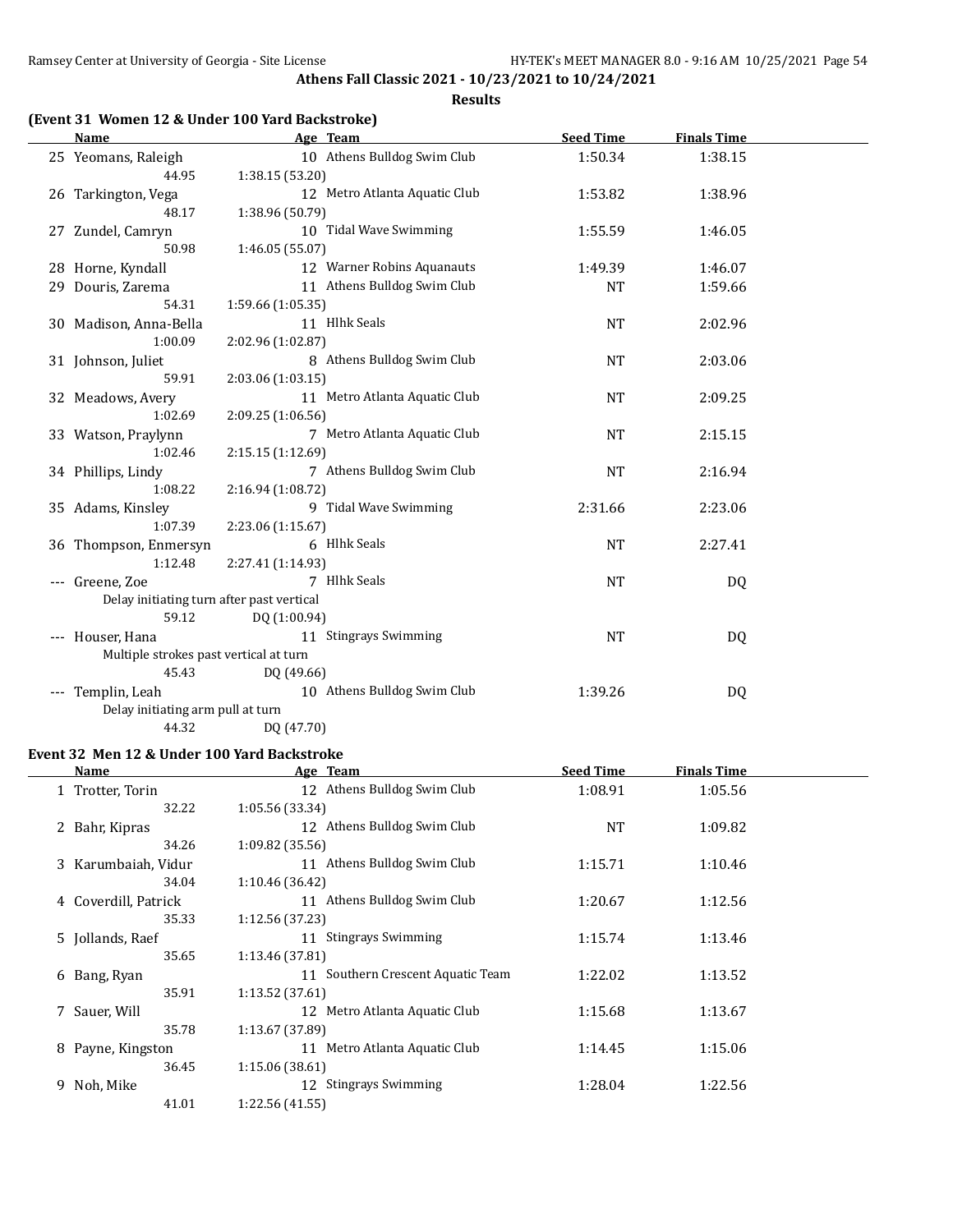**Athens Fall Classic 2021 - 10/23/2021 to 10/24/2021**

**Results**

### (Event 31 Women 12 & Under 100 Yard Backstroke)

| | Name | Age | Team | Seed Time | Finals Time |
|---|---|---|---|---|---|
| 25 | Yeomans, Raleigh | 10 | Athens Bulldog Swim Club | 1:50.34 | 1:38.15 |
| | 44.95 | 1:38.15 (53.20) | | | |
| 26 | Tarkington, Vega | 12 | Metro Atlanta Aquatic Club | 1:53.82 | 1:38.96 |
| | 48.17 | 1:38.96 (50.79) | | | |
| 27 | Zundel, Camryn | 10 | Tidal Wave Swimming | 1:55.59 | 1:46.05 |
| | 50.98 | 1:46.05 (55.07) | | | |
| 28 | Horne, Kyndall | 12 | Warner Robins Aquanauts | 1:49.39 | 1:46.07 |
| 29 | Douris, Zarema | 11 | Athens Bulldog Swim Club | NT | 1:59.66 |
| | 54.31 | 1:59.66 (1:05.35) | | | |
| 30 | Madison, Anna-Bella | 11 | Hlhk Seals | NT | 2:02.96 |
| | 1:00.09 | 2:02.96 (1:02.87) | | | |
| 31 | Johnson, Juliet | 8 | Athens Bulldog Swim Club | NT | 2:03.06 |
| | 59.91 | 2:03.06 (1:03.15) | | | |
| 32 | Meadows, Avery | 11 | Metro Atlanta Aquatic Club | NT | 2:09.25 |
| | 1:02.69 | 2:09.25 (1:06.56) | | | |
| 33 | Watson, Praylynn | 7 | Metro Atlanta Aquatic Club | NT | 2:15.15 |
| | 1:02.46 | 2:15.15 (1:12.69) | | | |
| 34 | Phillips, Lindy | 7 | Athens Bulldog Swim Club | NT | 2:16.94 |
| | 1:08.22 | 2:16.94 (1:08.72) | | | |
| 35 | Adams, Kinsley | 9 | Tidal Wave Swimming | 2:31.66 | 2:23.06 |
| | 1:07.39 | 2:23.06 (1:15.67) | | | |
| 36 | Thompson, Enmersyn | 6 | Hlhk Seals | NT | 2:27.41 |
| | 1:12.48 | 2:27.41 (1:14.93) | | | |
| --- | Greene, Zoe | 7 | Hlhk Seals | NT | DQ |
| | Delay initiating turn after past vertical | | | | |
| | 59.12 | DQ (1:00.94) | | | |
| --- | Houser, Hana | 11 | Stingrays Swimming | NT | DQ |
| | Multiple strokes past vertical at turn | | | | |
| | 45.43 | DQ (49.66) | | | |
| --- | Templin, Leah | 10 | Athens Bulldog Swim Club | 1:39.26 | DQ |
| | Delay initiating arm pull at turn | | | | |
| | 44.32 | DQ (47.70) | | | |

### Event 32 Men 12 & Under 100 Yard Backstroke

| | Name | Age | Team | Seed Time | Finals Time |
|---|---|---|---|---|---|
| 1 | Trotter, Torin | 12 | Athens Bulldog Swim Club | 1:08.91 | 1:05.56 |
| | 32.22 | 1:05.56 (33.34) | | | |
| 2 | Bahr, Kipras | 12 | Athens Bulldog Swim Club | NT | 1:09.82 |
| | 34.26 | 1:09.82 (35.56) | | | |
| 3 | Karumbaiah, Vidur | 11 | Athens Bulldog Swim Club | 1:15.71 | 1:10.46 |
| | 34.04 | 1:10.46 (36.42) | | | |
| 4 | Coverdill, Patrick | 11 | Athens Bulldog Swim Club | 1:20.67 | 1:12.56 |
| | 35.33 | 1:12.56 (37.23) | | | |
| 5 | Jollands, Raef | 11 | Stingrays Swimming | 1:15.74 | 1:13.46 |
| | 35.65 | 1:13.46 (37.81) | | | |
| 6 | Bang, Ryan | 11 | Southern Crescent Aquatic Team | 1:22.02 | 1:13.52 |
| | 35.91 | 1:13.52 (37.61) | | | |
| 7 | Sauer, Will | 12 | Metro Atlanta Aquatic Club | 1:15.68 | 1:13.67 |
| | 35.78 | 1:13.67 (37.89) | | | |
| 8 | Payne, Kingston | 11 | Metro Atlanta Aquatic Club | 1:14.45 | 1:15.06 |
| | 36.45 | 1:15.06 (38.61) | | | |
| 9 | Noh, Mike | 12 | Stingrays Swimming | 1:28.04 | 1:22.56 |
| | 41.01 | 1:22.56 (41.55) | | | |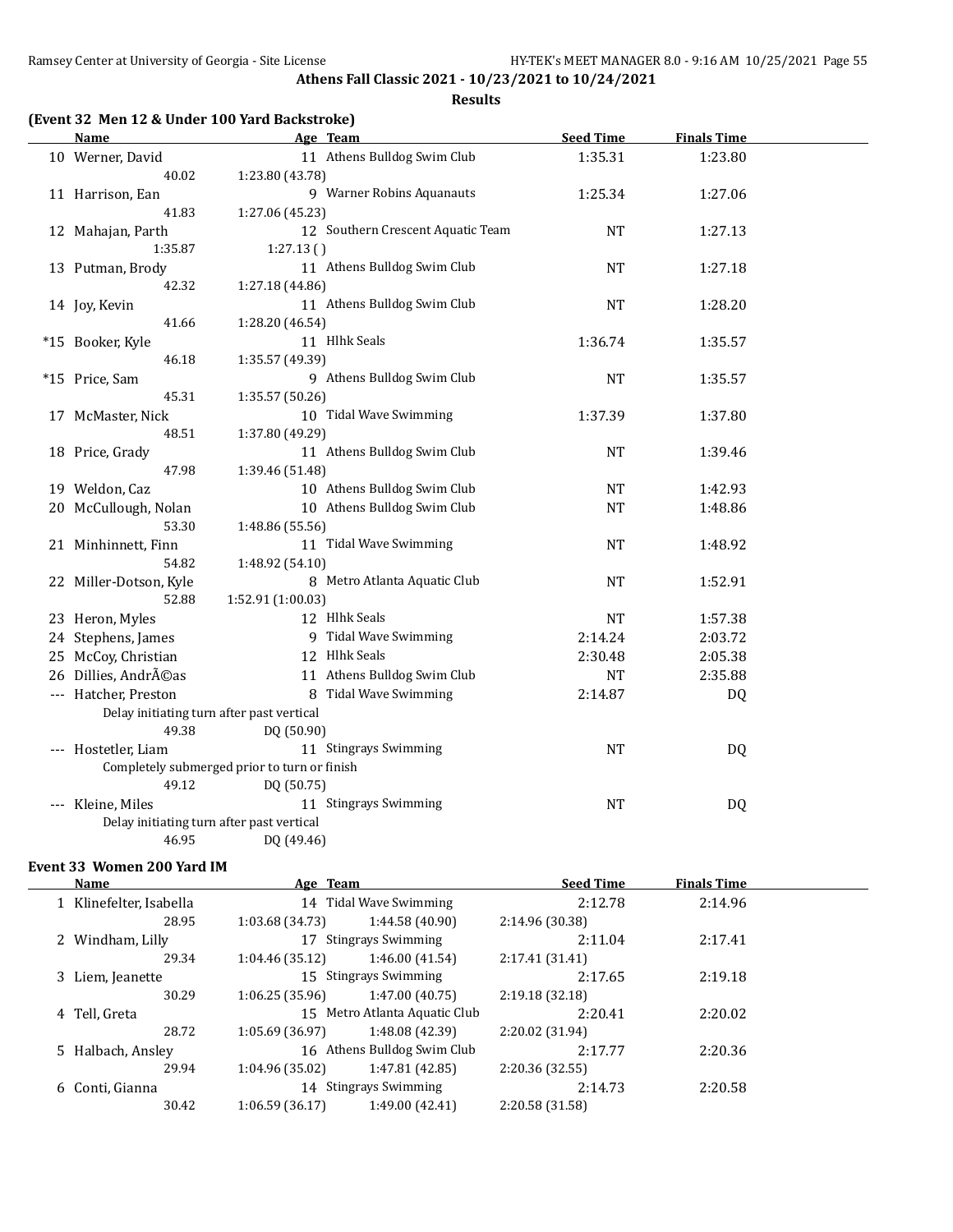**Athens Fall Classic 2021 - 10/23/2021 to 10/24/2021**

**Results**

### (Event 32 Men 12 & Under 100 Yard Backstroke)

| | Name | Age | Team | Seed Time | Finals Time |
|---|---|---|---|---|---|
| 10 | Werner, David | 11 | Athens Bulldog Swim Club | 1:35.31 | 1:23.80 |
| | 40.02 | 1:23.80 (43.78) | | | |
| 11 | Harrison, Ean | 9 | Warner Robins Aquanauts | 1:25.34 | 1:27.06 |
| | 41.83 | 1:27.06 (45.23) | | | |
| 12 | Mahajan, Parth | 12 | Southern Crescent Aquatic Team | NT | 1:27.13 |
| | 1:35.87 | 1:27.13 ( ) | | | |
| 13 | Putman, Brody | 11 | Athens Bulldog Swim Club | NT | 1:27.18 |
| | 42.32 | 1:27.18 (44.86) | | | |
| 14 | Joy, Kevin | 11 | Athens Bulldog Swim Club | NT | 1:28.20 |
| | 41.66 | 1:28.20 (46.54) | | | |
| *15 | Booker, Kyle | 11 | Hlhk Seals | 1:36.74 | 1:35.57 |
| | 46.18 | 1:35.57 (49.39) | | | |
| *15 | Price, Sam | 9 | Athens Bulldog Swim Club | NT | 1:35.57 |
| | 45.31 | 1:35.57 (50.26) | | | |
| 17 | McMaster, Nick | 10 | Tidal Wave Swimming | 1:37.39 | 1:37.80 |
| | 48.51 | 1:37.80 (49.29) | | | |
| 18 | Price, Grady | 11 | Athens Bulldog Swim Club | NT | 1:39.46 |
| | 47.98 | 1:39.46 (51.48) | | | |
| 19 | Weldon, Caz | 10 | Athens Bulldog Swim Club | NT | 1:42.93 |
| 20 | McCullough, Nolan | 10 | Athens Bulldog Swim Club | NT | 1:48.86 |
| | 53.30 | 1:48.86 (55.56) | | | |
| 21 | Minhinnett, Finn | 11 | Tidal Wave Swimming | NT | 1:48.92 |
| | 54.82 | 1:48.92 (54.10) | | | |
| 22 | Miller-Dotson, Kyle | 8 | Metro Atlanta Aquatic Club | NT | 1:52.91 |
| | 52.88 | 1:52.91 (1:00.03) | | | |
| 23 | Heron, Myles | 12 | Hlhk Seals | NT | 1:57.38 |
| 24 | Stephens, James | 9 | Tidal Wave Swimming | 2:14.24 | 2:03.72 |
| 25 | McCoy, Christian | 12 | Hlhk Seals | 2:30.48 | 2:05.38 |
| 26 | Dillies, AndrÃ©as | 11 | Athens Bulldog Swim Club | NT | 2:35.88 |
| --- | Hatcher, Preston | 8 | Tidal Wave Swimming | 2:14.87 | DQ |
| | Delay initiating turn after past vertical | | | | |
| | 49.38 | DQ (50.90) | | | |
| --- | Hostetler, Liam | 11 | Stingrays Swimming | NT | DQ |
| | Completely submerged prior to turn or finish | | | | |
| | 49.12 | DQ (50.75) | | | |
| --- | Kleine, Miles | 11 | Stingrays Swimming | NT | DQ |
| | Delay initiating turn after past vertical | | | | |
| | 46.95 | DQ (49.46) | | | |

### Event 33 Women 200 Yard IM

| | Name | Age | Team | Seed Time | Finals Time |
|---|---|---|---|---|---|
| 1 | Klinefelter, Isabella | 14 | Tidal Wave Swimming | 2:12.78 | 2:14.96 |
| | 28.95 | 1:03.68 (34.73) | 1:44.58 (40.90) | 2:14.96 (30.38) | |
| 2 | Windham, Lilly | 17 | Stingrays Swimming | 2:11.04 | 2:17.41 |
| | 29.34 | 1:04.46 (35.12) | 1:46.00 (41.54) | 2:17.41 (31.41) | |
| 3 | Liem, Jeanette | 15 | Stingrays Swimming | 2:17.65 | 2:19.18 |
| | 30.29 | 1:06.25 (35.96) | 1:47.00 (40.75) | 2:19.18 (32.18) | |
| 4 | Tell, Greta | 15 | Metro Atlanta Aquatic Club | 2:20.41 | 2:20.02 |
| | 28.72 | 1:05.69 (36.97) | 1:48.08 (42.39) | 2:20.02 (31.94) | |
| 5 | Halbach, Ansley | 16 | Athens Bulldog Swim Club | 2:17.77 | 2:20.36 |
| | 29.94 | 1:04.96 (35.02) | 1:47.81 (42.85) | 2:20.36 (32.55) | |
| 6 | Conti, Gianna | 14 | Stingrays Swimming | 2:14.73 | 2:20.58 |
| | 30.42 | 1:06.59 (36.17) | 1:49.00 (42.41) | 2:20.58 (31.58) | |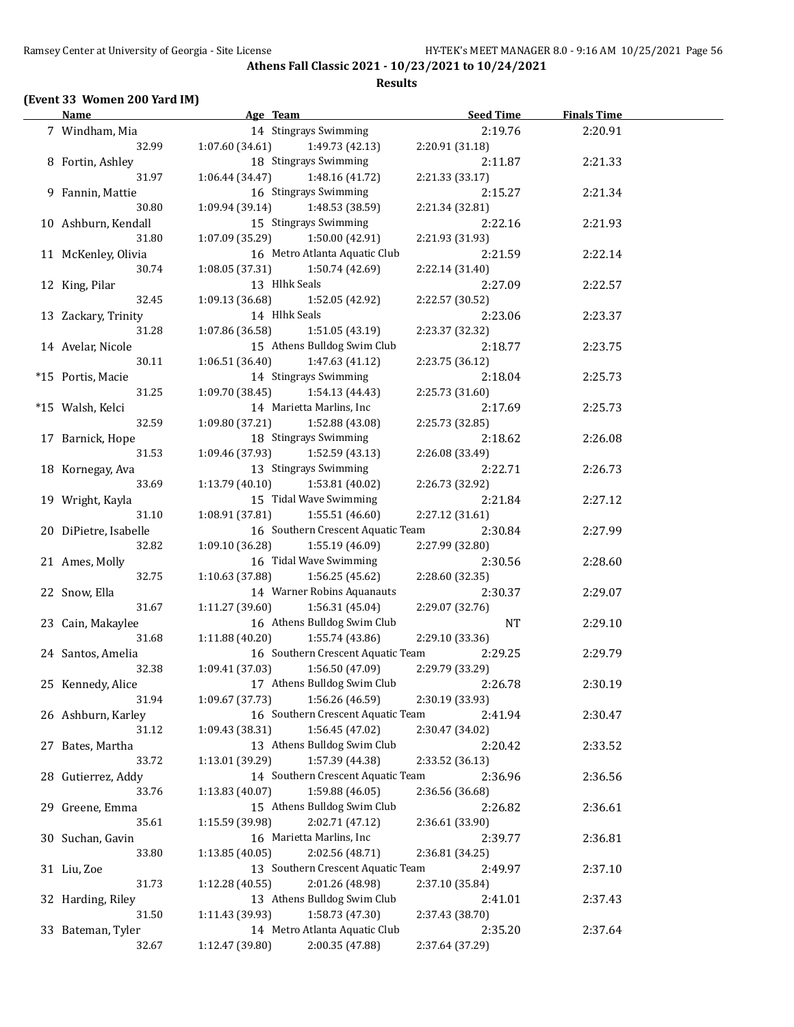**Athens Fall Classic 2021 - 10/23/2021 to 10/24/2021**

**Results**

**(Event 33 Women 200 Yard IM)**

| Name | Age | Team | Seed Time | Finals Time |
|---|---|---|---|---|
| 7 Windham, Mia | 14 | Stingrays Swimming | 2:19.76 | 2:20.91 |
| 32.99 | 1:07.60 (34.61) | 1:49.73 (42.13) | 2:20.91 (31.18) | |
| 8 Fortin, Ashley | 18 | Stingrays Swimming | 2:11.87 | 2:21.33 |
| 31.97 | 1:06.44 (34.47) | 1:48.16 (41.72) | 2:21.33 (33.17) | |
| 9 Fannin, Mattie | 16 | Stingrays Swimming | 2:15.27 | 2:21.34 |
| 30.80 | 1:09.94 (39.14) | 1:48.53 (38.59) | 2:21.34 (32.81) | |
| 10 Ashburn, Kendall | 15 | Stingrays Swimming | 2:22.16 | 2:21.93 |
| 31.80 | 1:07.09 (35.29) | 1:50.00 (42.91) | 2:21.93 (31.93) | |
| 11 McKenley, Olivia | 16 | Metro Atlanta Aquatic Club | 2:21.59 | 2:22.14 |
| 30.74 | 1:08.05 (37.31) | 1:50.74 (42.69) | 2:22.14 (31.40) | |
| 12 King, Pilar | 13 | Hlhk Seals | 2:27.09 | 2:22.57 |
| 32.45 | 1:09.13 (36.68) | 1:52.05 (42.92) | 2:22.57 (30.52) | |
| 13 Zackary, Trinity | 14 | Hlhk Seals | 2:23.06 | 2:23.37 |
| 31.28 | 1:07.86 (36.58) | 1:51.05 (43.19) | 2:23.37 (32.32) | |
| 14 Avelar, Nicole | 15 | Athens Bulldog Swim Club | 2:18.77 | 2:23.75 |
| 30.11 | 1:06.51 (36.40) | 1:47.63 (41.12) | 2:23.75 (36.12) | |
| *15 Portis, Macie | 14 | Stingrays Swimming | 2:18.04 | 2:25.73 |
| 31.25 | 1:09.70 (38.45) | 1:54.13 (44.43) | 2:25.73 (31.60) | |
| *15 Walsh, Kelci | 14 | Marietta Marlins, Inc | 2:17.69 | 2:25.73 |
| 32.59 | 1:09.80 (37.21) | 1:52.88 (43.08) | 2:25.73 (32.85) | |
| 17 Barnick, Hope | 18 | Stingrays Swimming | 2:18.62 | 2:26.08 |
| 31.53 | 1:09.46 (37.93) | 1:52.59 (43.13) | 2:26.08 (33.49) | |
| 18 Kornegay, Ava | 13 | Stingrays Swimming | 2:22.71 | 2:26.73 |
| 33.69 | 1:13.79 (40.10) | 1:53.81 (40.02) | 2:26.73 (32.92) | |
| 19 Wright, Kayla | 15 | Tidal Wave Swimming | 2:21.84 | 2:27.12 |
| 31.10 | 1:08.91 (37.81) | 1:55.51 (46.60) | 2:27.12 (31.61) | |
| 20 DiPietre, Isabelle | 16 | Southern Crescent Aquatic Team | 2:30.84 | 2:27.99 |
| 32.82 | 1:09.10 (36.28) | 1:55.19 (46.09) | 2:27.99 (32.80) | |
| 21 Ames, Molly | 16 | Tidal Wave Swimming | 2:30.56 | 2:28.60 |
| 32.75 | 1:10.63 (37.88) | 1:56.25 (45.62) | 2:28.60 (32.35) | |
| 22 Snow, Ella | 14 | Warner Robins Aquanauts | 2:30.37 | 2:29.07 |
| 31.67 | 1:11.27 (39.60) | 1:56.31 (45.04) | 2:29.07 (32.76) | |
| 23 Cain, Makaylee | 16 | Athens Bulldog Swim Club | NT | 2:29.10 |
| 31.68 | 1:11.88 (40.20) | 1:55.74 (43.86) | 2:29.10 (33.36) | |
| 24 Santos, Amelia | 16 | Southern Crescent Aquatic Team | 2:29.25 | 2:29.79 |
| 32.38 | 1:09.41 (37.03) | 1:56.50 (47.09) | 2:29.79 (33.29) | |
| 25 Kennedy, Alice | 17 | Athens Bulldog Swim Club | 2:26.78 | 2:30.19 |
| 31.94 | 1:09.67 (37.73) | 1:56.26 (46.59) | 2:30.19 (33.93) | |
| 26 Ashburn, Karley | 16 | Southern Crescent Aquatic Team | 2:41.94 | 2:30.47 |
| 31.12 | 1:09.43 (38.31) | 1:56.45 (47.02) | 2:30.47 (34.02) | |
| 27 Bates, Martha | 13 | Athens Bulldog Swim Club | 2:20.42 | 2:33.52 |
| 33.72 | 1:13.01 (39.29) | 1:57.39 (44.38) | 2:33.52 (36.13) | |
| 28 Gutierrez, Addy | 14 | Southern Crescent Aquatic Team | 2:36.96 | 2:36.56 |
| 33.76 | 1:13.83 (40.07) | 1:59.88 (46.05) | 2:36.56 (36.68) | |
| 29 Greene, Emma | 15 | Athens Bulldog Swim Club | 2:26.82 | 2:36.61 |
| 35.61 | 1:15.59 (39.98) | 2:02.71 (47.12) | 2:36.61 (33.90) | |
| 30 Suchan, Gavin | 16 | Marietta Marlins, Inc | 2:39.77 | 2:36.81 |
| 33.80 | 1:13.85 (40.05) | 2:02.56 (48.71) | 2:36.81 (34.25) | |
| 31 Liu, Zoe | 13 | Southern Crescent Aquatic Team | 2:49.97 | 2:37.10 |
| 31.73 | 1:12.28 (40.55) | 2:01.26 (48.98) | 2:37.10 (35.84) | |
| 32 Harding, Riley | 13 | Athens Bulldog Swim Club | 2:41.01 | 2:37.43 |
| 31.50 | 1:11.43 (39.93) | 1:58.73 (47.30) | 2:37.43 (38.70) | |
| 33 Bateman, Tyler | 14 | Metro Atlanta Aquatic Club | 2:35.20 | 2:37.64 |
| 32.67 | 1:12.47 (39.80) | 2:00.35 (47.88) | 2:37.64 (37.29) | |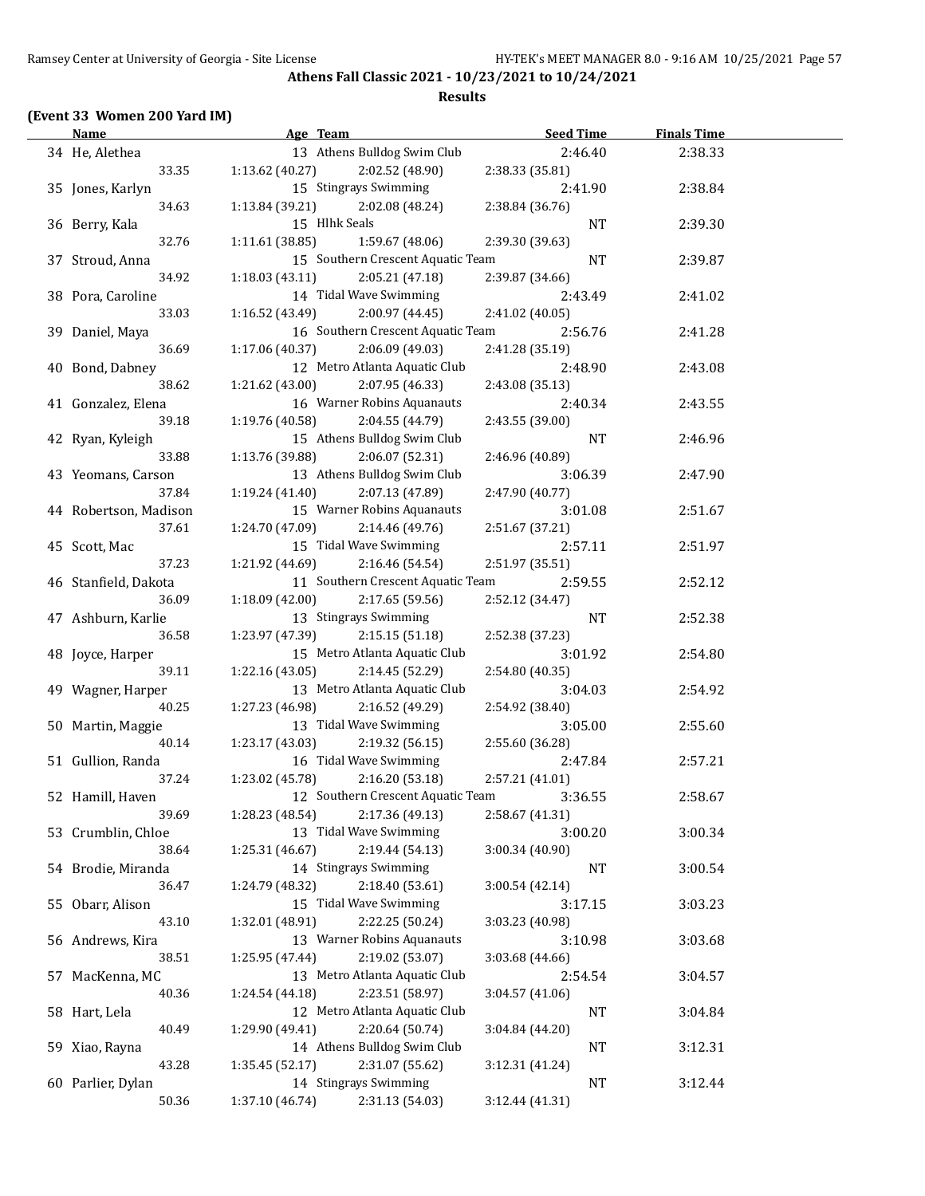**Athens Fall Classic 2021 - 10/23/2021 to 10/24/2021**

**Results**

**(Event 33 Women 200 Yard IM)**

| | Name | Age | Team | Seed Time | Finals Time |
|---|---|---|---|---|---|
| 34 | He, Alethea | 13 | Athens Bulldog Swim Club | 2:46.40 | 2:38.33 |
| | 33.35 | 1:13.62 (40.27) | 2:02.52 (48.90) | 2:38.33 (35.81) | |
| 35 | Jones, Karlyn | 15 | Stingrays Swimming | 2:41.90 | 2:38.84 |
| | 34.63 | 1:13.84 (39.21) | 2:02.08 (48.24) | 2:38.84 (36.76) | |
| 36 | Berry, Kala | 15 | Hlhk Seals | NT | 2:39.30 |
| | 32.76 | 1:11.61 (38.85) | 1:59.67 (48.06) | 2:39.30 (39.63) | |
| 37 | Stroud, Anna | 15 | Southern Crescent Aquatic Team | NT | 2:39.87 |
| | 34.92 | 1:18.03 (43.11) | 2:05.21 (47.18) | 2:39.87 (34.66) | |
| 38 | Pora, Caroline | 14 | Tidal Wave Swimming | 2:43.49 | 2:41.02 |
| | 33.03 | 1:16.52 (43.49) | 2:00.97 (44.45) | 2:41.02 (40.05) | |
| 39 | Daniel, Maya | 16 | Southern Crescent Aquatic Team | 2:56.76 | 2:41.28 |
| | 36.69 | 1:17.06 (40.37) | 2:06.09 (49.03) | 2:41.28 (35.19) | |
| 40 | Bond, Dabney | 12 | Metro Atlanta Aquatic Club | 2:48.90 | 2:43.08 |
| | 38.62 | 1:21.62 (43.00) | 2:07.95 (46.33) | 2:43.08 (35.13) | |
| 41 | Gonzalez, Elena | 16 | Warner Robins Aquanauts | 2:40.34 | 2:43.55 |
| | 39.18 | 1:19.76 (40.58) | 2:04.55 (44.79) | 2:43.55 (39.00) | |
| 42 | Ryan, Kyleigh | 15 | Athens Bulldog Swim Club | NT | 2:46.96 |
| | 33.88 | 1:13.76 (39.88) | 2:06.07 (52.31) | 2:46.96 (40.89) | |
| 43 | Yeomans, Carson | 13 | Athens Bulldog Swim Club | 3:06.39 | 2:47.90 |
| | 37.84 | 1:19.24 (41.40) | 2:07.13 (47.89) | 2:47.90 (40.77) | |
| 44 | Robertson, Madison | 15 | Warner Robins Aquanauts | 3:01.08 | 2:51.67 |
| | 37.61 | 1:24.70 (47.09) | 2:14.46 (49.76) | 2:51.67 (37.21) | |
| 45 | Scott, Mac | 15 | Tidal Wave Swimming | 2:57.11 | 2:51.97 |
| | 37.23 | 1:21.92 (44.69) | 2:16.46 (54.54) | 2:51.97 (35.51) | |
| 46 | Stanfield, Dakota | 11 | Southern Crescent Aquatic Team | 2:59.55 | 2:52.12 |
| | 36.09 | 1:18.09 (42.00) | 2:17.65 (59.56) | 2:52.12 (34.47) | |
| 47 | Ashburn, Karlie | 13 | Stingrays Swimming | NT | 2:52.38 |
| | 36.58 | 1:23.97 (47.39) | 2:15.15 (51.18) | 2:52.38 (37.23) | |
| 48 | Joyce, Harper | 15 | Metro Atlanta Aquatic Club | 3:01.92 | 2:54.80 |
| | 39.11 | 1:22.16 (43.05) | 2:14.45 (52.29) | 2:54.80 (40.35) | |
| 49 | Wagner, Harper | 13 | Metro Atlanta Aquatic Club | 3:04.03 | 2:54.92 |
| | 40.25 | 1:27.23 (46.98) | 2:16.52 (49.29) | 2:54.92 (38.40) | |
| 50 | Martin, Maggie | 13 | Tidal Wave Swimming | 3:05.00 | 2:55.60 |
| | 40.14 | 1:23.17 (43.03) | 2:19.32 (56.15) | 2:55.60 (36.28) | |
| 51 | Gullion, Randa | 16 | Tidal Wave Swimming | 2:47.84 | 2:57.21 |
| | 37.24 | 1:23.02 (45.78) | 2:16.20 (53.18) | 2:57.21 (41.01) | |
| 52 | Hamill, Haven | 12 | Southern Crescent Aquatic Team | 3:36.55 | 2:58.67 |
| | 39.69 | 1:28.23 (48.54) | 2:17.36 (49.13) | 2:58.67 (41.31) | |
| 53 | Crumblin, Chloe | 13 | Tidal Wave Swimming | 3:00.20 | 3:00.34 |
| | 38.64 | 1:25.31 (46.67) | 2:19.44 (54.13) | 3:00.34 (40.90) | |
| 54 | Brodie, Miranda | 14 | Stingrays Swimming | NT | 3:00.54 |
| | 36.47 | 1:24.79 (48.32) | 2:18.40 (53.61) | 3:00.54 (42.14) | |
| 55 | Obarr, Alison | 15 | Tidal Wave Swimming | 3:17.15 | 3:03.23 |
| | 43.10 | 1:32.01 (48.91) | 2:22.25 (50.24) | 3:03.23 (40.98) | |
| 56 | Andrews, Kira | 13 | Warner Robins Aquanauts | 3:10.98 | 3:03.68 |
| | 38.51 | 1:25.95 (47.44) | 2:19.02 (53.07) | 3:03.68 (44.66) | |
| 57 | MacKenna, MC | 13 | Metro Atlanta Aquatic Club | 2:54.54 | 3:04.57 |
| | 40.36 | 1:24.54 (44.18) | 2:23.51 (58.97) | 3:04.57 (41.06) | |
| 58 | Hart, Lela | 12 | Metro Atlanta Aquatic Club | NT | 3:04.84 |
| | 40.49 | 1:29.90 (49.41) | 2:20.64 (50.74) | 3:04.84 (44.20) | |
| 59 | Xiao, Rayna | 14 | Athens Bulldog Swim Club | NT | 3:12.31 |
| | 43.28 | 1:35.45 (52.17) | 2:31.07 (55.62) | 3:12.31 (41.24) | |
| 60 | Parlier, Dylan | 14 | Stingrays Swimming | NT | 3:12.44 |
| | 50.36 | 1:37.10 (46.74) | 2:31.13 (54.03) | 3:12.44 (41.31) | |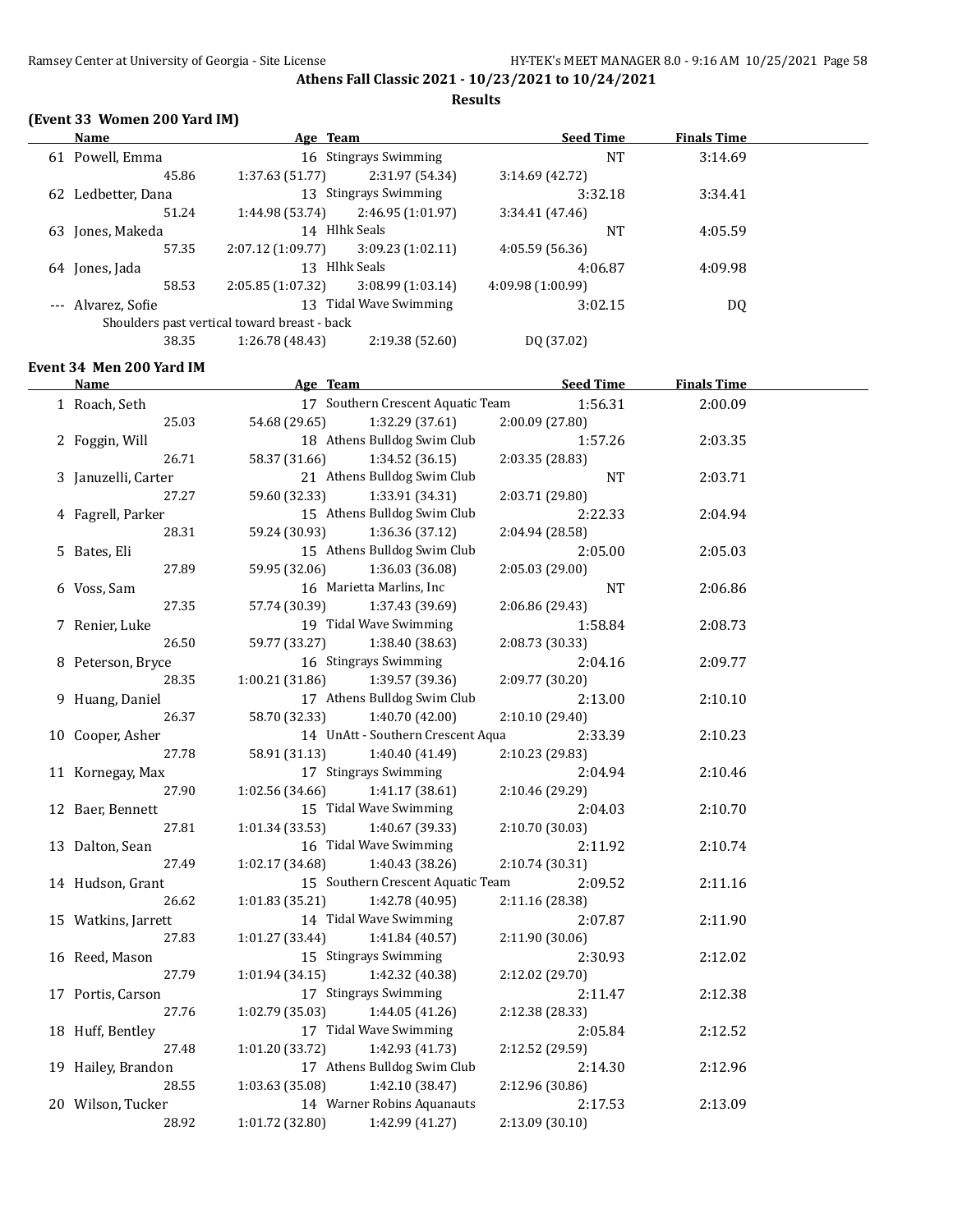**Athens Fall Classic 2021 - 10/23/2021 to 10/24/2021**

**Results**

### (Event 33 Women 200 Yard IM)

| | Name | Age | Team | Seed Time | Finals Time |
|---|---|---|---|---|---|
| 61 | Powell, Emma | 16 | Stingrays Swimming | NT | 3:14.69 |
| | 45.86 | 1:37.63 (51.77) | 2:31.97 (54.34) | 3:14.69 (42.72) | |
| 62 | Ledbetter, Dana | 13 | Stingrays Swimming | 3:32.18 | 3:34.41 |
| | 51.24 | 1:44.98 (53.74) | 2:46.95 (1:01.97) | 3:34.41 (47.46) | |
| 63 | Jones, Makeda | 14 | Hlhk Seals | NT | 4:05.59 |
| | 57.35 | 2:07.12 (1:09.77) | 3:09.23 (1:02.11) | 4:05.59 (56.36) | |
| 64 | Jones, Jada | 13 | Hlhk Seals | 4:06.87 | 4:09.98 |
| | 58.53 | 2:05.85 (1:07.32) | 3:08.99 (1:03.14) | 4:09.98 (1:00.99) | |
| --- | Alvarez, Sofie | 13 | Tidal Wave Swimming | 3:02.15 | DQ |
| | Shoulders past vertical toward breast - back | | | | |
| | 38.35 | 1:26.78 (48.43) | 2:19.38 (52.60) | DQ (37.02) | |

### Event 34 Men 200 Yard IM

| | Name | Age | Team | Seed Time | Finals Time |
|---|---|---|---|---|---|
| 1 | Roach, Seth | 17 | Southern Crescent Aquatic Team | 1:56.31 | 2:00.09 |
| | 25.03 | 54.68 (29.65) | 1:32.29 (37.61) | 2:00.09 (27.80) | |
| 2 | Foggin, Will | 18 | Athens Bulldog Swim Club | 1:57.26 | 2:03.35 |
| | 26.71 | 58.37 (31.66) | 1:34.52 (36.15) | 2:03.35 (28.83) | |
| 3 | Januzelli, Carter | 21 | Athens Bulldog Swim Club | NT | 2:03.71 |
| | 27.27 | 59.60 (32.33) | 1:33.91 (34.31) | 2:03.71 (29.80) | |
| 4 | Fagrell, Parker | 15 | Athens Bulldog Swim Club | 2:22.33 | 2:04.94 |
| | 28.31 | 59.24 (30.93) | 1:36.36 (37.12) | 2:04.94 (28.58) | |
| 5 | Bates, Eli | 15 | Athens Bulldog Swim Club | 2:05.00 | 2:05.03 |
| | 27.89 | 59.95 (32.06) | 1:36.03 (36.08) | 2:05.03 (29.00) | |
| 6 | Voss, Sam | 16 | Marietta Marlins, Inc | NT | 2:06.86 |
| | 27.35 | 57.74 (30.39) | 1:37.43 (39.69) | 2:06.86 (29.43) | |
| 7 | Renier, Luke | 19 | Tidal Wave Swimming | 1:58.84 | 2:08.73 |
| | 26.50 | 59.77 (33.27) | 1:38.40 (38.63) | 2:08.73 (30.33) | |
| 8 | Peterson, Bryce | 16 | Stingrays Swimming | 2:04.16 | 2:09.77 |
| | 28.35 | 1:00.21 (31.86) | 1:39.57 (39.36) | 2:09.77 (30.20) | |
| 9 | Huang, Daniel | 17 | Athens Bulldog Swim Club | 2:13.00 | 2:10.10 |
| | 26.37 | 58.70 (32.33) | 1:40.70 (42.00) | 2:10.10 (29.40) | |
| 10 | Cooper, Asher | 14 | UnAtt - Southern Crescent Aqua | 2:33.39 | 2:10.23 |
| | 27.78 | 58.91 (31.13) | 1:40.40 (41.49) | 2:10.23 (29.83) | |
| 11 | Kornegay, Max | 17 | Stingrays Swimming | 2:04.94 | 2:10.46 |
| | 27.90 | 1:02.56 (34.66) | 1:41.17 (38.61) | 2:10.46 (29.29) | |
| 12 | Baer, Bennett | 15 | Tidal Wave Swimming | 2:04.03 | 2:10.70 |
| | 27.81 | 1:01.34 (33.53) | 1:40.67 (39.33) | 2:10.70 (30.03) | |
| 13 | Dalton, Sean | 16 | Tidal Wave Swimming | 2:11.92 | 2:10.74 |
| | 27.49 | 1:02.17 (34.68) | 1:40.43 (38.26) | 2:10.74 (30.31) | |
| 14 | Hudson, Grant | 15 | Southern Crescent Aquatic Team | 2:09.52 | 2:11.16 |
| | 26.62 | 1:01.83 (35.21) | 1:42.78 (40.95) | 2:11.16 (28.38) | |
| 15 | Watkins, Jarrett | 14 | Tidal Wave Swimming | 2:07.87 | 2:11.90 |
| | 27.83 | 1:01.27 (33.44) | 1:41.84 (40.57) | 2:11.90 (30.06) | |
| 16 | Reed, Mason | 15 | Stingrays Swimming | 2:30.93 | 2:12.02 |
| | 27.79 | 1:01.94 (34.15) | 1:42.32 (40.38) | 2:12.02 (29.70) | |
| 17 | Portis, Carson | 17 | Stingrays Swimming | 2:11.47 | 2:12.38 |
| | 27.76 | 1:02.79 (35.03) | 1:44.05 (41.26) | 2:12.38 (28.33) | |
| 18 | Huff, Bentley | 17 | Tidal Wave Swimming | 2:05.84 | 2:12.52 |
| | 27.48 | 1:01.20 (33.72) | 1:42.93 (41.73) | 2:12.52 (29.59) | |
| 19 | Hailey, Brandon | 17 | Athens Bulldog Swim Club | 2:14.30 | 2:12.96 |
| | 28.55 | 1:03.63 (35.08) | 1:42.10 (38.47) | 2:12.96 (30.86) | |
| 20 | Wilson, Tucker | 14 | Warner Robins Aquanauts | 2:17.53 | 2:13.09 |
| | 28.92 | 1:01.72 (32.80) | 1:42.99 (41.27) | 2:13.09 (30.10) | |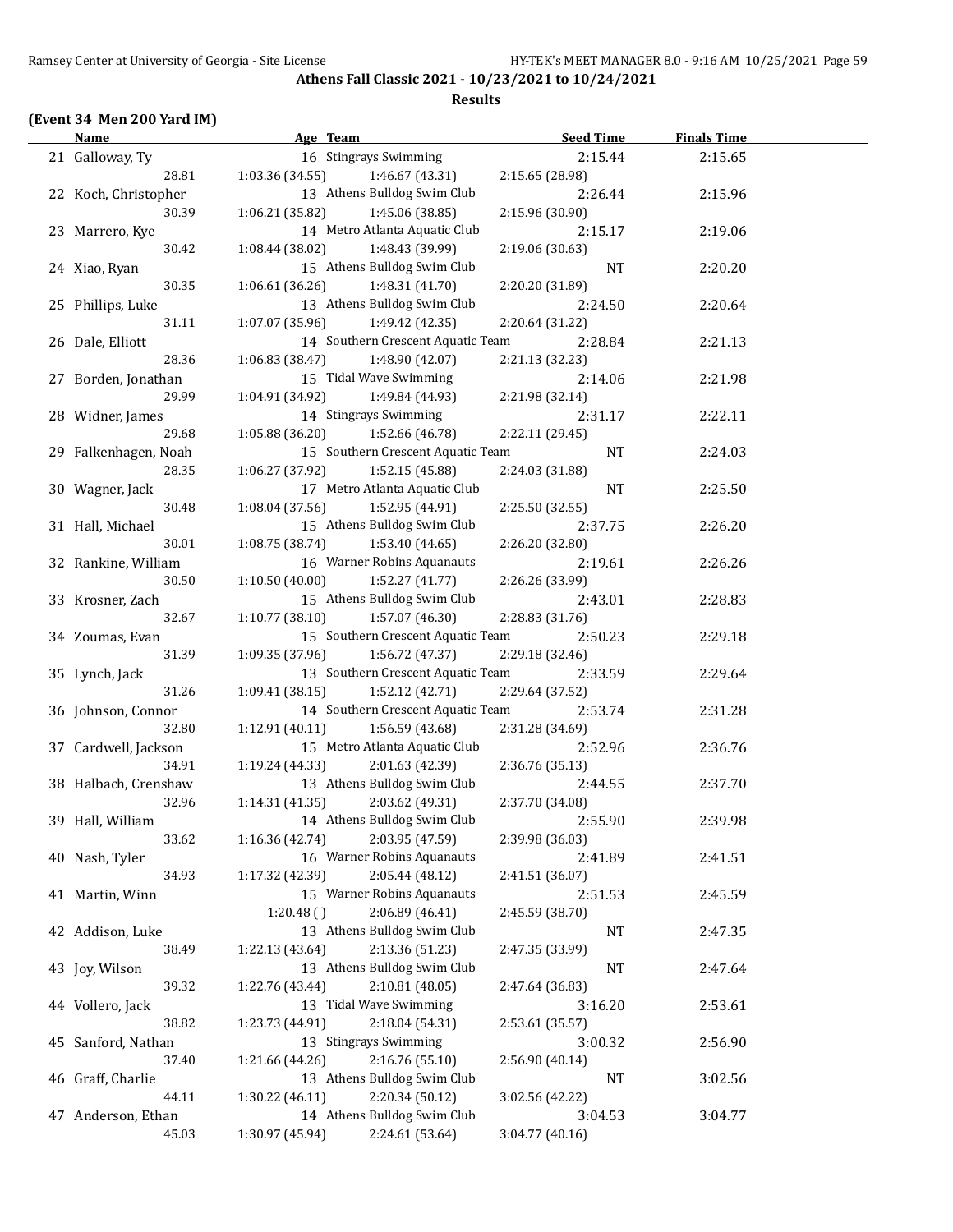**Athens Fall Classic 2021 - 10/23/2021 to 10/24/2021**

**Results**

### (Event 34 Men 200 Yard IM)

| | Name | Age | Team | Seed Time | Finals Time |
|---|---|---|---|---|---|
| 21 | Galloway, Ty | 16 | Stingrays Swimming | 2:15.44 | 2:15.65 |
| | 28.81 | 1:03.36 (34.55) | 1:46.67 (43.31) | 2:15.65 (28.98) | |
| 22 | Koch, Christopher | 13 | Athens Bulldog Swim Club | 2:26.44 | 2:15.96 |
| | 30.39 | 1:06.21 (35.82) | 1:45.06 (38.85) | 2:15.96 (30.90) | |
| 23 | Marrero, Kye | 14 | Metro Atlanta Aquatic Club | 2:15.17 | 2:19.06 |
| | 30.42 | 1:08.44 (38.02) | 1:48.43 (39.99) | 2:19.06 (30.63) | |
| 24 | Xiao, Ryan | 15 | Athens Bulldog Swim Club | NT | 2:20.20 |
| | 30.35 | 1:06.61 (36.26) | 1:48.31 (41.70) | 2:20.20 (31.89) | |
| 25 | Phillips, Luke | 13 | Athens Bulldog Swim Club | 2:24.50 | 2:20.64 |
| | 31.11 | 1:07.07 (35.96) | 1:49.42 (42.35) | 2:20.64 (31.22) | |
| 26 | Dale, Elliott | 14 | Southern Crescent Aquatic Team | 2:28.84 | 2:21.13 |
| | 28.36 | 1:06.83 (38.47) | 1:48.90 (42.07) | 2:21.13 (32.23) | |
| 27 | Borden, Jonathan | 15 | Tidal Wave Swimming | 2:14.06 | 2:21.98 |
| | 29.99 | 1:04.91 (34.92) | 1:49.84 (44.93) | 2:21.98 (32.14) | |
| 28 | Widner, James | 14 | Stingrays Swimming | 2:31.17 | 2:22.11 |
| | 29.68 | 1:05.88 (36.20) | 1:52.66 (46.78) | 2:22.11 (29.45) | |
| 29 | Falkenhagen, Noah | 15 | Southern Crescent Aquatic Team | NT | 2:24.03 |
| | 28.35 | 1:06.27 (37.92) | 1:52.15 (45.88) | 2:24.03 (31.88) | |
| 30 | Wagner, Jack | 17 | Metro Atlanta Aquatic Club | NT | 2:25.50 |
| | 30.48 | 1:08.04 (37.56) | 1:52.95 (44.91) | 2:25.50 (32.55) | |
| 31 | Hall, Michael | 15 | Athens Bulldog Swim Club | 2:37.75 | 2:26.20 |
| | 30.01 | 1:08.75 (38.74) | 1:53.40 (44.65) | 2:26.20 (32.80) | |
| 32 | Rankine, William | 16 | Warner Robins Aquanauts | 2:19.61 | 2:26.26 |
| | 30.50 | 1:10.50 (40.00) | 1:52.27 (41.77) | 2:26.26 (33.99) | |
| 33 | Krosner, Zach | 15 | Athens Bulldog Swim Club | 2:43.01 | 2:28.83 |
| | 32.67 | 1:10.77 (38.10) | 1:57.07 (46.30) | 2:28.83 (31.76) | |
| 34 | Zoumas, Evan | 15 | Southern Crescent Aquatic Team | 2:50.23 | 2:29.18 |
| | 31.39 | 1:09.35 (37.96) | 1:56.72 (47.37) | 2:29.18 (32.46) | |
| 35 | Lynch, Jack | 13 | Southern Crescent Aquatic Team | 2:33.59 | 2:29.64 |
| | 31.26 | 1:09.41 (38.15) | 1:52.12 (42.71) | 2:29.64 (37.52) | |
| 36 | Johnson, Connor | 14 | Southern Crescent Aquatic Team | 2:53.74 | 2:31.28 |
| | 32.80 | 1:12.91 (40.11) | 1:56.59 (43.68) | 2:31.28 (34.69) | |
| 37 | Cardwell, Jackson | 15 | Metro Atlanta Aquatic Club | 2:52.96 | 2:36.76 |
| | 34.91 | 1:19.24 (44.33) | 2:01.63 (42.39) | 2:36.76 (35.13) | |
| 38 | Halbach, Crenshaw | 13 | Athens Bulldog Swim Club | 2:44.55 | 2:37.70 |
| | 32.96 | 1:14.31 (41.35) | 2:03.62 (49.31) | 2:37.70 (34.08) | |
| 39 | Hall, William | 14 | Athens Bulldog Swim Club | 2:55.90 | 2:39.98 |
| | 33.62 | 1:16.36 (42.74) | 2:03.95 (47.59) | 2:39.98 (36.03) | |
| 40 | Nash, Tyler | 16 | Warner Robins Aquanauts | 2:41.89 | 2:41.51 |
| | 34.93 | 1:17.32 (42.39) | 2:05.44 (48.12) | 2:41.51 (36.07) | |
| 41 | Martin, Winn | 15 | Warner Robins Aquanauts | 2:51.53 | 2:45.59 |
| | | 1:20.48 ( ) | 2:06.89 (46.41) | 2:45.59 (38.70) | |
| 42 | Addison, Luke | 13 | Athens Bulldog Swim Club | NT | 2:47.35 |
| | 38.49 | 1:22.13 (43.64) | 2:13.36 (51.23) | 2:47.35 (33.99) | |
| 43 | Joy, Wilson | 13 | Athens Bulldog Swim Club | NT | 2:47.64 |
| | 39.32 | 1:22.76 (43.44) | 2:10.81 (48.05) | 2:47.64 (36.83) | |
| 44 | Vollero, Jack | 13 | Tidal Wave Swimming | 3:16.20 | 2:53.61 |
| | 38.82 | 1:23.73 (44.91) | 2:18.04 (54.31) | 2:53.61 (35.57) | |
| 45 | Sanford, Nathan | 13 | Stingrays Swimming | 3:00.32 | 2:56.90 |
| | 37.40 | 1:21.66 (44.26) | 2:16.76 (55.10) | 2:56.90 (40.14) | |
| 46 | Graff, Charlie | 13 | Athens Bulldog Swim Club | NT | 3:02.56 |
| | 44.11 | 1:30.22 (46.11) | 2:20.34 (50.12) | 3:02.56 (42.22) | |
| 47 | Anderson, Ethan | 14 | Athens Bulldog Swim Club | 3:04.53 | 3:04.77 |
| | 45.03 | 1:30.97 (45.94) | 2:24.61 (53.64) | 3:04.77 (40.16) | |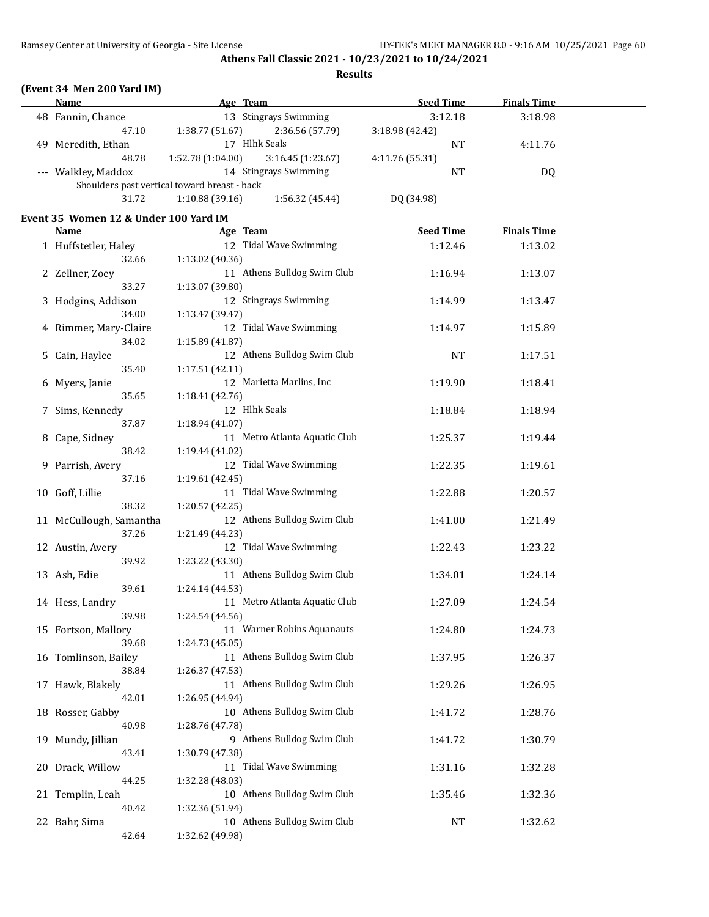**Athens Fall Classic 2021 - 10/23/2021 to 10/24/2021**

**Results**

### (Event 34 Men 200 Yard IM)

| Name | Age | Team | Seed Time | Finals Time |
|---|---|---|---|---|
| 48 Fannin, Chance | 13 | Stingrays Swimming | 3:12.18 | 3:18.98 |
| 47.10 · 1:38.77 (51.67) · 2:36.56 (57.79) · 3:18.98 (42.42) | | | | |
| 49 Meredith, Ethan | 17 | Hlhk Seals | NT | 4:11.76 |
| 48.78 · 1:52.78 (1:04.00) · 3:16.45 (1:23.67) · 4:11.76 (55.31) | | | | |
| --- Walkley, Maddox | 14 | Stingrays Swimming | NT | DQ |
| Shoulders past vertical toward breast - back | | | | |
| 31.72 · 1:10.88 (39.16) · 1:56.32 (45.44) · DQ (34.98) | | | | |

### Event 35 Women 12 & Under 100 Yard IM

| Name | Age | Team | Seed Time | Finals Time |
|---|---|---|---|---|
| 1 Huffstetler, Haley | 12 | Tidal Wave Swimming | 1:12.46 | 1:13.02 |
| 32.66 · 1:13.02 (40.36) | | | | |
| 2 Zellner, Zoey | 11 | Athens Bulldog Swim Club | 1:16.94 | 1:13.07 |
| 33.27 · 1:13.07 (39.80) | | | | |
| 3 Hodgins, Addison | 12 | Stingrays Swimming | 1:14.99 | 1:13.47 |
| 34.00 · 1:13.47 (39.47) | | | | |
| 4 Rimmer, Mary-Claire | 12 | Tidal Wave Swimming | 1:14.97 | 1:15.89 |
| 34.02 · 1:15.89 (41.87) | | | | |
| 5 Cain, Haylee | 12 | Athens Bulldog Swim Club | NT | 1:17.51 |
| 35.40 · 1:17.51 (42.11) | | | | |
| 6 Myers, Janie | 12 | Marietta Marlins, Inc | 1:19.90 | 1:18.41 |
| 35.65 · 1:18.41 (42.76) | | | | |
| 7 Sims, Kennedy | 12 | Hlhk Seals | 1:18.84 | 1:18.94 |
| 37.87 · 1:18.94 (41.07) | | | | |
| 8 Cape, Sidney | 11 | Metro Atlanta Aquatic Club | 1:25.37 | 1:19.44 |
| 38.42 · 1:19.44 (41.02) | | | | |
| 9 Parrish, Avery | 12 | Tidal Wave Swimming | 1:22.35 | 1:19.61 |
| 37.16 · 1:19.61 (42.45) | | | | |
| 10 Goff, Lillie | 11 | Tidal Wave Swimming | 1:22.88 | 1:20.57 |
| 38.32 · 1:20.57 (42.25) | | | | |
| 11 McCullough, Samantha | 12 | Athens Bulldog Swim Club | 1:41.00 | 1:21.49 |
| 37.26 · 1:21.49 (44.23) | | | | |
| 12 Austin, Avery | 12 | Tidal Wave Swimming | 1:22.43 | 1:23.22 |
| 39.92 · 1:23.22 (43.30) | | | | |
| 13 Ash, Edie | 11 | Athens Bulldog Swim Club | 1:34.01 | 1:24.14 |
| 39.61 · 1:24.14 (44.53) | | | | |
| 14 Hess, Landry | 11 | Metro Atlanta Aquatic Club | 1:27.09 | 1:24.54 |
| 39.98 · 1:24.54 (44.56) | | | | |
| 15 Fortson, Mallory | 11 | Warner Robins Aquanauts | 1:24.80 | 1:24.73 |
| 39.68 · 1:24.73 (45.05) | | | | |
| 16 Tomlinson, Bailey | 11 | Athens Bulldog Swim Club | 1:37.95 | 1:26.37 |
| 38.84 · 1:26.37 (47.53) | | | | |
| 17 Hawk, Blakely | 11 | Athens Bulldog Swim Club | 1:29.26 | 1:26.95 |
| 42.01 · 1:26.95 (44.94) | | | | |
| 18 Rosser, Gabby | 10 | Athens Bulldog Swim Club | 1:41.72 | 1:28.76 |
| 40.98 · 1:28.76 (47.78) | | | | |
| 19 Mundy, Jillian | 9 | Athens Bulldog Swim Club | 1:41.72 | 1:30.79 |
| 43.41 · 1:30.79 (47.38) | | | | |
| 20 Drack, Willow | 11 | Tidal Wave Swimming | 1:31.16 | 1:32.28 |
| 44.25 · 1:32.28 (48.03) | | | | |
| 21 Templin, Leah | 10 | Athens Bulldog Swim Club | 1:35.46 | 1:32.36 |
| 40.42 · 1:32.36 (51.94) | | | | |
| 22 Bahr, Sima | 10 | Athens Bulldog Swim Club | NT | 1:32.62 |
| 42.64 · 1:32.62 (49.98) | | | | |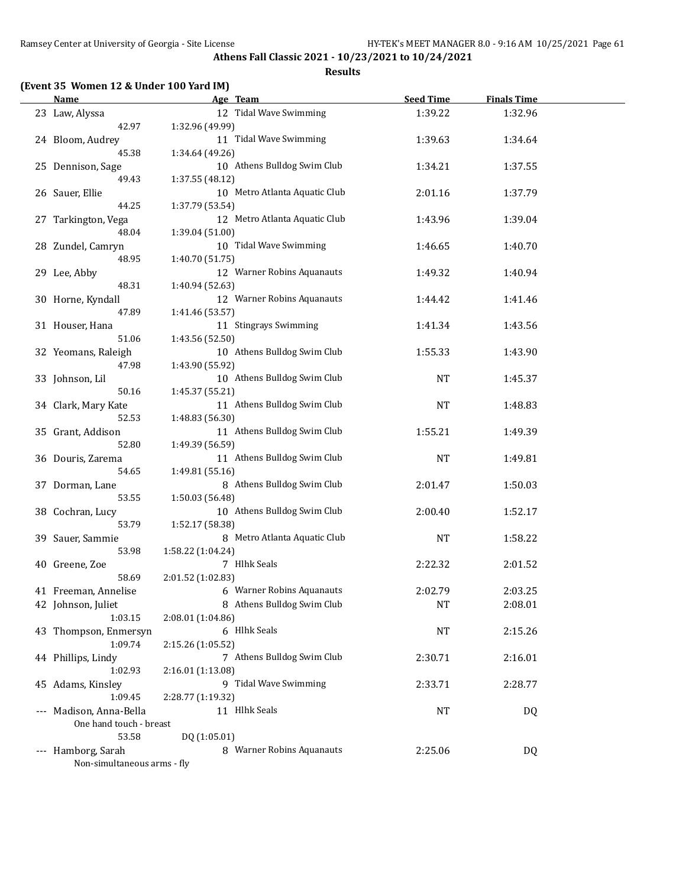**Athens Fall Classic 2021 - 10/23/2021 to 10/24/2021**

**Results**

### (Event 35 Women 12 & Under 100 Yard IM)

| | Name | Age | Team | Seed Time | Finals Time |
|---|---|---|---|---|---|
| 23 | Law, Alyssa | 12 | Tidal Wave Swimming | 1:39.22 | 1:32.96 |
| | 42.97 | 1:32.96 (49.99) | | | |
| 24 | Bloom, Audrey | 11 | Tidal Wave Swimming | 1:39.63 | 1:34.64 |
| | 45.38 | 1:34.64 (49.26) | | | |
| 25 | Dennison, Sage | 10 | Athens Bulldog Swim Club | 1:34.21 | 1:37.55 |
| | 49.43 | 1:37.55 (48.12) | | | |
| 26 | Sauer, Ellie | 10 | Metro Atlanta Aquatic Club | 2:01.16 | 1:37.79 |
| | 44.25 | 1:37.79 (53.54) | | | |
| 27 | Tarkington, Vega | 12 | Metro Atlanta Aquatic Club | 1:43.96 | 1:39.04 |
| | 48.04 | 1:39.04 (51.00) | | | |
| 28 | Zundel, Camryn | 10 | Tidal Wave Swimming | 1:46.65 | 1:40.70 |
| | 48.95 | 1:40.70 (51.75) | | | |
| 29 | Lee, Abby | 12 | Warner Robins Aquanauts | 1:49.32 | 1:40.94 |
| | 48.31 | 1:40.94 (52.63) | | | |
| 30 | Horne, Kyndall | 12 | Warner Robins Aquanauts | 1:44.42 | 1:41.46 |
| | 47.89 | 1:41.46 (53.57) | | | |
| 31 | Houser, Hana | 11 | Stingrays Swimming | 1:41.34 | 1:43.56 |
| | 51.06 | 1:43.56 (52.50) | | | |
| 32 | Yeomans, Raleigh | 10 | Athens Bulldog Swim Club | 1:55.33 | 1:43.90 |
| | 47.98 | 1:43.90 (55.92) | | | |
| 33 | Johnson, Lil | 10 | Athens Bulldog Swim Club | NT | 1:45.37 |
| | 50.16 | 1:45.37 (55.21) | | | |
| 34 | Clark, Mary Kate | 11 | Athens Bulldog Swim Club | NT | 1:48.83 |
| | 52.53 | 1:48.83 (56.30) | | | |
| 35 | Grant, Addison | 11 | Athens Bulldog Swim Club | 1:55.21 | 1:49.39 |
| | 52.80 | 1:49.39 (56.59) | | | |
| 36 | Douris, Zarema | 11 | Athens Bulldog Swim Club | NT | 1:49.81 |
| | 54.65 | 1:49.81 (55.16) | | | |
| 37 | Dorman, Lane | 8 | Athens Bulldog Swim Club | 2:01.47 | 1:50.03 |
| | 53.55 | 1:50.03 (56.48) | | | |
| 38 | Cochran, Lucy | 10 | Athens Bulldog Swim Club | 2:00.40 | 1:52.17 |
| | 53.79 | 1:52.17 (58.38) | | | |
| 39 | Sauer, Sammie | 8 | Metro Atlanta Aquatic Club | NT | 1:58.22 |
| | 53.98 | 1:58.22 (1:04.24) | | | |
| 40 | Greene, Zoe | 7 | Hlhk Seals | 2:22.32 | 2:01.52 |
| | 58.69 | 2:01.52 (1:02.83) | | | |
| 41 | Freeman, Annelise | 6 | Warner Robins Aquanauts | 2:02.79 | 2:03.25 |
| 42 | Johnson, Juliet | 8 | Athens Bulldog Swim Club | NT | 2:08.01 |
| | 1:03.15 | 2:08.01 (1:04.86) | | | |
| 43 | Thompson, Enmersyn | 6 | Hlhk Seals | NT | 2:15.26 |
| | 1:09.74 | 2:15.26 (1:05.52) | | | |
| 44 | Phillips, Lindy | 7 | Athens Bulldog Swim Club | 2:30.71 | 2:16.01 |
| | 1:02.93 | 2:16.01 (1:13.08) | | | |
| 45 | Adams, Kinsley | 9 | Tidal Wave Swimming | 2:33.71 | 2:28.77 |
| | 1:09.45 | 2:28.77 (1:19.32) | | | |
| --- | Madison, Anna-Bella | 11 | Hlhk Seals | NT | DQ |
| | One hand touch - breast | | | | |
| | 53.58 | DQ (1:05.01) | | | |
| --- | Hamborg, Sarah | 8 | Warner Robins Aquanauts | 2:25.06 | DQ |
| | Non-simultaneous arms - fly | | | | |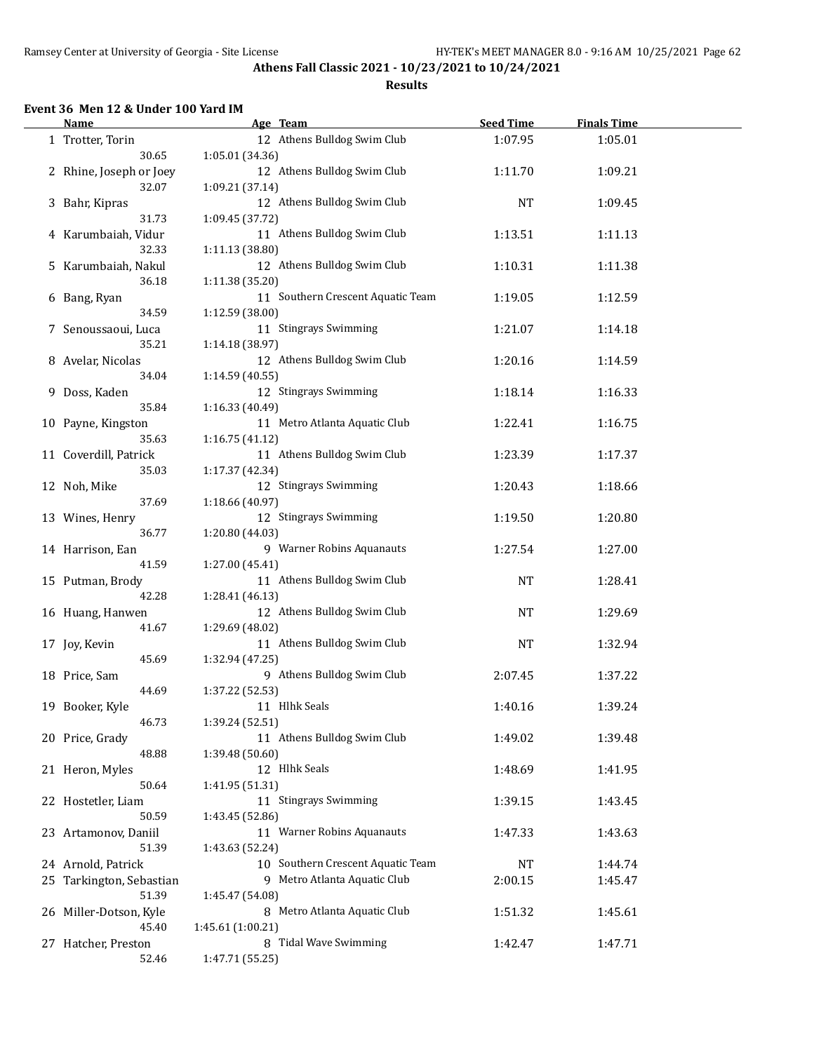**Athens Fall Classic 2021 - 10/23/2021 to 10/24/2021**

**Results**

### Event 36 Men 12 & Under 100 Yard IM

| | Name | Age | Team | Seed Time | Finals Time |
|---|---|---|---|---|---|
| 1 | Trotter, Torin | 12 | Athens Bulldog Swim Club | 1:07.95 | 1:05.01 |
| | 30.65 | 1:05.01 (34.36) | | | |
| 2 | Rhine, Joseph or Joey | 12 | Athens Bulldog Swim Club | 1:11.70 | 1:09.21 |
| | 32.07 | 1:09.21 (37.14) | | | |
| 3 | Bahr, Kipras | 12 | Athens Bulldog Swim Club | NT | 1:09.45 |
| | 31.73 | 1:09.45 (37.72) | | | |
| 4 | Karumbaiah, Vidur | 11 | Athens Bulldog Swim Club | 1:13.51 | 1:11.13 |
| | 32.33 | 1:11.13 (38.80) | | | |
| 5 | Karumbaiah, Nakul | 12 | Athens Bulldog Swim Club | 1:10.31 | 1:11.38 |
| | 36.18 | 1:11.38 (35.20) | | | |
| 6 | Bang, Ryan | 11 | Southern Crescent Aquatic Team | 1:19.05 | 1:12.59 |
| | 34.59 | 1:12.59 (38.00) | | | |
| 7 | Senoussaoui, Luca | 11 | Stingrays Swimming | 1:21.07 | 1:14.18 |
| | 35.21 | 1:14.18 (38.97) | | | |
| 8 | Avelar, Nicolas | 12 | Athens Bulldog Swim Club | 1:20.16 | 1:14.59 |
| | 34.04 | 1:14.59 (40.55) | | | |
| 9 | Doss, Kaden | 12 | Stingrays Swimming | 1:18.14 | 1:16.33 |
| | 35.84 | 1:16.33 (40.49) | | | |
| 10 | Payne, Kingston | 11 | Metro Atlanta Aquatic Club | 1:22.41 | 1:16.75 |
| | 35.63 | 1:16.75 (41.12) | | | |
| 11 | Coverdill, Patrick | 11 | Athens Bulldog Swim Club | 1:23.39 | 1:17.37 |
| | 35.03 | 1:17.37 (42.34) | | | |
| 12 | Noh, Mike | 12 | Stingrays Swimming | 1:20.43 | 1:18.66 |
| | 37.69 | 1:18.66 (40.97) | | | |
| 13 | Wines, Henry | 12 | Stingrays Swimming | 1:19.50 | 1:20.80 |
| | 36.77 | 1:20.80 (44.03) | | | |
| 14 | Harrison, Ean | 9 | Warner Robins Aquanauts | 1:27.54 | 1:27.00 |
| | 41.59 | 1:27.00 (45.41) | | | |
| 15 | Putman, Brody | 11 | Athens Bulldog Swim Club | NT | 1:28.41 |
| | 42.28 | 1:28.41 (46.13) | | | |
| 16 | Huang, Hanwen | 12 | Athens Bulldog Swim Club | NT | 1:29.69 |
| | 41.67 | 1:29.69 (48.02) | | | |
| 17 | Joy, Kevin | 11 | Athens Bulldog Swim Club | NT | 1:32.94 |
| | 45.69 | 1:32.94 (47.25) | | | |
| 18 | Price, Sam | 9 | Athens Bulldog Swim Club | 2:07.45 | 1:37.22 |
| | 44.69 | 1:37.22 (52.53) | | | |
| 19 | Booker, Kyle | 11 | Hlhk Seals | 1:40.16 | 1:39.24 |
| | 46.73 | 1:39.24 (52.51) | | | |
| 20 | Price, Grady | 11 | Athens Bulldog Swim Club | 1:49.02 | 1:39.48 |
| | 48.88 | 1:39.48 (50.60) | | | |
| 21 | Heron, Myles | 12 | Hlhk Seals | 1:48.69 | 1:41.95 |
| | 50.64 | 1:41.95 (51.31) | | | |
| 22 | Hostetler, Liam | 11 | Stingrays Swimming | 1:39.15 | 1:43.45 |
| | 50.59 | 1:43.45 (52.86) | | | |
| 23 | Artamonov, Daniil | 11 | Warner Robins Aquanauts | 1:47.33 | 1:43.63 |
| | 51.39 | 1:43.63 (52.24) | | | |
| 24 | Arnold, Patrick | 10 | Southern Crescent Aquatic Team | NT | 1:44.74 |
| 25 | Tarkington, Sebastian | 9 | Metro Atlanta Aquatic Club | 2:00.15 | 1:45.47 |
| | 51.39 | 1:45.47 (54.08) | | | |
| 26 | Miller-Dotson, Kyle | 8 | Metro Atlanta Aquatic Club | 1:51.32 | 1:45.61 |
| | 45.40 | 1:45.61 (1:00.21) | | | |
| 27 | Hatcher, Preston | 8 | Tidal Wave Swimming | 1:42.47 | 1:47.71 |
| | 52.46 | 1:47.71 (55.25) | | | |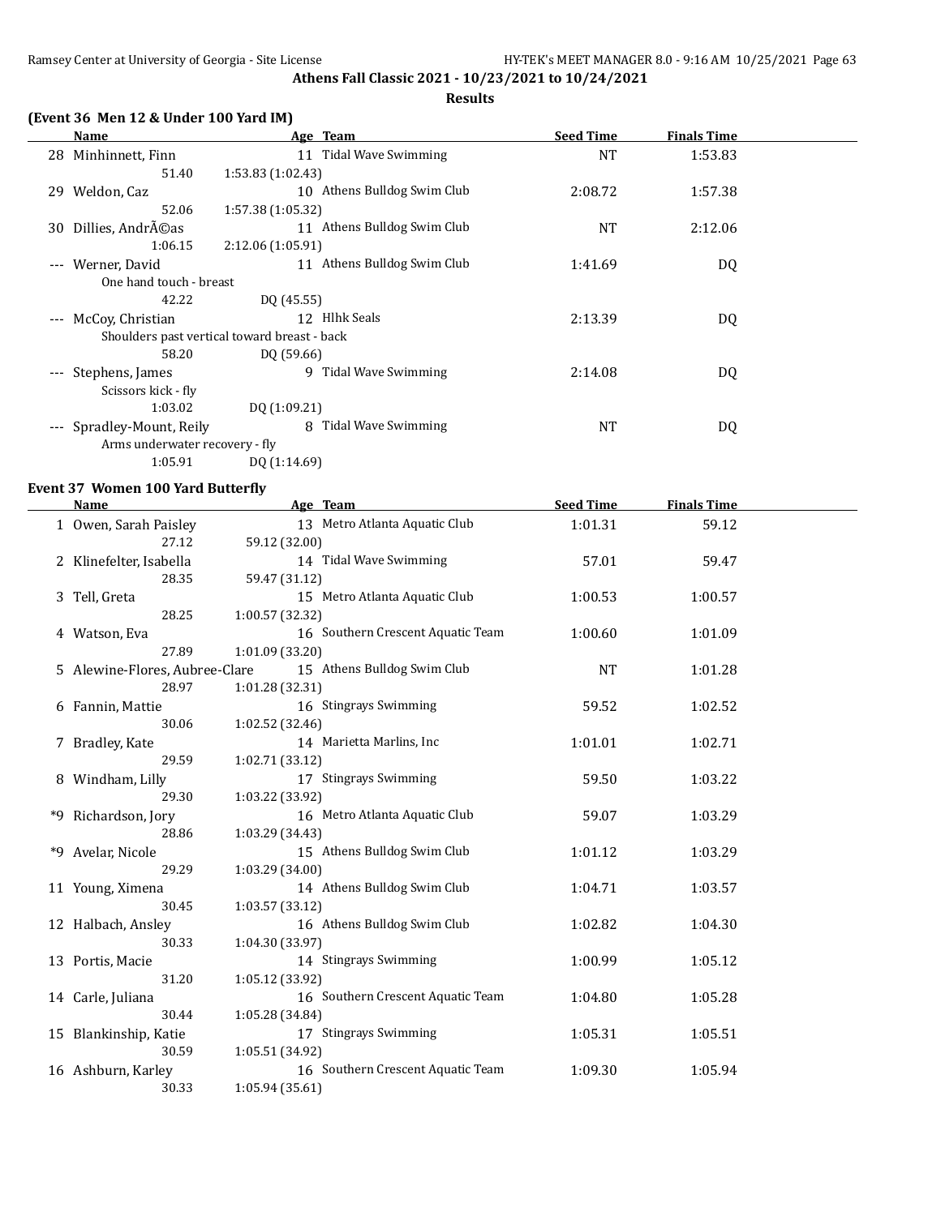**Athens Fall Classic 2021 - 10/23/2021 to 10/24/2021**

**Results**

### (Event 36 Men 12 & Under 100 Yard IM)

| | Name | Age | Team | Seed Time | Finals Time |
|---|---|---|---|---|---|
| 28 | Minhinnett, Finn | 11 | Tidal Wave Swimming | NT | 1:53.83 |
| | 51.40 | 1:53.83 (1:02.43) | | | |
| 29 | Weldon, Caz | 10 | Athens Bulldog Swim Club | 2:08.72 | 1:57.38 |
| | 52.06 | 1:57.38 (1:05.32) | | | |
| 30 | Dillies, AndrÃ©as | 11 | Athens Bulldog Swim Club | NT | 2:12.06 |
| | 1:06.15 | 2:12.06 (1:05.91) | | | |
| --- | Werner, David | 11 | Athens Bulldog Swim Club | 1:41.69 | DQ |
| | One hand touch - breast | | | | |
| | 42.22 | DQ (45.55) | | | |
| --- | McCoy, Christian | 12 | Hlhk Seals | 2:13.39 | DQ |
| | Shoulders past vertical toward breast - back | | | | |
| | 58.20 | DQ (59.66) | | | |
| --- | Stephens, James | 9 | Tidal Wave Swimming | 2:14.08 | DQ |
| | Scissors kick - fly | | | | |
| | 1:03.02 | DQ (1:09.21) | | | |
| --- | Spradley-Mount, Reily | 8 | Tidal Wave Swimming | NT | DQ |
| | Arms underwater recovery - fly | | | | |
| | 1:05.91 | DQ (1:14.69) | | | |

### Event 37 Women 100 Yard Butterfly

| | Name | Age | Team | Seed Time | Finals Time |
|---|---|---|---|---|---|
| 1 | Owen, Sarah Paisley | 13 | Metro Atlanta Aquatic Club | 1:01.31 | 59.12 |
| | 27.12 | 59.12 (32.00) | | | |
| 2 | Klinefelter, Isabella | 14 | Tidal Wave Swimming | 57.01 | 59.47 |
| | 28.35 | 59.47 (31.12) | | | |
| 3 | Tell, Greta | 15 | Metro Atlanta Aquatic Club | 1:00.53 | 1:00.57 |
| | 28.25 | 1:00.57 (32.32) | | | |
| 4 | Watson, Eva | 16 | Southern Crescent Aquatic Team | 1:00.60 | 1:01.09 |
| | 27.89 | 1:01.09 (33.20) | | | |
| 5 | Alewine-Flores, Aubree-Clare | 15 | Athens Bulldog Swim Club | NT | 1:01.28 |
| | 28.97 | 1:01.28 (32.31) | | | |
| 6 | Fannin, Mattie | 16 | Stingrays Swimming | 59.52 | 1:02.52 |
| | 30.06 | 1:02.52 (32.46) | | | |
| 7 | Bradley, Kate | 14 | Marietta Marlins, Inc | 1:01.01 | 1:02.71 |
| | 29.59 | 1:02.71 (33.12) | | | |
| 8 | Windham, Lilly | 17 | Stingrays Swimming | 59.50 | 1:03.22 |
| | 29.30 | 1:03.22 (33.92) | | | |
| *9 | Richardson, Jory | 16 | Metro Atlanta Aquatic Club | 59.07 | 1:03.29 |
| | 28.86 | 1:03.29 (34.43) | | | |
| *9 | Avelar, Nicole | 15 | Athens Bulldog Swim Club | 1:01.12 | 1:03.29 |
| | 29.29 | 1:03.29 (34.00) | | | |
| 11 | Young, Ximena | 14 | Athens Bulldog Swim Club | 1:04.71 | 1:03.57 |
| | 30.45 | 1:03.57 (33.12) | | | |
| 12 | Halbach, Ansley | 16 | Athens Bulldog Swim Club | 1:02.82 | 1:04.30 |
| | 30.33 | 1:04.30 (33.97) | | | |
| 13 | Portis, Macie | 14 | Stingrays Swimming | 1:00.99 | 1:05.12 |
| | 31.20 | 1:05.12 (33.92) | | | |
| 14 | Carle, Juliana | 16 | Southern Crescent Aquatic Team | 1:04.80 | 1:05.28 |
| | 30.44 | 1:05.28 (34.84) | | | |
| 15 | Blankinship, Katie | 17 | Stingrays Swimming | 1:05.31 | 1:05.51 |
| | 30.59 | 1:05.51 (34.92) | | | |
| 16 | Ashburn, Karley | 16 | Southern Crescent Aquatic Team | 1:09.30 | 1:05.94 |
| | 30.33 | 1:05.94 (35.61) | | | |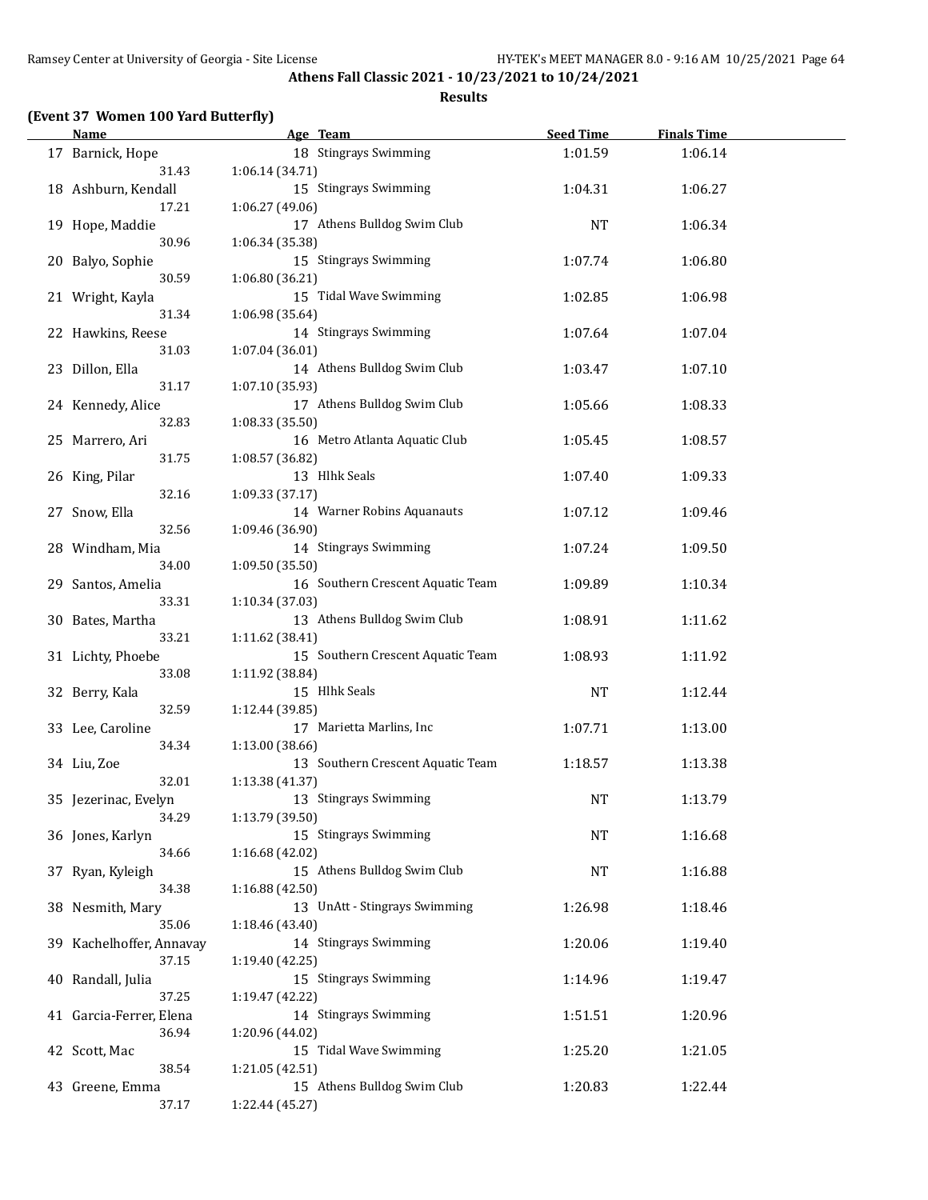**Athens Fall Classic 2021 - 10/23/2021 to 10/24/2021**

**Results**

### (Event 37 Women 100 Yard Butterfly)

| | Name | Age | Team | Seed Time | Finals Time |
|---|---|---|---|---|---|
| 17 | Barnick, Hope | 18 | Stingrays Swimming | 1:01.59 | 1:06.14 |
| | 31.43 | 1:06.14 (34.71) | | | |
| 18 | Ashburn, Kendall | 15 | Stingrays Swimming | 1:04.31 | 1:06.27 |
| | 17.21 | 1:06.27 (49.06) | | | |
| 19 | Hope, Maddie | 17 | Athens Bulldog Swim Club | NT | 1:06.34 |
| | 30.96 | 1:06.34 (35.38) | | | |
| 20 | Balyo, Sophie | 15 | Stingrays Swimming | 1:07.74 | 1:06.80 |
| | 30.59 | 1:06.80 (36.21) | | | |
| 21 | Wright, Kayla | 15 | Tidal Wave Swimming | 1:02.85 | 1:06.98 |
| | 31.34 | 1:06.98 (35.64) | | | |
| 22 | Hawkins, Reese | 14 | Stingrays Swimming | 1:07.64 | 1:07.04 |
| | 31.03 | 1:07.04 (36.01) | | | |
| 23 | Dillon, Ella | 14 | Athens Bulldog Swim Club | 1:03.47 | 1:07.10 |
| | 31.17 | 1:07.10 (35.93) | | | |
| 24 | Kennedy, Alice | 17 | Athens Bulldog Swim Club | 1:05.66 | 1:08.33 |
| | 32.83 | 1:08.33 (35.50) | | | |
| 25 | Marrero, Ari | 16 | Metro Atlanta Aquatic Club | 1:05.45 | 1:08.57 |
| | 31.75 | 1:08.57 (36.82) | | | |
| 26 | King, Pilar | 13 | Hlhk Seals | 1:07.40 | 1:09.33 |
| | 32.16 | 1:09.33 (37.17) | | | |
| 27 | Snow, Ella | 14 | Warner Robins Aquanauts | 1:07.12 | 1:09.46 |
| | 32.56 | 1:09.46 (36.90) | | | |
| 28 | Windham, Mia | 14 | Stingrays Swimming | 1:07.24 | 1:09.50 |
| | 34.00 | 1:09.50 (35.50) | | | |
| 29 | Santos, Amelia | 16 | Southern Crescent Aquatic Team | 1:09.89 | 1:10.34 |
| | 33.31 | 1:10.34 (37.03) | | | |
| 30 | Bates, Martha | 13 | Athens Bulldog Swim Club | 1:08.91 | 1:11.62 |
| | 33.21 | 1:11.62 (38.41) | | | |
| 31 | Lichty, Phoebe | 15 | Southern Crescent Aquatic Team | 1:08.93 | 1:11.92 |
| | 33.08 | 1:11.92 (38.84) | | | |
| 32 | Berry, Kala | 15 | Hlhk Seals | NT | 1:12.44 |
| | 32.59 | 1:12.44 (39.85) | | | |
| 33 | Lee, Caroline | 17 | Marietta Marlins, Inc | 1:07.71 | 1:13.00 |
| | 34.34 | 1:13.00 (38.66) | | | |
| 34 | Liu, Zoe | 13 | Southern Crescent Aquatic Team | 1:18.57 | 1:13.38 |
| | 32.01 | 1:13.38 (41.37) | | | |
| 35 | Jezerinac, Evelyn | 13 | Stingrays Swimming | NT | 1:13.79 |
| | 34.29 | 1:13.79 (39.50) | | | |
| 36 | Jones, Karlyn | 15 | Stingrays Swimming | NT | 1:16.68 |
| | 34.66 | 1:16.68 (42.02) | | | |
| 37 | Ryan, Kyleigh | 15 | Athens Bulldog Swim Club | NT | 1:16.88 |
| | 34.38 | 1:16.88 (42.50) | | | |
| 38 | Nesmith, Mary | 13 | UnAtt - Stingrays Swimming | 1:26.98 | 1:18.46 |
| | 35.06 | 1:18.46 (43.40) | | | |
| 39 | Kachelhoffer, Annavay | 14 | Stingrays Swimming | 1:20.06 | 1:19.40 |
| | 37.15 | 1:19.40 (42.25) | | | |
| 40 | Randall, Julia | 15 | Stingrays Swimming | 1:14.96 | 1:19.47 |
| | 37.25 | 1:19.47 (42.22) | | | |
| 41 | Garcia-Ferrer, Elena | 14 | Stingrays Swimming | 1:51.51 | 1:20.96 |
| | 36.94 | 1:20.96 (44.02) | | | |
| 42 | Scott, Mac | 15 | Tidal Wave Swimming | 1:25.20 | 1:21.05 |
| | 38.54 | 1:21.05 (42.51) | | | |
| 43 | Greene, Emma | 15 | Athens Bulldog Swim Club | 1:20.83 | 1:22.44 |
| | 37.17 | 1:22.44 (45.27) | | | |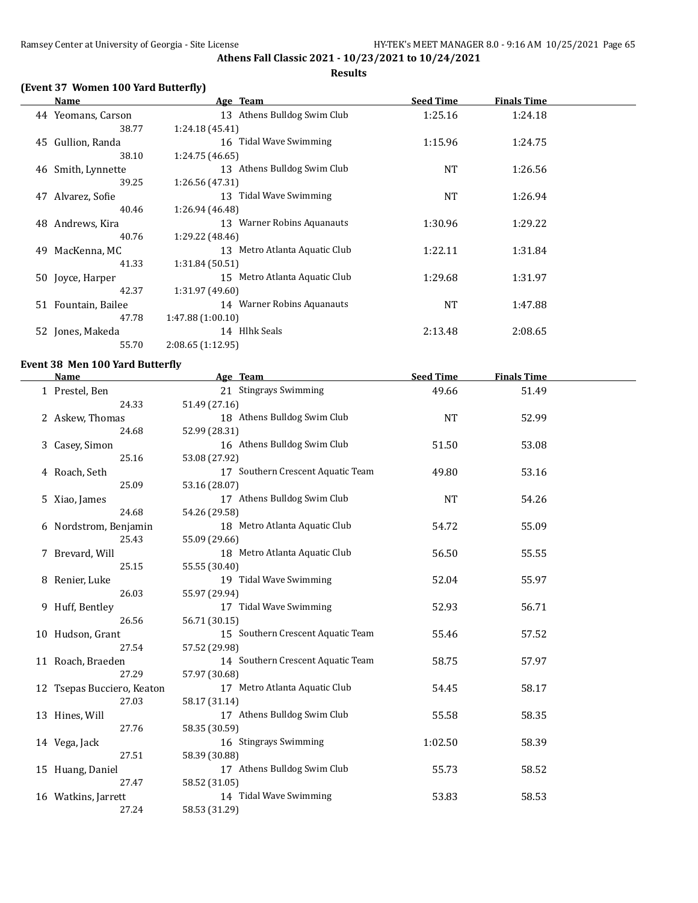## Athens Fall Classic 2021 - 10/23/2021 to 10/24/2021

### Results

#### (Event 37 Women 100 Yard Butterfly)

| | Name | Age | Team | Seed Time | Finals Time |
|---|---|---|---|---|---|
| 44 | Yeomans, Carson | 13 | Athens Bulldog Swim Club | 1:25.16 | 1:24.18 |
| | 38.77 | 1:24.18 (45.41) | | | |
| 45 | Gullion, Randa | 16 | Tidal Wave Swimming | 1:15.96 | 1:24.75 |
| | 38.10 | 1:24.75 (46.65) | | | |
| 46 | Smith, Lynnette | 13 | Athens Bulldog Swim Club | NT | 1:26.56 |
| | 39.25 | 1:26.56 (47.31) | | | |
| 47 | Alvarez, Sofie | 13 | Tidal Wave Swimming | NT | 1:26.94 |
| | 40.46 | 1:26.94 (46.48) | | | |
| 48 | Andrews, Kira | 13 | Warner Robins Aquanauts | 1:30.96 | 1:29.22 |
| | 40.76 | 1:29.22 (48.46) | | | |
| 49 | MacKenna, MC | 13 | Metro Atlanta Aquatic Club | 1:22.11 | 1:31.84 |
| | 41.33 | 1:31.84 (50.51) | | | |
| 50 | Joyce, Harper | 15 | Metro Atlanta Aquatic Club | 1:29.68 | 1:31.97 |
| | 42.37 | 1:31.97 (49.60) | | | |
| 51 | Fountain, Bailee | 14 | Warner Robins Aquanauts | NT | 1:47.88 |
| | 47.78 | 1:47.88 (1:00.10) | | | |
| 52 | Jones, Makeda | 14 | Hlhk Seals | 2:13.48 | 2:08.65 |
| | 55.70 | 2:08.65 (1:12.95) | | | |

#### Event 38 Men 100 Yard Butterfly

| | Name | Age | Team | Seed Time | Finals Time |
|---|---|---|---|---|---|
| 1 | Prestel, Ben | 21 | Stingrays Swimming | 49.66 | 51.49 |
| | 24.33 | 51.49 (27.16) | | | |
| 2 | Askew, Thomas | 18 | Athens Bulldog Swim Club | NT | 52.99 |
| | 24.68 | 52.99 (28.31) | | | |
| 3 | Casey, Simon | 16 | Athens Bulldog Swim Club | 51.50 | 53.08 |
| | 25.16 | 53.08 (27.92) | | | |
| 4 | Roach, Seth | 17 | Southern Crescent Aquatic Team | 49.80 | 53.16 |
| | 25.09 | 53.16 (28.07) | | | |
| 5 | Xiao, James | 17 | Athens Bulldog Swim Club | NT | 54.26 |
| | 24.68 | 54.26 (29.58) | | | |
| 6 | Nordstrom, Benjamin | 18 | Metro Atlanta Aquatic Club | 54.72 | 55.09 |
| | 25.43 | 55.09 (29.66) | | | |
| 7 | Brevard, Will | 18 | Metro Atlanta Aquatic Club | 56.50 | 55.55 |
| | 25.15 | 55.55 (30.40) | | | |
| 8 | Renier, Luke | 19 | Tidal Wave Swimming | 52.04 | 55.97 |
| | 26.03 | 55.97 (29.94) | | | |
| 9 | Huff, Bentley | 17 | Tidal Wave Swimming | 52.93 | 56.71 |
| | 26.56 | 56.71 (30.15) | | | |
| 10 | Hudson, Grant | 15 | Southern Crescent Aquatic Team | 55.46 | 57.52 |
| | 27.54 | 57.52 (29.98) | | | |
| 11 | Roach, Braeden | 14 | Southern Crescent Aquatic Team | 58.75 | 57.97 |
| | 27.29 | 57.97 (30.68) | | | |
| 12 | Tsepas Bucciero, Keaton | 17 | Metro Atlanta Aquatic Club | 54.45 | 58.17 |
| | 27.03 | 58.17 (31.14) | | | |
| 13 | Hines, Will | 17 | Athens Bulldog Swim Club | 55.58 | 58.35 |
| | 27.76 | 58.35 (30.59) | | | |
| 14 | Vega, Jack | 16 | Stingrays Swimming | 1:02.50 | 58.39 |
| | 27.51 | 58.39 (30.88) | | | |
| 15 | Huang, Daniel | 17 | Athens Bulldog Swim Club | 55.73 | 58.52 |
| | 27.47 | 58.52 (31.05) | | | |
| 16 | Watkins, Jarrett | 14 | Tidal Wave Swimming | 53.83 | 58.53 |
| | 27.24 | 58.53 (31.29) | | | |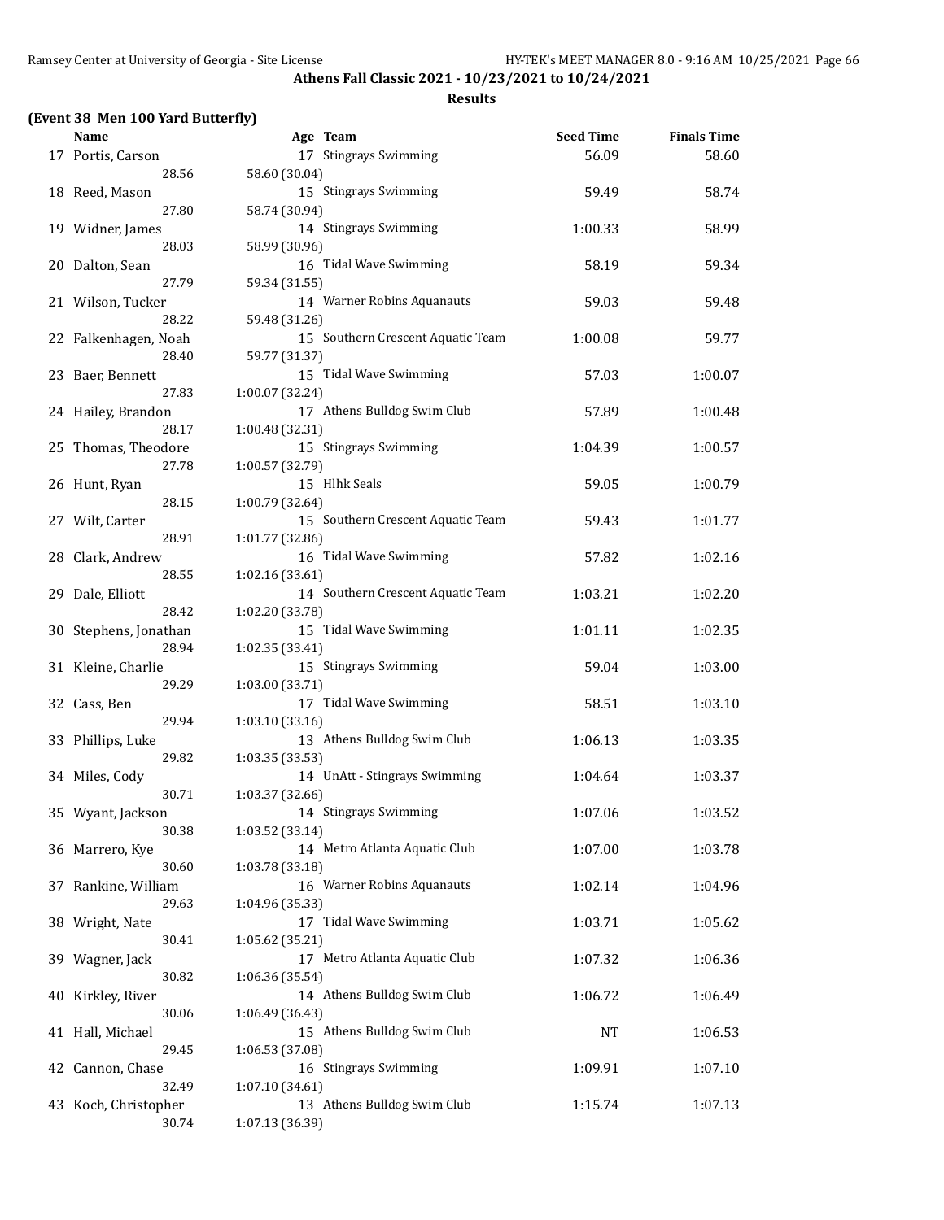**Athens Fall Classic 2021 - 10/23/2021 to 10/24/2021**

**Results**

### (Event 38 Men 100 Yard Butterfly)

| | Name | Age | Team | Seed Time | Finals Time |
|---|---|---|---|---|---|
| 17 | Portis, Carson | 17 | Stingrays Swimming | 56.09 | 58.60 |
| | 28.56 | 58.60 (30.04) | | | |
| 18 | Reed, Mason | 15 | Stingrays Swimming | 59.49 | 58.74 |
| | 27.80 | 58.74 (30.94) | | | |
| 19 | Widner, James | 14 | Stingrays Swimming | 1:00.33 | 58.99 |
| | 28.03 | 58.99 (30.96) | | | |
| 20 | Dalton, Sean | 16 | Tidal Wave Swimming | 58.19 | 59.34 |
| | 27.79 | 59.34 (31.55) | | | |
| 21 | Wilson, Tucker | 14 | Warner Robins Aquanauts | 59.03 | 59.48 |
| | 28.22 | 59.48 (31.26) | | | |
| 22 | Falkenhagen, Noah | 15 | Southern Crescent Aquatic Team | 1:00.08 | 59.77 |
| | 28.40 | 59.77 (31.37) | | | |
| 23 | Baer, Bennett | 15 | Tidal Wave Swimming | 57.03 | 1:00.07 |
| | 27.83 | 1:00.07 (32.24) | | | |
| 24 | Hailey, Brandon | 17 | Athens Bulldog Swim Club | 57.89 | 1:00.48 |
| | 28.17 | 1:00.48 (32.31) | | | |
| 25 | Thomas, Theodore | 15 | Stingrays Swimming | 1:04.39 | 1:00.57 |
| | 27.78 | 1:00.57 (32.79) | | | |
| 26 | Hunt, Ryan | 15 | Hlhk Seals | 59.05 | 1:00.79 |
| | 28.15 | 1:00.79 (32.64) | | | |
| 27 | Wilt, Carter | 15 | Southern Crescent Aquatic Team | 59.43 | 1:01.77 |
| | 28.91 | 1:01.77 (32.86) | | | |
| 28 | Clark, Andrew | 16 | Tidal Wave Swimming | 57.82 | 1:02.16 |
| | 28.55 | 1:02.16 (33.61) | | | |
| 29 | Dale, Elliott | 14 | Southern Crescent Aquatic Team | 1:03.21 | 1:02.20 |
| | 28.42 | 1:02.20 (33.78) | | | |
| 30 | Stephens, Jonathan | 15 | Tidal Wave Swimming | 1:01.11 | 1:02.35 |
| | 28.94 | 1:02.35 (33.41) | | | |
| 31 | Kleine, Charlie | 15 | Stingrays Swimming | 59.04 | 1:03.00 |
| | 29.29 | 1:03.00 (33.71) | | | |
| 32 | Cass, Ben | 17 | Tidal Wave Swimming | 58.51 | 1:03.10 |
| | 29.94 | 1:03.10 (33.16) | | | |
| 33 | Phillips, Luke | 13 | Athens Bulldog Swim Club | 1:06.13 | 1:03.35 |
| | 29.82 | 1:03.35 (33.53) | | | |
| 34 | Miles, Cody | 14 | UnAtt - Stingrays Swimming | 1:04.64 | 1:03.37 |
| | 30.71 | 1:03.37 (32.66) | | | |
| 35 | Wyant, Jackson | 14 | Stingrays Swimming | 1:07.06 | 1:03.52 |
| | 30.38 | 1:03.52 (33.14) | | | |
| 36 | Marrero, Kye | 14 | Metro Atlanta Aquatic Club | 1:07.00 | 1:03.78 |
| | 30.60 | 1:03.78 (33.18) | | | |
| 37 | Rankine, William | 16 | Warner Robins Aquanauts | 1:02.14 | 1:04.96 |
| | 29.63 | 1:04.96 (35.33) | | | |
| 38 | Wright, Nate | 17 | Tidal Wave Swimming | 1:03.71 | 1:05.62 |
| | 30.41 | 1:05.62 (35.21) | | | |
| 39 | Wagner, Jack | 17 | Metro Atlanta Aquatic Club | 1:07.32 | 1:06.36 |
| | 30.82 | 1:06.36 (35.54) | | | |
| 40 | Kirkley, River | 14 | Athens Bulldog Swim Club | 1:06.72 | 1:06.49 |
| | 30.06 | 1:06.49 (36.43) | | | |
| 41 | Hall, Michael | 15 | Athens Bulldog Swim Club | NT | 1:06.53 |
| | 29.45 | 1:06.53 (37.08) | | | |
| 42 | Cannon, Chase | 16 | Stingrays Swimming | 1:09.91 | 1:07.10 |
| | 32.49 | 1:07.10 (34.61) | | | |
| 43 | Koch, Christopher | 13 | Athens Bulldog Swim Club | 1:15.74 | 1:07.13 |
| | 30.74 | 1:07.13 (36.39) | | | |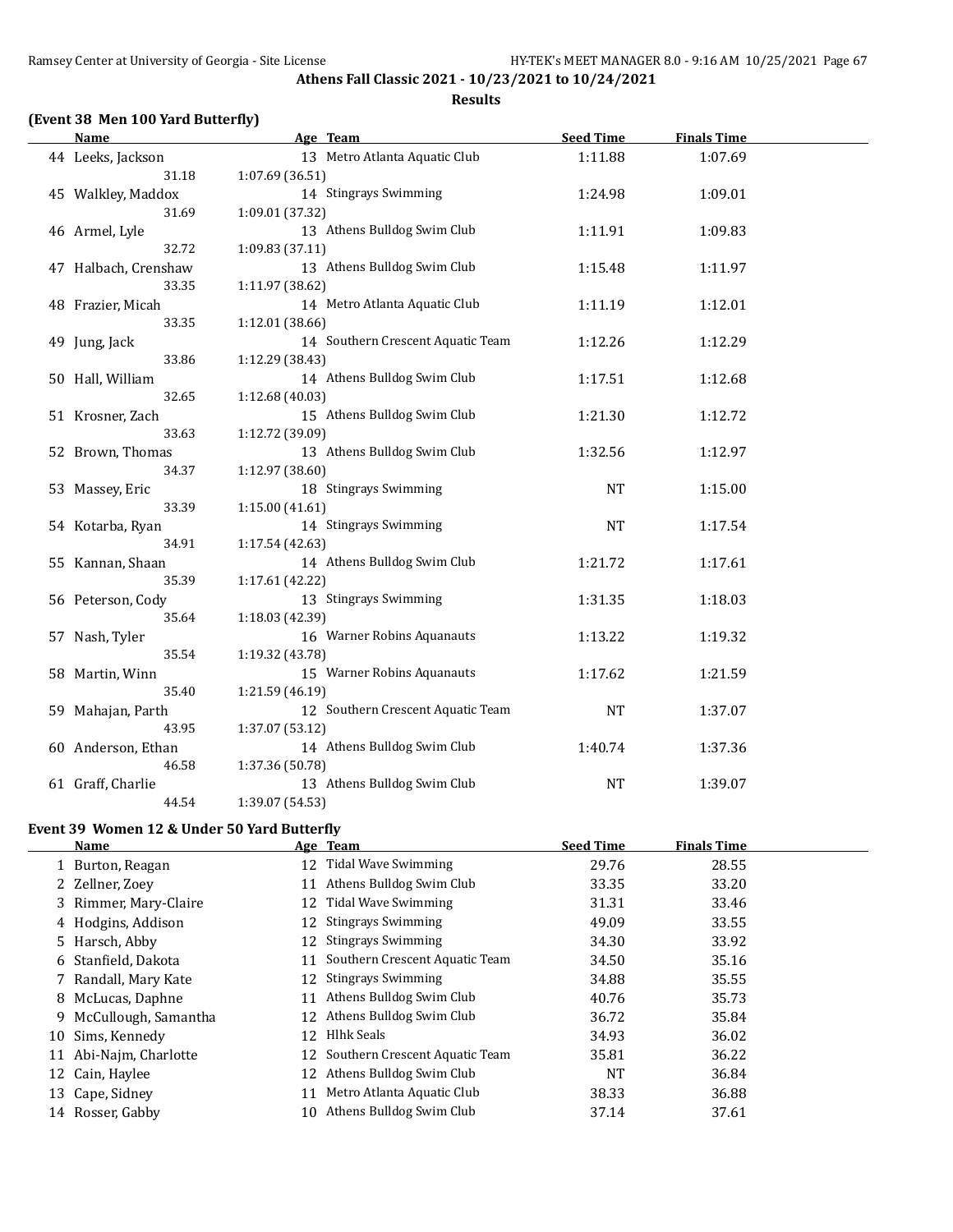**Athens Fall Classic 2021 - 10/23/2021 to 10/24/2021**

**Results**

### (Event 38 Men 100 Yard Butterfly)

| | Name | Age | Team | Seed Time | Finals Time |
|---|---|---|---|---|---|
| 44 | Leeks, Jackson | 13 | Metro Atlanta Aquatic Club | 1:11.88 | 1:07.69 |
| | 31.18 | 1:07.69 (36.51) | | | |
| 45 | Walkley, Maddox | 14 | Stingrays Swimming | 1:24.98 | 1:09.01 |
| | 31.69 | 1:09.01 (37.32) | | | |
| 46 | Armel, Lyle | 13 | Athens Bulldog Swim Club | 1:11.91 | 1:09.83 |
| | 32.72 | 1:09.83 (37.11) | | | |
| 47 | Halbach, Crenshaw | 13 | Athens Bulldog Swim Club | 1:15.48 | 1:11.97 |
| | 33.35 | 1:11.97 (38.62) | | | |
| 48 | Frazier, Micah | 14 | Metro Atlanta Aquatic Club | 1:11.19 | 1:12.01 |
| | 33.35 | 1:12.01 (38.66) | | | |
| 49 | Jung, Jack | 14 | Southern Crescent Aquatic Team | 1:12.26 | 1:12.29 |
| | 33.86 | 1:12.29 (38.43) | | | |
| 50 | Hall, William | 14 | Athens Bulldog Swim Club | 1:17.51 | 1:12.68 |
| | 32.65 | 1:12.68 (40.03) | | | |
| 51 | Krosner, Zach | 15 | Athens Bulldog Swim Club | 1:21.30 | 1:12.72 |
| | 33.63 | 1:12.72 (39.09) | | | |
| 52 | Brown, Thomas | 13 | Athens Bulldog Swim Club | 1:32.56 | 1:12.97 |
| | 34.37 | 1:12.97 (38.60) | | | |
| 53 | Massey, Eric | 18 | Stingrays Swimming | NT | 1:15.00 |
| | 33.39 | 1:15.00 (41.61) | | | |
| 54 | Kotarba, Ryan | 14 | Stingrays Swimming | NT | 1:17.54 |
| | 34.91 | 1:17.54 (42.63) | | | |
| 55 | Kannan, Shaan | 14 | Athens Bulldog Swim Club | 1:21.72 | 1:17.61 |
| | 35.39 | 1:17.61 (42.22) | | | |
| 56 | Peterson, Cody | 13 | Stingrays Swimming | 1:31.35 | 1:18.03 |
| | 35.64 | 1:18.03 (42.39) | | | |
| 57 | Nash, Tyler | 16 | Warner Robins Aquanauts | 1:13.22 | 1:19.32 |
| | 35.54 | 1:19.32 (43.78) | | | |
| 58 | Martin, Winn | 15 | Warner Robins Aquanauts | 1:17.62 | 1:21.59 |
| | 35.40 | 1:21.59 (46.19) | | | |
| 59 | Mahajan, Parth | 12 | Southern Crescent Aquatic Team | NT | 1:37.07 |
| | 43.95 | 1:37.07 (53.12) | | | |
| 60 | Anderson, Ethan | 14 | Athens Bulldog Swim Club | 1:40.74 | 1:37.36 |
| | 46.58 | 1:37.36 (50.78) | | | |
| 61 | Graff, Charlie | 13 | Athens Bulldog Swim Club | NT | 1:39.07 |
| | 44.54 | 1:39.07 (54.53) | | | |

### Event 39 Women 12 & Under 50 Yard Butterfly

| | Name | Age | Team | Seed Time | Finals Time |
|---|---|---|---|---|---|
| 1 | Burton, Reagan | 12 | Tidal Wave Swimming | 29.76 | 28.55 |
| 2 | Zellner, Zoey | 11 | Athens Bulldog Swim Club | 33.35 | 33.20 |
| 3 | Rimmer, Mary-Claire | 12 | Tidal Wave Swimming | 31.31 | 33.46 |
| 4 | Hodgins, Addison | 12 | Stingrays Swimming | 49.09 | 33.55 |
| 5 | Harsch, Abby | 12 | Stingrays Swimming | 34.30 | 33.92 |
| 6 | Stanfield, Dakota | 11 | Southern Crescent Aquatic Team | 34.50 | 35.16 |
| 7 | Randall, Mary Kate | 12 | Stingrays Swimming | 34.88 | 35.55 |
| 8 | McLucas, Daphne | 11 | Athens Bulldog Swim Club | 40.76 | 35.73 |
| 9 | McCullough, Samantha | 12 | Athens Bulldog Swim Club | 36.72 | 35.84 |
| 10 | Sims, Kennedy | 12 | Hlhk Seals | 34.93 | 36.02 |
| 11 | Abi-Najm, Charlotte | 12 | Southern Crescent Aquatic Team | 35.81 | 36.22 |
| 12 | Cain, Haylee | 12 | Athens Bulldog Swim Club | NT | 36.84 |
| 13 | Cape, Sidney | 11 | Metro Atlanta Aquatic Club | 38.33 | 36.88 |
| 14 | Rosser, Gabby | 10 | Athens Bulldog Swim Club | 37.14 | 37.61 |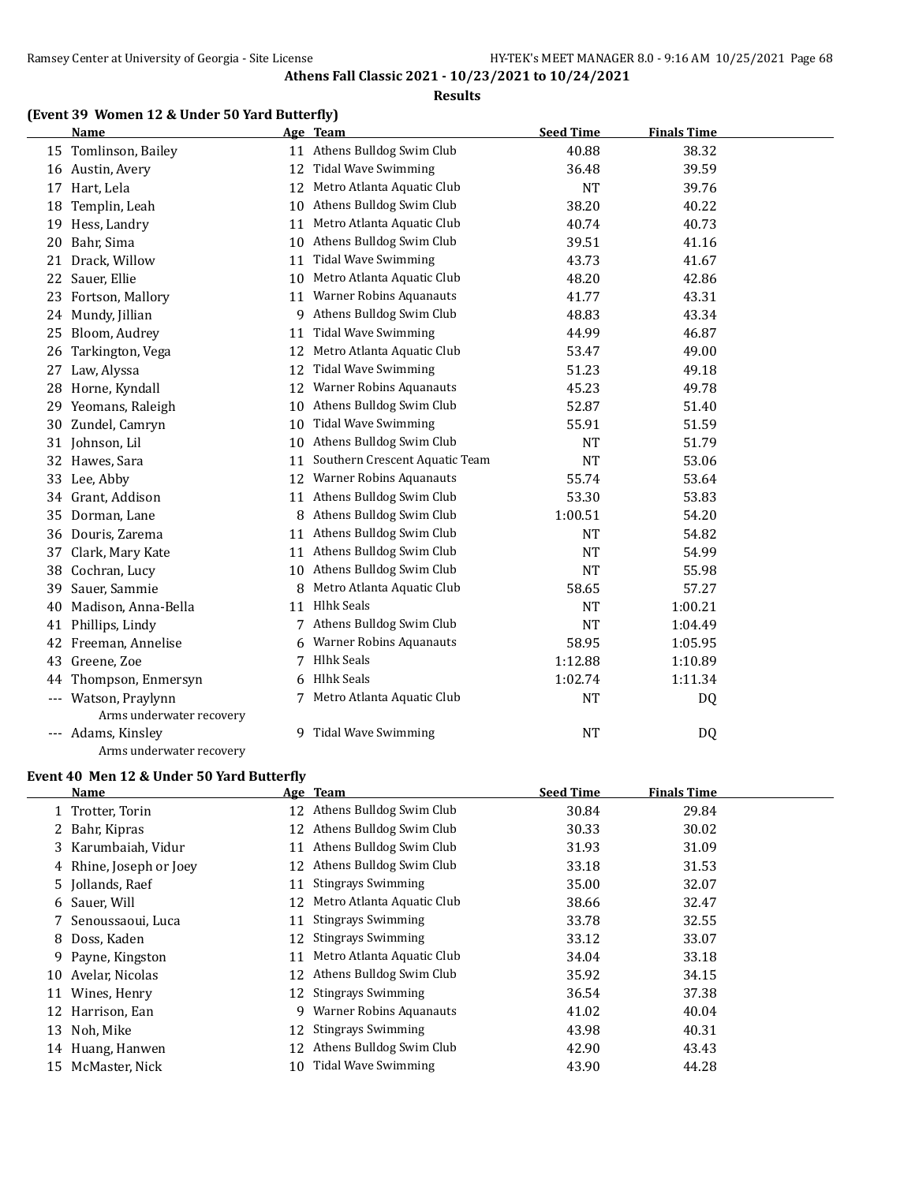# Athens Fall Classic 2021 - 10/23/2021 to 10/24/2021

## Results

### (Event 39 Women 12 & Under 50 Yard Butterfly)

| | Name | Age | Team | Seed Time | Finals Time |
|---|---|---|---|---|---|
| 15 | Tomlinson, Bailey | 11 | Athens Bulldog Swim Club | 40.88 | 38.32 |
| 16 | Austin, Avery | 12 | Tidal Wave Swimming | 36.48 | 39.59 |
| 17 | Hart, Lela | 12 | Metro Atlanta Aquatic Club | NT | 39.76 |
| 18 | Templin, Leah | 10 | Athens Bulldog Swim Club | 38.20 | 40.22 |
| 19 | Hess, Landry | 11 | Metro Atlanta Aquatic Club | 40.74 | 40.73 |
| 20 | Bahr, Sima | 10 | Athens Bulldog Swim Club | 39.51 | 41.16 |
| 21 | Drack, Willow | 11 | Tidal Wave Swimming | 43.73 | 41.67 |
| 22 | Sauer, Ellie | 10 | Metro Atlanta Aquatic Club | 48.20 | 42.86 |
| 23 | Fortson, Mallory | 11 | Warner Robins Aquanauts | 41.77 | 43.31 |
| 24 | Mundy, Jillian | 9 | Athens Bulldog Swim Club | 48.83 | 43.34 |
| 25 | Bloom, Audrey | 11 | Tidal Wave Swimming | 44.99 | 46.87 |
| 26 | Tarkington, Vega | 12 | Metro Atlanta Aquatic Club | 53.47 | 49.00 |
| 27 | Law, Alyssa | 12 | Tidal Wave Swimming | 51.23 | 49.18 |
| 28 | Horne, Kyndall | 12 | Warner Robins Aquanauts | 45.23 | 49.78 |
| 29 | Yeomans, Raleigh | 10 | Athens Bulldog Swim Club | 52.87 | 51.40 |
| 30 | Zundel, Camryn | 10 | Tidal Wave Swimming | 55.91 | 51.59 |
| 31 | Johnson, Lil | 10 | Athens Bulldog Swim Club | NT | 51.79 |
| 32 | Hawes, Sara | 11 | Southern Crescent Aquatic Team | NT | 53.06 |
| 33 | Lee, Abby | 12 | Warner Robins Aquanauts | 55.74 | 53.64 |
| 34 | Grant, Addison | 11 | Athens Bulldog Swim Club | 53.30 | 53.83 |
| 35 | Dorman, Lane | 8 | Athens Bulldog Swim Club | 1:00.51 | 54.20 |
| 36 | Douris, Zarema | 11 | Athens Bulldog Swim Club | NT | 54.82 |
| 37 | Clark, Mary Kate | 11 | Athens Bulldog Swim Club | NT | 54.99 |
| 38 | Cochran, Lucy | 10 | Athens Bulldog Swim Club | NT | 55.98 |
| 39 | Sauer, Sammie | 8 | Metro Atlanta Aquatic Club | 58.65 | 57.27 |
| 40 | Madison, Anna-Bella | 11 | Hlhk Seals | NT | 1:00.21 |
| 41 | Phillips, Lindy | 7 | Athens Bulldog Swim Club | NT | 1:04.49 |
| 42 | Freeman, Annelise | 6 | Warner Robins Aquanauts | 58.95 | 1:05.95 |
| 43 | Greene, Zoe | 7 | Hlhk Seals | 1:12.88 | 1:10.89 |
| 44 | Thompson, Enmersyn | 6 | Hlhk Seals | 1:02.74 | 1:11.34 |
| --- | Watson, Praylynn | 7 | Metro Atlanta Aquatic Club | NT | DQ |
| | Arms underwater recovery | | | | |
| --- | Adams, Kinsley | 9 | Tidal Wave Swimming | NT | DQ |
| | Arms underwater recovery | | | | |

### Event 40 Men 12 & Under 50 Yard Butterfly

| | Name | Age | Team | Seed Time | Finals Time |
|---|---|---|---|---|---|
| 1 | Trotter, Torin | 12 | Athens Bulldog Swim Club | 30.84 | 29.84 |
| 2 | Bahr, Kipras | 12 | Athens Bulldog Swim Club | 30.33 | 30.02 |
| 3 | Karumbaiah, Vidur | 11 | Athens Bulldog Swim Club | 31.93 | 31.09 |
| 4 | Rhine, Joseph or Joey | 12 | Athens Bulldog Swim Club | 33.18 | 31.53 |
| 5 | Jollands, Raef | 11 | Stingrays Swimming | 35.00 | 32.07 |
| 6 | Sauer, Will | 12 | Metro Atlanta Aquatic Club | 38.66 | 32.47 |
| 7 | Senoussaoui, Luca | 11 | Stingrays Swimming | 33.78 | 32.55 |
| 8 | Doss, Kaden | 12 | Stingrays Swimming | 33.12 | 33.07 |
| 9 | Payne, Kingston | 11 | Metro Atlanta Aquatic Club | 34.04 | 33.18 |
| 10 | Avelar, Nicolas | 12 | Athens Bulldog Swim Club | 35.92 | 34.15 |
| 11 | Wines, Henry | 12 | Stingrays Swimming | 36.54 | 37.38 |
| 12 | Harrison, Ean | 9 | Warner Robins Aquanauts | 41.02 | 40.04 |
| 13 | Noh, Mike | 12 | Stingrays Swimming | 43.98 | 40.31 |
| 14 | Huang, Hanwen | 12 | Athens Bulldog Swim Club | 42.90 | 43.43 |
| 15 | McMaster, Nick | 10 | Tidal Wave Swimming | 43.90 | 44.28 |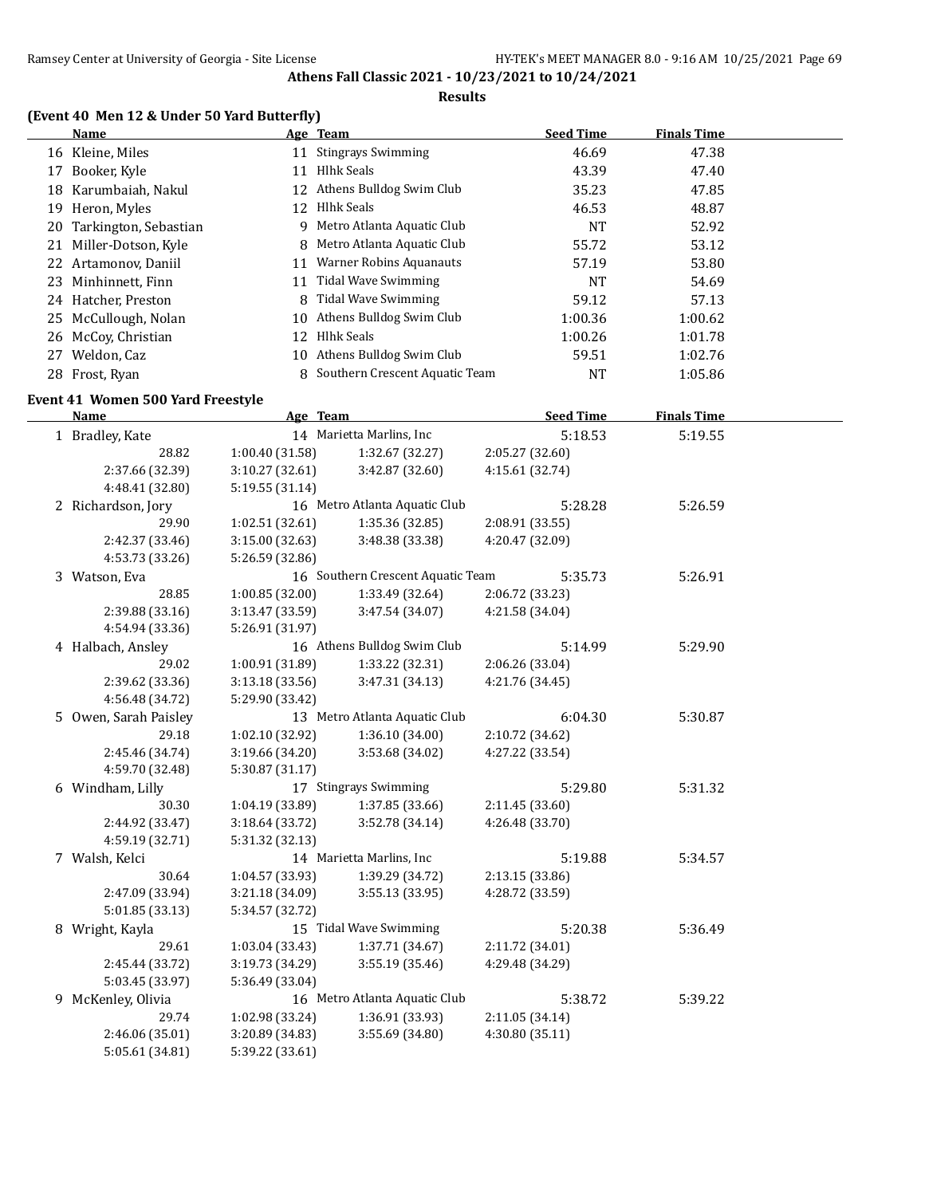**Athens Fall Classic 2021 - 10/23/2021 to 10/24/2021**

**Results**

### (Event 40 Men 12 & Under 50 Yard Butterfly)

| | Name | Age | Team | Seed Time | Finals Time |
|---|---|---|---|---|---|
| 16 | Kleine, Miles | 11 | Stingrays Swimming | 46.69 | 47.38 |
| 17 | Booker, Kyle | 11 | Hlhk Seals | 43.39 | 47.40 |
| 18 | Karumbaiah, Nakul | 12 | Athens Bulldog Swim Club | 35.23 | 47.85 |
| 19 | Heron, Myles | 12 | Hlhk Seals | 46.53 | 48.87 |
| 20 | Tarkington, Sebastian | 9 | Metro Atlanta Aquatic Club | NT | 52.92 |
| 21 | Miller-Dotson, Kyle | 8 | Metro Atlanta Aquatic Club | 55.72 | 53.12 |
| 22 | Artamonov, Daniil | 11 | Warner Robins Aquanauts | 57.19 | 53.80 |
| 23 | Minhinnett, Finn | 11 | Tidal Wave Swimming | NT | 54.69 |
| 24 | Hatcher, Preston | 8 | Tidal Wave Swimming | 59.12 | 57.13 |
| 25 | McCullough, Nolan | 10 | Athens Bulldog Swim Club | 1:00.36 | 1:00.62 |
| 26 | McCoy, Christian | 12 | Hlhk Seals | 1:00.26 | 1:01.78 |
| 27 | Weldon, Caz | 10 | Athens Bulldog Swim Club | 59.51 | 1:02.76 |
| 28 | Frost, Ryan | 8 | Southern Crescent Aquatic Team | NT | 1:05.86 |

### Event 41 Women 500 Yard Freestyle

| | Name | Age | Team | Seed Time | Finals Time |
|---|---|---|---|---|---|
| 1 | Bradley, Kate | 14 | Marietta Marlins, Inc | 5:18.53 | 5:19.55 |
| | 28.82 | 1:00.40 (31.58) | 1:32.67 (32.27) | 2:05.27 (32.60) | |
| | 2:37.66 (32.39) | 3:10.27 (32.61) | 3:42.87 (32.60) | 4:15.61 (32.74) | |
| | 4:48.41 (32.80) | 5:19.55 (31.14) | | | |
| 2 | Richardson, Jory | 16 | Metro Atlanta Aquatic Club | 5:28.28 | 5:26.59 |
| | 29.90 | 1:02.51 (32.61) | 1:35.36 (32.85) | 2:08.91 (33.55) | |
| | 2:42.37 (33.46) | 3:15.00 (32.63) | 3:48.38 (33.38) | 4:20.47 (32.09) | |
| | 4:53.73 (33.26) | 5:26.59 (32.86) | | | |
| 3 | Watson, Eva | 16 | Southern Crescent Aquatic Team | 5:35.73 | 5:26.91 |
| | 28.85 | 1:00.85 (32.00) | 1:33.49 (32.64) | 2:06.72 (33.23) | |
| | 2:39.88 (33.16) | 3:13.47 (33.59) | 3:47.54 (34.07) | 4:21.58 (34.04) | |
| | 4:54.94 (33.36) | 5:26.91 (31.97) | | | |
| 4 | Halbach, Ansley | 16 | Athens Bulldog Swim Club | 5:14.99 | 5:29.90 |
| | 29.02 | 1:00.91 (31.89) | 1:33.22 (32.31) | 2:06.26 (33.04) | |
| | 2:39.62 (33.36) | 3:13.18 (33.56) | 3:47.31 (34.13) | 4:21.76 (34.45) | |
| | 4:56.48 (34.72) | 5:29.90 (33.42) | | | |
| 5 | Owen, Sarah Paisley | 13 | Metro Atlanta Aquatic Club | 6:04.30 | 5:30.87 |
| | 29.18 | 1:02.10 (32.92) | 1:36.10 (34.00) | 2:10.72 (34.62) | |
| | 2:45.46 (34.74) | 3:19.66 (34.20) | 3:53.68 (34.02) | 4:27.22 (33.54) | |
| | 4:59.70 (32.48) | 5:30.87 (31.17) | | | |
| 6 | Windham, Lilly | 17 | Stingrays Swimming | 5:29.80 | 5:31.32 |
| | 30.30 | 1:04.19 (33.89) | 1:37.85 (33.66) | 2:11.45 (33.60) | |
| | 2:44.92 (33.47) | 3:18.64 (33.72) | 3:52.78 (34.14) | 4:26.48 (33.70) | |
| | 4:59.19 (32.71) | 5:31.32 (32.13) | | | |
| 7 | Walsh, Kelci | 14 | Marietta Marlins, Inc | 5:19.88 | 5:34.57 |
| | 30.64 | 1:04.57 (33.93) | 1:39.29 (34.72) | 2:13.15 (33.86) | |
| | 2:47.09 (33.94) | 3:21.18 (34.09) | 3:55.13 (33.95) | 4:28.72 (33.59) | |
| | 5:01.85 (33.13) | 5:34.57 (32.72) | | | |
| 8 | Wright, Kayla | 15 | Tidal Wave Swimming | 5:20.38 | 5:36.49 |
| | 29.61 | 1:03.04 (33.43) | 1:37.71 (34.67) | 2:11.72 (34.01) | |
| | 2:45.44 (33.72) | 3:19.73 (34.29) | 3:55.19 (35.46) | 4:29.48 (34.29) | |
| | 5:03.45 (33.97) | 5:36.49 (33.04) | | | |
| 9 | McKenley, Olivia | 16 | Metro Atlanta Aquatic Club | 5:38.72 | 5:39.22 |
| | 29.74 | 1:02.98 (33.24) | 1:36.91 (33.93) | 2:11.05 (34.14) | |
| | 2:46.06 (35.01) | 3:20.89 (34.83) | 3:55.69 (34.80) | 4:30.80 (35.11) | |
| | 5:05.61 (34.81) | 5:39.22 (33.61) | | | |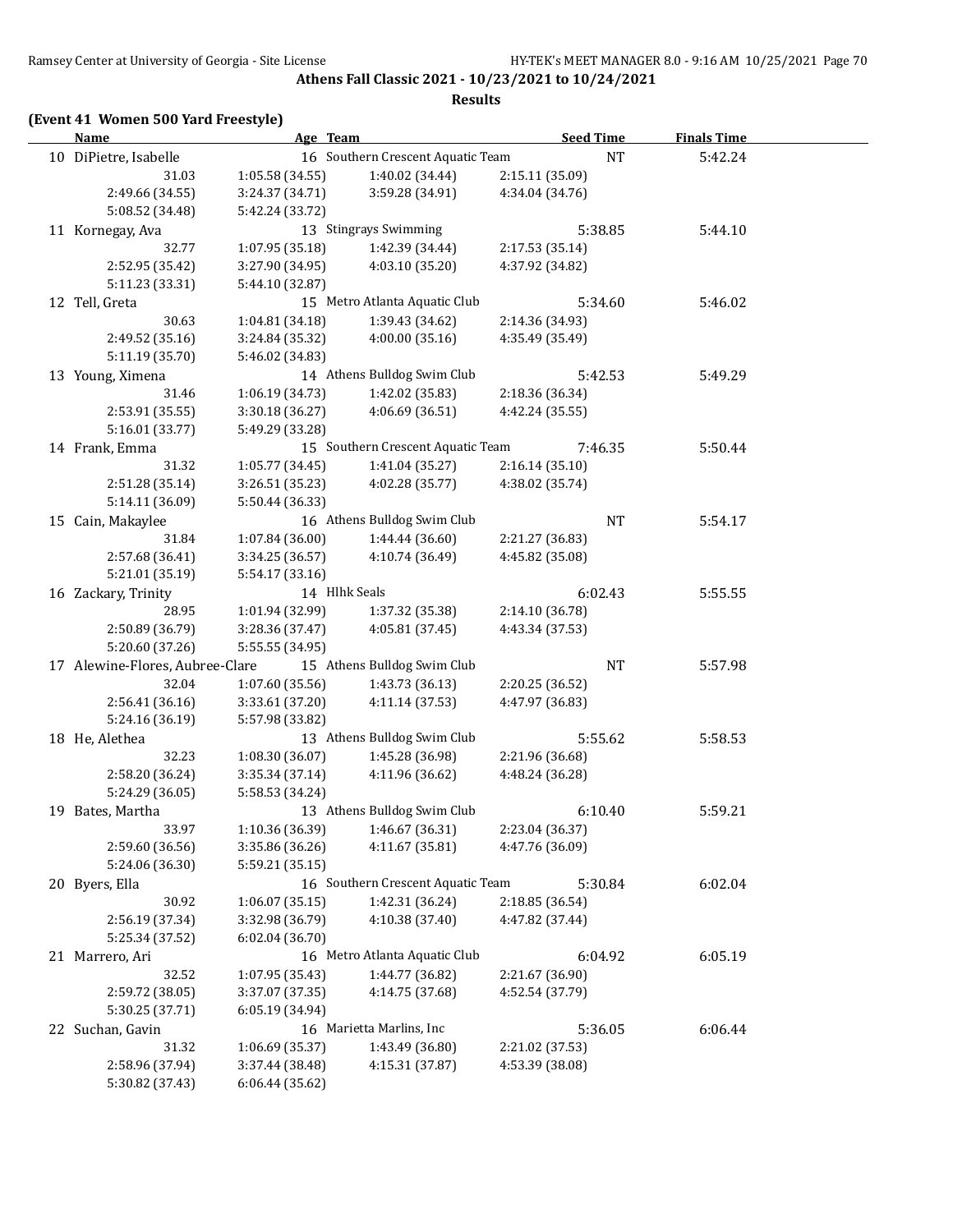**Athens Fall Classic 2021 - 10/23/2021 to 10/24/2021**

**Results**

**(Event 41 Women 500 Yard Freestyle)**

| Name | Age | Team | Seed Time | Finals Time |
|---|---|---|---|---|
| 10 DiPietre, Isabelle | 16 | Southern Crescent Aquatic Team | NT | 5:42.24 |
| 31.03 | 1:05.58 (34.55) | 1:40.02 (34.44) | 2:15.11 (35.09) | |
| 2:49.66 (34.55) | 3:24.37 (34.71) | 3:59.28 (34.91) | 4:34.04 (34.76) | |
| 5:08.52 (34.48) | 5:42.24 (33.72) | | | |
| 11 Kornegay, Ava | 13 | Stingrays Swimming | 5:38.85 | 5:44.10 |
| 32.77 | 1:07.95 (35.18) | 1:42.39 (34.44) | 2:17.53 (35.14) | |
| 2:52.95 (35.42) | 3:27.90 (34.95) | 4:03.10 (35.20) | 4:37.92 (34.82) | |
| 5:11.23 (33.31) | 5:44.10 (32.87) | | | |
| 12 Tell, Greta | 15 | Metro Atlanta Aquatic Club | 5:34.60 | 5:46.02 |
| 30.63 | 1:04.81 (34.18) | 1:39.43 (34.62) | 2:14.36 (34.93) | |
| 2:49.52 (35.16) | 3:24.84 (35.32) | 4:00.00 (35.16) | 4:35.49 (35.49) | |
| 5:11.19 (35.70) | 5:46.02 (34.83) | | | |
| 13 Young, Ximena | 14 | Athens Bulldog Swim Club | 5:42.53 | 5:49.29 |
| 31.46 | 1:06.19 (34.73) | 1:42.02 (35.83) | 2:18.36 (36.34) | |
| 2:53.91 (35.55) | 3:30.18 (36.27) | 4:06.69 (36.51) | 4:42.24 (35.55) | |
| 5:16.01 (33.77) | 5:49.29 (33.28) | | | |
| 14 Frank, Emma | 15 | Southern Crescent Aquatic Team | 7:46.35 | 5:50.44 |
| 31.32 | 1:05.77 (34.45) | 1:41.04 (35.27) | 2:16.14 (35.10) | |
| 2:51.28 (35.14) | 3:26.51 (35.23) | 4:02.28 (35.77) | 4:38.02 (35.74) | |
| 5:14.11 (36.09) | 5:50.44 (36.33) | | | |
| 15 Cain, Makaylee | 16 | Athens Bulldog Swim Club | NT | 5:54.17 |
| 31.84 | 1:07.84 (36.00) | 1:44.44 (36.60) | 2:21.27 (36.83) | |
| 2:57.68 (36.41) | 3:34.25 (36.57) | 4:10.74 (36.49) | 4:45.82 (35.08) | |
| 5:21.01 (35.19) | 5:54.17 (33.16) | | | |
| 16 Zackary, Trinity | 14 | Hlhk Seals | 6:02.43 | 5:55.55 |
| 28.95 | 1:01.94 (32.99) | 1:37.32 (35.38) | 2:14.10 (36.78) | |
| 2:50.89 (36.79) | 3:28.36 (37.47) | 4:05.81 (37.45) | 4:43.34 (37.53) | |
| 5:20.60 (37.26) | 5:55.55 (34.95) | | | |
| 17 Alewine-Flores, Aubree-Clare | 15 | Athens Bulldog Swim Club | NT | 5:57.98 |
| 32.04 | 1:07.60 (35.56) | 1:43.73 (36.13) | 2:20.25 (36.52) | |
| 2:56.41 (36.16) | 3:33.61 (37.20) | 4:11.14 (37.53) | 4:47.97 (36.83) | |
| 5:24.16 (36.19) | 5:57.98 (33.82) | | | |
| 18 He, Alethea | 13 | Athens Bulldog Swim Club | 5:55.62 | 5:58.53 |
| 32.23 | 1:08.30 (36.07) | 1:45.28 (36.98) | 2:21.96 (36.68) | |
| 2:58.20 (36.24) | 3:35.34 (37.14) | 4:11.96 (36.62) | 4:48.24 (36.28) | |
| 5:24.29 (36.05) | 5:58.53 (34.24) | | | |
| 19 Bates, Martha | 13 | Athens Bulldog Swim Club | 6:10.40 | 5:59.21 |
| 33.97 | 1:10.36 (36.39) | 1:46.67 (36.31) | 2:23.04 (36.37) | |
| 2:59.60 (36.56) | 3:35.86 (36.26) | 4:11.67 (35.81) | 4:47.76 (36.09) | |
| 5:24.06 (36.30) | 5:59.21 (35.15) | | | |
| 20 Byers, Ella | 16 | Southern Crescent Aquatic Team | 5:30.84 | 6:02.04 |
| 30.92 | 1:06.07 (35.15) | 1:42.31 (36.24) | 2:18.85 (36.54) | |
| 2:56.19 (37.34) | 3:32.98 (36.79) | 4:10.38 (37.40) | 4:47.82 (37.44) | |
| 5:25.34 (37.52) | 6:02.04 (36.70) | | | |
| 21 Marrero, Ari | 16 | Metro Atlanta Aquatic Club | 6:04.92 | 6:05.19 |
| 32.52 | 1:07.95 (35.43) | 1:44.77 (36.82) | 2:21.67 (36.90) | |
| 2:59.72 (38.05) | 3:37.07 (37.35) | 4:14.75 (37.68) | 4:52.54 (37.79) | |
| 5:30.25 (37.71) | 6:05.19 (34.94) | | | |
| 22 Suchan, Gavin | 16 | Marietta Marlins, Inc | 5:36.05 | 6:06.44 |
| 31.32 | 1:06.69 (35.37) | 1:43.49 (36.80) | 2:21.02 (37.53) | |
| 2:58.96 (37.94) | 3:37.44 (38.48) | 4:15.31 (37.87) | 4:53.39 (38.08) | |
| 5:30.82 (37.43) | 6:06.44 (35.62) | | | |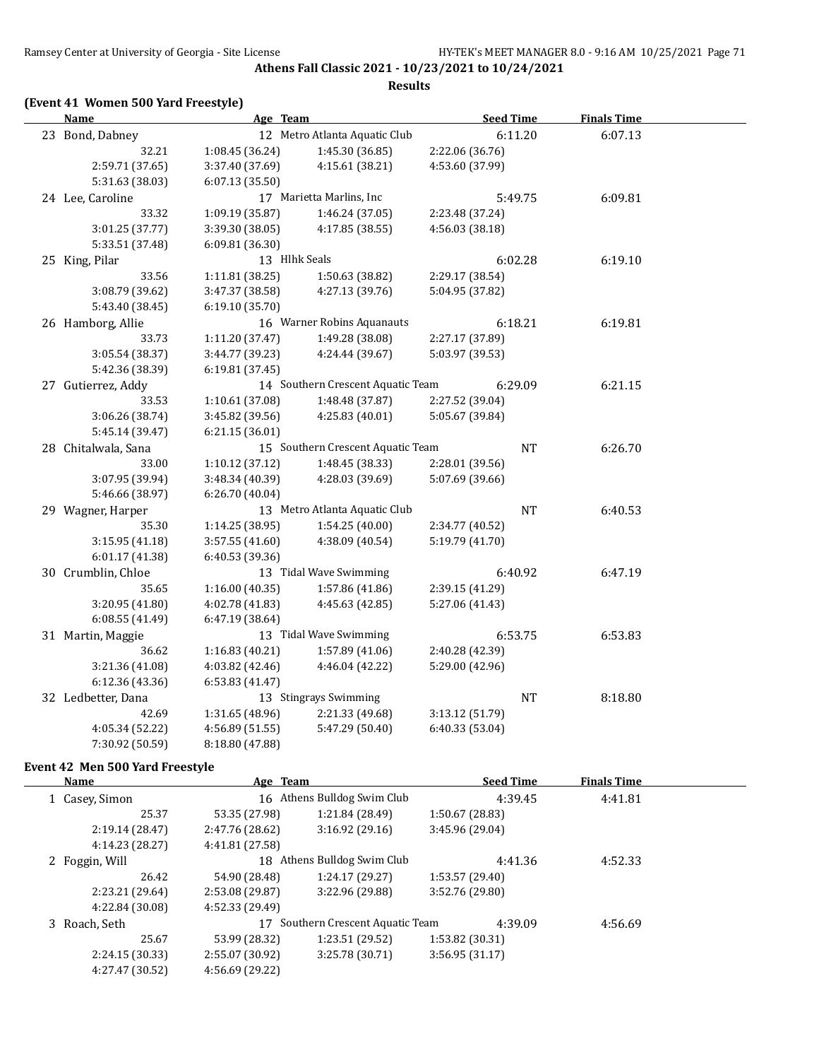**Athens Fall Classic 2021 - 10/23/2021 to 10/24/2021**

**Results**

### (Event 41 Women 500 Yard Freestyle)

| Name | Age | Team | Seed Time | Finals Time |
|---|---|---|---|---|
| 23 Bond, Dabney | 12 | Metro Atlanta Aquatic Club | 6:11.20 | 6:07.13 |
| 32.21 | 1:08.45 (36.24) | 1:45.30 (36.85) | 2:22.06 (36.76) | |
| 2:59.71 (37.65) | 3:37.40 (37.69) | 4:15.61 (38.21) | 4:53.60 (37.99) | |
| 5:31.63 (38.03) | 6:07.13 (35.50) | | | |
| 24 Lee, Caroline | 17 | Marietta Marlins, Inc | 5:49.75 | 6:09.81 |
| 33.32 | 1:09.19 (35.87) | 1:46.24 (37.05) | 2:23.48 (37.24) | |
| 3:01.25 (37.77) | 3:39.30 (38.05) | 4:17.85 (38.55) | 4:56.03 (38.18) | |
| 5:33.51 (37.48) | 6:09.81 (36.30) | | | |
| 25 King, Pilar | 13 | Hlhk Seals | 6:02.28 | 6:19.10 |
| 33.56 | 1:11.81 (38.25) | 1:50.63 (38.82) | 2:29.17 (38.54) | |
| 3:08.79 (39.62) | 3:47.37 (38.58) | 4:27.13 (39.76) | 5:04.95 (37.82) | |
| 5:43.40 (38.45) | 6:19.10 (35.70) | | | |
| 26 Hamborg, Allie | 16 | Warner Robins Aquanauts | 6:18.21 | 6:19.81 |
| 33.73 | 1:11.20 (37.47) | 1:49.28 (38.08) | 2:27.17 (37.89) | |
| 3:05.54 (38.37) | 3:44.77 (39.23) | 4:24.44 (39.67) | 5:03.97 (39.53) | |
| 5:42.36 (38.39) | 6:19.81 (37.45) | | | |
| 27 Gutierrez, Addy | 14 | Southern Crescent Aquatic Team | 6:29.09 | 6:21.15 |
| 33.53 | 1:10.61 (37.08) | 1:48.48 (37.87) | 2:27.52 (39.04) | |
| 3:06.26 (38.74) | 3:45.82 (39.56) | 4:25.83 (40.01) | 5:05.67 (39.84) | |
| 5:45.14 (39.47) | 6:21.15 (36.01) | | | |
| 28 Chitalwala, Sana | 15 | Southern Crescent Aquatic Team | NT | 6:26.70 |
| 33.00 | 1:10.12 (37.12) | 1:48.45 (38.33) | 2:28.01 (39.56) | |
| 3:07.95 (39.94) | 3:48.34 (40.39) | 4:28.03 (39.69) | 5:07.69 (39.66) | |
| 5:46.66 (38.97) | 6:26.70 (40.04) | | | |
| 29 Wagner, Harper | 13 | Metro Atlanta Aquatic Club | NT | 6:40.53 |
| 35.30 | 1:14.25 (38.95) | 1:54.25 (40.00) | 2:34.77 (40.52) | |
| 3:15.95 (41.18) | 3:57.55 (41.60) | 4:38.09 (40.54) | 5:19.79 (41.70) | |
| 6:01.17 (41.38) | 6:40.53 (39.36) | | | |
| 30 Crumblin, Chloe | 13 | Tidal Wave Swimming | 6:40.92 | 6:47.19 |
| 35.65 | 1:16.00 (40.35) | 1:57.86 (41.86) | 2:39.15 (41.29) | |
| 3:20.95 (41.80) | 4:02.78 (41.83) | 4:45.63 (42.85) | 5:27.06 (41.43) | |
| 6:08.55 (41.49) | 6:47.19 (38.64) | | | |
| 31 Martin, Maggie | 13 | Tidal Wave Swimming | 6:53.75 | 6:53.83 |
| 36.62 | 1:16.83 (40.21) | 1:57.89 (41.06) | 2:40.28 (42.39) | |
| 3:21.36 (41.08) | 4:03.82 (42.46) | 4:46.04 (42.22) | 5:29.00 (42.96) | |
| 6:12.36 (43.36) | 6:53.83 (41.47) | | | |
| 32 Ledbetter, Dana | 13 | Stingrays Swimming | NT | 8:18.80 |
| 42.69 | 1:31.65 (48.96) | 2:21.33 (49.68) | 3:13.12 (51.79) | |
| 4:05.34 (52.22) | 4:56.89 (51.55) | 5:47.29 (50.40) | 6:40.33 (53.04) | |
| 7:30.92 (50.59) | 8:18.80 (47.88) | | | |

### Event 42 Men 500 Yard Freestyle

| Name | Age | Team | Seed Time | Finals Time |
|---|---|---|---|---|
| 1 Casey, Simon | 16 | Athens Bulldog Swim Club | 4:39.45 | 4:41.81 |
| 25.37 | 53.35 (27.98) | 1:21.84 (28.49) | 1:50.67 (28.83) | |
| 2:19.14 (28.47) | 2:47.76 (28.62) | 3:16.92 (29.16) | 3:45.96 (29.04) | |
| 4:14.23 (28.27) | 4:41.81 (27.58) | | | |
| 2 Foggin, Will | 18 | Athens Bulldog Swim Club | 4:41.36 | 4:52.33 |
| 26.42 | 54.90 (28.48) | 1:24.17 (29.27) | 1:53.57 (29.40) | |
| 2:23.21 (29.64) | 2:53.08 (29.87) | 3:22.96 (29.88) | 3:52.76 (29.80) | |
| 4:22.84 (30.08) | 4:52.33 (29.49) | | | |
| 3 Roach, Seth | 17 | Southern Crescent Aquatic Team | 4:39.09 | 4:56.69 |
| 25.67 | 53.99 (28.32) | 1:23.51 (29.52) | 1:53.82 (30.31) | |
| 2:24.15 (30.33) | 2:55.07 (30.92) | 3:25.78 (30.71) | 3:56.95 (31.17) | |
| 4:27.47 (30.52) | 4:56.69 (29.22) | | | |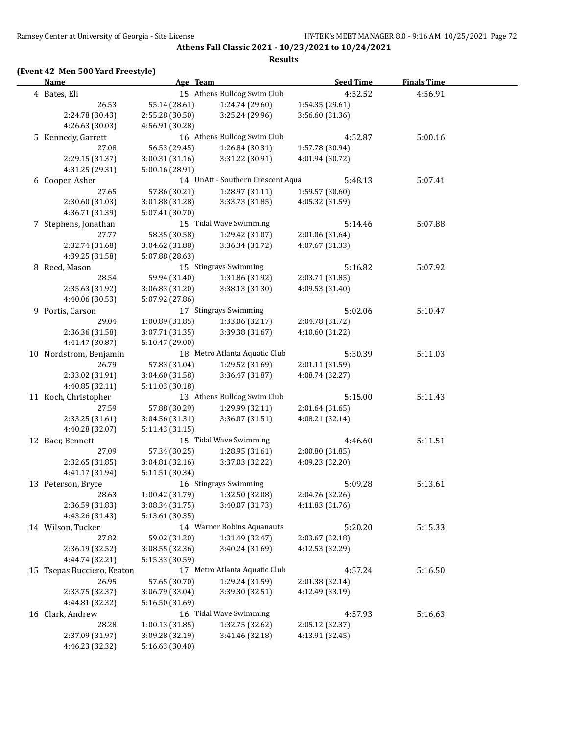## Athens Fall Classic 2021 - 10/23/2021 to 10/24/2021

### Results

### (Event 42 Men 500 Yard Freestyle)

| Name | Age | Team | Seed Time | Finals Time |
|---|---|---|---|---|
| 4 Bates, Eli | 15 | Athens Bulldog Swim Club | 4:52.52 | 4:56.91 |
| 26.53 | 55.14 (28.61) | 1:24.74 (29.60) | 1:54.35 (29.61) | |
| 2:24.78 (30.43) | 2:55.28 (30.50) | 3:25.24 (29.96) | 3:56.60 (31.36) | |
| 4:26.63 (30.03) | 4:56.91 (30.28) | | | |
| 5 Kennedy, Garrett | 16 | Athens Bulldog Swim Club | 4:52.87 | 5:00.16 |
| 27.08 | 56.53 (29.45) | 1:26.84 (30.31) | 1:57.78 (30.94) | |
| 2:29.15 (31.37) | 3:00.31 (31.16) | 3:31.22 (30.91) | 4:01.94 (30.72) | |
| 4:31.25 (29.31) | 5:00.16 (28.91) | | | |
| 6 Cooper, Asher | 14 | UnAtt - Southern Crescent Aqua | 5:48.13 | 5:07.41 |
| 27.65 | 57.86 (30.21) | 1:28.97 (31.11) | 1:59.57 (30.60) | |
| 2:30.60 (31.03) | 3:01.88 (31.28) | 3:33.73 (31.85) | 4:05.32 (31.59) | |
| 4:36.71 (31.39) | 5:07.41 (30.70) | | | |
| 7 Stephens, Jonathan | 15 | Tidal Wave Swimming | 5:14.46 | 5:07.88 |
| 27.77 | 58.35 (30.58) | 1:29.42 (31.07) | 2:01.06 (31.64) | |
| 2:32.74 (31.68) | 3:04.62 (31.88) | 3:36.34 (31.72) | 4:07.67 (31.33) | |
| 4:39.25 (31.58) | 5:07.88 (28.63) | | | |
| 8 Reed, Mason | 15 | Stingrays Swimming | 5:16.82 | 5:07.92 |
| 28.54 | 59.94 (31.40) | 1:31.86 (31.92) | 2:03.71 (31.85) | |
| 2:35.63 (31.92) | 3:06.83 (31.20) | 3:38.13 (31.30) | 4:09.53 (31.40) | |
| 4:40.06 (30.53) | 5:07.92 (27.86) | | | |
| 9 Portis, Carson | 17 | Stingrays Swimming | 5:02.06 | 5:10.47 |
| 29.04 | 1:00.89 (31.85) | 1:33.06 (32.17) | 2:04.78 (31.72) | |
| 2:36.36 (31.58) | 3:07.71 (31.35) | 3:39.38 (31.67) | 4:10.60 (31.22) | |
| 4:41.47 (30.87) | 5:10.47 (29.00) | | | |
| 10 Nordstrom, Benjamin | 18 | Metro Atlanta Aquatic Club | 5:30.39 | 5:11.03 |
| 26.79 | 57.83 (31.04) | 1:29.52 (31.69) | 2:01.11 (31.59) | |
| 2:33.02 (31.91) | 3:04.60 (31.58) | 3:36.47 (31.87) | 4:08.74 (32.27) | |
| 4:40.85 (32.11) | 5:11.03 (30.18) | | | |
| 11 Koch, Christopher | 13 | Athens Bulldog Swim Club | 5:15.00 | 5:11.43 |
| 27.59 | 57.88 (30.29) | 1:29.99 (32.11) | 2:01.64 (31.65) | |
| 2:33.25 (31.61) | 3:04.56 (31.31) | 3:36.07 (31.51) | 4:08.21 (32.14) | |
| 4:40.28 (32.07) | 5:11.43 (31.15) | | | |
| 12 Baer, Bennett | 15 | Tidal Wave Swimming | 4:46.60 | 5:11.51 |
| 27.09 | 57.34 (30.25) | 1:28.95 (31.61) | 2:00.80 (31.85) | |
| 2:32.65 (31.85) | 3:04.81 (32.16) | 3:37.03 (32.22) | 4:09.23 (32.20) | |
| 4:41.17 (31.94) | 5:11.51 (30.34) | | | |
| 13 Peterson, Bryce | 16 | Stingrays Swimming | 5:09.28 | 5:13.61 |
| 28.63 | 1:00.42 (31.79) | 1:32.50 (32.08) | 2:04.76 (32.26) | |
| 2:36.59 (31.83) | 3:08.34 (31.75) | 3:40.07 (31.73) | 4:11.83 (31.76) | |
| 4:43.26 (31.43) | 5:13.61 (30.35) | | | |
| 14 Wilson, Tucker | 14 | Warner Robins Aquanauts | 5:20.20 | 5:15.33 |
| 27.82 | 59.02 (31.20) | 1:31.49 (32.47) | 2:03.67 (32.18) | |
| 2:36.19 (32.52) | 3:08.55 (32.36) | 3:40.24 (31.69) | 4:12.53 (32.29) | |
| 4:44.74 (32.21) | 5:15.33 (30.59) | | | |
| 15 Tsepas Bucciero, Keaton | 17 | Metro Atlanta Aquatic Club | 4:57.24 | 5:16.50 |
| 26.95 | 57.65 (30.70) | 1:29.24 (31.59) | 2:01.38 (32.14) | |
| 2:33.75 (32.37) | 3:06.79 (33.04) | 3:39.30 (32.51) | 4:12.49 (33.19) | |
| 4:44.81 (32.32) | 5:16.50 (31.69) | | | |
| 16 Clark, Andrew | 16 | Tidal Wave Swimming | 4:57.93 | 5:16.63 |
| 28.28 | 1:00.13 (31.85) | 1:32.75 (32.62) | 2:05.12 (32.37) | |
| 2:37.09 (31.97) | 3:09.28 (32.19) | 3:41.46 (32.18) | 4:13.91 (32.45) | |
| 4:46.23 (32.32) | 5:16.63 (30.40) | | | |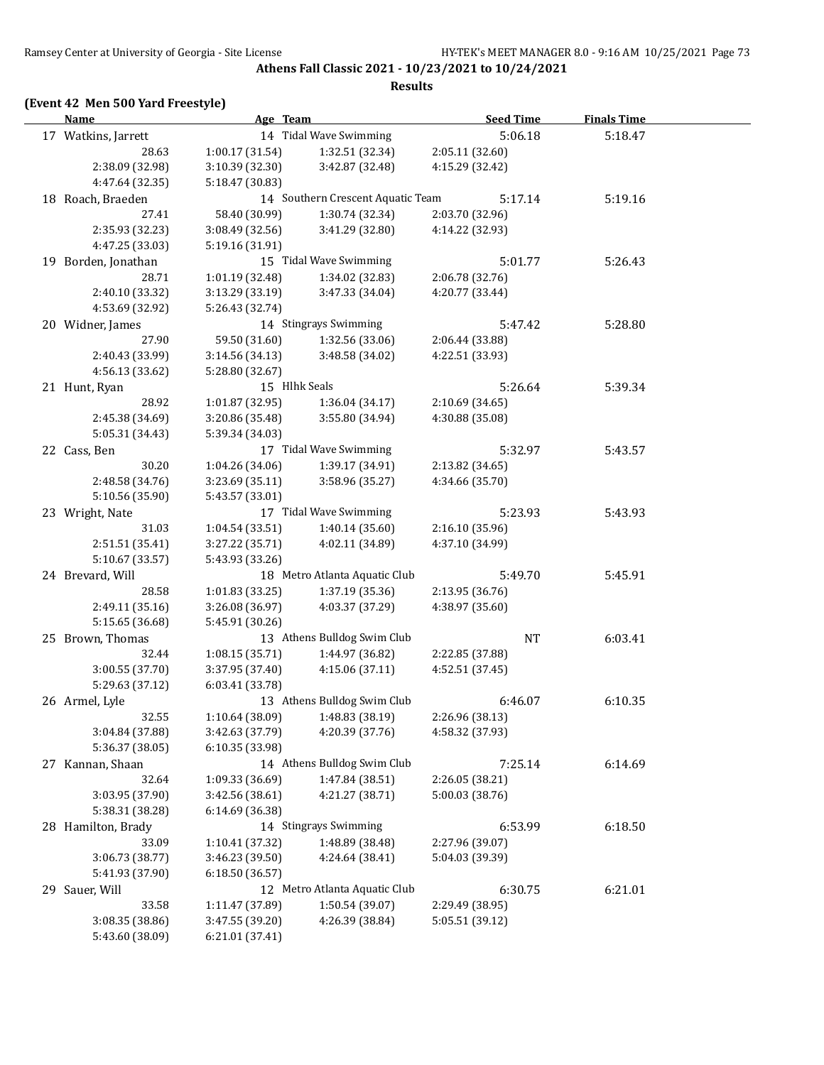Athens Fall Classic 2021 - 10/23/2021 to 10/24/2021

**Results**

### (Event 42 Men 500 Yard Freestyle)

| Name | Age | Team | Seed Time | Finals Time |
|---|---|---|---|---|
| 17 Watkins, Jarrett | 14 | Tidal Wave Swimming | 5:06.18 | 5:18.47 |
| 28.63 | 1:00.17 (31.54) | 1:32.51 (32.34) | 2:05.11 (32.60) | |
| 2:38.09 (32.98) | 3:10.39 (32.30) | 3:42.87 (32.48) | 4:15.29 (32.42) | |
| 4:47.64 (32.35) | 5:18.47 (30.83) | | | |
| 18 Roach, Braeden | 14 | Southern Crescent Aquatic Team | 5:17.14 | 5:19.16 |
| 27.41 | 58.40 (30.99) | 1:30.74 (32.34) | 2:03.70 (32.96) | |
| 2:35.93 (32.23) | 3:08.49 (32.56) | 3:41.29 (32.80) | 4:14.22 (32.93) | |
| 4:47.25 (33.03) | 5:19.16 (31.91) | | | |
| 19 Borden, Jonathan | 15 | Tidal Wave Swimming | 5:01.77 | 5:26.43 |
| 28.71 | 1:01.19 (32.48) | 1:34.02 (32.83) | 2:06.78 (32.76) | |
| 2:40.10 (33.32) | 3:13.29 (33.19) | 3:47.33 (34.04) | 4:20.77 (33.44) | |
| 4:53.69 (32.92) | 5:26.43 (32.74) | | | |
| 20 Widner, James | 14 | Stingrays Swimming | 5:47.42 | 5:28.80 |
| 27.90 | 59.50 (31.60) | 1:32.56 (33.06) | 2:06.44 (33.88) | |
| 2:40.43 (33.99) | 3:14.56 (34.13) | 3:48.58 (34.02) | 4:22.51 (33.93) | |
| 4:56.13 (33.62) | 5:28.80 (32.67) | | | |
| 21 Hunt, Ryan | 15 | Hlhk Seals | 5:26.64 | 5:39.34 |
| 28.92 | 1:01.87 (32.95) | 1:36.04 (34.17) | 2:10.69 (34.65) | |
| 2:45.38 (34.69) | 3:20.86 (35.48) | 3:55.80 (34.94) | 4:30.88 (35.08) | |
| 5:05.31 (34.43) | 5:39.34 (34.03) | | | |
| 22 Cass, Ben | 17 | Tidal Wave Swimming | 5:32.97 | 5:43.57 |
| 30.20 | 1:04.26 (34.06) | 1:39.17 (34.91) | 2:13.82 (34.65) | |
| 2:48.58 (34.76) | 3:23.69 (35.11) | 3:58.96 (35.27) | 4:34.66 (35.70) | |
| 5:10.56 (35.90) | 5:43.57 (33.01) | | | |
| 23 Wright, Nate | 17 | Tidal Wave Swimming | 5:23.93 | 5:43.93 |
| 31.03 | 1:04.54 (33.51) | 1:40.14 (35.60) | 2:16.10 (35.96) | |
| 2:51.51 (35.41) | 3:27.22 (35.71) | 4:02.11 (34.89) | 4:37.10 (34.99) | |
| 5:10.67 (33.57) | 5:43.93 (33.26) | | | |
| 24 Brevard, Will | 18 | Metro Atlanta Aquatic Club | 5:49.70 | 5:45.91 |
| 28.58 | 1:01.83 (33.25) | 1:37.19 (35.36) | 2:13.95 (36.76) | |
| 2:49.11 (35.16) | 3:26.08 (36.97) | 4:03.37 (37.29) | 4:38.97 (35.60) | |
| 5:15.65 (36.68) | 5:45.91 (30.26) | | | |
| 25 Brown, Thomas | 13 | Athens Bulldog Swim Club | NT | 6:03.41 |
| 32.44 | 1:08.15 (35.71) | 1:44.97 (36.82) | 2:22.85 (37.88) | |
| 3:00.55 (37.70) | 3:37.95 (37.40) | 4:15.06 (37.11) | 4:52.51 (37.45) | |
| 5:29.63 (37.12) | 6:03.41 (33.78) | | | |
| 26 Armel, Lyle | 13 | Athens Bulldog Swim Club | 6:46.07 | 6:10.35 |
| 32.55 | 1:10.64 (38.09) | 1:48.83 (38.19) | 2:26.96 (38.13) | |
| 3:04.84 (37.88) | 3:42.63 (37.79) | 4:20.39 (37.76) | 4:58.32 (37.93) | |
| 5:36.37 (38.05) | 6:10.35 (33.98) | | | |
| 27 Kannan, Shaan | 14 | Athens Bulldog Swim Club | 7:25.14 | 6:14.69 |
| 32.64 | 1:09.33 (36.69) | 1:47.84 (38.51) | 2:26.05 (38.21) | |
| 3:03.95 (37.90) | 3:42.56 (38.61) | 4:21.27 (38.71) | 5:00.03 (38.76) | |
| 5:38.31 (38.28) | 6:14.69 (36.38) | | | |
| 28 Hamilton, Brady | 14 | Stingrays Swimming | 6:53.99 | 6:18.50 |
| 33.09 | 1:10.41 (37.32) | 1:48.89 (38.48) | 2:27.96 (39.07) | |
| 3:06.73 (38.77) | 3:46.23 (39.50) | 4:24.64 (38.41) | 5:04.03 (39.39) | |
| 5:41.93 (37.90) | 6:18.50 (36.57) | | | |
| 29 Sauer, Will | 12 | Metro Atlanta Aquatic Club | 6:30.75 | 6:21.01 |
| 33.58 | 1:11.47 (37.89) | 1:50.54 (39.07) | 2:29.49 (38.95) | |
| 3:08.35 (38.86) | 3:47.55 (39.20) | 4:26.39 (38.84) | 5:05.51 (39.12) | |
| 5:43.60 (38.09) | 6:21.01 (37.41) | | | |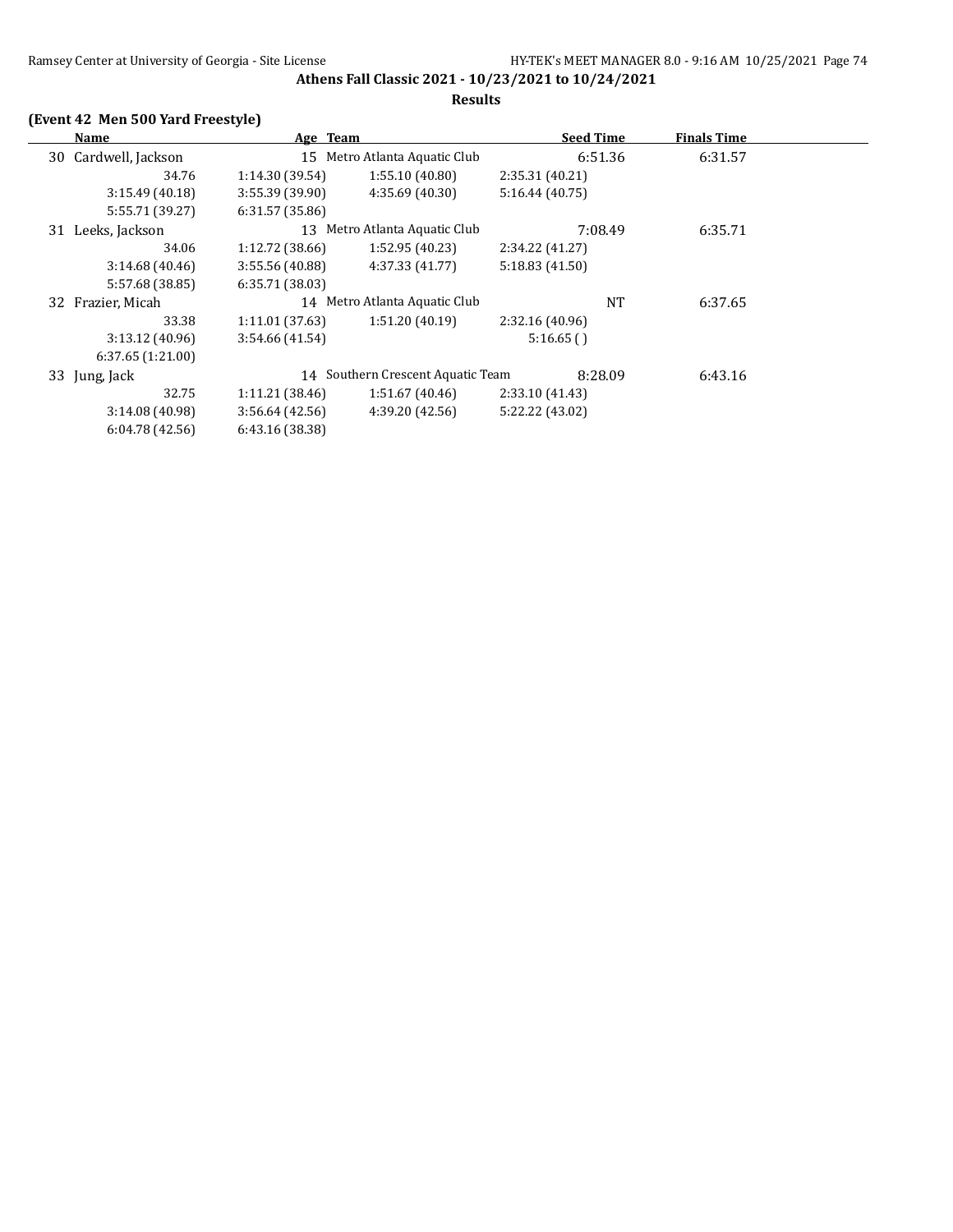**Athens Fall Classic 2021 - 10/23/2021 to 10/24/2021**

**Results**

### (Event 42 Men 500 Yard Freestyle)

| | Name | Age | Team | Seed Time | Finals Time |
|---|---|---|---|---|---|
| 30 | Cardwell, Jackson | 15 | Metro Atlanta Aquatic Club | 6:51.36 | 6:31.57 |
| | 34.76 | 1:14.30 (39.54) | 1:55.10 (40.80) | 2:35.31 (40.21) | |
| | 3:15.49 (40.18) | 3:55.39 (39.90) | 4:35.69 (40.30) | 5:16.44 (40.75) | |
| | 5:55.71 (39.27) | 6:31.57 (35.86) | | | |
| 31 | Leeks, Jackson | 13 | Metro Atlanta Aquatic Club | 7:08.49 | 6:35.71 |
| | 34.06 | 1:12.72 (38.66) | 1:52.95 (40.23) | 2:34.22 (41.27) | |
| | 3:14.68 (40.46) | 3:55.56 (40.88) | 4:37.33 (41.77) | 5:18.83 (41.50) | |
| | 5:57.68 (38.85) | 6:35.71 (38.03) | | | |
| 32 | Frazier, Micah | 14 | Metro Atlanta Aquatic Club | NT | 6:37.65 |
| | 33.38 | 1:11.01 (37.63) | 1:51.20 (40.19) | 2:32.16 (40.96) | |
| | 3:13.12 (40.96) | 3:54.66 (41.54) | | 5:16.65 ( ) | |
| | 6:37.65 (1:21.00) | | | | |
| 33 | Jung, Jack | 14 | Southern Crescent Aquatic Team | 8:28.09 | 6:43.16 |
| | 32.75 | 1:11.21 (38.46) | 1:51.67 (40.46) | 2:33.10 (41.43) | |
| | 3:14.08 (40.98) | 3:56.64 (42.56) | 4:39.20 (42.56) | 5:22.22 (43.02) | |
| | 6:04.78 (42.56) | 6:43.16 (38.38) | | | |